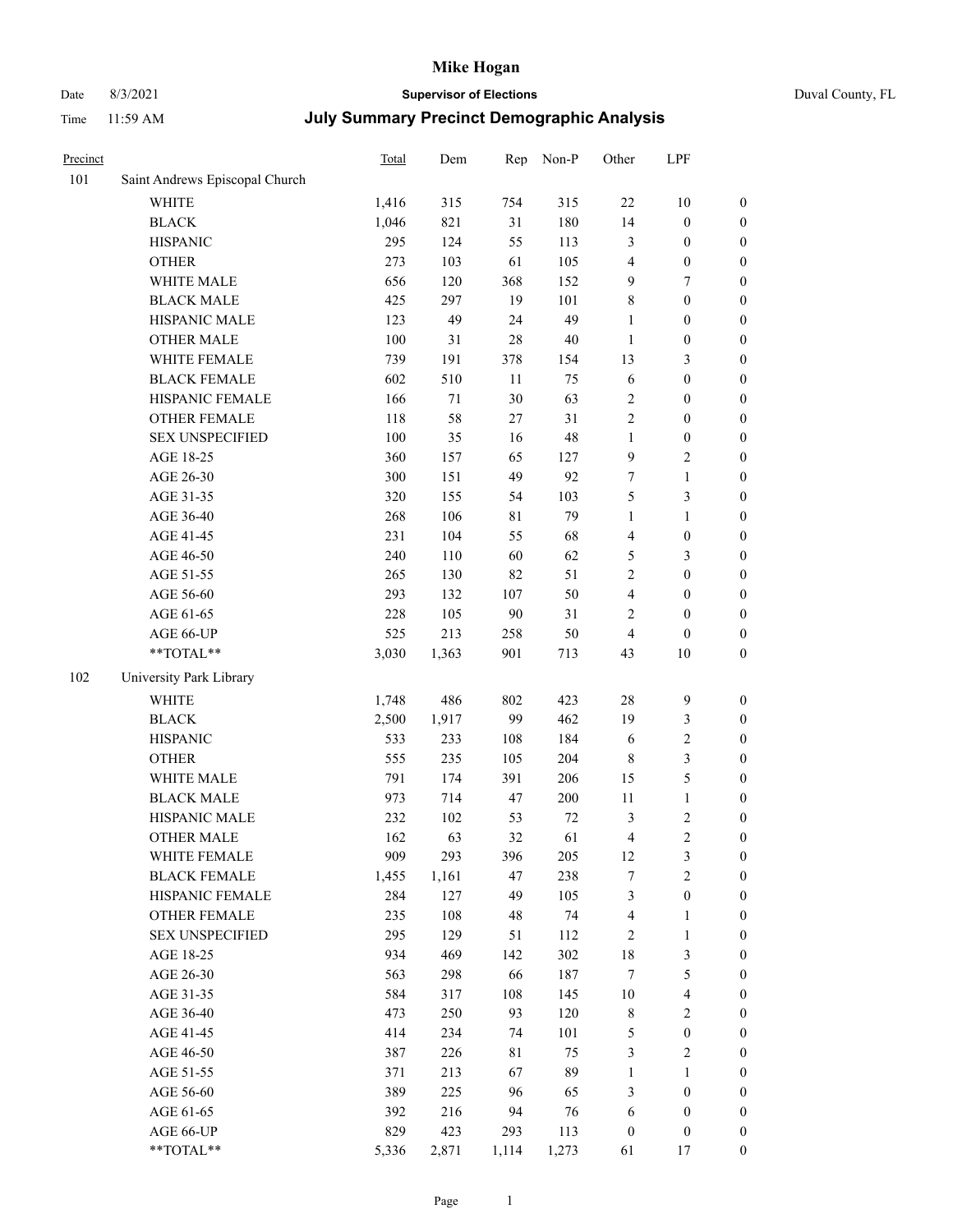# Mike Hogan

Date 8/3/2021 **Supervisor of Elections** Duval County, FL

Time 11:59 AM **July Summary Precinct Demographic Analysis**

| Precinct | | Total | Dem | Rep | Non-P | Other | LPF | |
|---|---|---|---|---|---|---|---|---|
| 101 | Saint Andrews Episcopal Church | | | | | | | |
| | WHITE | 1,416 | 315 | 754 | 315 | 22 | 10 | 0 |
| | BLACK | 1,046 | 821 | 31 | 180 | 14 | 0 | 0 |
| | HISPANIC | 295 | 124 | 55 | 113 | 3 | 0 | 0 |
| | OTHER | 273 | 103 | 61 | 105 | 4 | 0 | 0 |
| | WHITE MALE | 656 | 120 | 368 | 152 | 9 | 7 | 0 |
| | BLACK MALE | 425 | 297 | 19 | 101 | 8 | 0 | 0 |
| | HISPANIC MALE | 123 | 49 | 24 | 49 | 1 | 0 | 0 |
| | OTHER MALE | 100 | 31 | 28 | 40 | 1 | 0 | 0 |
| | WHITE FEMALE | 739 | 191 | 378 | 154 | 13 | 3 | 0 |
| | BLACK FEMALE | 602 | 510 | 11 | 75 | 6 | 0 | 0 |
| | HISPANIC FEMALE | 166 | 71 | 30 | 63 | 2 | 0 | 0 |
| | OTHER FEMALE | 118 | 58 | 27 | 31 | 2 | 0 | 0 |
| | SEX UNSPECIFIED | 100 | 35 | 16 | 48 | 1 | 0 | 0 |
| | AGE 18-25 | 360 | 157 | 65 | 127 | 9 | 2 | 0 |
| | AGE 26-30 | 300 | 151 | 49 | 92 | 7 | 1 | 0 |
| | AGE 31-35 | 320 | 155 | 54 | 103 | 5 | 3 | 0 |
| | AGE 36-40 | 268 | 106 | 81 | 79 | 1 | 1 | 0 |
| | AGE 41-45 | 231 | 104 | 55 | 68 | 4 | 0 | 0 |
| | AGE 46-50 | 240 | 110 | 60 | 62 | 5 | 3 | 0 |
| | AGE 51-55 | 265 | 130 | 82 | 51 | 2 | 0 | 0 |
| | AGE 56-60 | 293 | 132 | 107 | 50 | 4 | 0 | 0 |
| | AGE 61-65 | 228 | 105 | 90 | 31 | 2 | 0 | 0 |
| | AGE 66-UP | 525 | 213 | 258 | 50 | 4 | 0 | 0 |
| | **TOTAL** | 3,030 | 1,363 | 901 | 713 | 43 | 10 | 0 |
| 102 | University Park Library | | | | | | | |
| | WHITE | 1,748 | 486 | 802 | 423 | 28 | 9 | 0 |
| | BLACK | 2,500 | 1,917 | 99 | 462 | 19 | 3 | 0 |
| | HISPANIC | 533 | 233 | 108 | 184 | 6 | 2 | 0 |
| | OTHER | 555 | 235 | 105 | 204 | 8 | 3 | 0 |
| | WHITE MALE | 791 | 174 | 391 | 206 | 15 | 5 | 0 |
| | BLACK MALE | 973 | 714 | 47 | 200 | 11 | 1 | 0 |
| | HISPANIC MALE | 232 | 102 | 53 | 72 | 3 | 2 | 0 |
| | OTHER MALE | 162 | 63 | 32 | 61 | 4 | 2 | 0 |
| | WHITE FEMALE | 909 | 293 | 396 | 205 | 12 | 3 | 0 |
| | BLACK FEMALE | 1,455 | 1,161 | 47 | 238 | 7 | 2 | 0 |
| | HISPANIC FEMALE | 284 | 127 | 49 | 105 | 3 | 0 | 0 |
| | OTHER FEMALE | 235 | 108 | 48 | 74 | 4 | 1 | 0 |
| | SEX UNSPECIFIED | 295 | 129 | 51 | 112 | 2 | 1 | 0 |
| | AGE 18-25 | 934 | 469 | 142 | 302 | 18 | 3 | 0 |
| | AGE 26-30 | 563 | 298 | 66 | 187 | 7 | 5 | 0 |
| | AGE 31-35 | 584 | 317 | 108 | 145 | 10 | 4 | 0 |
| | AGE 36-40 | 473 | 250 | 93 | 120 | 8 | 2 | 0 |
| | AGE 41-45 | 414 | 234 | 74 | 101 | 5 | 0 | 0 |
| | AGE 46-50 | 387 | 226 | 81 | 75 | 3 | 2 | 0 |
| | AGE 51-55 | 371 | 213 | 67 | 89 | 1 | 1 | 0 |
| | AGE 56-60 | 389 | 225 | 96 | 65 | 3 | 0 | 0 |
| | AGE 61-65 | 392 | 216 | 94 | 76 | 6 | 0 | 0 |
| | AGE 66-UP | 829 | 423 | 293 | 113 | 0 | 0 | 0 |
| | **TOTAL** | 5,336 | 2,871 | 1,114 | 1,273 | 61 | 17 | 0 |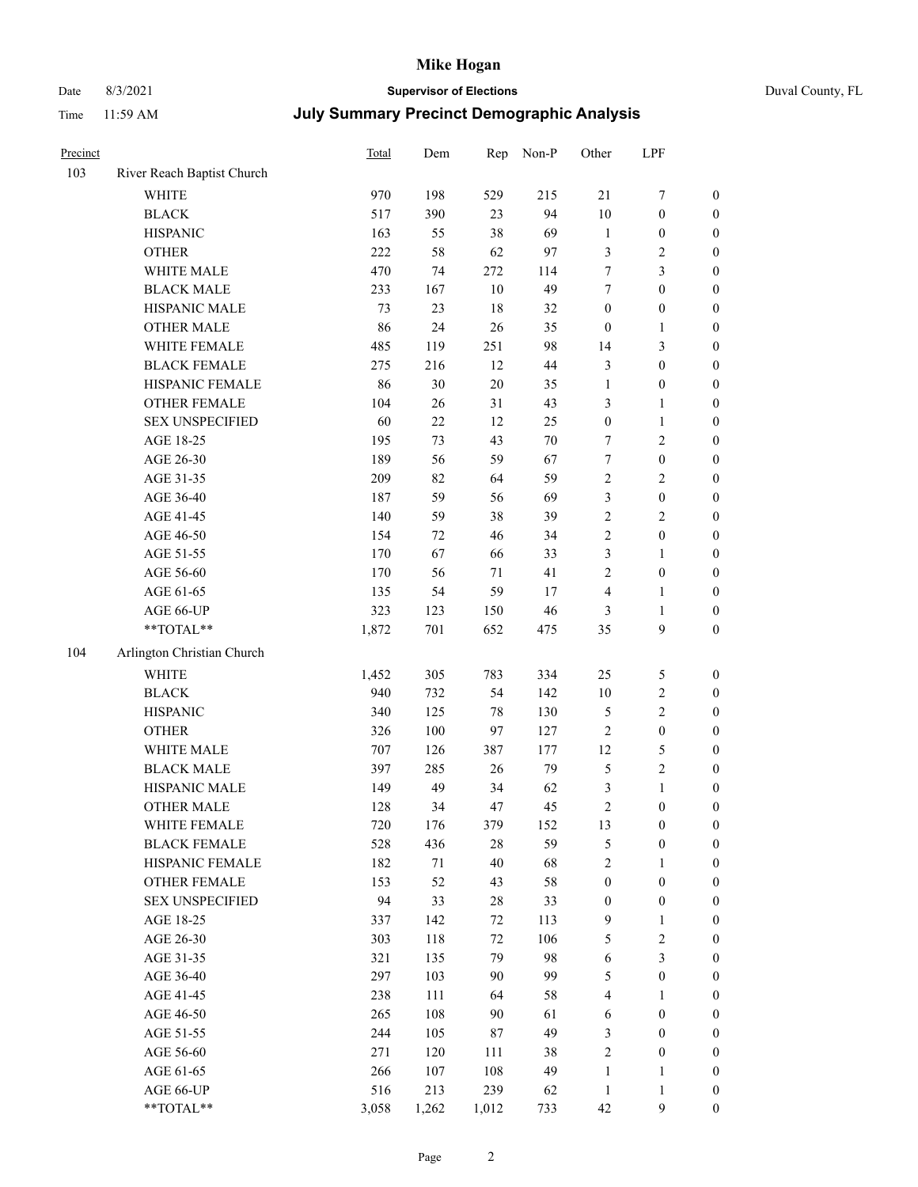# Mike Hogan

Date 8/3/2021 **Supervisor of Elections** Duval County, FL

Time 11:59 AM **July Summary Precinct Demographic Analysis**

| Precinct | | Total | Dem | Rep | Non-P | Other | LPF | |
|---|---|---|---|---|---|---|---|---|
| 103 | River Reach Baptist Church | | | | | | | |
| | WHITE | 970 | 198 | 529 | 215 | 21 | 7 | 0 |
| | BLACK | 517 | 390 | 23 | 94 | 10 | 0 | 0 |
| | HISPANIC | 163 | 55 | 38 | 69 | 1 | 0 | 0 |
| | OTHER | 222 | 58 | 62 | 97 | 3 | 2 | 0 |
| | WHITE MALE | 470 | 74 | 272 | 114 | 7 | 3 | 0 |
| | BLACK MALE | 233 | 167 | 10 | 49 | 7 | 0 | 0 |
| | HISPANIC MALE | 73 | 23 | 18 | 32 | 0 | 0 | 0 |
| | OTHER MALE | 86 | 24 | 26 | 35 | 0 | 1 | 0 |
| | WHITE FEMALE | 485 | 119 | 251 | 98 | 14 | 3 | 0 |
| | BLACK FEMALE | 275 | 216 | 12 | 44 | 3 | 0 | 0 |
| | HISPANIC FEMALE | 86 | 30 | 20 | 35 | 1 | 0 | 0 |
| | OTHER FEMALE | 104 | 26 | 31 | 43 | 3 | 1 | 0 |
| | SEX UNSPECIFIED | 60 | 22 | 12 | 25 | 0 | 1 | 0 |
| | AGE 18-25 | 195 | 73 | 43 | 70 | 7 | 2 | 0 |
| | AGE 26-30 | 189 | 56 | 59 | 67 | 7 | 0 | 0 |
| | AGE 31-35 | 209 | 82 | 64 | 59 | 2 | 2 | 0 |
| | AGE 36-40 | 187 | 59 | 56 | 69 | 3 | 0 | 0 |
| | AGE 41-45 | 140 | 59 | 38 | 39 | 2 | 2 | 0 |
| | AGE 46-50 | 154 | 72 | 46 | 34 | 2 | 0 | 0 |
| | AGE 51-55 | 170 | 67 | 66 | 33 | 3 | 1 | 0 |
| | AGE 56-60 | 170 | 56 | 71 | 41 | 2 | 0 | 0 |
| | AGE 61-65 | 135 | 54 | 59 | 17 | 4 | 1 | 0 |
| | AGE 66-UP | 323 | 123 | 150 | 46 | 3 | 1 | 0 |
| | **TOTAL** | 1,872 | 701 | 652 | 475 | 35 | 9 | 0 |
| 104 | Arlington Christian Church | | | | | | | |
| | WHITE | 1,452 | 305 | 783 | 334 | 25 | 5 | 0 |
| | BLACK | 940 | 732 | 54 | 142 | 10 | 2 | 0 |
| | HISPANIC | 340 | 125 | 78 | 130 | 5 | 2 | 0 |
| | OTHER | 326 | 100 | 97 | 127 | 2 | 0 | 0 |
| | WHITE MALE | 707 | 126 | 387 | 177 | 12 | 5 | 0 |
| | BLACK MALE | 397 | 285 | 26 | 79 | 5 | 2 | 0 |
| | HISPANIC MALE | 149 | 49 | 34 | 62 | 3 | 1 | 0 |
| | OTHER MALE | 128 | 34 | 47 | 45 | 2 | 0 | 0 |
| | WHITE FEMALE | 720 | 176 | 379 | 152 | 13 | 0 | 0 |
| | BLACK FEMALE | 528 | 436 | 28 | 59 | 5 | 0 | 0 |
| | HISPANIC FEMALE | 182 | 71 | 40 | 68 | 2 | 1 | 0 |
| | OTHER FEMALE | 153 | 52 | 43 | 58 | 0 | 0 | 0 |
| | SEX UNSPECIFIED | 94 | 33 | 28 | 33 | 0 | 0 | 0 |
| | AGE 18-25 | 337 | 142 | 72 | 113 | 9 | 1 | 0 |
| | AGE 26-30 | 303 | 118 | 72 | 106 | 5 | 2 | 0 |
| | AGE 31-35 | 321 | 135 | 79 | 98 | 6 | 3 | 0 |
| | AGE 36-40 | 297 | 103 | 90 | 99 | 5 | 0 | 0 |
| | AGE 41-45 | 238 | 111 | 64 | 58 | 4 | 1 | 0 |
| | AGE 46-50 | 265 | 108 | 90 | 61 | 6 | 0 | 0 |
| | AGE 51-55 | 244 | 105 | 87 | 49 | 3 | 0 | 0 |
| | AGE 56-60 | 271 | 120 | 111 | 38 | 2 | 0 | 0 |
| | AGE 61-65 | 266 | 107 | 108 | 49 | 1 | 1 | 0 |
| | AGE 66-UP | 516 | 213 | 239 | 62 | 1 | 1 | 0 |
| | **TOTAL** | 3,058 | 1,262 | 1,012 | 733 | 42 | 9 | 0 |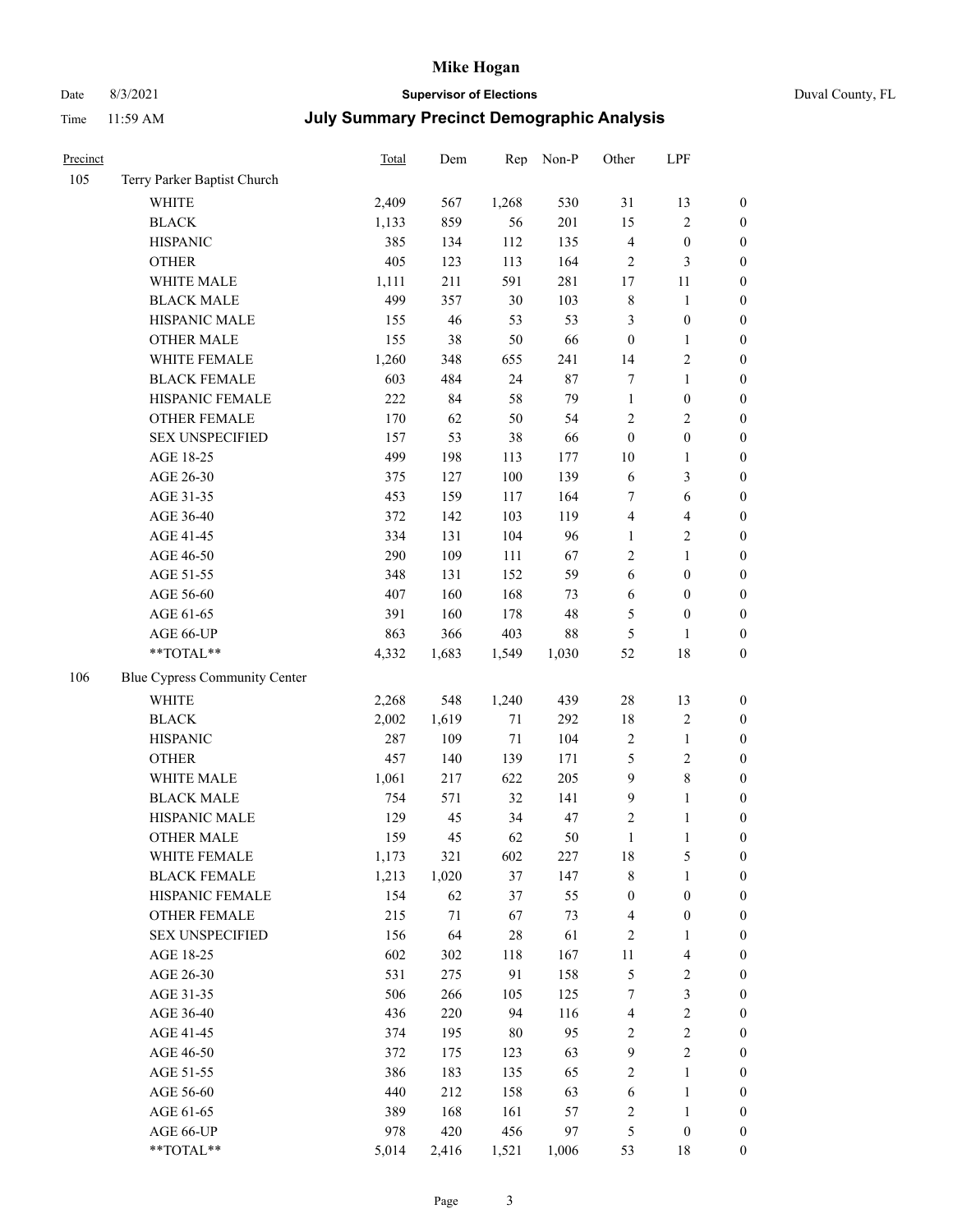# Mike Hogan

Date 8/3/2021 **Supervisor of Elections** Duval County, FL

Time 11:59 AM **July Summary Precinct Demographic Analysis**

| Precinct | | Total | Dem | Rep | Non-P | Other | LPF | |
|---|---|---|---|---|---|---|---|---|
| 105 | Terry Parker Baptist Church | | | | | | | |
| | WHITE | 2,409 | 567 | 1,268 | 530 | 31 | 13 | 0 |
| | BLACK | 1,133 | 859 | 56 | 201 | 15 | 2 | 0 |
| | HISPANIC | 385 | 134 | 112 | 135 | 4 | 0 | 0 |
| | OTHER | 405 | 123 | 113 | 164 | 2 | 3 | 0 |
| | WHITE MALE | 1,111 | 211 | 591 | 281 | 17 | 11 | 0 |
| | BLACK MALE | 499 | 357 | 30 | 103 | 8 | 1 | 0 |
| | HISPANIC MALE | 155 | 46 | 53 | 53 | 3 | 0 | 0 |
| | OTHER MALE | 155 | 38 | 50 | 66 | 0 | 1 | 0 |
| | WHITE FEMALE | 1,260 | 348 | 655 | 241 | 14 | 2 | 0 |
| | BLACK FEMALE | 603 | 484 | 24 | 87 | 7 | 1 | 0 |
| | HISPANIC FEMALE | 222 | 84 | 58 | 79 | 1 | 0 | 0 |
| | OTHER FEMALE | 170 | 62 | 50 | 54 | 2 | 2 | 0 |
| | SEX UNSPECIFIED | 157 | 53 | 38 | 66 | 0 | 0 | 0 |
| | AGE 18-25 | 499 | 198 | 113 | 177 | 10 | 1 | 0 |
| | AGE 26-30 | 375 | 127 | 100 | 139 | 6 | 3 | 0 |
| | AGE 31-35 | 453 | 159 | 117 | 164 | 7 | 6 | 0 |
| | AGE 36-40 | 372 | 142 | 103 | 119 | 4 | 4 | 0 |
| | AGE 41-45 | 334 | 131 | 104 | 96 | 1 | 2 | 0 |
| | AGE 46-50 | 290 | 109 | 111 | 67 | 2 | 1 | 0 |
| | AGE 51-55 | 348 | 131 | 152 | 59 | 6 | 0 | 0 |
| | AGE 56-60 | 407 | 160 | 168 | 73 | 6 | 0 | 0 |
| | AGE 61-65 | 391 | 160 | 178 | 48 | 5 | 0 | 0 |
| | AGE 66-UP | 863 | 366 | 403 | 88 | 5 | 1 | 0 |
| | **TOTAL** | 4,332 | 1,683 | 1,549 | 1,030 | 52 | 18 | 0 |
| 106 | Blue Cypress Community Center | | | | | | | |
| | WHITE | 2,268 | 548 | 1,240 | 439 | 28 | 13 | 0 |
| | BLACK | 2,002 | 1,619 | 71 | 292 | 18 | 2 | 0 |
| | HISPANIC | 287 | 109 | 71 | 104 | 2 | 1 | 0 |
| | OTHER | 457 | 140 | 139 | 171 | 5 | 2 | 0 |
| | WHITE MALE | 1,061 | 217 | 622 | 205 | 9 | 8 | 0 |
| | BLACK MALE | 754 | 571 | 32 | 141 | 9 | 1 | 0 |
| | HISPANIC MALE | 129 | 45 | 34 | 47 | 2 | 1 | 0 |
| | OTHER MALE | 159 | 45 | 62 | 50 | 1 | 1 | 0 |
| | WHITE FEMALE | 1,173 | 321 | 602 | 227 | 18 | 5 | 0 |
| | BLACK FEMALE | 1,213 | 1,020 | 37 | 147 | 8 | 1 | 0 |
| | HISPANIC FEMALE | 154 | 62 | 37 | 55 | 0 | 0 | 0 |
| | OTHER FEMALE | 215 | 71 | 67 | 73 | 4 | 0 | 0 |
| | SEX UNSPECIFIED | 156 | 64 | 28 | 61 | 2 | 1 | 0 |
| | AGE 18-25 | 602 | 302 | 118 | 167 | 11 | 4 | 0 |
| | AGE 26-30 | 531 | 275 | 91 | 158 | 5 | 2 | 0 |
| | AGE 31-35 | 506 | 266 | 105 | 125 | 7 | 3 | 0 |
| | AGE 36-40 | 436 | 220 | 94 | 116 | 4 | 2 | 0 |
| | AGE 41-45 | 374 | 195 | 80 | 95 | 2 | 2 | 0 |
| | AGE 46-50 | 372 | 175 | 123 | 63 | 9 | 2 | 0 |
| | AGE 51-55 | 386 | 183 | 135 | 65 | 2 | 1 | 0 |
| | AGE 56-60 | 440 | 212 | 158 | 63 | 6 | 1 | 0 |
| | AGE 61-65 | 389 | 168 | 161 | 57 | 2 | 1 | 0 |
| | AGE 66-UP | 978 | 420 | 456 | 97 | 5 | 0 | 0 |
| | **TOTAL** | 5,014 | 2,416 | 1,521 | 1,006 | 53 | 18 | 0 |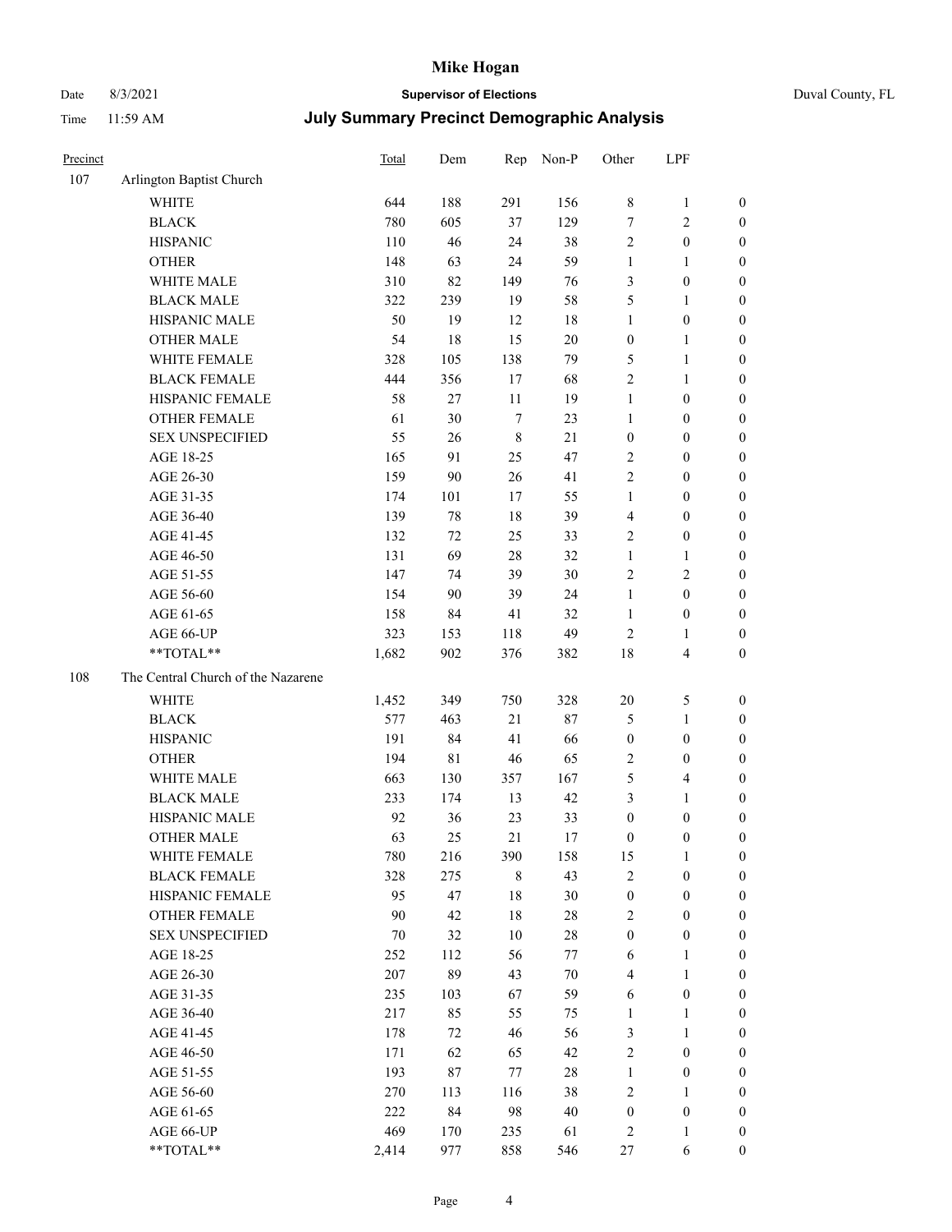# Mike Hogan

Date 8/3/2021 **Supervisor of Elections** Duval County, FL

Time 11:59 AM **July Summary Precinct Demographic Analysis**

| Precinct | | Total | Dem | Rep | Non-P | Other | LPF | |
|---|---|---|---|---|---|---|---|---|
| 107 | Arlington Baptist Church | | | | | | | |
| | WHITE | 644 | 188 | 291 | 156 | 8 | 1 | 0 |
| | BLACK | 780 | 605 | 37 | 129 | 7 | 2 | 0 |
| | HISPANIC | 110 | 46 | 24 | 38 | 2 | 0 | 0 |
| | OTHER | 148 | 63 | 24 | 59 | 1 | 1 | 0 |
| | WHITE MALE | 310 | 82 | 149 | 76 | 3 | 0 | 0 |
| | BLACK MALE | 322 | 239 | 19 | 58 | 5 | 1 | 0 |
| | HISPANIC MALE | 50 | 19 | 12 | 18 | 1 | 0 | 0 |
| | OTHER MALE | 54 | 18 | 15 | 20 | 0 | 1 | 0 |
| | WHITE FEMALE | 328 | 105 | 138 | 79 | 5 | 1 | 0 |
| | BLACK FEMALE | 444 | 356 | 17 | 68 | 2 | 1 | 0 |
| | HISPANIC FEMALE | 58 | 27 | 11 | 19 | 1 | 0 | 0 |
| | OTHER FEMALE | 61 | 30 | 7 | 23 | 1 | 0 | 0 |
| | SEX UNSPECIFIED | 55 | 26 | 8 | 21 | 0 | 0 | 0 |
| | AGE 18-25 | 165 | 91 | 25 | 47 | 2 | 0 | 0 |
| | AGE 26-30 | 159 | 90 | 26 | 41 | 2 | 0 | 0 |
| | AGE 31-35 | 174 | 101 | 17 | 55 | 1 | 0 | 0 |
| | AGE 36-40 | 139 | 78 | 18 | 39 | 4 | 0 | 0 |
| | AGE 41-45 | 132 | 72 | 25 | 33 | 2 | 0 | 0 |
| | AGE 46-50 | 131 | 69 | 28 | 32 | 1 | 1 | 0 |
| | AGE 51-55 | 147 | 74 | 39 | 30 | 2 | 2 | 0 |
| | AGE 56-60 | 154 | 90 | 39 | 24 | 1 | 0 | 0 |
| | AGE 61-65 | 158 | 84 | 41 | 32 | 1 | 0 | 0 |
| | AGE 66-UP | 323 | 153 | 118 | 49 | 2 | 1 | 0 |
| | **TOTAL** | 1,682 | 902 | 376 | 382 | 18 | 4 | 0 |
| 108 | The Central Church of the Nazarene | | | | | | | |
| | WHITE | 1,452 | 349 | 750 | 328 | 20 | 5 | 0 |
| | BLACK | 577 | 463 | 21 | 87 | 5 | 1 | 0 |
| | HISPANIC | 191 | 84 | 41 | 66 | 0 | 0 | 0 |
| | OTHER | 194 | 81 | 46 | 65 | 2 | 0 | 0 |
| | WHITE MALE | 663 | 130 | 357 | 167 | 5 | 4 | 0 |
| | BLACK MALE | 233 | 174 | 13 | 42 | 3 | 1 | 0 |
| | HISPANIC MALE | 92 | 36 | 23 | 33 | 0 | 0 | 0 |
| | OTHER MALE | 63 | 25 | 21 | 17 | 0 | 0 | 0 |
| | WHITE FEMALE | 780 | 216 | 390 | 158 | 15 | 1 | 0 |
| | BLACK FEMALE | 328 | 275 | 8 | 43 | 2 | 0 | 0 |
| | HISPANIC FEMALE | 95 | 47 | 18 | 30 | 0 | 0 | 0 |
| | OTHER FEMALE | 90 | 42 | 18 | 28 | 2 | 0 | 0 |
| | SEX UNSPECIFIED | 70 | 32 | 10 | 28 | 0 | 0 | 0 |
| | AGE 18-25 | 252 | 112 | 56 | 77 | 6 | 1 | 0 |
| | AGE 26-30 | 207 | 89 | 43 | 70 | 4 | 1 | 0 |
| | AGE 31-35 | 235 | 103 | 67 | 59 | 6 | 0 | 0 |
| | AGE 36-40 | 217 | 85 | 55 | 75 | 1 | 1 | 0 |
| | AGE 41-45 | 178 | 72 | 46 | 56 | 3 | 1 | 0 |
| | AGE 46-50 | 171 | 62 | 65 | 42 | 2 | 0 | 0 |
| | AGE 51-55 | 193 | 87 | 77 | 28 | 1 | 0 | 0 |
| | AGE 56-60 | 270 | 113 | 116 | 38 | 2 | 1 | 0 |
| | AGE 61-65 | 222 | 84 | 98 | 40 | 0 | 0 | 0 |
| | AGE 66-UP | 469 | 170 | 235 | 61 | 2 | 1 | 0 |
| | **TOTAL** | 2,414 | 977 | 858 | 546 | 27 | 6 | 0 |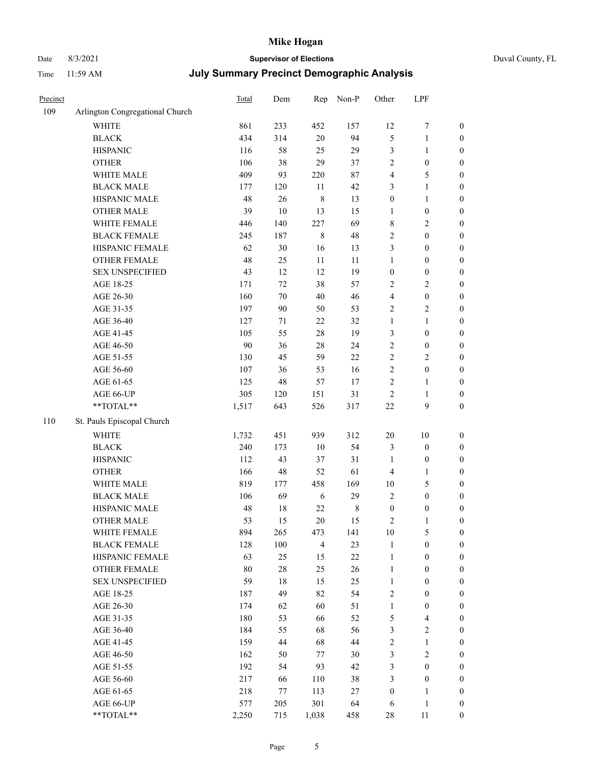| Precinct | | Total | Dem | Rep | Non-P | Other | LPF | |
|---|---|---|---|---|---|---|---|---|
| 109 | Arlington Congregational Church | | | | | | | |
| | WHITE | 861 | 233 | 452 | 157 | 12 | 7 | 0 |
| | BLACK | 434 | 314 | 20 | 94 | 5 | 1 | 0 |
| | HISPANIC | 116 | 58 | 25 | 29 | 3 | 1 | 0 |
| | OTHER | 106 | 38 | 29 | 37 | 2 | 0 | 0 |
| | WHITE MALE | 409 | 93 | 220 | 87 | 4 | 5 | 0 |
| | BLACK MALE | 177 | 120 | 11 | 42 | 3 | 1 | 0 |
| | HISPANIC MALE | 48 | 26 | 8 | 13 | 0 | 1 | 0 |
| | OTHER MALE | 39 | 10 | 13 | 15 | 1 | 0 | 0 |
| | WHITE FEMALE | 446 | 140 | 227 | 69 | 8 | 2 | 0 |
| | BLACK FEMALE | 245 | 187 | 8 | 48 | 2 | 0 | 0 |
| | HISPANIC FEMALE | 62 | 30 | 16 | 13 | 3 | 0 | 0 |
| | OTHER FEMALE | 48 | 25 | 11 | 11 | 1 | 0 | 0 |
| | SEX UNSPECIFIED | 43 | 12 | 12 | 19 | 0 | 0 | 0 |
| | AGE 18-25 | 171 | 72 | 38 | 57 | 2 | 2 | 0 |
| | AGE 26-30 | 160 | 70 | 40 | 46 | 4 | 0 | 0 |
| | AGE 31-35 | 197 | 90 | 50 | 53 | 2 | 2 | 0 |
| | AGE 36-40 | 127 | 71 | 22 | 32 | 1 | 1 | 0 |
| | AGE 41-45 | 105 | 55 | 28 | 19 | 3 | 0 | 0 |
| | AGE 46-50 | 90 | 36 | 28 | 24 | 2 | 0 | 0 |
| | AGE 51-55 | 130 | 45 | 59 | 22 | 2 | 2 | 0 |
| | AGE 56-60 | 107 | 36 | 53 | 16 | 2 | 0 | 0 |
| | AGE 61-65 | 125 | 48 | 57 | 17 | 2 | 1 | 0 |
| | AGE 66-UP | 305 | 120 | 151 | 31 | 2 | 1 | 0 |
| | **TOTAL** | 1,517 | 643 | 526 | 317 | 22 | 9 | 0 |
| 110 | St. Pauls Episcopal Church | | | | | | | |
| | WHITE | 1,732 | 451 | 939 | 312 | 20 | 10 | 0 |
| | BLACK | 240 | 173 | 10 | 54 | 3 | 0 | 0 |
| | HISPANIC | 112 | 43 | 37 | 31 | 1 | 0 | 0 |
| | OTHER | 166 | 48 | 52 | 61 | 4 | 1 | 0 |
| | WHITE MALE | 819 | 177 | 458 | 169 | 10 | 5 | 0 |
| | BLACK MALE | 106 | 69 | 6 | 29 | 2 | 0 | 0 |
| | HISPANIC MALE | 48 | 18 | 22 | 8 | 0 | 0 | 0 |
| | OTHER MALE | 53 | 15 | 20 | 15 | 2 | 1 | 0 |
| | WHITE FEMALE | 894 | 265 | 473 | 141 | 10 | 5 | 0 |
| | BLACK FEMALE | 128 | 100 | 4 | 23 | 1 | 0 | 0 |
| | HISPANIC FEMALE | 63 | 25 | 15 | 22 | 1 | 0 | 0 |
| | OTHER FEMALE | 80 | 28 | 25 | 26 | 1 | 0 | 0 |
| | SEX UNSPECIFIED | 59 | 18 | 15 | 25 | 1 | 0 | 0 |
| | AGE 18-25 | 187 | 49 | 82 | 54 | 2 | 0 | 0 |
| | AGE 26-30 | 174 | 62 | 60 | 51 | 1 | 0 | 0 |
| | AGE 31-35 | 180 | 53 | 66 | 52 | 5 | 4 | 0 |
| | AGE 36-40 | 184 | 55 | 68 | 56 | 3 | 2 | 0 |
| | AGE 41-45 | 159 | 44 | 68 | 44 | 2 | 1 | 0 |
| | AGE 46-50 | 162 | 50 | 77 | 30 | 3 | 2 | 0 |
| | AGE 51-55 | 192 | 54 | 93 | 42 | 3 | 0 | 0 |
| | AGE 56-60 | 217 | 66 | 110 | 38 | 3 | 0 | 0 |
| | AGE 61-65 | 218 | 77 | 113 | 27 | 0 | 1 | 0 |
| | AGE 66-UP | 577 | 205 | 301 | 64 | 6 | 1 | 0 |
| | **TOTAL** | 2,250 | 715 | 1,038 | 458 | 28 | 11 | 0 |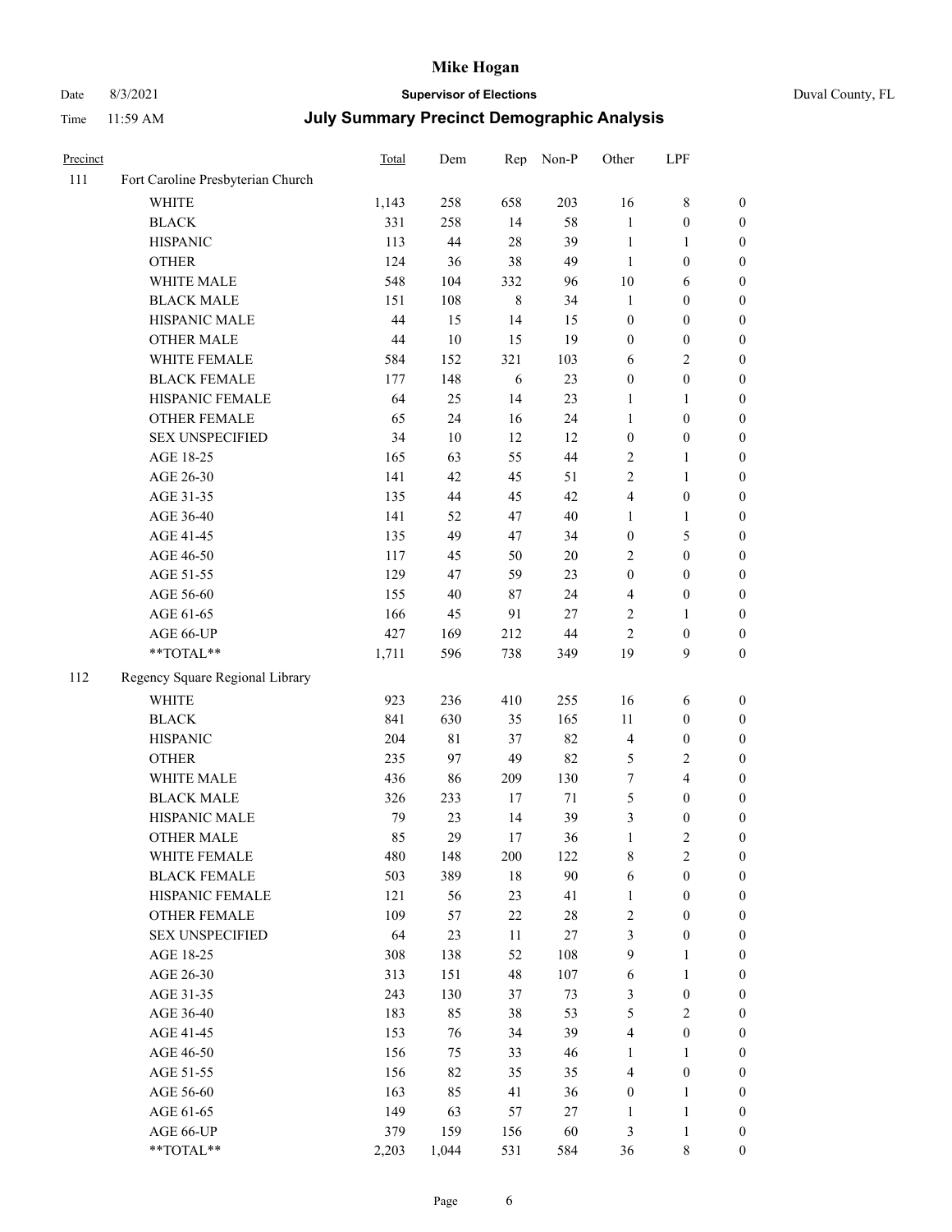# Mike Hogan

Date 8/3/2021 **Supervisor of Elections** Duval County, FL

Time 11:59 AM **July Summary Precinct Demographic Analysis**

| Precinct | | Total | Dem | Rep | Non-P | Other | LPF | |
|---|---|---|---|---|---|---|---|---|
| 111 | Fort Caroline Presbyterian Church | | | | | | | |
| | WHITE | 1,143 | 258 | 658 | 203 | 16 | 8 | 0 |
| | BLACK | 331 | 258 | 14 | 58 | 1 | 0 | 0 |
| | HISPANIC | 113 | 44 | 28 | 39 | 1 | 1 | 0 |
| | OTHER | 124 | 36 | 38 | 49 | 1 | 0 | 0 |
| | WHITE MALE | 548 | 104 | 332 | 96 | 10 | 6 | 0 |
| | BLACK MALE | 151 | 108 | 8 | 34 | 1 | 0 | 0 |
| | HISPANIC MALE | 44 | 15 | 14 | 15 | 0 | 0 | 0 |
| | OTHER MALE | 44 | 10 | 15 | 19 | 0 | 0 | 0 |
| | WHITE FEMALE | 584 | 152 | 321 | 103 | 6 | 2 | 0 |
| | BLACK FEMALE | 177 | 148 | 6 | 23 | 0 | 0 | 0 |
| | HISPANIC FEMALE | 64 | 25 | 14 | 23 | 1 | 1 | 0 |
| | OTHER FEMALE | 65 | 24 | 16 | 24 | 1 | 0 | 0 |
| | SEX UNSPECIFIED | 34 | 10 | 12 | 12 | 0 | 0 | 0 |
| | AGE 18-25 | 165 | 63 | 55 | 44 | 2 | 1 | 0 |
| | AGE 26-30 | 141 | 42 | 45 | 51 | 2 | 1 | 0 |
| | AGE 31-35 | 135 | 44 | 45 | 42 | 4 | 0 | 0 |
| | AGE 36-40 | 141 | 52 | 47 | 40 | 1 | 1 | 0 |
| | AGE 41-45 | 135 | 49 | 47 | 34 | 0 | 5 | 0 |
| | AGE 46-50 | 117 | 45 | 50 | 20 | 2 | 0 | 0 |
| | AGE 51-55 | 129 | 47 | 59 | 23 | 0 | 0 | 0 |
| | AGE 56-60 | 155 | 40 | 87 | 24 | 4 | 0 | 0 |
| | AGE 61-65 | 166 | 45 | 91 | 27 | 2 | 1 | 0 |
| | AGE 66-UP | 427 | 169 | 212 | 44 | 2 | 0 | 0 |
| | **TOTAL** | 1,711 | 596 | 738 | 349 | 19 | 9 | 0 |
| 112 | Regency Square Regional Library | | | | | | | |
| | WHITE | 923 | 236 | 410 | 255 | 16 | 6 | 0 |
| | BLACK | 841 | 630 | 35 | 165 | 11 | 0 | 0 |
| | HISPANIC | 204 | 81 | 37 | 82 | 4 | 0 | 0 |
| | OTHER | 235 | 97 | 49 | 82 | 5 | 2 | 0 |
| | WHITE MALE | 436 | 86 | 209 | 130 | 7 | 4 | 0 |
| | BLACK MALE | 326 | 233 | 17 | 71 | 5 | 0 | 0 |
| | HISPANIC MALE | 79 | 23 | 14 | 39 | 3 | 0 | 0 |
| | OTHER MALE | 85 | 29 | 17 | 36 | 1 | 2 | 0 |
| | WHITE FEMALE | 480 | 148 | 200 | 122 | 8 | 2 | 0 |
| | BLACK FEMALE | 503 | 389 | 18 | 90 | 6 | 0 | 0 |
| | HISPANIC FEMALE | 121 | 56 | 23 | 41 | 1 | 0 | 0 |
| | OTHER FEMALE | 109 | 57 | 22 | 28 | 2 | 0 | 0 |
| | SEX UNSPECIFIED | 64 | 23 | 11 | 27 | 3 | 0 | 0 |
| | AGE 18-25 | 308 | 138 | 52 | 108 | 9 | 1 | 0 |
| | AGE 26-30 | 313 | 151 | 48 | 107 | 6 | 1 | 0 |
| | AGE 31-35 | 243 | 130 | 37 | 73 | 3 | 0 | 0 |
| | AGE 36-40 | 183 | 85 | 38 | 53 | 5 | 2 | 0 |
| | AGE 41-45 | 153 | 76 | 34 | 39 | 4 | 0 | 0 |
| | AGE 46-50 | 156 | 75 | 33 | 46 | 1 | 1 | 0 |
| | AGE 51-55 | 156 | 82 | 35 | 35 | 4 | 0 | 0 |
| | AGE 56-60 | 163 | 85 | 41 | 36 | 0 | 1 | 0 |
| | AGE 61-65 | 149 | 63 | 57 | 27 | 1 | 1 | 0 |
| | AGE 66-UP | 379 | 159 | 156 | 60 | 3 | 1 | 0 |
| | **TOTAL** | 2,203 | 1,044 | 531 | 584 | 36 | 8 | 0 |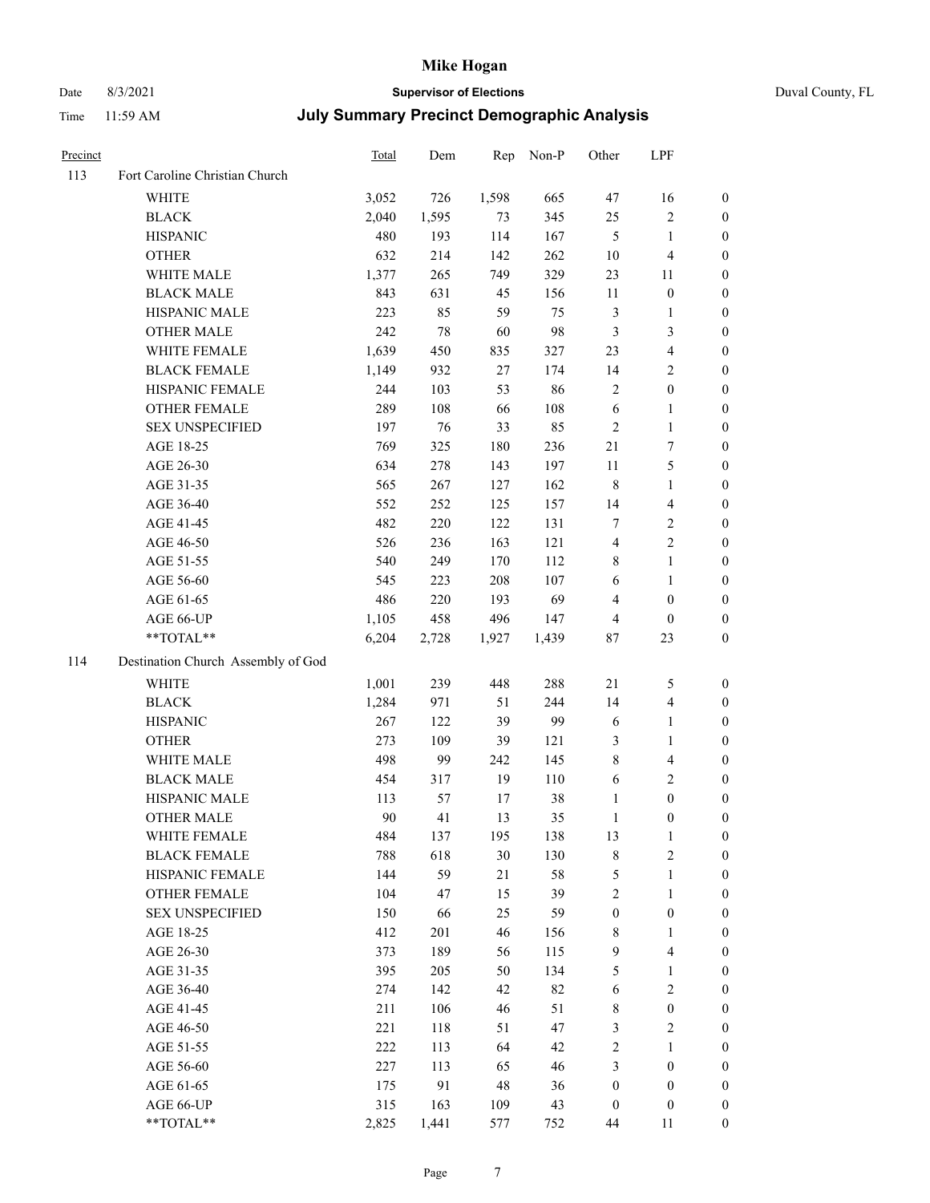# Mike Hogan

Date 8/3/2021 **Supervisor of Elections** Duval County, FL

Time 11:59 AM **July Summary Precinct Demographic Analysis**

| Precinct | | Total | Dem | Rep | Non-P | Other | LPF | |
|---|---|---|---|---|---|---|---|---|
| 113 | Fort Caroline Christian Church | | | | | | | |
| | WHITE | 3,052 | 726 | 1,598 | 665 | 47 | 16 | 0 |
| | BLACK | 2,040 | 1,595 | 73 | 345 | 25 | 2 | 0 |
| | HISPANIC | 480 | 193 | 114 | 167 | 5 | 1 | 0 |
| | OTHER | 632 | 214 | 142 | 262 | 10 | 4 | 0 |
| | WHITE MALE | 1,377 | 265 | 749 | 329 | 23 | 11 | 0 |
| | BLACK MALE | 843 | 631 | 45 | 156 | 11 | 0 | 0 |
| | HISPANIC MALE | 223 | 85 | 59 | 75 | 3 | 1 | 0 |
| | OTHER MALE | 242 | 78 | 60 | 98 | 3 | 3 | 0 |
| | WHITE FEMALE | 1,639 | 450 | 835 | 327 | 23 | 4 | 0 |
| | BLACK FEMALE | 1,149 | 932 | 27 | 174 | 14 | 2 | 0 |
| | HISPANIC FEMALE | 244 | 103 | 53 | 86 | 2 | 0 | 0 |
| | OTHER FEMALE | 289 | 108 | 66 | 108 | 6 | 1 | 0 |
| | SEX UNSPECIFIED | 197 | 76 | 33 | 85 | 2 | 1 | 0 |
| | AGE 18-25 | 769 | 325 | 180 | 236 | 21 | 7 | 0 |
| | AGE 26-30 | 634 | 278 | 143 | 197 | 11 | 5 | 0 |
| | AGE 31-35 | 565 | 267 | 127 | 162 | 8 | 1 | 0 |
| | AGE 36-40 | 552 | 252 | 125 | 157 | 14 | 4 | 0 |
| | AGE 41-45 | 482 | 220 | 122 | 131 | 7 | 2 | 0 |
| | AGE 46-50 | 526 | 236 | 163 | 121 | 4 | 2 | 0 |
| | AGE 51-55 | 540 | 249 | 170 | 112 | 8 | 1 | 0 |
| | AGE 56-60 | 545 | 223 | 208 | 107 | 6 | 1 | 0 |
| | AGE 61-65 | 486 | 220 | 193 | 69 | 4 | 0 | 0 |
| | AGE 66-UP | 1,105 | 458 | 496 | 147 | 4 | 0 | 0 |
| | **TOTAL** | 6,204 | 2,728 | 1,927 | 1,439 | 87 | 23 | 0 |
| 114 | Destination Church Assembly of God | | | | | | | |
| | WHITE | 1,001 | 239 | 448 | 288 | 21 | 5 | 0 |
| | BLACK | 1,284 | 971 | 51 | 244 | 14 | 4 | 0 |
| | HISPANIC | 267 | 122 | 39 | 99 | 6 | 1 | 0 |
| | OTHER | 273 | 109 | 39 | 121 | 3 | 1 | 0 |
| | WHITE MALE | 498 | 99 | 242 | 145 | 8 | 4 | 0 |
| | BLACK MALE | 454 | 317 | 19 | 110 | 6 | 2 | 0 |
| | HISPANIC MALE | 113 | 57 | 17 | 38 | 1 | 0 | 0 |
| | OTHER MALE | 90 | 41 | 13 | 35 | 1 | 0 | 0 |
| | WHITE FEMALE | 484 | 137 | 195 | 138 | 13 | 1 | 0 |
| | BLACK FEMALE | 788 | 618 | 30 | 130 | 8 | 2 | 0 |
| | HISPANIC FEMALE | 144 | 59 | 21 | 58 | 5 | 1 | 0 |
| | OTHER FEMALE | 104 | 47 | 15 | 39 | 2 | 1 | 0 |
| | SEX UNSPECIFIED | 150 | 66 | 25 | 59 | 0 | 0 | 0 |
| | AGE 18-25 | 412 | 201 | 46 | 156 | 8 | 1 | 0 |
| | AGE 26-30 | 373 | 189 | 56 | 115 | 9 | 4 | 0 |
| | AGE 31-35 | 395 | 205 | 50 | 134 | 5 | 1 | 0 |
| | AGE 36-40 | 274 | 142 | 42 | 82 | 6 | 2 | 0 |
| | AGE 41-45 | 211 | 106 | 46 | 51 | 8 | 0 | 0 |
| | AGE 46-50 | 221 | 118 | 51 | 47 | 3 | 2 | 0 |
| | AGE 51-55 | 222 | 113 | 64 | 42 | 2 | 1 | 0 |
| | AGE 56-60 | 227 | 113 | 65 | 46 | 3 | 0 | 0 |
| | AGE 61-65 | 175 | 91 | 48 | 36 | 0 | 0 | 0 |
| | AGE 66-UP | 315 | 163 | 109 | 43 | 0 | 0 | 0 |
| | **TOTAL** | 2,825 | 1,441 | 577 | 752 | 44 | 11 | 0 |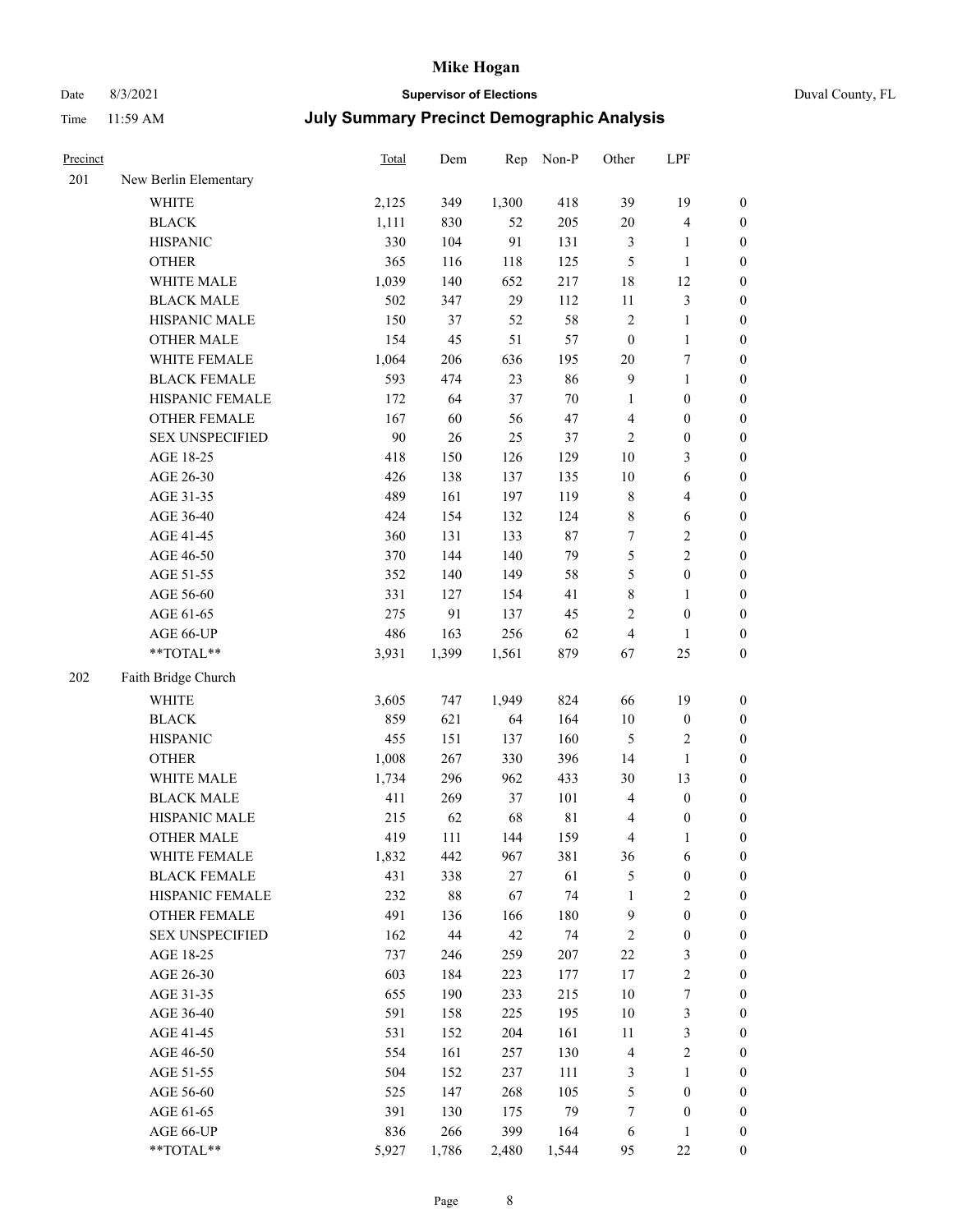# Mike Hogan

Date 8/3/2021 **Supervisor of Elections** Duval County, FL

Time 11:59 AM **July Summary Precinct Demographic Analysis**

| Precinct | | Total | Dem | Rep | Non-P | Other | LPF | |
|---|---|---|---|---|---|---|---|---|
| 201 | New Berlin Elementary | | | | | | | |
| | WHITE | 2,125 | 349 | 1,300 | 418 | 39 | 19 | 0 |
| | BLACK | 1,111 | 830 | 52 | 205 | 20 | 4 | 0 |
| | HISPANIC | 330 | 104 | 91 | 131 | 3 | 1 | 0 |
| | OTHER | 365 | 116 | 118 | 125 | 5 | 1 | 0 |
| | WHITE MALE | 1,039 | 140 | 652 | 217 | 18 | 12 | 0 |
| | BLACK MALE | 502 | 347 | 29 | 112 | 11 | 3 | 0 |
| | HISPANIC MALE | 150 | 37 | 52 | 58 | 2 | 1 | 0 |
| | OTHER MALE | 154 | 45 | 51 | 57 | 0 | 1 | 0 |
| | WHITE FEMALE | 1,064 | 206 | 636 | 195 | 20 | 7 | 0 |
| | BLACK FEMALE | 593 | 474 | 23 | 86 | 9 | 1 | 0 |
| | HISPANIC FEMALE | 172 | 64 | 37 | 70 | 1 | 0 | 0 |
| | OTHER FEMALE | 167 | 60 | 56 | 47 | 4 | 0 | 0 |
| | SEX UNSPECIFIED | 90 | 26 | 25 | 37 | 2 | 0 | 0 |
| | AGE 18-25 | 418 | 150 | 126 | 129 | 10 | 3 | 0 |
| | AGE 26-30 | 426 | 138 | 137 | 135 | 10 | 6 | 0 |
| | AGE 31-35 | 489 | 161 | 197 | 119 | 8 | 4 | 0 |
| | AGE 36-40 | 424 | 154 | 132 | 124 | 8 | 6 | 0 |
| | AGE 41-45 | 360 | 131 | 133 | 87 | 7 | 2 | 0 |
| | AGE 46-50 | 370 | 144 | 140 | 79 | 5 | 2 | 0 |
| | AGE 51-55 | 352 | 140 | 149 | 58 | 5 | 0 | 0 |
| | AGE 56-60 | 331 | 127 | 154 | 41 | 8 | 1 | 0 |
| | AGE 61-65 | 275 | 91 | 137 | 45 | 2 | 0 | 0 |
| | AGE 66-UP | 486 | 163 | 256 | 62 | 4 | 1 | 0 |
| | **TOTAL** | 3,931 | 1,399 | 1,561 | 879 | 67 | 25 | 0 |
| 202 | Faith Bridge Church | | | | | | | |
| | WHITE | 3,605 | 747 | 1,949 | 824 | 66 | 19 | 0 |
| | BLACK | 859 | 621 | 64 | 164 | 10 | 0 | 0 |
| | HISPANIC | 455 | 151 | 137 | 160 | 5 | 2 | 0 |
| | OTHER | 1,008 | 267 | 330 | 396 | 14 | 1 | 0 |
| | WHITE MALE | 1,734 | 296 | 962 | 433 | 30 | 13 | 0 |
| | BLACK MALE | 411 | 269 | 37 | 101 | 4 | 0 | 0 |
| | HISPANIC MALE | 215 | 62 | 68 | 81 | 4 | 0 | 0 |
| | OTHER MALE | 419 | 111 | 144 | 159 | 4 | 1 | 0 |
| | WHITE FEMALE | 1,832 | 442 | 967 | 381 | 36 | 6 | 0 |
| | BLACK FEMALE | 431 | 338 | 27 | 61 | 5 | 0 | 0 |
| | HISPANIC FEMALE | 232 | 88 | 67 | 74 | 1 | 2 | 0 |
| | OTHER FEMALE | 491 | 136 | 166 | 180 | 9 | 0 | 0 |
| | SEX UNSPECIFIED | 162 | 44 | 42 | 74 | 2 | 0 | 0 |
| | AGE 18-25 | 737 | 246 | 259 | 207 | 22 | 3 | 0 |
| | AGE 26-30 | 603 | 184 | 223 | 177 | 17 | 2 | 0 |
| | AGE 31-35 | 655 | 190 | 233 | 215 | 10 | 7 | 0 |
| | AGE 36-40 | 591 | 158 | 225 | 195 | 10 | 3 | 0 |
| | AGE 41-45 | 531 | 152 | 204 | 161 | 11 | 3 | 0 |
| | AGE 46-50 | 554 | 161 | 257 | 130 | 4 | 2 | 0 |
| | AGE 51-55 | 504 | 152 | 237 | 111 | 3 | 1 | 0 |
| | AGE 56-60 | 525 | 147 | 268 | 105 | 5 | 0 | 0 |
| | AGE 61-65 | 391 | 130 | 175 | 79 | 7 | 0 | 0 |
| | AGE 66-UP | 836 | 266 | 399 | 164 | 6 | 1 | 0 |
| | **TOTAL** | 5,927 | 1,786 | 2,480 | 1,544 | 95 | 22 | 0 |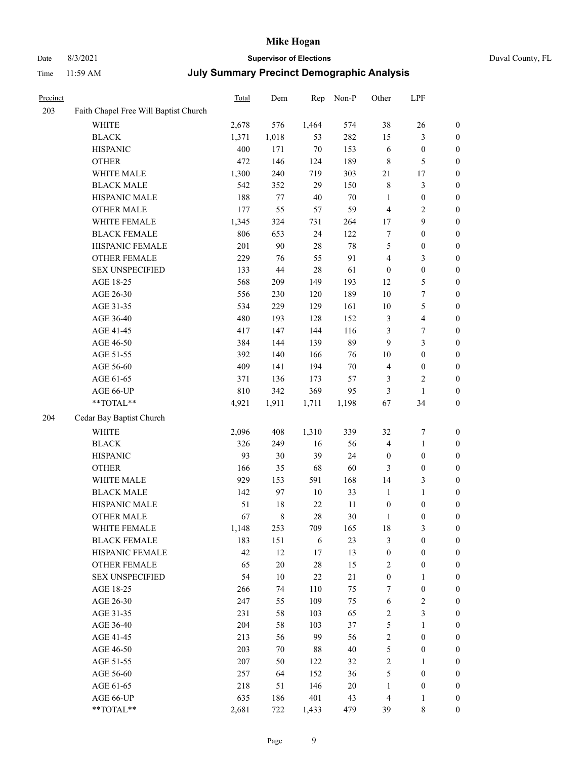# Mike Hogan

Date 8/3/2021 **Supervisor of Elections** Duval County, FL

Time 11:59 AM **July Summary Precinct Demographic Analysis**

| Precinct | | Total | Dem | Rep | Non-P | Other | LPF | |
|---|---|---|---|---|---|---|---|---|
| 203 | Faith Chapel Free Will Baptist Church | | | | | | | |
| | WHITE | 2,678 | 576 | 1,464 | 574 | 38 | 26 | 0 |
| | BLACK | 1,371 | 1,018 | 53 | 282 | 15 | 3 | 0 |
| | HISPANIC | 400 | 171 | 70 | 153 | 6 | 0 | 0 |
| | OTHER | 472 | 146 | 124 | 189 | 8 | 5 | 0 |
| | WHITE MALE | 1,300 | 240 | 719 | 303 | 21 | 17 | 0 |
| | BLACK MALE | 542 | 352 | 29 | 150 | 8 | 3 | 0 |
| | HISPANIC MALE | 188 | 77 | 40 | 70 | 1 | 0 | 0 |
| | OTHER MALE | 177 | 55 | 57 | 59 | 4 | 2 | 0 |
| | WHITE FEMALE | 1,345 | 324 | 731 | 264 | 17 | 9 | 0 |
| | BLACK FEMALE | 806 | 653 | 24 | 122 | 7 | 0 | 0 |
| | HISPANIC FEMALE | 201 | 90 | 28 | 78 | 5 | 0 | 0 |
| | OTHER FEMALE | 229 | 76 | 55 | 91 | 4 | 3 | 0 |
| | SEX UNSPECIFIED | 133 | 44 | 28 | 61 | 0 | 0 | 0 |
| | AGE 18-25 | 568 | 209 | 149 | 193 | 12 | 5 | 0 |
| | AGE 26-30 | 556 | 230 | 120 | 189 | 10 | 7 | 0 |
| | AGE 31-35 | 534 | 229 | 129 | 161 | 10 | 5 | 0 |
| | AGE 36-40 | 480 | 193 | 128 | 152 | 3 | 4 | 0 |
| | AGE 41-45 | 417 | 147 | 144 | 116 | 3 | 7 | 0 |
| | AGE 46-50 | 384 | 144 | 139 | 89 | 9 | 3 | 0 |
| | AGE 51-55 | 392 | 140 | 166 | 76 | 10 | 0 | 0 |
| | AGE 56-60 | 409 | 141 | 194 | 70 | 4 | 0 | 0 |
| | AGE 61-65 | 371 | 136 | 173 | 57 | 3 | 2 | 0 |
| | AGE 66-UP | 810 | 342 | 369 | 95 | 3 | 1 | 0 |
| | **TOTAL** | 4,921 | 1,911 | 1,711 | 1,198 | 67 | 34 | 0 |
| 204 | Cedar Bay Baptist Church | | | | | | | |
| | WHITE | 2,096 | 408 | 1,310 | 339 | 32 | 7 | 0 |
| | BLACK | 326 | 249 | 16 | 56 | 4 | 1 | 0 |
| | HISPANIC | 93 | 30 | 39 | 24 | 0 | 0 | 0 |
| | OTHER | 166 | 35 | 68 | 60 | 3 | 0 | 0 |
| | WHITE MALE | 929 | 153 | 591 | 168 | 14 | 3 | 0 |
| | BLACK MALE | 142 | 97 | 10 | 33 | 1 | 1 | 0 |
| | HISPANIC MALE | 51 | 18 | 22 | 11 | 0 | 0 | 0 |
| | OTHER MALE | 67 | 8 | 28 | 30 | 1 | 0 | 0 |
| | WHITE FEMALE | 1,148 | 253 | 709 | 165 | 18 | 3 | 0 |
| | BLACK FEMALE | 183 | 151 | 6 | 23 | 3 | 0 | 0 |
| | HISPANIC FEMALE | 42 | 12 | 17 | 13 | 0 | 0 | 0 |
| | OTHER FEMALE | 65 | 20 | 28 | 15 | 2 | 0 | 0 |
| | SEX UNSPECIFIED | 54 | 10 | 22 | 21 | 0 | 1 | 0 |
| | AGE 18-25 | 266 | 74 | 110 | 75 | 7 | 0 | 0 |
| | AGE 26-30 | 247 | 55 | 109 | 75 | 6 | 2 | 0 |
| | AGE 31-35 | 231 | 58 | 103 | 65 | 2 | 3 | 0 |
| | AGE 36-40 | 204 | 58 | 103 | 37 | 5 | 1 | 0 |
| | AGE 41-45 | 213 | 56 | 99 | 56 | 2 | 0 | 0 |
| | AGE 46-50 | 203 | 70 | 88 | 40 | 5 | 0 | 0 |
| | AGE 51-55 | 207 | 50 | 122 | 32 | 2 | 1 | 0 |
| | AGE 56-60 | 257 | 64 | 152 | 36 | 5 | 0 | 0 |
| | AGE 61-65 | 218 | 51 | 146 | 20 | 1 | 0 | 0 |
| | AGE 66-UP | 635 | 186 | 401 | 43 | 4 | 1 | 0 |
| | **TOTAL** | 2,681 | 722 | 1,433 | 479 | 39 | 8 | 0 |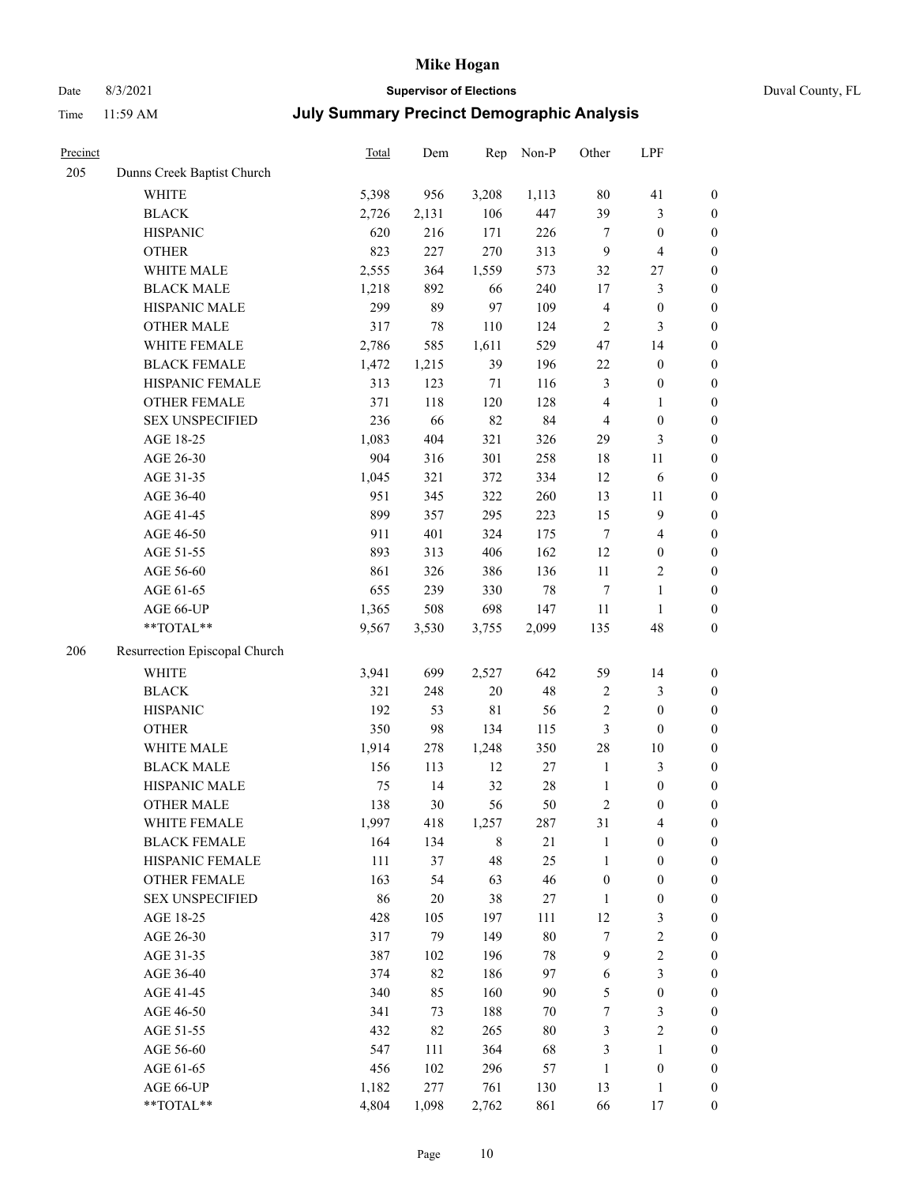| Precinct | | Total | Dem | Rep | Non-P | Other | LPF | |
|---|---|---|---|---|---|---|---|---|
| 205 | Dunns Creek Baptist Church | | | | | | | |
| | WHITE | 5,398 | 956 | 3,208 | 1,113 | 80 | 41 | 0 |
| | BLACK | 2,726 | 2,131 | 106 | 447 | 39 | 3 | 0 |
| | HISPANIC | 620 | 216 | 171 | 226 | 7 | 0 | 0 |
| | OTHER | 823 | 227 | 270 | 313 | 9 | 4 | 0 |
| | WHITE MALE | 2,555 | 364 | 1,559 | 573 | 32 | 27 | 0 |
| | BLACK MALE | 1,218 | 892 | 66 | 240 | 17 | 3 | 0 |
| | HISPANIC MALE | 299 | 89 | 97 | 109 | 4 | 0 | 0 |
| | OTHER MALE | 317 | 78 | 110 | 124 | 2 | 3 | 0 |
| | WHITE FEMALE | 2,786 | 585 | 1,611 | 529 | 47 | 14 | 0 |
| | BLACK FEMALE | 1,472 | 1,215 | 39 | 196 | 22 | 0 | 0 |
| | HISPANIC FEMALE | 313 | 123 | 71 | 116 | 3 | 0 | 0 |
| | OTHER FEMALE | 371 | 118 | 120 | 128 | 4 | 1 | 0 |
| | SEX UNSPECIFIED | 236 | 66 | 82 | 84 | 4 | 0 | 0 |
| | AGE 18-25 | 1,083 | 404 | 321 | 326 | 29 | 3 | 0 |
| | AGE 26-30 | 904 | 316 | 301 | 258 | 18 | 11 | 0 |
| | AGE 31-35 | 1,045 | 321 | 372 | 334 | 12 | 6 | 0 |
| | AGE 36-40 | 951 | 345 | 322 | 260 | 13 | 11 | 0 |
| | AGE 41-45 | 899 | 357 | 295 | 223 | 15 | 9 | 0 |
| | AGE 46-50 | 911 | 401 | 324 | 175 | 7 | 4 | 0 |
| | AGE 51-55 | 893 | 313 | 406 | 162 | 12 | 0 | 0 |
| | AGE 56-60 | 861 | 326 | 386 | 136 | 11 | 2 | 0 |
| | AGE 61-65 | 655 | 239 | 330 | 78 | 7 | 1 | 0 |
| | AGE 66-UP | 1,365 | 508 | 698 | 147 | 11 | 1 | 0 |
| | **TOTAL** | 9,567 | 3,530 | 3,755 | 2,099 | 135 | 48 | 0 |
| 206 | Resurrection Episcopal Church | | | | | | | |
| | WHITE | 3,941 | 699 | 2,527 | 642 | 59 | 14 | 0 |
| | BLACK | 321 | 248 | 20 | 48 | 2 | 3 | 0 |
| | HISPANIC | 192 | 53 | 81 | 56 | 2 | 0 | 0 |
| | OTHER | 350 | 98 | 134 | 115 | 3 | 0 | 0 |
| | WHITE MALE | 1,914 | 278 | 1,248 | 350 | 28 | 10 | 0 |
| | BLACK MALE | 156 | 113 | 12 | 27 | 1 | 3 | 0 |
| | HISPANIC MALE | 75 | 14 | 32 | 28 | 1 | 0 | 0 |
| | OTHER MALE | 138 | 30 | 56 | 50 | 2 | 0 | 0 |
| | WHITE FEMALE | 1,997 | 418 | 1,257 | 287 | 31 | 4 | 0 |
| | BLACK FEMALE | 164 | 134 | 8 | 21 | 1 | 0 | 0 |
| | HISPANIC FEMALE | 111 | 37 | 48 | 25 | 1 | 0 | 0 |
| | OTHER FEMALE | 163 | 54 | 63 | 46 | 0 | 0 | 0 |
| | SEX UNSPECIFIED | 86 | 20 | 38 | 27 | 1 | 0 | 0 |
| | AGE 18-25 | 428 | 105 | 197 | 111 | 12 | 3 | 0 |
| | AGE 26-30 | 317 | 79 | 149 | 80 | 7 | 2 | 0 |
| | AGE 31-35 | 387 | 102 | 196 | 78 | 9 | 2 | 0 |
| | AGE 36-40 | 374 | 82 | 186 | 97 | 6 | 3 | 0 |
| | AGE 41-45 | 340 | 85 | 160 | 90 | 5 | 0 | 0 |
| | AGE 46-50 | 341 | 73 | 188 | 70 | 7 | 3 | 0 |
| | AGE 51-55 | 432 | 82 | 265 | 80 | 3 | 2 | 0 |
| | AGE 56-60 | 547 | 111 | 364 | 68 | 3 | 1 | 0 |
| | AGE 61-65 | 456 | 102 | 296 | 57 | 1 | 0 | 0 |
| | AGE 66-UP | 1,182 | 277 | 761 | 130 | 13 | 1 | 0 |
| | **TOTAL** | 4,804 | 1,098 | 2,762 | 861 | 66 | 17 | 0 |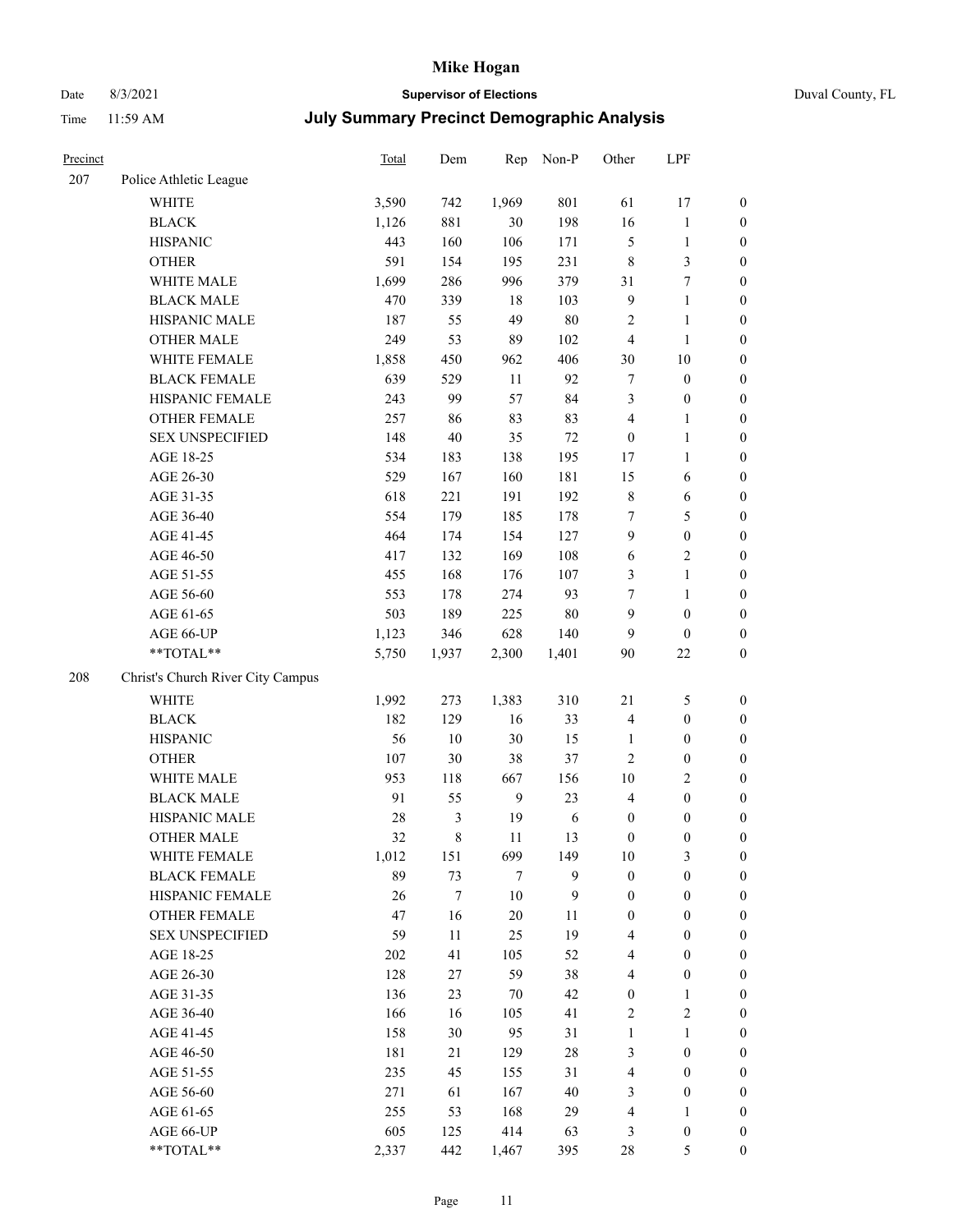# Mike Hogan

Date 8/3/2021 **Supervisor of Elections** Duval County, FL

Time 11:59 AM **July Summary Precinct Demographic Analysis**

| Precinct | | Total | Dem | Rep | Non-P | Other | LPF | |
|---|---|---|---|---|---|---|---|---|
| 207 | Police Athletic League | | | | | | | |
| | WHITE | 3,590 | 742 | 1,969 | 801 | 61 | 17 | 0 |
| | BLACK | 1,126 | 881 | 30 | 198 | 16 | 1 | 0 |
| | HISPANIC | 443 | 160 | 106 | 171 | 5 | 1 | 0 |
| | OTHER | 591 | 154 | 195 | 231 | 8 | 3 | 0 |
| | WHITE MALE | 1,699 | 286 | 996 | 379 | 31 | 7 | 0 |
| | BLACK MALE | 470 | 339 | 18 | 103 | 9 | 1 | 0 |
| | HISPANIC MALE | 187 | 55 | 49 | 80 | 2 | 1 | 0 |
| | OTHER MALE | 249 | 53 | 89 | 102 | 4 | 1 | 0 |
| | WHITE FEMALE | 1,858 | 450 | 962 | 406 | 30 | 10 | 0 |
| | BLACK FEMALE | 639 | 529 | 11 | 92 | 7 | 0 | 0 |
| | HISPANIC FEMALE | 243 | 99 | 57 | 84 | 3 | 0 | 0 |
| | OTHER FEMALE | 257 | 86 | 83 | 83 | 4 | 1 | 0 |
| | SEX UNSPECIFIED | 148 | 40 | 35 | 72 | 0 | 1 | 0 |
| | AGE 18-25 | 534 | 183 | 138 | 195 | 17 | 1 | 0 |
| | AGE 26-30 | 529 | 167 | 160 | 181 | 15 | 6 | 0 |
| | AGE 31-35 | 618 | 221 | 191 | 192 | 8 | 6 | 0 |
| | AGE 36-40 | 554 | 179 | 185 | 178 | 7 | 5 | 0 |
| | AGE 41-45 | 464 | 174 | 154 | 127 | 9 | 0 | 0 |
| | AGE 46-50 | 417 | 132 | 169 | 108 | 6 | 2 | 0 |
| | AGE 51-55 | 455 | 168 | 176 | 107 | 3 | 1 | 0 |
| | AGE 56-60 | 553 | 178 | 274 | 93 | 7 | 1 | 0 |
| | AGE 61-65 | 503 | 189 | 225 | 80 | 9 | 0 | 0 |
| | AGE 66-UP | 1,123 | 346 | 628 | 140 | 9 | 0 | 0 |
| | **TOTAL** | 5,750 | 1,937 | 2,300 | 1,401 | 90 | 22 | 0 |
| 208 | Christ's Church River City Campus | | | | | | | |
| | WHITE | 1,992 | 273 | 1,383 | 310 | 21 | 5 | 0 |
| | BLACK | 182 | 129 | 16 | 33 | 4 | 0 | 0 |
| | HISPANIC | 56 | 10 | 30 | 15 | 1 | 0 | 0 |
| | OTHER | 107 | 30 | 38 | 37 | 2 | 0 | 0 |
| | WHITE MALE | 953 | 118 | 667 | 156 | 10 | 2 | 0 |
| | BLACK MALE | 91 | 55 | 9 | 23 | 4 | 0 | 0 |
| | HISPANIC MALE | 28 | 3 | 19 | 6 | 0 | 0 | 0 |
| | OTHER MALE | 32 | 8 | 11 | 13 | 0 | 0 | 0 |
| | WHITE FEMALE | 1,012 | 151 | 699 | 149 | 10 | 3 | 0 |
| | BLACK FEMALE | 89 | 73 | 7 | 9 | 0 | 0 | 0 |
| | HISPANIC FEMALE | 26 | 7 | 10 | 9 | 0 | 0 | 0 |
| | OTHER FEMALE | 47 | 16 | 20 | 11 | 0 | 0 | 0 |
| | SEX UNSPECIFIED | 59 | 11 | 25 | 19 | 4 | 0 | 0 |
| | AGE 18-25 | 202 | 41 | 105 | 52 | 4 | 0 | 0 |
| | AGE 26-30 | 128 | 27 | 59 | 38 | 4 | 0 | 0 |
| | AGE 31-35 | 136 | 23 | 70 | 42 | 0 | 1 | 0 |
| | AGE 36-40 | 166 | 16 | 105 | 41 | 2 | 2 | 0 |
| | AGE 41-45 | 158 | 30 | 95 | 31 | 1 | 1 | 0 |
| | AGE 46-50 | 181 | 21 | 129 | 28 | 3 | 0 | 0 |
| | AGE 51-55 | 235 | 45 | 155 | 31 | 4 | 0 | 0 |
| | AGE 56-60 | 271 | 61 | 167 | 40 | 3 | 0 | 0 |
| | AGE 61-65 | 255 | 53 | 168 | 29 | 4 | 1 | 0 |
| | AGE 66-UP | 605 | 125 | 414 | 63 | 3 | 0 | 0 |
| | **TOTAL** | 2,337 | 442 | 1,467 | 395 | 28 | 5 | 0 |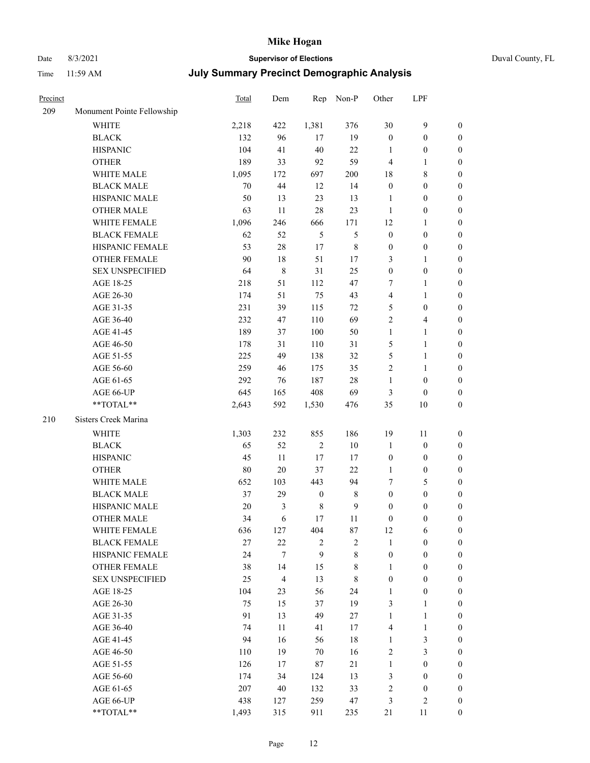# Mike Hogan

Date 8/3/2021 **Supervisor of Elections** Duval County, FL

Time 11:59 AM **July Summary Precinct Demographic Analysis**

| Precinct | | Total | Dem | Rep | Non-P | Other | LPF | |
|---|---|---|---|---|---|---|---|---|
| 209 | Monument Pointe Fellowship | | | | | | | |
| | WHITE | 2,218 | 422 | 1,381 | 376 | 30 | 9 | 0 |
| | BLACK | 132 | 96 | 17 | 19 | 0 | 0 | 0 |
| | HISPANIC | 104 | 41 | 40 | 22 | 1 | 0 | 0 |
| | OTHER | 189 | 33 | 92 | 59 | 4 | 1 | 0 |
| | WHITE MALE | 1,095 | 172 | 697 | 200 | 18 | 8 | 0 |
| | BLACK MALE | 70 | 44 | 12 | 14 | 0 | 0 | 0 |
| | HISPANIC MALE | 50 | 13 | 23 | 13 | 1 | 0 | 0 |
| | OTHER MALE | 63 | 11 | 28 | 23 | 1 | 0 | 0 |
| | WHITE FEMALE | 1,096 | 246 | 666 | 171 | 12 | 1 | 0 |
| | BLACK FEMALE | 62 | 52 | 5 | 5 | 0 | 0 | 0 |
| | HISPANIC FEMALE | 53 | 28 | 17 | 8 | 0 | 0 | 0 |
| | OTHER FEMALE | 90 | 18 | 51 | 17 | 3 | 1 | 0 |
| | SEX UNSPECIFIED | 64 | 8 | 31 | 25 | 0 | 0 | 0 |
| | AGE 18-25 | 218 | 51 | 112 | 47 | 7 | 1 | 0 |
| | AGE 26-30 | 174 | 51 | 75 | 43 | 4 | 1 | 0 |
| | AGE 31-35 | 231 | 39 | 115 | 72 | 5 | 0 | 0 |
| | AGE 36-40 | 232 | 47 | 110 | 69 | 2 | 4 | 0 |
| | AGE 41-45 | 189 | 37 | 100 | 50 | 1 | 1 | 0 |
| | AGE 46-50 | 178 | 31 | 110 | 31 | 5 | 1 | 0 |
| | AGE 51-55 | 225 | 49 | 138 | 32 | 5 | 1 | 0 |
| | AGE 56-60 | 259 | 46 | 175 | 35 | 2 | 1 | 0 |
| | AGE 61-65 | 292 | 76 | 187 | 28 | 1 | 0 | 0 |
| | AGE 66-UP | 645 | 165 | 408 | 69 | 3 | 0 | 0 |
| | **TOTAL** | 2,643 | 592 | 1,530 | 476 | 35 | 10 | 0 |
| 210 | Sisters Creek Marina | | | | | | | |
| | WHITE | 1,303 | 232 | 855 | 186 | 19 | 11 | 0 |
| | BLACK | 65 | 52 | 2 | 10 | 1 | 0 | 0 |
| | HISPANIC | 45 | 11 | 17 | 17 | 0 | 0 | 0 |
| | OTHER | 80 | 20 | 37 | 22 | 1 | 0 | 0 |
| | WHITE MALE | 652 | 103 | 443 | 94 | 7 | 5 | 0 |
| | BLACK MALE | 37 | 29 | 0 | 8 | 0 | 0 | 0 |
| | HISPANIC MALE | 20 | 3 | 8 | 9 | 0 | 0 | 0 |
| | OTHER MALE | 34 | 6 | 17 | 11 | 0 | 0 | 0 |
| | WHITE FEMALE | 636 | 127 | 404 | 87 | 12 | 6 | 0 |
| | BLACK FEMALE | 27 | 22 | 2 | 2 | 1 | 0 | 0 |
| | HISPANIC FEMALE | 24 | 7 | 9 | 8 | 0 | 0 | 0 |
| | OTHER FEMALE | 38 | 14 | 15 | 8 | 1 | 0 | 0 |
| | SEX UNSPECIFIED | 25 | 4 | 13 | 8 | 0 | 0 | 0 |
| | AGE 18-25 | 104 | 23 | 56 | 24 | 1 | 0 | 0 |
| | AGE 26-30 | 75 | 15 | 37 | 19 | 3 | 1 | 0 |
| | AGE 31-35 | 91 | 13 | 49 | 27 | 1 | 1 | 0 |
| | AGE 36-40 | 74 | 11 | 41 | 17 | 4 | 1 | 0 |
| | AGE 41-45 | 94 | 16 | 56 | 18 | 1 | 3 | 0 |
| | AGE 46-50 | 110 | 19 | 70 | 16 | 2 | 3 | 0 |
| | AGE 51-55 | 126 | 17 | 87 | 21 | 1 | 0 | 0 |
| | AGE 56-60 | 174 | 34 | 124 | 13 | 3 | 0 | 0 |
| | AGE 61-65 | 207 | 40 | 132 | 33 | 2 | 0 | 0 |
| | AGE 66-UP | 438 | 127 | 259 | 47 | 3 | 2 | 0 |
| | **TOTAL** | 1,493 | 315 | 911 | 235 | 21 | 11 | 0 |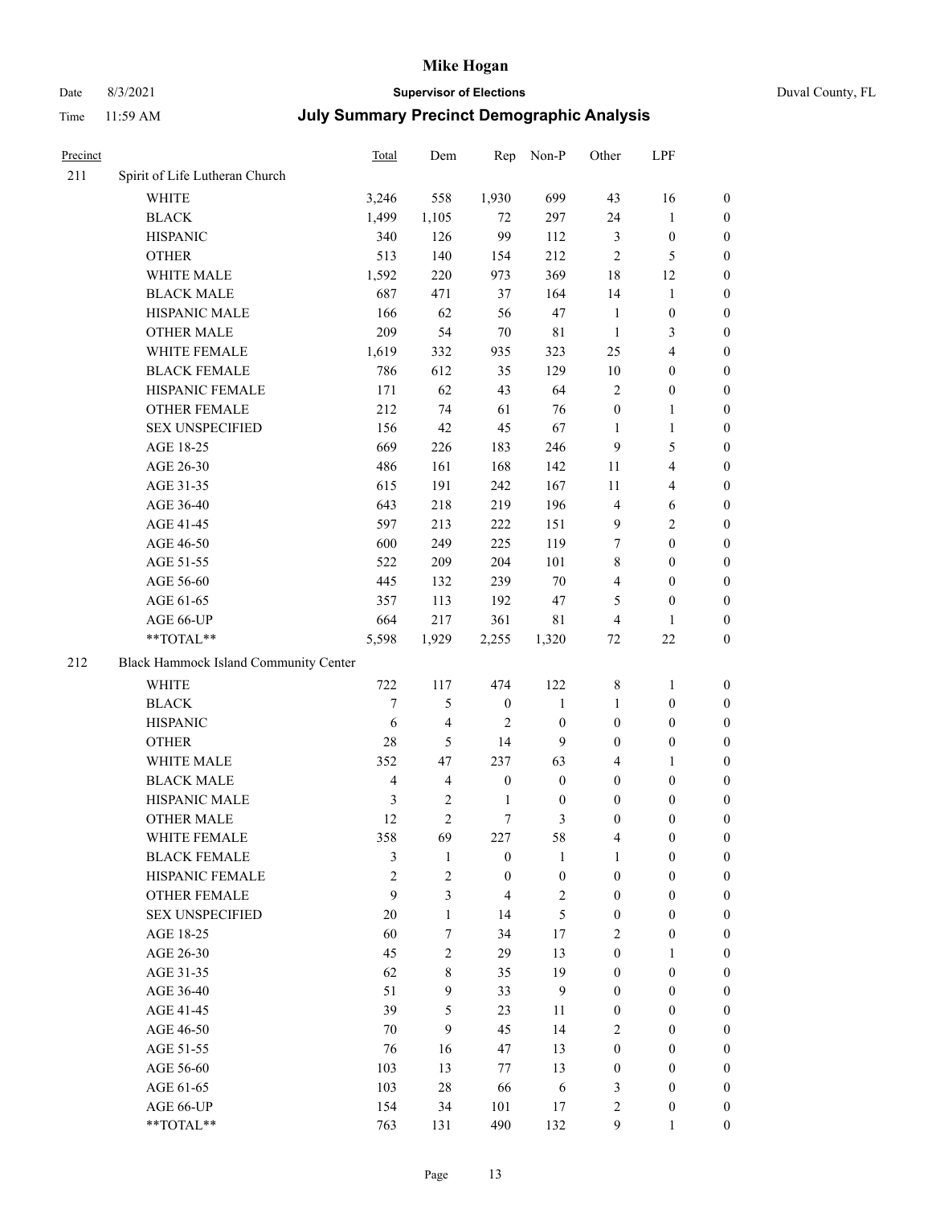# Mike Hogan

Date 8/3/2021 **Supervisor of Elections** Duval County, FL

Time 11:59 AM **July Summary Precinct Demographic Analysis**

| Precinct | | Total | Dem | Rep | Non-P | Other | LPF | |
|---|---|---|---|---|---|---|---|---|
| 211 | Spirit of Life Lutheran Church | | | | | | | |
| | WHITE | 3,246 | 558 | 1,930 | 699 | 43 | 16 | 0 |
| | BLACK | 1,499 | 1,105 | 72 | 297 | 24 | 1 | 0 |
| | HISPANIC | 340 | 126 | 99 | 112 | 3 | 0 | 0 |
| | OTHER | 513 | 140 | 154 | 212 | 2 | 5 | 0 |
| | WHITE MALE | 1,592 | 220 | 973 | 369 | 18 | 12 | 0 |
| | BLACK MALE | 687 | 471 | 37 | 164 | 14 | 1 | 0 |
| | HISPANIC MALE | 166 | 62 | 56 | 47 | 1 | 0 | 0 |
| | OTHER MALE | 209 | 54 | 70 | 81 | 1 | 3 | 0 |
| | WHITE FEMALE | 1,619 | 332 | 935 | 323 | 25 | 4 | 0 |
| | BLACK FEMALE | 786 | 612 | 35 | 129 | 10 | 0 | 0 |
| | HISPANIC FEMALE | 171 | 62 | 43 | 64 | 2 | 0 | 0 |
| | OTHER FEMALE | 212 | 74 | 61 | 76 | 0 | 1 | 0 |
| | SEX UNSPECIFIED | 156 | 42 | 45 | 67 | 1 | 1 | 0 |
| | AGE 18-25 | 669 | 226 | 183 | 246 | 9 | 5 | 0 |
| | AGE 26-30 | 486 | 161 | 168 | 142 | 11 | 4 | 0 |
| | AGE 31-35 | 615 | 191 | 242 | 167 | 11 | 4 | 0 |
| | AGE 36-40 | 643 | 218 | 219 | 196 | 4 | 6 | 0 |
| | AGE 41-45 | 597 | 213 | 222 | 151 | 9 | 2 | 0 |
| | AGE 46-50 | 600 | 249 | 225 | 119 | 7 | 0 | 0 |
| | AGE 51-55 | 522 | 209 | 204 | 101 | 8 | 0 | 0 |
| | AGE 56-60 | 445 | 132 | 239 | 70 | 4 | 0 | 0 |
| | AGE 61-65 | 357 | 113 | 192 | 47 | 5 | 0 | 0 |
| | AGE 66-UP | 664 | 217 | 361 | 81 | 4 | 1 | 0 |
| | **TOTAL** | 5,598 | 1,929 | 2,255 | 1,320 | 72 | 22 | 0 |
| 212 | Black Hammock Island Community Center | | | | | | | |
| | WHITE | 722 | 117 | 474 | 122 | 8 | 1 | 0 |
| | BLACK | 7 | 5 | 0 | 1 | 1 | 0 | 0 |
| | HISPANIC | 6 | 4 | 2 | 0 | 0 | 0 | 0 |
| | OTHER | 28 | 5 | 14 | 9 | 0 | 0 | 0 |
| | WHITE MALE | 352 | 47 | 237 | 63 | 4 | 1 | 0 |
| | BLACK MALE | 4 | 4 | 0 | 0 | 0 | 0 | 0 |
| | HISPANIC MALE | 3 | 2 | 1 | 0 | 0 | 0 | 0 |
| | OTHER MALE | 12 | 2 | 7 | 3 | 0 | 0 | 0 |
| | WHITE FEMALE | 358 | 69 | 227 | 58 | 4 | 0 | 0 |
| | BLACK FEMALE | 3 | 1 | 0 | 1 | 1 | 0 | 0 |
| | HISPANIC FEMALE | 2 | 2 | 0 | 0 | 0 | 0 | 0 |
| | OTHER FEMALE | 9 | 3 | 4 | 2 | 0 | 0 | 0 |
| | SEX UNSPECIFIED | 20 | 1 | 14 | 5 | 0 | 0 | 0 |
| | AGE 18-25 | 60 | 7 | 34 | 17 | 2 | 0 | 0 |
| | AGE 26-30 | 45 | 2 | 29 | 13 | 0 | 1 | 0 |
| | AGE 31-35 | 62 | 8 | 35 | 19 | 0 | 0 | 0 |
| | AGE 36-40 | 51 | 9 | 33 | 9 | 0 | 0 | 0 |
| | AGE 41-45 | 39 | 5 | 23 | 11 | 0 | 0 | 0 |
| | AGE 46-50 | 70 | 9 | 45 | 14 | 2 | 0 | 0 |
| | AGE 51-55 | 76 | 16 | 47 | 13 | 0 | 0 | 0 |
| | AGE 56-60 | 103 | 13 | 77 | 13 | 0 | 0 | 0 |
| | AGE 61-65 | 103 | 28 | 66 | 6 | 3 | 0 | 0 |
| | AGE 66-UP | 154 | 34 | 101 | 17 | 2 | 0 | 0 |
| | **TOTAL** | 763 | 131 | 490 | 132 | 9 | 1 | 0 |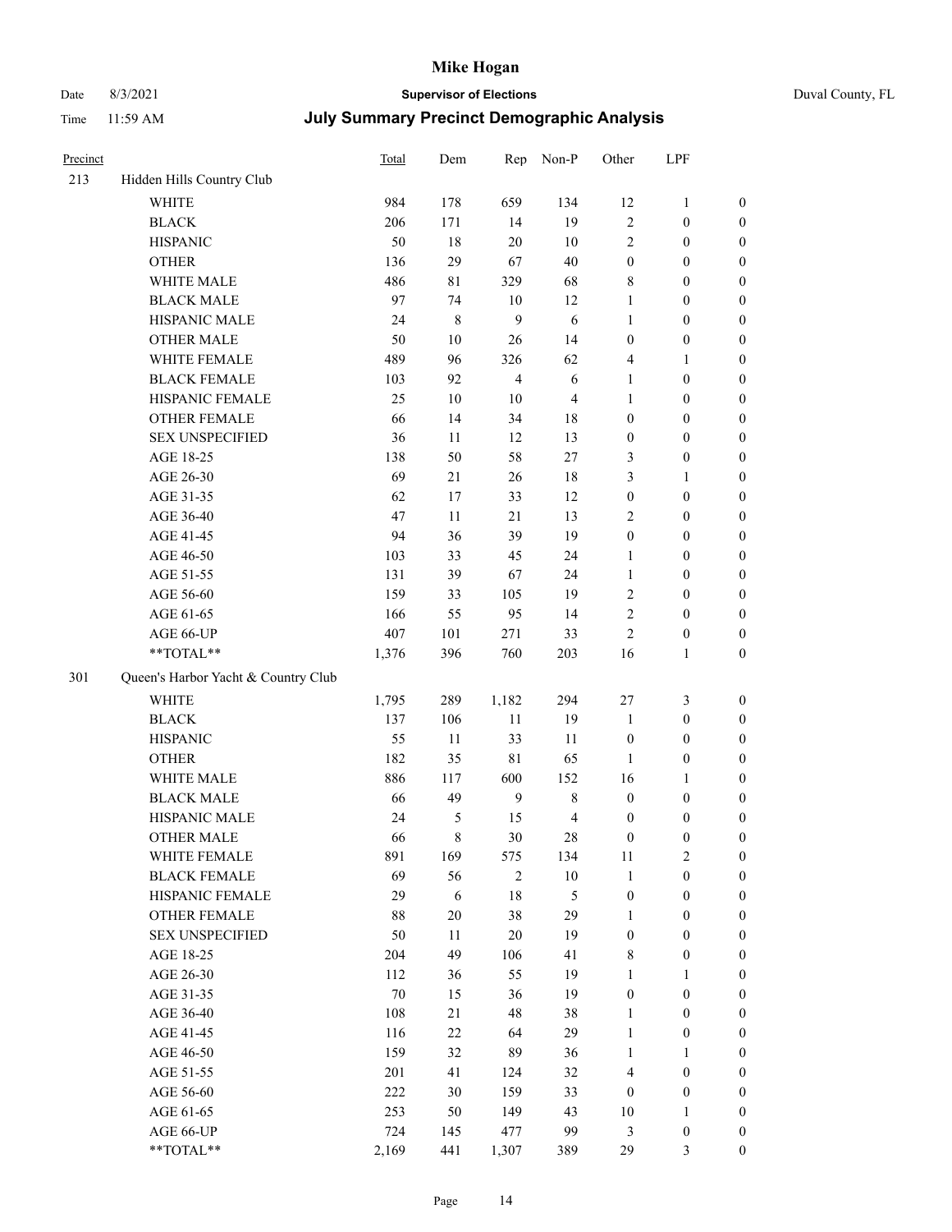| Precinct | | Total | Dem | Rep | Non-P | Other | LPF | |
|---|---|---|---|---|---|---|---|---|
| 213 | Hidden Hills Country Club | | | | | | | |
| | WHITE | 984 | 178 | 659 | 134 | 12 | 1 | 0 |
| | BLACK | 206 | 171 | 14 | 19 | 2 | 0 | 0 |
| | HISPANIC | 50 | 18 | 20 | 10 | 2 | 0 | 0 |
| | OTHER | 136 | 29 | 67 | 40 | 0 | 0 | 0 |
| | WHITE MALE | 486 | 81 | 329 | 68 | 8 | 0 | 0 |
| | BLACK MALE | 97 | 74 | 10 | 12 | 1 | 0 | 0 |
| | HISPANIC MALE | 24 | 8 | 9 | 6 | 1 | 0 | 0 |
| | OTHER MALE | 50 | 10 | 26 | 14 | 0 | 0 | 0 |
| | WHITE FEMALE | 489 | 96 | 326 | 62 | 4 | 1 | 0 |
| | BLACK FEMALE | 103 | 92 | 4 | 6 | 1 | 0 | 0 |
| | HISPANIC FEMALE | 25 | 10 | 10 | 4 | 1 | 0 | 0 |
| | OTHER FEMALE | 66 | 14 | 34 | 18 | 0 | 0 | 0 |
| | SEX UNSPECIFIED | 36 | 11 | 12 | 13 | 0 | 0 | 0 |
| | AGE 18-25 | 138 | 50 | 58 | 27 | 3 | 0 | 0 |
| | AGE 26-30 | 69 | 21 | 26 | 18 | 3 | 1 | 0 |
| | AGE 31-35 | 62 | 17 | 33 | 12 | 0 | 0 | 0 |
| | AGE 36-40 | 47 | 11 | 21 | 13 | 2 | 0 | 0 |
| | AGE 41-45 | 94 | 36 | 39 | 19 | 0 | 0 | 0 |
| | AGE 46-50 | 103 | 33 | 45 | 24 | 1 | 0 | 0 |
| | AGE 51-55 | 131 | 39 | 67 | 24 | 1 | 0 | 0 |
| | AGE 56-60 | 159 | 33 | 105 | 19 | 2 | 0 | 0 |
| | AGE 61-65 | 166 | 55 | 95 | 14 | 2 | 0 | 0 |
| | AGE 66-UP | 407 | 101 | 271 | 33 | 2 | 0 | 0 |
| | **TOTAL** | 1,376 | 396 | 760 | 203 | 16 | 1 | 0 |
| 301 | Queen's Harbor Yacht & Country Club | | | | | | | |
| | WHITE | 1,795 | 289 | 1,182 | 294 | 27 | 3 | 0 |
| | BLACK | 137 | 106 | 11 | 19 | 1 | 0 | 0 |
| | HISPANIC | 55 | 11 | 33 | 11 | 0 | 0 | 0 |
| | OTHER | 182 | 35 | 81 | 65 | 1 | 0 | 0 |
| | WHITE MALE | 886 | 117 | 600 | 152 | 16 | 1 | 0 |
| | BLACK MALE | 66 | 49 | 9 | 8 | 0 | 0 | 0 |
| | HISPANIC MALE | 24 | 5 | 15 | 4 | 0 | 0 | 0 |
| | OTHER MALE | 66 | 8 | 30 | 28 | 0 | 0 | 0 |
| | WHITE FEMALE | 891 | 169 | 575 | 134 | 11 | 2 | 0 |
| | BLACK FEMALE | 69 | 56 | 2 | 10 | 1 | 0 | 0 |
| | HISPANIC FEMALE | 29 | 6 | 18 | 5 | 0 | 0 | 0 |
| | OTHER FEMALE | 88 | 20 | 38 | 29 | 1 | 0 | 0 |
| | SEX UNSPECIFIED | 50 | 11 | 20 | 19 | 0 | 0 | 0 |
| | AGE 18-25 | 204 | 49 | 106 | 41 | 8 | 0 | 0 |
| | AGE 26-30 | 112 | 36 | 55 | 19 | 1 | 1 | 0 |
| | AGE 31-35 | 70 | 15 | 36 | 19 | 0 | 0 | 0 |
| | AGE 36-40 | 108 | 21 | 48 | 38 | 1 | 0 | 0 |
| | AGE 41-45 | 116 | 22 | 64 | 29 | 1 | 0 | 0 |
| | AGE 46-50 | 159 | 32 | 89 | 36 | 1 | 1 | 0 |
| | AGE 51-55 | 201 | 41 | 124 | 32 | 4 | 0 | 0 |
| | AGE 56-60 | 222 | 30 | 159 | 33 | 0 | 0 | 0 |
| | AGE 61-65 | 253 | 50 | 149 | 43 | 10 | 1 | 0 |
| | AGE 66-UP | 724 | 145 | 477 | 99 | 3 | 0 | 0 |
| | **TOTAL** | 2,169 | 441 | 1,307 | 389 | 29 | 3 | 0 |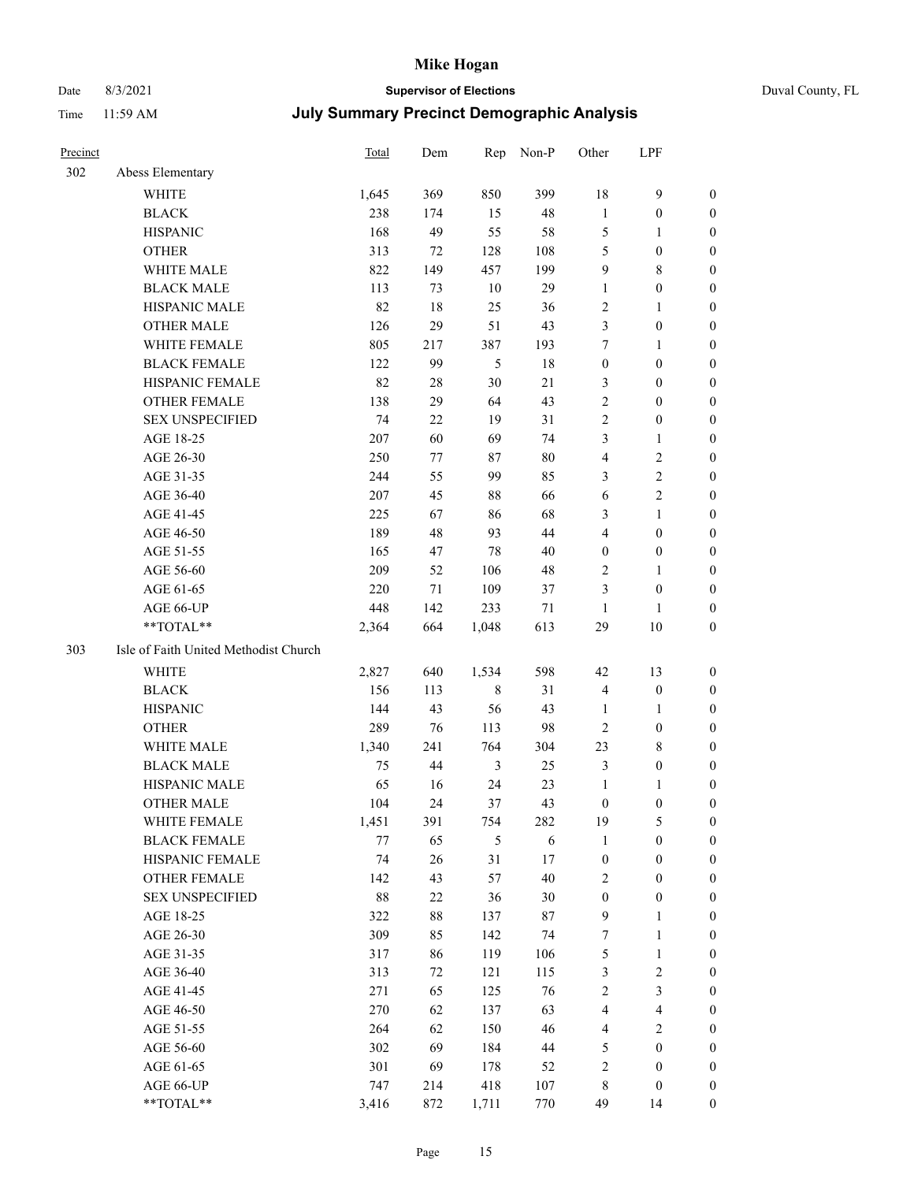# Mike Hogan

Date 8/3/2021 **Supervisor of Elections** Duval County, FL

Time 11:59 AM **July Summary Precinct Demographic Analysis**

| Precinct | | Total | Dem | Rep | Non-P | Other | LPF | |
|---|---|---|---|---|---|---|---|---|
| 302 | Abess Elementary | | | | | | | |
| | WHITE | 1,645 | 369 | 850 | 399 | 18 | 9 | 0 |
| | BLACK | 238 | 174 | 15 | 48 | 1 | 0 | 0 |
| | HISPANIC | 168 | 49 | 55 | 58 | 5 | 1 | 0 |
| | OTHER | 313 | 72 | 128 | 108 | 5 | 0 | 0 |
| | WHITE MALE | 822 | 149 | 457 | 199 | 9 | 8 | 0 |
| | BLACK MALE | 113 | 73 | 10 | 29 | 1 | 0 | 0 |
| | HISPANIC MALE | 82 | 18 | 25 | 36 | 2 | 1 | 0 |
| | OTHER MALE | 126 | 29 | 51 | 43 | 3 | 0 | 0 |
| | WHITE FEMALE | 805 | 217 | 387 | 193 | 7 | 1 | 0 |
| | BLACK FEMALE | 122 | 99 | 5 | 18 | 0 | 0 | 0 |
| | HISPANIC FEMALE | 82 | 28 | 30 | 21 | 3 | 0 | 0 |
| | OTHER FEMALE | 138 | 29 | 64 | 43 | 2 | 0 | 0 |
| | SEX UNSPECIFIED | 74 | 22 | 19 | 31 | 2 | 0 | 0 |
| | AGE 18-25 | 207 | 60 | 69 | 74 | 3 | 1 | 0 |
| | AGE 26-30 | 250 | 77 | 87 | 80 | 4 | 2 | 0 |
| | AGE 31-35 | 244 | 55 | 99 | 85 | 3 | 2 | 0 |
| | AGE 36-40 | 207 | 45 | 88 | 66 | 6 | 2 | 0 |
| | AGE 41-45 | 225 | 67 | 86 | 68 | 3 | 1 | 0 |
| | AGE 46-50 | 189 | 48 | 93 | 44 | 4 | 0 | 0 |
| | AGE 51-55 | 165 | 47 | 78 | 40 | 0 | 0 | 0 |
| | AGE 56-60 | 209 | 52 | 106 | 48 | 2 | 1 | 0 |
| | AGE 61-65 | 220 | 71 | 109 | 37 | 3 | 0 | 0 |
| | AGE 66-UP | 448 | 142 | 233 | 71 | 1 | 1 | 0 |
| | **TOTAL** | 2,364 | 664 | 1,048 | 613 | 29 | 10 | 0 |
| 303 | Isle of Faith United Methodist Church | | | | | | | |
| | WHITE | 2,827 | 640 | 1,534 | 598 | 42 | 13 | 0 |
| | BLACK | 156 | 113 | 8 | 31 | 4 | 0 | 0 |
| | HISPANIC | 144 | 43 | 56 | 43 | 1 | 1 | 0 |
| | OTHER | 289 | 76 | 113 | 98 | 2 | 0 | 0 |
| | WHITE MALE | 1,340 | 241 | 764 | 304 | 23 | 8 | 0 |
| | BLACK MALE | 75 | 44 | 3 | 25 | 3 | 0 | 0 |
| | HISPANIC MALE | 65 | 16 | 24 | 23 | 1 | 1 | 0 |
| | OTHER MALE | 104 | 24 | 37 | 43 | 0 | 0 | 0 |
| | WHITE FEMALE | 1,451 | 391 | 754 | 282 | 19 | 5 | 0 |
| | BLACK FEMALE | 77 | 65 | 5 | 6 | 1 | 0 | 0 |
| | HISPANIC FEMALE | 74 | 26 | 31 | 17 | 0 | 0 | 0 |
| | OTHER FEMALE | 142 | 43 | 57 | 40 | 2 | 0 | 0 |
| | SEX UNSPECIFIED | 88 | 22 | 36 | 30 | 0 | 0 | 0 |
| | AGE 18-25 | 322 | 88 | 137 | 87 | 9 | 1 | 0 |
| | AGE 26-30 | 309 | 85 | 142 | 74 | 7 | 1 | 0 |
| | AGE 31-35 | 317 | 86 | 119 | 106 | 5 | 1 | 0 |
| | AGE 36-40 | 313 | 72 | 121 | 115 | 3 | 2 | 0 |
| | AGE 41-45 | 271 | 65 | 125 | 76 | 2 | 3 | 0 |
| | AGE 46-50 | 270 | 62 | 137 | 63 | 4 | 4 | 0 |
| | AGE 51-55 | 264 | 62 | 150 | 46 | 4 | 2 | 0 |
| | AGE 56-60 | 302 | 69 | 184 | 44 | 5 | 0 | 0 |
| | AGE 61-65 | 301 | 69 | 178 | 52 | 2 | 0 | 0 |
| | AGE 66-UP | 747 | 214 | 418 | 107 | 8 | 0 | 0 |
| | **TOTAL** | 3,416 | 872 | 1,711 | 770 | 49 | 14 | 0 |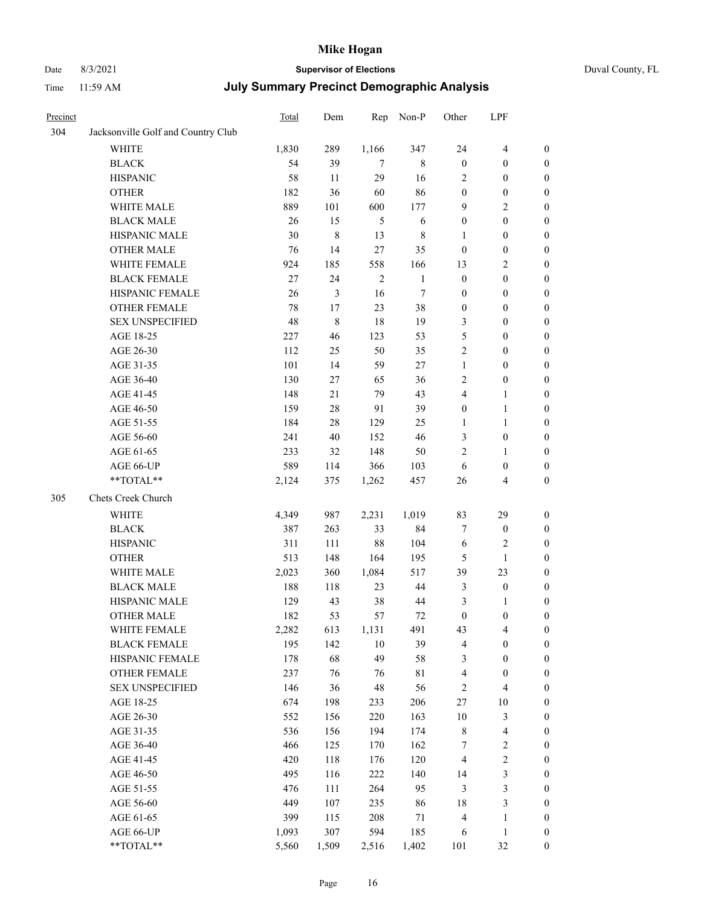# Mike Hogan

Date 8/3/2021 **Supervisor of Elections** Duval County, FL

Time 11:59 AM **July Summary Precinct Demographic Analysis**

| Precinct | | Total | Dem | Rep | Non-P | Other | LPF | |
|---|---|---|---|---|---|---|---|---|
| 304 | Jacksonville Golf and Country Club | | | | | | | |
| | WHITE | 1,830 | 289 | 1,166 | 347 | 24 | 4 | 0 |
| | BLACK | 54 | 39 | 7 | 8 | 0 | 0 | 0 |
| | HISPANIC | 58 | 11 | 29 | 16 | 2 | 0 | 0 |
| | OTHER | 182 | 36 | 60 | 86 | 0 | 0 | 0 |
| | WHITE MALE | 889 | 101 | 600 | 177 | 9 | 2 | 0 |
| | BLACK MALE | 26 | 15 | 5 | 6 | 0 | 0 | 0 |
| | HISPANIC MALE | 30 | 8 | 13 | 8 | 1 | 0 | 0 |
| | OTHER MALE | 76 | 14 | 27 | 35 | 0 | 0 | 0 |
| | WHITE FEMALE | 924 | 185 | 558 | 166 | 13 | 2 | 0 |
| | BLACK FEMALE | 27 | 24 | 2 | 1 | 0 | 0 | 0 |
| | HISPANIC FEMALE | 26 | 3 | 16 | 7 | 0 | 0 | 0 |
| | OTHER FEMALE | 78 | 17 | 23 | 38 | 0 | 0 | 0 |
| | SEX UNSPECIFIED | 48 | 8 | 18 | 19 | 3 | 0 | 0 |
| | AGE 18-25 | 227 | 46 | 123 | 53 | 5 | 0 | 0 |
| | AGE 26-30 | 112 | 25 | 50 | 35 | 2 | 0 | 0 |
| | AGE 31-35 | 101 | 14 | 59 | 27 | 1 | 0 | 0 |
| | AGE 36-40 | 130 | 27 | 65 | 36 | 2 | 0 | 0 |
| | AGE 41-45 | 148 | 21 | 79 | 43 | 4 | 1 | 0 |
| | AGE 46-50 | 159 | 28 | 91 | 39 | 0 | 1 | 0 |
| | AGE 51-55 | 184 | 28 | 129 | 25 | 1 | 1 | 0 |
| | AGE 56-60 | 241 | 40 | 152 | 46 | 3 | 0 | 0 |
| | AGE 61-65 | 233 | 32 | 148 | 50 | 2 | 1 | 0 |
| | AGE 66-UP | 589 | 114 | 366 | 103 | 6 | 0 | 0 |
| | **TOTAL** | 2,124 | 375 | 1,262 | 457 | 26 | 4 | 0 |
| 305 | Chets Creek Church | | | | | | | |
| | WHITE | 4,349 | 987 | 2,231 | 1,019 | 83 | 29 | 0 |
| | BLACK | 387 | 263 | 33 | 84 | 7 | 0 | 0 |
| | HISPANIC | 311 | 111 | 88 | 104 | 6 | 2 | 0 |
| | OTHER | 513 | 148 | 164 | 195 | 5 | 1 | 0 |
| | WHITE MALE | 2,023 | 360 | 1,084 | 517 | 39 | 23 | 0 |
| | BLACK MALE | 188 | 118 | 23 | 44 | 3 | 0 | 0 |
| | HISPANIC MALE | 129 | 43 | 38 | 44 | 3 | 1 | 0 |
| | OTHER MALE | 182 | 53 | 57 | 72 | 0 | 0 | 0 |
| | WHITE FEMALE | 2,282 | 613 | 1,131 | 491 | 43 | 4 | 0 |
| | BLACK FEMALE | 195 | 142 | 10 | 39 | 4 | 0 | 0 |
| | HISPANIC FEMALE | 178 | 68 | 49 | 58 | 3 | 0 | 0 |
| | OTHER FEMALE | 237 | 76 | 76 | 81 | 4 | 0 | 0 |
| | SEX UNSPECIFIED | 146 | 36 | 48 | 56 | 2 | 4 | 0 |
| | AGE 18-25 | 674 | 198 | 233 | 206 | 27 | 10 | 0 |
| | AGE 26-30 | 552 | 156 | 220 | 163 | 10 | 3 | 0 |
| | AGE 31-35 | 536 | 156 | 194 | 174 | 8 | 4 | 0 |
| | AGE 36-40 | 466 | 125 | 170 | 162 | 7 | 2 | 0 |
| | AGE 41-45 | 420 | 118 | 176 | 120 | 4 | 2 | 0 |
| | AGE 46-50 | 495 | 116 | 222 | 140 | 14 | 3 | 0 |
| | AGE 51-55 | 476 | 111 | 264 | 95 | 3 | 3 | 0 |
| | AGE 56-60 | 449 | 107 | 235 | 86 | 18 | 3 | 0 |
| | AGE 61-65 | 399 | 115 | 208 | 71 | 4 | 1 | 0 |
| | AGE 66-UP | 1,093 | 307 | 594 | 185 | 6 | 1 | 0 |
| | **TOTAL** | 5,560 | 1,509 | 2,516 | 1,402 | 101 | 32 | 0 |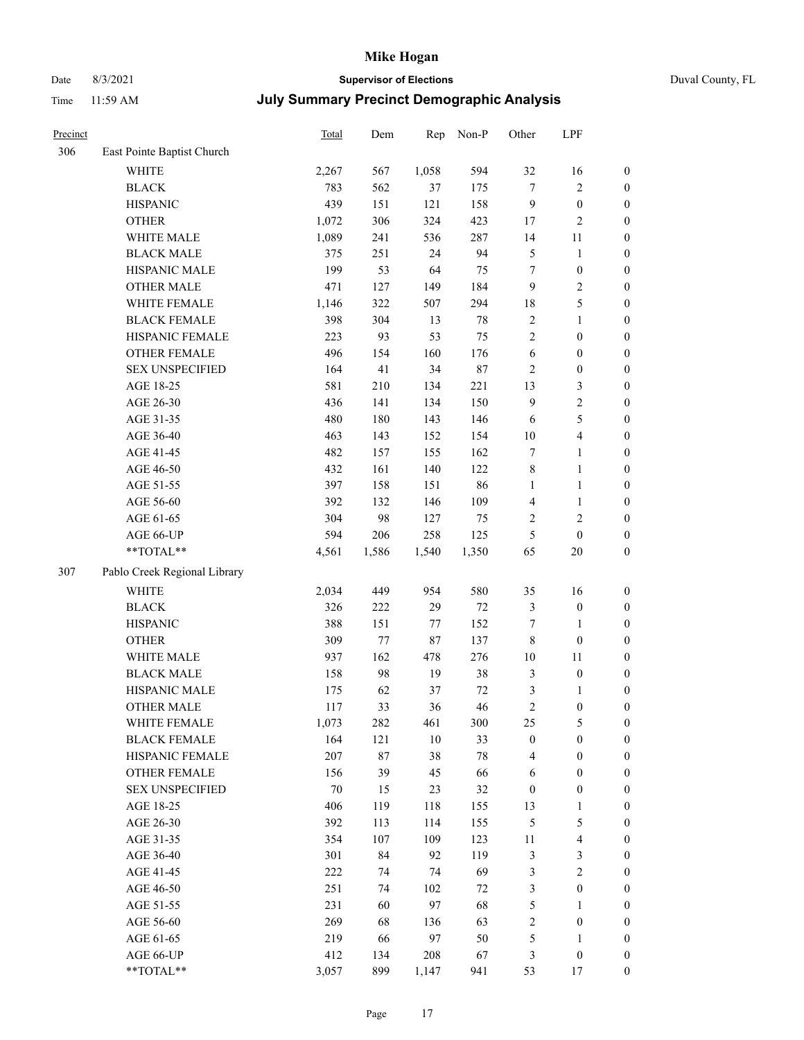# Mike Hogan

Date 8/3/2021 **Supervisor of Elections** Duval County, FL

Time 11:59 AM **July Summary Precinct Demographic Analysis**

| Precinct | | Total | Dem | Rep | Non-P | Other | LPF | |
|---|---|---|---|---|---|---|---|---|
| 306 | East Pointe Baptist Church | | | | | | | |
| | WHITE | 2,267 | 567 | 1,058 | 594 | 32 | 16 | 0 |
| | BLACK | 783 | 562 | 37 | 175 | 7 | 2 | 0 |
| | HISPANIC | 439 | 151 | 121 | 158 | 9 | 0 | 0 |
| | OTHER | 1,072 | 306 | 324 | 423 | 17 | 2 | 0 |
| | WHITE MALE | 1,089 | 241 | 536 | 287 | 14 | 11 | 0 |
| | BLACK MALE | 375 | 251 | 24 | 94 | 5 | 1 | 0 |
| | HISPANIC MALE | 199 | 53 | 64 | 75 | 7 | 0 | 0 |
| | OTHER MALE | 471 | 127 | 149 | 184 | 9 | 2 | 0 |
| | WHITE FEMALE | 1,146 | 322 | 507 | 294 | 18 | 5 | 0 |
| | BLACK FEMALE | 398 | 304 | 13 | 78 | 2 | 1 | 0 |
| | HISPANIC FEMALE | 223 | 93 | 53 | 75 | 2 | 0 | 0 |
| | OTHER FEMALE | 496 | 154 | 160 | 176 | 6 | 0 | 0 |
| | SEX UNSPECIFIED | 164 | 41 | 34 | 87 | 2 | 0 | 0 |
| | AGE 18-25 | 581 | 210 | 134 | 221 | 13 | 3 | 0 |
| | AGE 26-30 | 436 | 141 | 134 | 150 | 9 | 2 | 0 |
| | AGE 31-35 | 480 | 180 | 143 | 146 | 6 | 5 | 0 |
| | AGE 36-40 | 463 | 143 | 152 | 154 | 10 | 4 | 0 |
| | AGE 41-45 | 482 | 157 | 155 | 162 | 7 | 1 | 0 |
| | AGE 46-50 | 432 | 161 | 140 | 122 | 8 | 1 | 0 |
| | AGE 51-55 | 397 | 158 | 151 | 86 | 1 | 1 | 0 |
| | AGE 56-60 | 392 | 132 | 146 | 109 | 4 | 1 | 0 |
| | AGE 61-65 | 304 | 98 | 127 | 75 | 2 | 2 | 0 |
| | AGE 66-UP | 594 | 206 | 258 | 125 | 5 | 0 | 0 |
| | **TOTAL** | 4,561 | 1,586 | 1,540 | 1,350 | 65 | 20 | 0 |
| 307 | Pablo Creek Regional Library | | | | | | | |
| | WHITE | 2,034 | 449 | 954 | 580 | 35 | 16 | 0 |
| | BLACK | 326 | 222 | 29 | 72 | 3 | 0 | 0 |
| | HISPANIC | 388 | 151 | 77 | 152 | 7 | 1 | 0 |
| | OTHER | 309 | 77 | 87 | 137 | 8 | 0 | 0 |
| | WHITE MALE | 937 | 162 | 478 | 276 | 10 | 11 | 0 |
| | BLACK MALE | 158 | 98 | 19 | 38 | 3 | 0 | 0 |
| | HISPANIC MALE | 175 | 62 | 37 | 72 | 3 | 1 | 0 |
| | OTHER MALE | 117 | 33 | 36 | 46 | 2 | 0 | 0 |
| | WHITE FEMALE | 1,073 | 282 | 461 | 300 | 25 | 5 | 0 |
| | BLACK FEMALE | 164 | 121 | 10 | 33 | 0 | 0 | 0 |
| | HISPANIC FEMALE | 207 | 87 | 38 | 78 | 4 | 0 | 0 |
| | OTHER FEMALE | 156 | 39 | 45 | 66 | 6 | 0 | 0 |
| | SEX UNSPECIFIED | 70 | 15 | 23 | 32 | 0 | 0 | 0 |
| | AGE 18-25 | 406 | 119 | 118 | 155 | 13 | 1 | 0 |
| | AGE 26-30 | 392 | 113 | 114 | 155 | 5 | 5 | 0 |
| | AGE 31-35 | 354 | 107 | 109 | 123 | 11 | 4 | 0 |
| | AGE 36-40 | 301 | 84 | 92 | 119 | 3 | 3 | 0 |
| | AGE 41-45 | 222 | 74 | 74 | 69 | 3 | 2 | 0 |
| | AGE 46-50 | 251 | 74 | 102 | 72 | 3 | 0 | 0 |
| | AGE 51-55 | 231 | 60 | 97 | 68 | 5 | 1 | 0 |
| | AGE 56-60 | 269 | 68 | 136 | 63 | 2 | 0 | 0 |
| | AGE 61-65 | 219 | 66 | 97 | 50 | 5 | 1 | 0 |
| | AGE 66-UP | 412 | 134 | 208 | 67 | 3 | 0 | 0 |
| | **TOTAL** | 3,057 | 899 | 1,147 | 941 | 53 | 17 | 0 |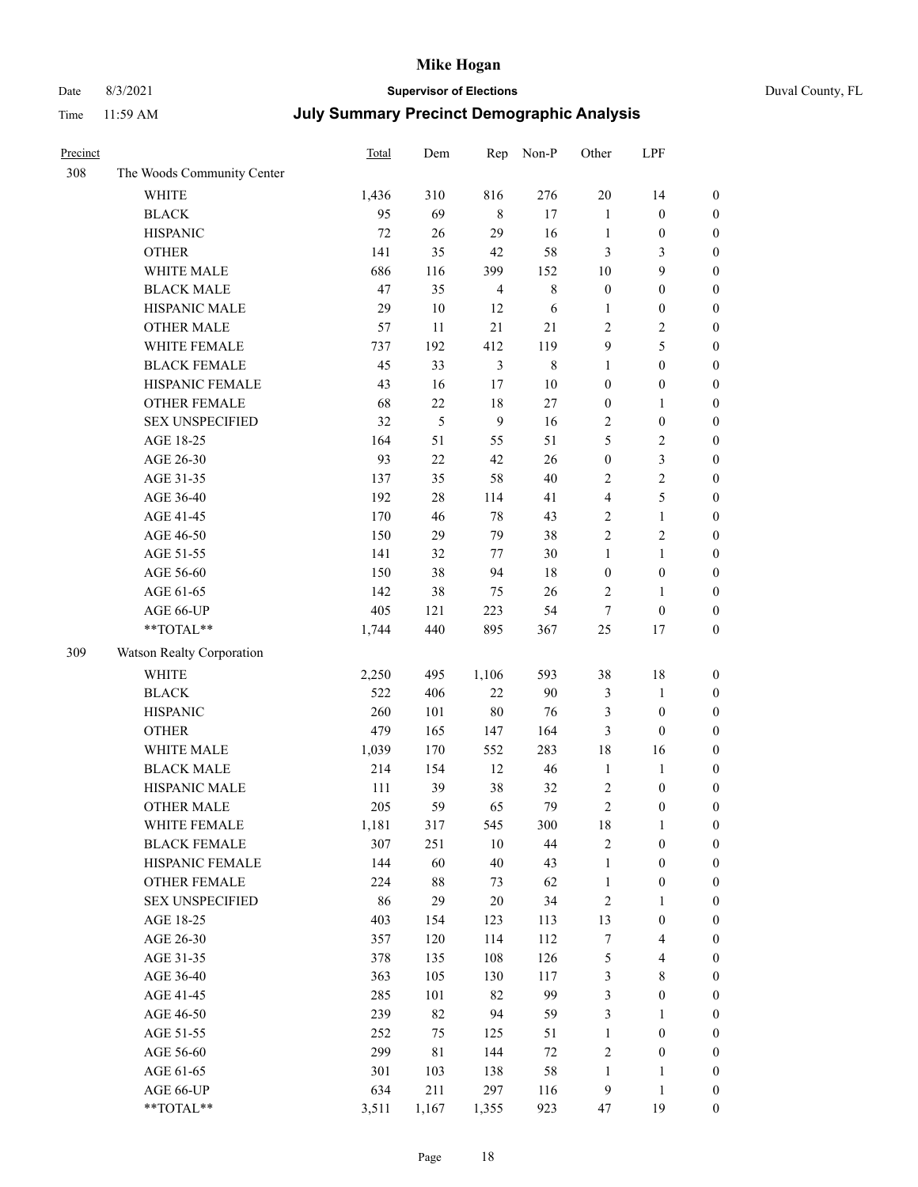# Mike Hogan

Date 8/3/2021 **Supervisor of Elections** Duval County, FL

Time 11:59 AM **July Summary Precinct Demographic Analysis**

| Precinct | | Total | Dem | Rep | Non-P | Other | LPF | |
|---|---|---|---|---|---|---|---|---|
| 308 | The Woods Community Center | | | | | | | |
| | WHITE | 1,436 | 310 | 816 | 276 | 20 | 14 | 0 |
| | BLACK | 95 | 69 | 8 | 17 | 1 | 0 | 0 |
| | HISPANIC | 72 | 26 | 29 | 16 | 1 | 0 | 0 |
| | OTHER | 141 | 35 | 42 | 58 | 3 | 3 | 0 |
| | WHITE MALE | 686 | 116 | 399 | 152 | 10 | 9 | 0 |
| | BLACK MALE | 47 | 35 | 4 | 8 | 0 | 0 | 0 |
| | HISPANIC MALE | 29 | 10 | 12 | 6 | 1 | 0 | 0 |
| | OTHER MALE | 57 | 11 | 21 | 21 | 2 | 2 | 0 |
| | WHITE FEMALE | 737 | 192 | 412 | 119 | 9 | 5 | 0 |
| | BLACK FEMALE | 45 | 33 | 3 | 8 | 1 | 0 | 0 |
| | HISPANIC FEMALE | 43 | 16 | 17 | 10 | 0 | 0 | 0 |
| | OTHER FEMALE | 68 | 22 | 18 | 27 | 0 | 1 | 0 |
| | SEX UNSPECIFIED | 32 | 5 | 9 | 16 | 2 | 0 | 0 |
| | AGE 18-25 | 164 | 51 | 55 | 51 | 5 | 2 | 0 |
| | AGE 26-30 | 93 | 22 | 42 | 26 | 0 | 3 | 0 |
| | AGE 31-35 | 137 | 35 | 58 | 40 | 2 | 2 | 0 |
| | AGE 36-40 | 192 | 28 | 114 | 41 | 4 | 5 | 0 |
| | AGE 41-45 | 170 | 46 | 78 | 43 | 2 | 1 | 0 |
| | AGE 46-50 | 150 | 29 | 79 | 38 | 2 | 2 | 0 |
| | AGE 51-55 | 141 | 32 | 77 | 30 | 1 | 1 | 0 |
| | AGE 56-60 | 150 | 38 | 94 | 18 | 0 | 0 | 0 |
| | AGE 61-65 | 142 | 38 | 75 | 26 | 2 | 1 | 0 |
| | AGE 66-UP | 405 | 121 | 223 | 54 | 7 | 0 | 0 |
| | **TOTAL** | 1,744 | 440 | 895 | 367 | 25 | 17 | 0 |
| 309 | Watson Realty Corporation | | | | | | | |
| | WHITE | 2,250 | 495 | 1,106 | 593 | 38 | 18 | 0 |
| | BLACK | 522 | 406 | 22 | 90 | 3 | 1 | 0 |
| | HISPANIC | 260 | 101 | 80 | 76 | 3 | 0 | 0 |
| | OTHER | 479 | 165 | 147 | 164 | 3 | 0 | 0 |
| | WHITE MALE | 1,039 | 170 | 552 | 283 | 18 | 16 | 0 |
| | BLACK MALE | 214 | 154 | 12 | 46 | 1 | 1 | 0 |
| | HISPANIC MALE | 111 | 39 | 38 | 32 | 2 | 0 | 0 |
| | OTHER MALE | 205 | 59 | 65 | 79 | 2 | 0 | 0 |
| | WHITE FEMALE | 1,181 | 317 | 545 | 300 | 18 | 1 | 0 |
| | BLACK FEMALE | 307 | 251 | 10 | 44 | 2 | 0 | 0 |
| | HISPANIC FEMALE | 144 | 60 | 40 | 43 | 1 | 0 | 0 |
| | OTHER FEMALE | 224 | 88 | 73 | 62 | 1 | 0 | 0 |
| | SEX UNSPECIFIED | 86 | 29 | 20 | 34 | 2 | 1 | 0 |
| | AGE 18-25 | 403 | 154 | 123 | 113 | 13 | 0 | 0 |
| | AGE 26-30 | 357 | 120 | 114 | 112 | 7 | 4 | 0 |
| | AGE 31-35 | 378 | 135 | 108 | 126 | 5 | 4 | 0 |
| | AGE 36-40 | 363 | 105 | 130 | 117 | 3 | 8 | 0 |
| | AGE 41-45 | 285 | 101 | 82 | 99 | 3 | 0 | 0 |
| | AGE 46-50 | 239 | 82 | 94 | 59 | 3 | 1 | 0 |
| | AGE 51-55 | 252 | 75 | 125 | 51 | 1 | 0 | 0 |
| | AGE 56-60 | 299 | 81 | 144 | 72 | 2 | 0 | 0 |
| | AGE 61-65 | 301 | 103 | 138 | 58 | 1 | 1 | 0 |
| | AGE 66-UP | 634 | 211 | 297 | 116 | 9 | 1 | 0 |
| | **TOTAL** | 3,511 | 1,167 | 1,355 | 923 | 47 | 19 | 0 |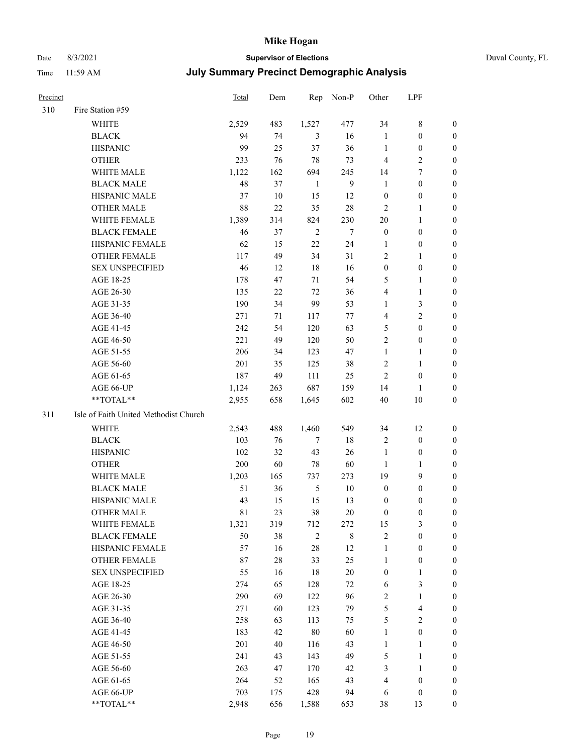# Mike Hogan

Date 8/3/2021 **Supervisor of Elections** Duval County, FL

Time 11:59 AM **July Summary Precinct Demographic Analysis**

| Precinct | | Total | Dem | Rep | Non-P | Other | LPF | |
|---|---|---|---|---|---|---|---|---|
| 310 | Fire Station #59 | | | | | | | |
| | WHITE | 2,529 | 483 | 1,527 | 477 | 34 | 8 | 0 |
| | BLACK | 94 | 74 | 3 | 16 | 1 | 0 | 0 |
| | HISPANIC | 99 | 25 | 37 | 36 | 1 | 0 | 0 |
| | OTHER | 233 | 76 | 78 | 73 | 4 | 2 | 0 |
| | WHITE MALE | 1,122 | 162 | 694 | 245 | 14 | 7 | 0 |
| | BLACK MALE | 48 | 37 | 1 | 9 | 1 | 0 | 0 |
| | HISPANIC MALE | 37 | 10 | 15 | 12 | 0 | 0 | 0 |
| | OTHER MALE | 88 | 22 | 35 | 28 | 2 | 1 | 0 |
| | WHITE FEMALE | 1,389 | 314 | 824 | 230 | 20 | 1 | 0 |
| | BLACK FEMALE | 46 | 37 | 2 | 7 | 0 | 0 | 0 |
| | HISPANIC FEMALE | 62 | 15 | 22 | 24 | 1 | 0 | 0 |
| | OTHER FEMALE | 117 | 49 | 34 | 31 | 2 | 1 | 0 |
| | SEX UNSPECIFIED | 46 | 12 | 18 | 16 | 0 | 0 | 0 |
| | AGE 18-25 | 178 | 47 | 71 | 54 | 5 | 1 | 0 |
| | AGE 26-30 | 135 | 22 | 72 | 36 | 4 | 1 | 0 |
| | AGE 31-35 | 190 | 34 | 99 | 53 | 1 | 3 | 0 |
| | AGE 36-40 | 271 | 71 | 117 | 77 | 4 | 2 | 0 |
| | AGE 41-45 | 242 | 54 | 120 | 63 | 5 | 0 | 0 |
| | AGE 46-50 | 221 | 49 | 120 | 50 | 2 | 0 | 0 |
| | AGE 51-55 | 206 | 34 | 123 | 47 | 1 | 1 | 0 |
| | AGE 56-60 | 201 | 35 | 125 | 38 | 2 | 1 | 0 |
| | AGE 61-65 | 187 | 49 | 111 | 25 | 2 | 0 | 0 |
| | AGE 66-UP | 1,124 | 263 | 687 | 159 | 14 | 1 | 0 |
| | **TOTAL** | 2,955 | 658 | 1,645 | 602 | 40 | 10 | 0 |
| 311 | Isle of Faith United Methodist Church | | | | | | | |
| | WHITE | 2,543 | 488 | 1,460 | 549 | 34 | 12 | 0 |
| | BLACK | 103 | 76 | 7 | 18 | 2 | 0 | 0 |
| | HISPANIC | 102 | 32 | 43 | 26 | 1 | 0 | 0 |
| | OTHER | 200 | 60 | 78 | 60 | 1 | 1 | 0 |
| | WHITE MALE | 1,203 | 165 | 737 | 273 | 19 | 9 | 0 |
| | BLACK MALE | 51 | 36 | 5 | 10 | 0 | 0 | 0 |
| | HISPANIC MALE | 43 | 15 | 15 | 13 | 0 | 0 | 0 |
| | OTHER MALE | 81 | 23 | 38 | 20 | 0 | 0 | 0 |
| | WHITE FEMALE | 1,321 | 319 | 712 | 272 | 15 | 3 | 0 |
| | BLACK FEMALE | 50 | 38 | 2 | 8 | 2 | 0 | 0 |
| | HISPANIC FEMALE | 57 | 16 | 28 | 12 | 1 | 0 | 0 |
| | OTHER FEMALE | 87 | 28 | 33 | 25 | 1 | 0 | 0 |
| | SEX UNSPECIFIED | 55 | 16 | 18 | 20 | 0 | 1 | 0 |
| | AGE 18-25 | 274 | 65 | 128 | 72 | 6 | 3 | 0 |
| | AGE 26-30 | 290 | 69 | 122 | 96 | 2 | 1 | 0 |
| | AGE 31-35 | 271 | 60 | 123 | 79 | 5 | 4 | 0 |
| | AGE 36-40 | 258 | 63 | 113 | 75 | 5 | 2 | 0 |
| | AGE 41-45 | 183 | 42 | 80 | 60 | 1 | 0 | 0 |
| | AGE 46-50 | 201 | 40 | 116 | 43 | 1 | 1 | 0 |
| | AGE 51-55 | 241 | 43 | 143 | 49 | 5 | 1 | 0 |
| | AGE 56-60 | 263 | 47 | 170 | 42 | 3 | 1 | 0 |
| | AGE 61-65 | 264 | 52 | 165 | 43 | 4 | 0 | 0 |
| | AGE 66-UP | 703 | 175 | 428 | 94 | 6 | 0 | 0 |
| | **TOTAL** | 2,948 | 656 | 1,588 | 653 | 38 | 13 | 0 |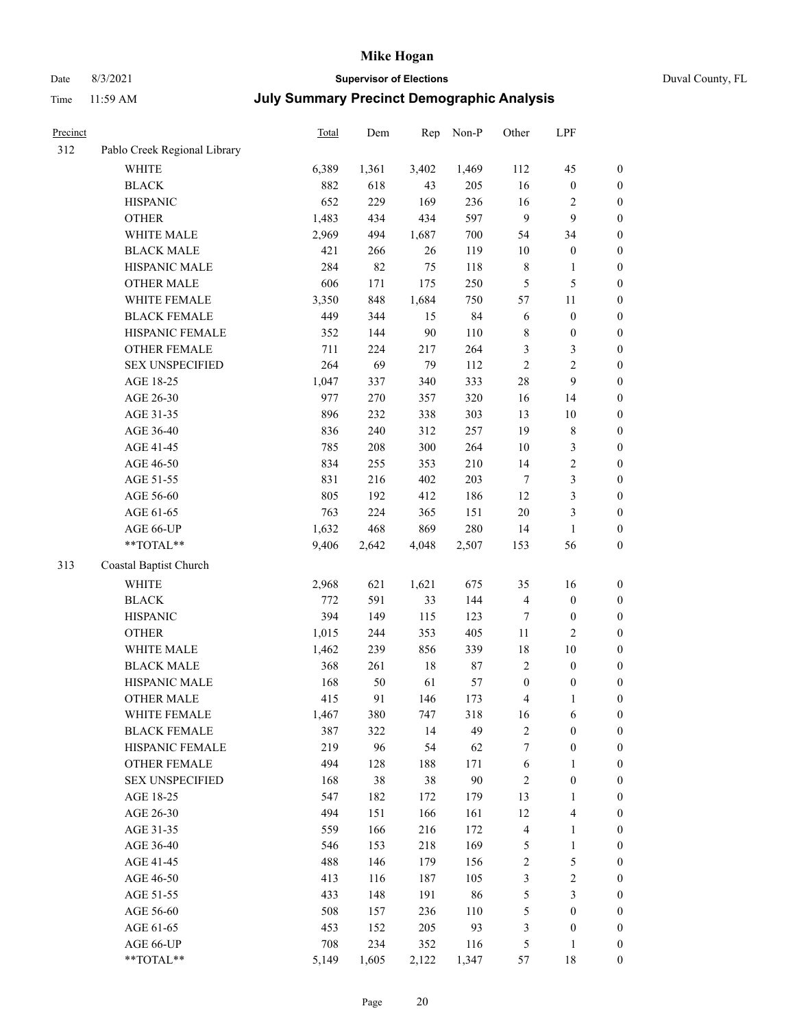# Mike Hogan

Date 8/3/2021 **Supervisor of Elections** Duval County, FL

Time 11:59 AM **July Summary Precinct Demographic Analysis**

| Precinct | | Total | Dem | Rep | Non-P | Other | LPF | |
|---|---|---|---|---|---|---|---|---|
| 312 | Pablo Creek Regional Library | | | | | | | |
| | WHITE | 6,389 | 1,361 | 3,402 | 1,469 | 112 | 45 | 0 |
| | BLACK | 882 | 618 | 43 | 205 | 16 | 0 | 0 |
| | HISPANIC | 652 | 229 | 169 | 236 | 16 | 2 | 0 |
| | OTHER | 1,483 | 434 | 434 | 597 | 9 | 9 | 0 |
| | WHITE MALE | 2,969 | 494 | 1,687 | 700 | 54 | 34 | 0 |
| | BLACK MALE | 421 | 266 | 26 | 119 | 10 | 0 | 0 |
| | HISPANIC MALE | 284 | 82 | 75 | 118 | 8 | 1 | 0 |
| | OTHER MALE | 606 | 171 | 175 | 250 | 5 | 5 | 0 |
| | WHITE FEMALE | 3,350 | 848 | 1,684 | 750 | 57 | 11 | 0 |
| | BLACK FEMALE | 449 | 344 | 15 | 84 | 6 | 0 | 0 |
| | HISPANIC FEMALE | 352 | 144 | 90 | 110 | 8 | 0 | 0 |
| | OTHER FEMALE | 711 | 224 | 217 | 264 | 3 | 3 | 0 |
| | SEX UNSPECIFIED | 264 | 69 | 79 | 112 | 2 | 2 | 0 |
| | AGE 18-25 | 1,047 | 337 | 340 | 333 | 28 | 9 | 0 |
| | AGE 26-30 | 977 | 270 | 357 | 320 | 16 | 14 | 0 |
| | AGE 31-35 | 896 | 232 | 338 | 303 | 13 | 10 | 0 |
| | AGE 36-40 | 836 | 240 | 312 | 257 | 19 | 8 | 0 |
| | AGE 41-45 | 785 | 208 | 300 | 264 | 10 | 3 | 0 |
| | AGE 46-50 | 834 | 255 | 353 | 210 | 14 | 2 | 0 |
| | AGE 51-55 | 831 | 216 | 402 | 203 | 7 | 3 | 0 |
| | AGE 56-60 | 805 | 192 | 412 | 186 | 12 | 3 | 0 |
| | AGE 61-65 | 763 | 224 | 365 | 151 | 20 | 3 | 0 |
| | AGE 66-UP | 1,632 | 468 | 869 | 280 | 14 | 1 | 0 |
| | **TOTAL** | 9,406 | 2,642 | 4,048 | 2,507 | 153 | 56 | 0 |
| 313 | Coastal Baptist Church | | | | | | | |
| | WHITE | 2,968 | 621 | 1,621 | 675 | 35 | 16 | 0 |
| | BLACK | 772 | 591 | 33 | 144 | 4 | 0 | 0 |
| | HISPANIC | 394 | 149 | 115 | 123 | 7 | 0 | 0 |
| | OTHER | 1,015 | 244 | 353 | 405 | 11 | 2 | 0 |
| | WHITE MALE | 1,462 | 239 | 856 | 339 | 18 | 10 | 0 |
| | BLACK MALE | 368 | 261 | 18 | 87 | 2 | 0 | 0 |
| | HISPANIC MALE | 168 | 50 | 61 | 57 | 0 | 0 | 0 |
| | OTHER MALE | 415 | 91 | 146 | 173 | 4 | 1 | 0 |
| | WHITE FEMALE | 1,467 | 380 | 747 | 318 | 16 | 6 | 0 |
| | BLACK FEMALE | 387 | 322 | 14 | 49 | 2 | 0 | 0 |
| | HISPANIC FEMALE | 219 | 96 | 54 | 62 | 7 | 0 | 0 |
| | OTHER FEMALE | 494 | 128 | 188 | 171 | 6 | 1 | 0 |
| | SEX UNSPECIFIED | 168 | 38 | 38 | 90 | 2 | 0 | 0 |
| | AGE 18-25 | 547 | 182 | 172 | 179 | 13 | 1 | 0 |
| | AGE 26-30 | 494 | 151 | 166 | 161 | 12 | 4 | 0 |
| | AGE 31-35 | 559 | 166 | 216 | 172 | 4 | 1 | 0 |
| | AGE 36-40 | 546 | 153 | 218 | 169 | 5 | 1 | 0 |
| | AGE 41-45 | 488 | 146 | 179 | 156 | 2 | 5 | 0 |
| | AGE 46-50 | 413 | 116 | 187 | 105 | 3 | 2 | 0 |
| | AGE 51-55 | 433 | 148 | 191 | 86 | 5 | 3 | 0 |
| | AGE 56-60 | 508 | 157 | 236 | 110 | 5 | 0 | 0 |
| | AGE 61-65 | 453 | 152 | 205 | 93 | 3 | 0 | 0 |
| | AGE 66-UP | 708 | 234 | 352 | 116 | 5 | 1 | 0 |
| | **TOTAL** | 5,149 | 1,605 | 2,122 | 1,347 | 57 | 18 | 0 |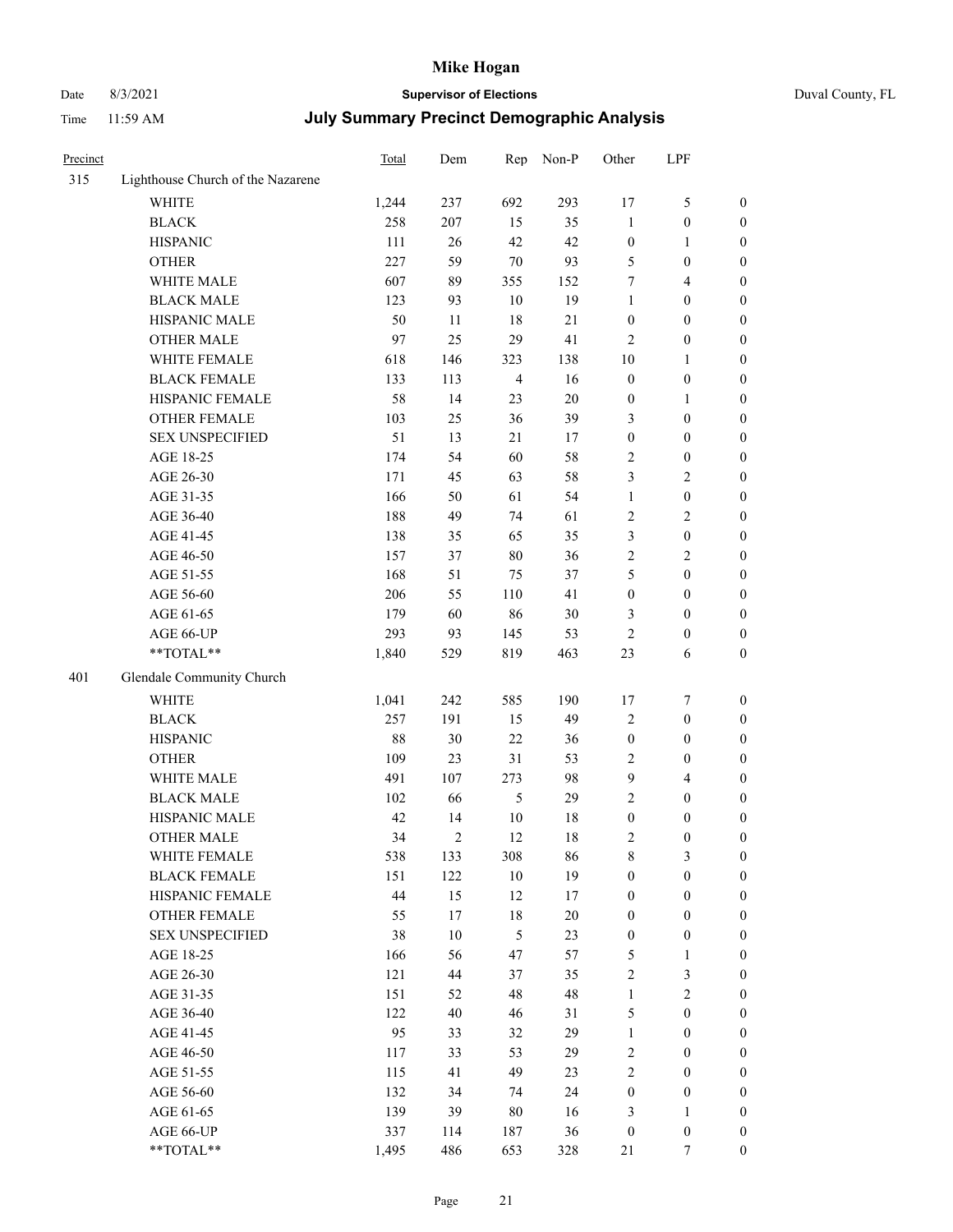# Mike Hogan

Date 8/3/2021 | **Supervisor of Elections** | Duval County, FL

Time 11:59 AM | **July Summary Precinct Demographic Analysis**

| Precinct | | Total | Dem | Rep | Non-P | Other | LPF | |
|---|---|---|---|---|---|---|---|---|
| 315 | Lighthouse Church of the Nazarene | | | | | | | |
| | WHITE | 1,244 | 237 | 692 | 293 | 17 | 5 | 0 |
| | BLACK | 258 | 207 | 15 | 35 | 1 | 0 | 0 |
| | HISPANIC | 111 | 26 | 42 | 42 | 0 | 1 | 0 |
| | OTHER | 227 | 59 | 70 | 93 | 5 | 0 | 0 |
| | WHITE MALE | 607 | 89 | 355 | 152 | 7 | 4 | 0 |
| | BLACK MALE | 123 | 93 | 10 | 19 | 1 | 0 | 0 |
| | HISPANIC MALE | 50 | 11 | 18 | 21 | 0 | 0 | 0 |
| | OTHER MALE | 97 | 25 | 29 | 41 | 2 | 0 | 0 |
| | WHITE FEMALE | 618 | 146 | 323 | 138 | 10 | 1 | 0 |
| | BLACK FEMALE | 133 | 113 | 4 | 16 | 0 | 0 | 0 |
| | HISPANIC FEMALE | 58 | 14 | 23 | 20 | 0 | 1 | 0 |
| | OTHER FEMALE | 103 | 25 | 36 | 39 | 3 | 0 | 0 |
| | SEX UNSPECIFIED | 51 | 13 | 21 | 17 | 0 | 0 | 0 |
| | AGE 18-25 | 174 | 54 | 60 | 58 | 2 | 0 | 0 |
| | AGE 26-30 | 171 | 45 | 63 | 58 | 3 | 2 | 0 |
| | AGE 31-35 | 166 | 50 | 61 | 54 | 1 | 0 | 0 |
| | AGE 36-40 | 188 | 49 | 74 | 61 | 2 | 2 | 0 |
| | AGE 41-45 | 138 | 35 | 65 | 35 | 3 | 0 | 0 |
| | AGE 46-50 | 157 | 37 | 80 | 36 | 2 | 2 | 0 |
| | AGE 51-55 | 168 | 51 | 75 | 37 | 5 | 0 | 0 |
| | AGE 56-60 | 206 | 55 | 110 | 41 | 0 | 0 | 0 |
| | AGE 61-65 | 179 | 60 | 86 | 30 | 3 | 0 | 0 |
| | AGE 66-UP | 293 | 93 | 145 | 53 | 2 | 0 | 0 |
| | **TOTAL** | 1,840 | 529 | 819 | 463 | 23 | 6 | 0 |
| 401 | Glendale Community Church | | | | | | | |
| | WHITE | 1,041 | 242 | 585 | 190 | 17 | 7 | 0 |
| | BLACK | 257 | 191 | 15 | 49 | 2 | 0 | 0 |
| | HISPANIC | 88 | 30 | 22 | 36 | 0 | 0 | 0 |
| | OTHER | 109 | 23 | 31 | 53 | 2 | 0 | 0 |
| | WHITE MALE | 491 | 107 | 273 | 98 | 9 | 4 | 0 |
| | BLACK MALE | 102 | 66 | 5 | 29 | 2 | 0 | 0 |
| | HISPANIC MALE | 42 | 14 | 10 | 18 | 0 | 0 | 0 |
| | OTHER MALE | 34 | 2 | 12 | 18 | 2 | 0 | 0 |
| | WHITE FEMALE | 538 | 133 | 308 | 86 | 8 | 3 | 0 |
| | BLACK FEMALE | 151 | 122 | 10 | 19 | 0 | 0 | 0 |
| | HISPANIC FEMALE | 44 | 15 | 12 | 17 | 0 | 0 | 0 |
| | OTHER FEMALE | 55 | 17 | 18 | 20 | 0 | 0 | 0 |
| | SEX UNSPECIFIED | 38 | 10 | 5 | 23 | 0 | 0 | 0 |
| | AGE 18-25 | 166 | 56 | 47 | 57 | 5 | 1 | 0 |
| | AGE 26-30 | 121 | 44 | 37 | 35 | 2 | 3 | 0 |
| | AGE 31-35 | 151 | 52 | 48 | 48 | 1 | 2 | 0 |
| | AGE 36-40 | 122 | 40 | 46 | 31 | 5 | 0 | 0 |
| | AGE 41-45 | 95 | 33 | 32 | 29 | 1 | 0 | 0 |
| | AGE 46-50 | 117 | 33 | 53 | 29 | 2 | 0 | 0 |
| | AGE 51-55 | 115 | 41 | 49 | 23 | 2 | 0 | 0 |
| | AGE 56-60 | 132 | 34 | 74 | 24 | 0 | 0 | 0 |
| | AGE 61-65 | 139 | 39 | 80 | 16 | 3 | 1 | 0 |
| | AGE 66-UP | 337 | 114 | 187 | 36 | 0 | 0 | 0 |
| | **TOTAL** | 1,495 | 486 | 653 | 328 | 21 | 7 | 0 |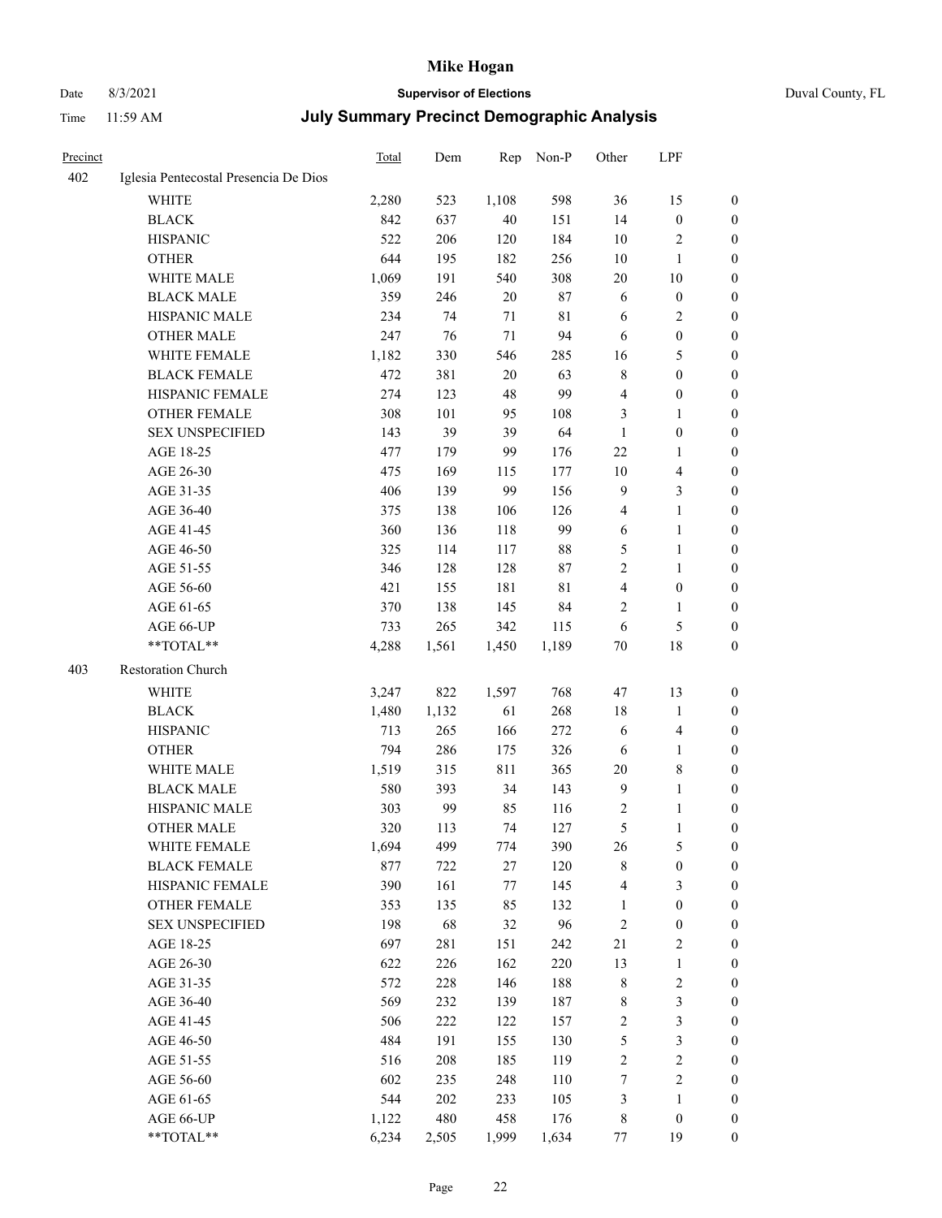# Mike Hogan

Date 8/3/2021 **Supervisor of Elections** Duval County, FL

Time 11:59 AM **July Summary Precinct Demographic Analysis**

| Precinct | | Total | Dem | Rep | Non-P | Other | LPF | |
|---|---|---|---|---|---|---|---|---|
| 402 | Iglesia Pentecostal Presencia De Dios | | | | | | | |
| | WHITE | 2,280 | 523 | 1,108 | 598 | 36 | 15 | 0 |
| | BLACK | 842 | 637 | 40 | 151 | 14 | 0 | 0 |
| | HISPANIC | 522 | 206 | 120 | 184 | 10 | 2 | 0 |
| | OTHER | 644 | 195 | 182 | 256 | 10 | 1 | 0 |
| | WHITE MALE | 1,069 | 191 | 540 | 308 | 20 | 10 | 0 |
| | BLACK MALE | 359 | 246 | 20 | 87 | 6 | 0 | 0 |
| | HISPANIC MALE | 234 | 74 | 71 | 81 | 6 | 2 | 0 |
| | OTHER MALE | 247 | 76 | 71 | 94 | 6 | 0 | 0 |
| | WHITE FEMALE | 1,182 | 330 | 546 | 285 | 16 | 5 | 0 |
| | BLACK FEMALE | 472 | 381 | 20 | 63 | 8 | 0 | 0 |
| | HISPANIC FEMALE | 274 | 123 | 48 | 99 | 4 | 0 | 0 |
| | OTHER FEMALE | 308 | 101 | 95 | 108 | 3 | 1 | 0 |
| | SEX UNSPECIFIED | 143 | 39 | 39 | 64 | 1 | 0 | 0 |
| | AGE 18-25 | 477 | 179 | 99 | 176 | 22 | 1 | 0 |
| | AGE 26-30 | 475 | 169 | 115 | 177 | 10 | 4 | 0 |
| | AGE 31-35 | 406 | 139 | 99 | 156 | 9 | 3 | 0 |
| | AGE 36-40 | 375 | 138 | 106 | 126 | 4 | 1 | 0 |
| | AGE 41-45 | 360 | 136 | 118 | 99 | 6 | 1 | 0 |
| | AGE 46-50 | 325 | 114 | 117 | 88 | 5 | 1 | 0 |
| | AGE 51-55 | 346 | 128 | 128 | 87 | 2 | 1 | 0 |
| | AGE 56-60 | 421 | 155 | 181 | 81 | 4 | 0 | 0 |
| | AGE 61-65 | 370 | 138 | 145 | 84 | 2 | 1 | 0 |
| | AGE 66-UP | 733 | 265 | 342 | 115 | 6 | 5 | 0 |
| | **TOTAL** | 4,288 | 1,561 | 1,450 | 1,189 | 70 | 18 | 0 |
| 403 | Restoration Church | | | | | | | |
| | WHITE | 3,247 | 822 | 1,597 | 768 | 47 | 13 | 0 |
| | BLACK | 1,480 | 1,132 | 61 | 268 | 18 | 1 | 0 |
| | HISPANIC | 713 | 265 | 166 | 272 | 6 | 4 | 0 |
| | OTHER | 794 | 286 | 175 | 326 | 6 | 1 | 0 |
| | WHITE MALE | 1,519 | 315 | 811 | 365 | 20 | 8 | 0 |
| | BLACK MALE | 580 | 393 | 34 | 143 | 9 | 1 | 0 |
| | HISPANIC MALE | 303 | 99 | 85 | 116 | 2 | 1 | 0 |
| | OTHER MALE | 320 | 113 | 74 | 127 | 5 | 1 | 0 |
| | WHITE FEMALE | 1,694 | 499 | 774 | 390 | 26 | 5 | 0 |
| | BLACK FEMALE | 877 | 722 | 27 | 120 | 8 | 0 | 0 |
| | HISPANIC FEMALE | 390 | 161 | 77 | 145 | 4 | 3 | 0 |
| | OTHER FEMALE | 353 | 135 | 85 | 132 | 1 | 0 | 0 |
| | SEX UNSPECIFIED | 198 | 68 | 32 | 96 | 2 | 0 | 0 |
| | AGE 18-25 | 697 | 281 | 151 | 242 | 21 | 2 | 0 |
| | AGE 26-30 | 622 | 226 | 162 | 220 | 13 | 1 | 0 |
| | AGE 31-35 | 572 | 228 | 146 | 188 | 8 | 2 | 0 |
| | AGE 36-40 | 569 | 232 | 139 | 187 | 8 | 3 | 0 |
| | AGE 41-45 | 506 | 222 | 122 | 157 | 2 | 3 | 0 |
| | AGE 46-50 | 484 | 191 | 155 | 130 | 5 | 3 | 0 |
| | AGE 51-55 | 516 | 208 | 185 | 119 | 2 | 2 | 0 |
| | AGE 56-60 | 602 | 235 | 248 | 110 | 7 | 2 | 0 |
| | AGE 61-65 | 544 | 202 | 233 | 105 | 3 | 1 | 0 |
| | AGE 66-UP | 1,122 | 480 | 458 | 176 | 8 | 0 | 0 |
| | **TOTAL** | 6,234 | 2,505 | 1,999 | 1,634 | 77 | 19 | 0 |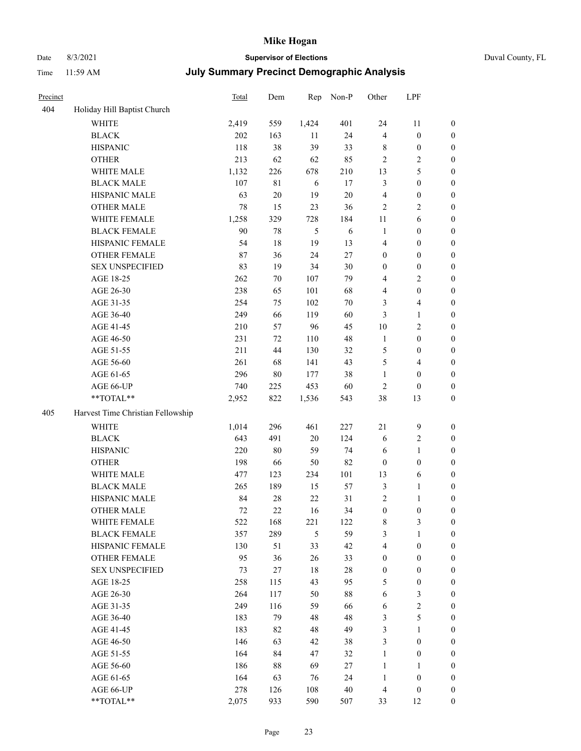# Mike Hogan

Date 8/3/2021 **Supervisor of Elections** Duval County, FL

Time 11:59 AM **July Summary Precinct Demographic Analysis**

| Precinct | | Total | Dem | Rep | Non-P | Other | LPF | |
|---|---|---|---|---|---|---|---|---|
| 404 | Holiday Hill Baptist Church | | | | | | | |
| | WHITE | 2,419 | 559 | 1,424 | 401 | 24 | 11 | 0 |
| | BLACK | 202 | 163 | 11 | 24 | 4 | 0 | 0 |
| | HISPANIC | 118 | 38 | 39 | 33 | 8 | 0 | 0 |
| | OTHER | 213 | 62 | 62 | 85 | 2 | 2 | 0 |
| | WHITE MALE | 1,132 | 226 | 678 | 210 | 13 | 5 | 0 |
| | BLACK MALE | 107 | 81 | 6 | 17 | 3 | 0 | 0 |
| | HISPANIC MALE | 63 | 20 | 19 | 20 | 4 | 0 | 0 |
| | OTHER MALE | 78 | 15 | 23 | 36 | 2 | 2 | 0 |
| | WHITE FEMALE | 1,258 | 329 | 728 | 184 | 11 | 6 | 0 |
| | BLACK FEMALE | 90 | 78 | 5 | 6 | 1 | 0 | 0 |
| | HISPANIC FEMALE | 54 | 18 | 19 | 13 | 4 | 0 | 0 |
| | OTHER FEMALE | 87 | 36 | 24 | 27 | 0 | 0 | 0 |
| | SEX UNSPECIFIED | 83 | 19 | 34 | 30 | 0 | 0 | 0 |
| | AGE 18-25 | 262 | 70 | 107 | 79 | 4 | 2 | 0 |
| | AGE 26-30 | 238 | 65 | 101 | 68 | 4 | 0 | 0 |
| | AGE 31-35 | 254 | 75 | 102 | 70 | 3 | 4 | 0 |
| | AGE 36-40 | 249 | 66 | 119 | 60 | 3 | 1 | 0 |
| | AGE 41-45 | 210 | 57 | 96 | 45 | 10 | 2 | 0 |
| | AGE 46-50 | 231 | 72 | 110 | 48 | 1 | 0 | 0 |
| | AGE 51-55 | 211 | 44 | 130 | 32 | 5 | 0 | 0 |
| | AGE 56-60 | 261 | 68 | 141 | 43 | 5 | 4 | 0 |
| | AGE 61-65 | 296 | 80 | 177 | 38 | 1 | 0 | 0 |
| | AGE 66-UP | 740 | 225 | 453 | 60 | 2 | 0 | 0 |
| | **TOTAL** | 2,952 | 822 | 1,536 | 543 | 38 | 13 | 0 |
| 405 | Harvest Time Christian Fellowship | | | | | | | |
| | WHITE | 1,014 | 296 | 461 | 227 | 21 | 9 | 0 |
| | BLACK | 643 | 491 | 20 | 124 | 6 | 2 | 0 |
| | HISPANIC | 220 | 80 | 59 | 74 | 6 | 1 | 0 |
| | OTHER | 198 | 66 | 50 | 82 | 0 | 0 | 0 |
| | WHITE MALE | 477 | 123 | 234 | 101 | 13 | 6 | 0 |
| | BLACK MALE | 265 | 189 | 15 | 57 | 3 | 1 | 0 |
| | HISPANIC MALE | 84 | 28 | 22 | 31 | 2 | 1 | 0 |
| | OTHER MALE | 72 | 22 | 16 | 34 | 0 | 0 | 0 |
| | WHITE FEMALE | 522 | 168 | 221 | 122 | 8 | 3 | 0 |
| | BLACK FEMALE | 357 | 289 | 5 | 59 | 3 | 1 | 0 |
| | HISPANIC FEMALE | 130 | 51 | 33 | 42 | 4 | 0 | 0 |
| | OTHER FEMALE | 95 | 36 | 26 | 33 | 0 | 0 | 0 |
| | SEX UNSPECIFIED | 73 | 27 | 18 | 28 | 0 | 0 | 0 |
| | AGE 18-25 | 258 | 115 | 43 | 95 | 5 | 0 | 0 |
| | AGE 26-30 | 264 | 117 | 50 | 88 | 6 | 3 | 0 |
| | AGE 31-35 | 249 | 116 | 59 | 66 | 6 | 2 | 0 |
| | AGE 36-40 | 183 | 79 | 48 | 48 | 3 | 5 | 0 |
| | AGE 41-45 | 183 | 82 | 48 | 49 | 3 | 1 | 0 |
| | AGE 46-50 | 146 | 63 | 42 | 38 | 3 | 0 | 0 |
| | AGE 51-55 | 164 | 84 | 47 | 32 | 1 | 0 | 0 |
| | AGE 56-60 | 186 | 88 | 69 | 27 | 1 | 1 | 0 |
| | AGE 61-65 | 164 | 63 | 76 | 24 | 1 | 0 | 0 |
| | AGE 66-UP | 278 | 126 | 108 | 40 | 4 | 0 | 0 |
| | **TOTAL** | 2,075 | 933 | 590 | 507 | 33 | 12 | 0 |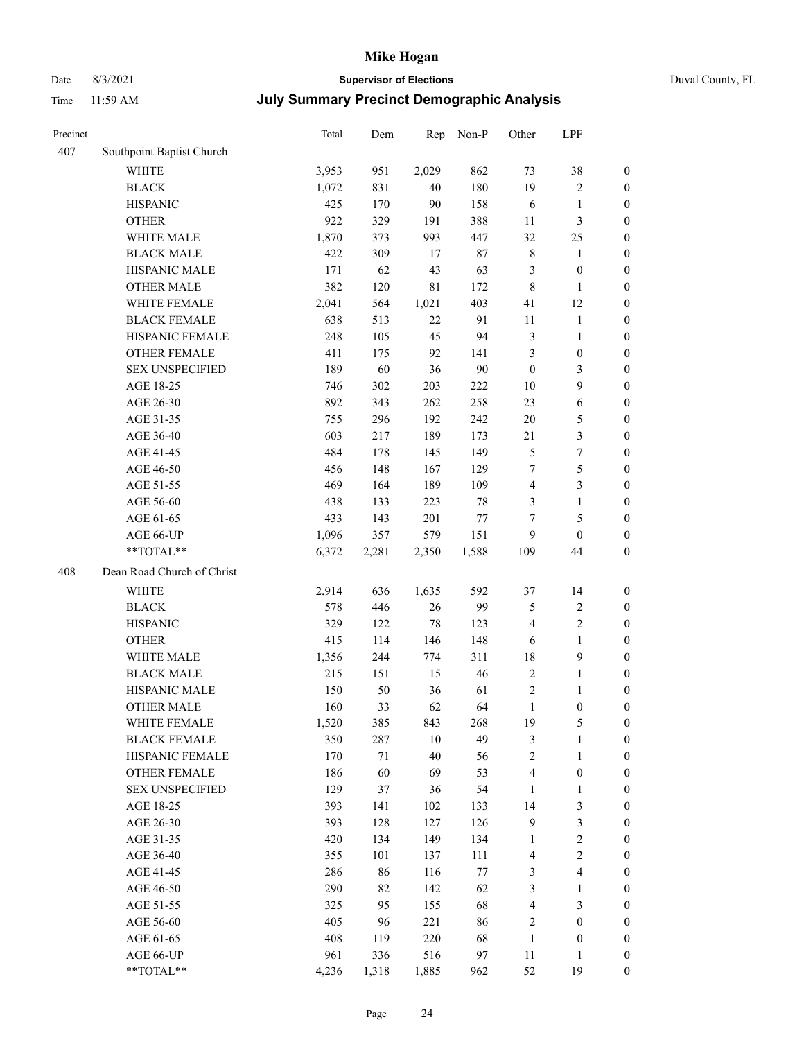# Mike Hogan

Date 8/3/2021 | **Supervisor of Elections** | Duval County, FL

Time 11:59 AM | **July Summary Precinct Demographic Analysis**

| Precinct | | Total | Dem | Rep | Non-P | Other | LPF | |
|---|---|---|---|---|---|---|---|---|
| 407 | Southpoint Baptist Church | | | | | | | |
| | WHITE | 3,953 | 951 | 2,029 | 862 | 73 | 38 | 0 |
| | BLACK | 1,072 | 831 | 40 | 180 | 19 | 2 | 0 |
| | HISPANIC | 425 | 170 | 90 | 158 | 6 | 1 | 0 |
| | OTHER | 922 | 329 | 191 | 388 | 11 | 3 | 0 |
| | WHITE MALE | 1,870 | 373 | 993 | 447 | 32 | 25 | 0 |
| | BLACK MALE | 422 | 309 | 17 | 87 | 8 | 1 | 0 |
| | HISPANIC MALE | 171 | 62 | 43 | 63 | 3 | 0 | 0 |
| | OTHER MALE | 382 | 120 | 81 | 172 | 8 | 1 | 0 |
| | WHITE FEMALE | 2,041 | 564 | 1,021 | 403 | 41 | 12 | 0 |
| | BLACK FEMALE | 638 | 513 | 22 | 91 | 11 | 1 | 0 |
| | HISPANIC FEMALE | 248 | 105 | 45 | 94 | 3 | 1 | 0 |
| | OTHER FEMALE | 411 | 175 | 92 | 141 | 3 | 0 | 0 |
| | SEX UNSPECIFIED | 189 | 60 | 36 | 90 | 0 | 3 | 0 |
| | AGE 18-25 | 746 | 302 | 203 | 222 | 10 | 9 | 0 |
| | AGE 26-30 | 892 | 343 | 262 | 258 | 23 | 6 | 0 |
| | AGE 31-35 | 755 | 296 | 192 | 242 | 20 | 5 | 0 |
| | AGE 36-40 | 603 | 217 | 189 | 173 | 21 | 3 | 0 |
| | AGE 41-45 | 484 | 178 | 145 | 149 | 5 | 7 | 0 |
| | AGE 46-50 | 456 | 148 | 167 | 129 | 7 | 5 | 0 |
| | AGE 51-55 | 469 | 164 | 189 | 109 | 4 | 3 | 0 |
| | AGE 56-60 | 438 | 133 | 223 | 78 | 3 | 1 | 0 |
| | AGE 61-65 | 433 | 143 | 201 | 77 | 7 | 5 | 0 |
| | AGE 66-UP | 1,096 | 357 | 579 | 151 | 9 | 0 | 0 |
| | **TOTAL** | 6,372 | 2,281 | 2,350 | 1,588 | 109 | 44 | 0 |
| 408 | Dean Road Church of Christ | | | | | | | |
| | WHITE | 2,914 | 636 | 1,635 | 592 | 37 | 14 | 0 |
| | BLACK | 578 | 446 | 26 | 99 | 5 | 2 | 0 |
| | HISPANIC | 329 | 122 | 78 | 123 | 4 | 2 | 0 |
| | OTHER | 415 | 114 | 146 | 148 | 6 | 1 | 0 |
| | WHITE MALE | 1,356 | 244 | 774 | 311 | 18 | 9 | 0 |
| | BLACK MALE | 215 | 151 | 15 | 46 | 2 | 1 | 0 |
| | HISPANIC MALE | 150 | 50 | 36 | 61 | 2 | 1 | 0 |
| | OTHER MALE | 160 | 33 | 62 | 64 | 1 | 0 | 0 |
| | WHITE FEMALE | 1,520 | 385 | 843 | 268 | 19 | 5 | 0 |
| | BLACK FEMALE | 350 | 287 | 10 | 49 | 3 | 1 | 0 |
| | HISPANIC FEMALE | 170 | 71 | 40 | 56 | 2 | 1 | 0 |
| | OTHER FEMALE | 186 | 60 | 69 | 53 | 4 | 0 | 0 |
| | SEX UNSPECIFIED | 129 | 37 | 36 | 54 | 1 | 1 | 0 |
| | AGE 18-25 | 393 | 141 | 102 | 133 | 14 | 3 | 0 |
| | AGE 26-30 | 393 | 128 | 127 | 126 | 9 | 3 | 0 |
| | AGE 31-35 | 420 | 134 | 149 | 134 | 1 | 2 | 0 |
| | AGE 36-40 | 355 | 101 | 137 | 111 | 4 | 2 | 0 |
| | AGE 41-45 | 286 | 86 | 116 | 77 | 3 | 4 | 0 |
| | AGE 46-50 | 290 | 82 | 142 | 62 | 3 | 1 | 0 |
| | AGE 51-55 | 325 | 95 | 155 | 68 | 4 | 3 | 0 |
| | AGE 56-60 | 405 | 96 | 221 | 86 | 2 | 0 | 0 |
| | AGE 61-65 | 408 | 119 | 220 | 68 | 1 | 0 | 0 |
| | AGE 66-UP | 961 | 336 | 516 | 97 | 11 | 1 | 0 |
| | **TOTAL** | 4,236 | 1,318 | 1,885 | 962 | 52 | 19 | 0 |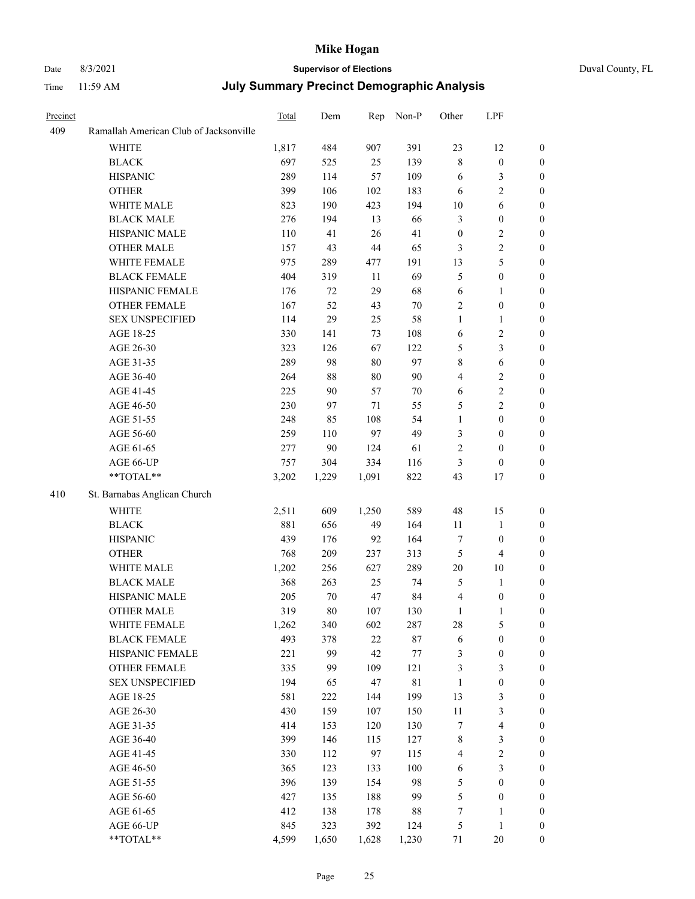# Mike Hogan

Date 8/3/2021 **Supervisor of Elections** Duval County, FL

Time 11:59 AM **July Summary Precinct Demographic Analysis**

| Precinct | | Total | Dem | Rep | Non-P | Other | LPF | |
|---|---|---|---|---|---|---|---|---|
| 409 | Ramallah American Club of Jacksonville | | | | | | | |
| | WHITE | 1,817 | 484 | 907 | 391 | 23 | 12 | 0 |
| | BLACK | 697 | 525 | 25 | 139 | 8 | 0 | 0 |
| | HISPANIC | 289 | 114 | 57 | 109 | 6 | 3 | 0 |
| | OTHER | 399 | 106 | 102 | 183 | 6 | 2 | 0 |
| | WHITE MALE | 823 | 190 | 423 | 194 | 10 | 6 | 0 |
| | BLACK MALE | 276 | 194 | 13 | 66 | 3 | 0 | 0 |
| | HISPANIC MALE | 110 | 41 | 26 | 41 | 0 | 2 | 0 |
| | OTHER MALE | 157 | 43 | 44 | 65 | 3 | 2 | 0 |
| | WHITE FEMALE | 975 | 289 | 477 | 191 | 13 | 5 | 0 |
| | BLACK FEMALE | 404 | 319 | 11 | 69 | 5 | 0 | 0 |
| | HISPANIC FEMALE | 176 | 72 | 29 | 68 | 6 | 1 | 0 |
| | OTHER FEMALE | 167 | 52 | 43 | 70 | 2 | 0 | 0 |
| | SEX UNSPECIFIED | 114 | 29 | 25 | 58 | 1 | 1 | 0 |
| | AGE 18-25 | 330 | 141 | 73 | 108 | 6 | 2 | 0 |
| | AGE 26-30 | 323 | 126 | 67 | 122 | 5 | 3 | 0 |
| | AGE 31-35 | 289 | 98 | 80 | 97 | 8 | 6 | 0 |
| | AGE 36-40 | 264 | 88 | 80 | 90 | 4 | 2 | 0 |
| | AGE 41-45 | 225 | 90 | 57 | 70 | 6 | 2 | 0 |
| | AGE 46-50 | 230 | 97 | 71 | 55 | 5 | 2 | 0 |
| | AGE 51-55 | 248 | 85 | 108 | 54 | 1 | 0 | 0 |
| | AGE 56-60 | 259 | 110 | 97 | 49 | 3 | 0 | 0 |
| | AGE 61-65 | 277 | 90 | 124 | 61 | 2 | 0 | 0 |
| | AGE 66-UP | 757 | 304 | 334 | 116 | 3 | 0 | 0 |
| | **TOTAL** | 3,202 | 1,229 | 1,091 | 822 | 43 | 17 | 0 |
| 410 | St. Barnabas Anglican Church | | | | | | | |
| | WHITE | 2,511 | 609 | 1,250 | 589 | 48 | 15 | 0 |
| | BLACK | 881 | 656 | 49 | 164 | 11 | 1 | 0 |
| | HISPANIC | 439 | 176 | 92 | 164 | 7 | 0 | 0 |
| | OTHER | 768 | 209 | 237 | 313 | 5 | 4 | 0 |
| | WHITE MALE | 1,202 | 256 | 627 | 289 | 20 | 10 | 0 |
| | BLACK MALE | 368 | 263 | 25 | 74 | 5 | 1 | 0 |
| | HISPANIC MALE | 205 | 70 | 47 | 84 | 4 | 0 | 0 |
| | OTHER MALE | 319 | 80 | 107 | 130 | 1 | 1 | 0 |
| | WHITE FEMALE | 1,262 | 340 | 602 | 287 | 28 | 5 | 0 |
| | BLACK FEMALE | 493 | 378 | 22 | 87 | 6 | 0 | 0 |
| | HISPANIC FEMALE | 221 | 99 | 42 | 77 | 3 | 0 | 0 |
| | OTHER FEMALE | 335 | 99 | 109 | 121 | 3 | 3 | 0 |
| | SEX UNSPECIFIED | 194 | 65 | 47 | 81 | 1 | 0 | 0 |
| | AGE 18-25 | 581 | 222 | 144 | 199 | 13 | 3 | 0 |
| | AGE 26-30 | 430 | 159 | 107 | 150 | 11 | 3 | 0 |
| | AGE 31-35 | 414 | 153 | 120 | 130 | 7 | 4 | 0 |
| | AGE 36-40 | 399 | 146 | 115 | 127 | 8 | 3 | 0 |
| | AGE 41-45 | 330 | 112 | 97 | 115 | 4 | 2 | 0 |
| | AGE 46-50 | 365 | 123 | 133 | 100 | 6 | 3 | 0 |
| | AGE 51-55 | 396 | 139 | 154 | 98 | 5 | 0 | 0 |
| | AGE 56-60 | 427 | 135 | 188 | 99 | 5 | 0 | 0 |
| | AGE 61-65 | 412 | 138 | 178 | 88 | 7 | 1 | 0 |
| | AGE 66-UP | 845 | 323 | 392 | 124 | 5 | 1 | 0 |
| | **TOTAL** | 4,599 | 1,650 | 1,628 | 1,230 | 71 | 20 | 0 |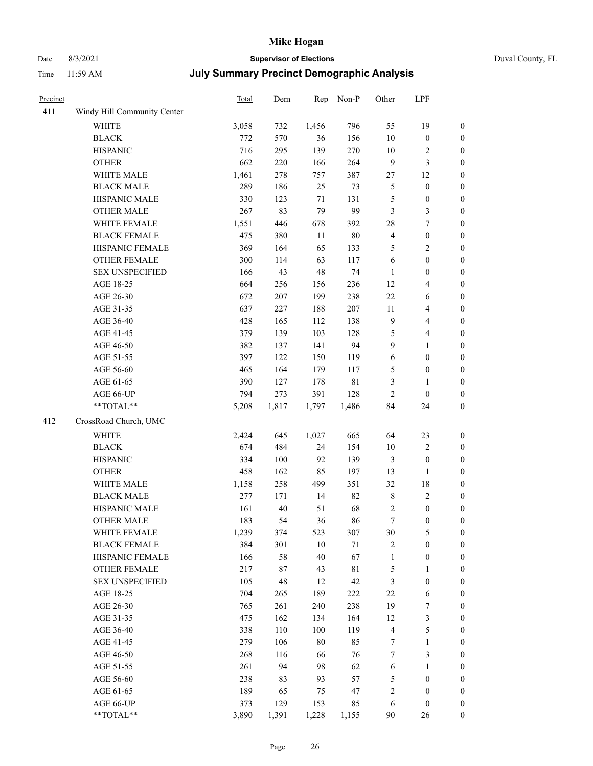# Mike Hogan

Date 8/3/2021 **Supervisor of Elections** Duval County, FL

Time 11:59 AM **July Summary Precinct Demographic Analysis**

| Precinct | | Total | Dem | Rep | Non-P | Other | LPF | |
|---|---|---|---|---|---|---|---|---|
| 411 | Windy Hill Community Center | | | | | | | |
| | WHITE | 3,058 | 732 | 1,456 | 796 | 55 | 19 | 0 |
| | BLACK | 772 | 570 | 36 | 156 | 10 | 0 | 0 |
| | HISPANIC | 716 | 295 | 139 | 270 | 10 | 2 | 0 |
| | OTHER | 662 | 220 | 166 | 264 | 9 | 3 | 0 |
| | WHITE MALE | 1,461 | 278 | 757 | 387 | 27 | 12 | 0 |
| | BLACK MALE | 289 | 186 | 25 | 73 | 5 | 0 | 0 |
| | HISPANIC MALE | 330 | 123 | 71 | 131 | 5 | 0 | 0 |
| | OTHER MALE | 267 | 83 | 79 | 99 | 3 | 3 | 0 |
| | WHITE FEMALE | 1,551 | 446 | 678 | 392 | 28 | 7 | 0 |
| | BLACK FEMALE | 475 | 380 | 11 | 80 | 4 | 0 | 0 |
| | HISPANIC FEMALE | 369 | 164 | 65 | 133 | 5 | 2 | 0 |
| | OTHER FEMALE | 300 | 114 | 63 | 117 | 6 | 0 | 0 |
| | SEX UNSPECIFIED | 166 | 43 | 48 | 74 | 1 | 0 | 0 |
| | AGE 18-25 | 664 | 256 | 156 | 236 | 12 | 4 | 0 |
| | AGE 26-30 | 672 | 207 | 199 | 238 | 22 | 6 | 0 |
| | AGE 31-35 | 637 | 227 | 188 | 207 | 11 | 4 | 0 |
| | AGE 36-40 | 428 | 165 | 112 | 138 | 9 | 4 | 0 |
| | AGE 41-45 | 379 | 139 | 103 | 128 | 5 | 4 | 0 |
| | AGE 46-50 | 382 | 137 | 141 | 94 | 9 | 1 | 0 |
| | AGE 51-55 | 397 | 122 | 150 | 119 | 6 | 0 | 0 |
| | AGE 56-60 | 465 | 164 | 179 | 117 | 5 | 0 | 0 |
| | AGE 61-65 | 390 | 127 | 178 | 81 | 3 | 1 | 0 |
| | AGE 66-UP | 794 | 273 | 391 | 128 | 2 | 0 | 0 |
| | **TOTAL** | 5,208 | 1,817 | 1,797 | 1,486 | 84 | 24 | 0 |
| 412 | CrossRoad Church, UMC | | | | | | | |
| | WHITE | 2,424 | 645 | 1,027 | 665 | 64 | 23 | 0 |
| | BLACK | 674 | 484 | 24 | 154 | 10 | 2 | 0 |
| | HISPANIC | 334 | 100 | 92 | 139 | 3 | 0 | 0 |
| | OTHER | 458 | 162 | 85 | 197 | 13 | 1 | 0 |
| | WHITE MALE | 1,158 | 258 | 499 | 351 | 32 | 18 | 0 |
| | BLACK MALE | 277 | 171 | 14 | 82 | 8 | 2 | 0 |
| | HISPANIC MALE | 161 | 40 | 51 | 68 | 2 | 0 | 0 |
| | OTHER MALE | 183 | 54 | 36 | 86 | 7 | 0 | 0 |
| | WHITE FEMALE | 1,239 | 374 | 523 | 307 | 30 | 5 | 0 |
| | BLACK FEMALE | 384 | 301 | 10 | 71 | 2 | 0 | 0 |
| | HISPANIC FEMALE | 166 | 58 | 40 | 67 | 1 | 0 | 0 |
| | OTHER FEMALE | 217 | 87 | 43 | 81 | 5 | 1 | 0 |
| | SEX UNSPECIFIED | 105 | 48 | 12 | 42 | 3 | 0 | 0 |
| | AGE 18-25 | 704 | 265 | 189 | 222 | 22 | 6 | 0 |
| | AGE 26-30 | 765 | 261 | 240 | 238 | 19 | 7 | 0 |
| | AGE 31-35 | 475 | 162 | 134 | 164 | 12 | 3 | 0 |
| | AGE 36-40 | 338 | 110 | 100 | 119 | 4 | 5 | 0 |
| | AGE 41-45 | 279 | 106 | 80 | 85 | 7 | 1 | 0 |
| | AGE 46-50 | 268 | 116 | 66 | 76 | 7 | 3 | 0 |
| | AGE 51-55 | 261 | 94 | 98 | 62 | 6 | 1 | 0 |
| | AGE 56-60 | 238 | 83 | 93 | 57 | 5 | 0 | 0 |
| | AGE 61-65 | 189 | 65 | 75 | 47 | 2 | 0 | 0 |
| | AGE 66-UP | 373 | 129 | 153 | 85 | 6 | 0 | 0 |
| | **TOTAL** | 3,890 | 1,391 | 1,228 | 1,155 | 90 | 26 | 0 |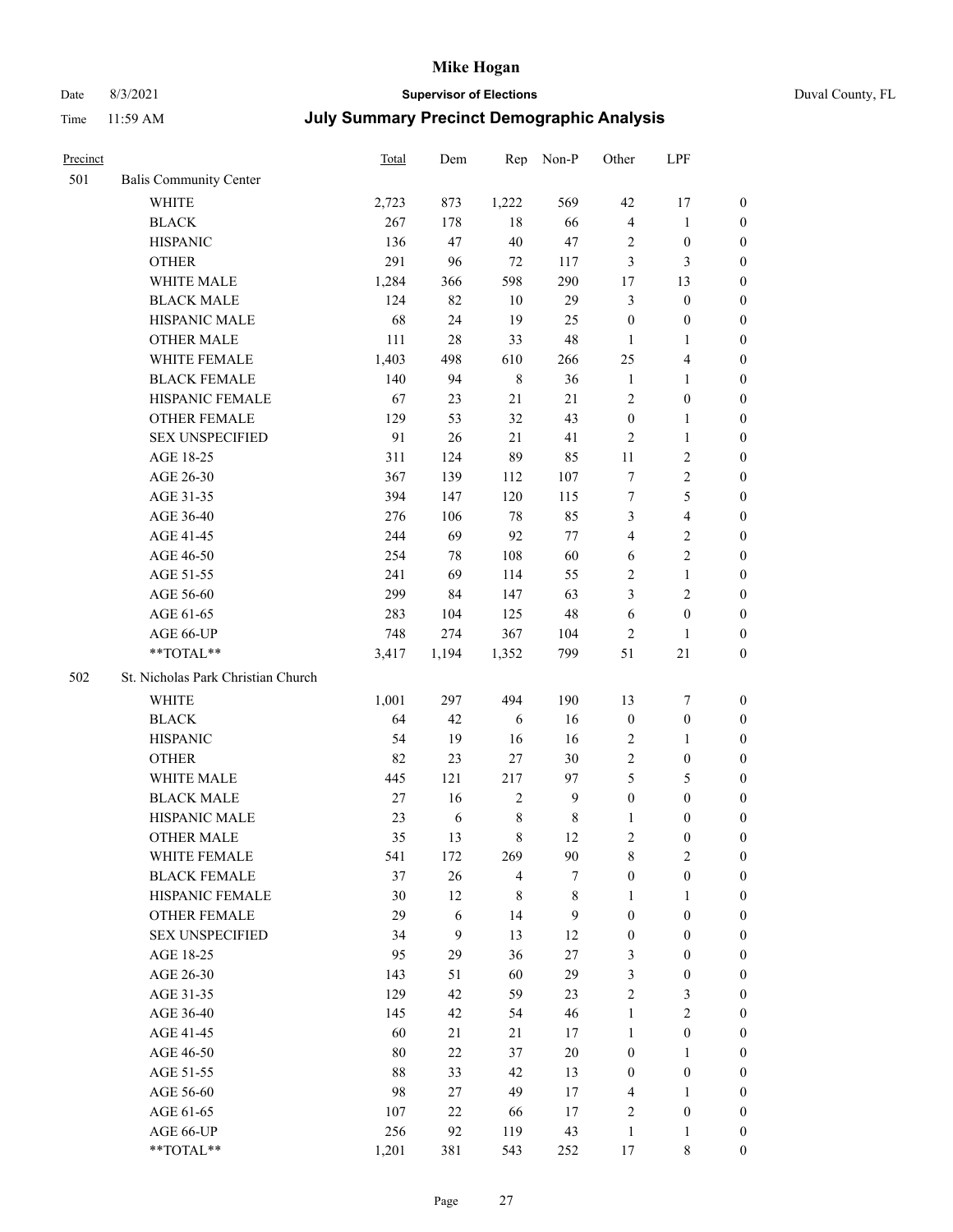**Mike Hogan**

Date 8/3/2021 **Supervisor of Elections** Duval County, FL

Time 11:59 AM **July Summary Precinct Demographic Analysis**

| Precinct | | Total | Dem | Rep | Non-P | Other | LPF | |
|---|---|---|---|---|---|---|---|---|
| 501 | Balis Community Center | | | | | | | |
| | WHITE | 2,723 | 873 | 1,222 | 569 | 42 | 17 | 0 |
| | BLACK | 267 | 178 | 18 | 66 | 4 | 1 | 0 |
| | HISPANIC | 136 | 47 | 40 | 47 | 2 | 0 | 0 |
| | OTHER | 291 | 96 | 72 | 117 | 3 | 3 | 0 |
| | WHITE MALE | 1,284 | 366 | 598 | 290 | 17 | 13 | 0 |
| | BLACK MALE | 124 | 82 | 10 | 29 | 3 | 0 | 0 |
| | HISPANIC MALE | 68 | 24 | 19 | 25 | 0 | 0 | 0 |
| | OTHER MALE | 111 | 28 | 33 | 48 | 1 | 1 | 0 |
| | WHITE FEMALE | 1,403 | 498 | 610 | 266 | 25 | 4 | 0 |
| | BLACK FEMALE | 140 | 94 | 8 | 36 | 1 | 1 | 0 |
| | HISPANIC FEMALE | 67 | 23 | 21 | 21 | 2 | 0 | 0 |
| | OTHER FEMALE | 129 | 53 | 32 | 43 | 0 | 1 | 0 |
| | SEX UNSPECIFIED | 91 | 26 | 21 | 41 | 2 | 1 | 0 |
| | AGE 18-25 | 311 | 124 | 89 | 85 | 11 | 2 | 0 |
| | AGE 26-30 | 367 | 139 | 112 | 107 | 7 | 2 | 0 |
| | AGE 31-35 | 394 | 147 | 120 | 115 | 7 | 5 | 0 |
| | AGE 36-40 | 276 | 106 | 78 | 85 | 3 | 4 | 0 |
| | AGE 41-45 | 244 | 69 | 92 | 77 | 4 | 2 | 0 |
| | AGE 46-50 | 254 | 78 | 108 | 60 | 6 | 2 | 0 |
| | AGE 51-55 | 241 | 69 | 114 | 55 | 2 | 1 | 0 |
| | AGE 56-60 | 299 | 84 | 147 | 63 | 3 | 2 | 0 |
| | AGE 61-65 | 283 | 104 | 125 | 48 | 6 | 0 | 0 |
| | AGE 66-UP | 748 | 274 | 367 | 104 | 2 | 1 | 0 |
| | **TOTAL** | 3,417 | 1,194 | 1,352 | 799 | 51 | 21 | 0 |
| 502 | St. Nicholas Park Christian Church | | | | | | | |
| | WHITE | 1,001 | 297 | 494 | 190 | 13 | 7 | 0 |
| | BLACK | 64 | 42 | 6 | 16 | 0 | 0 | 0 |
| | HISPANIC | 54 | 19 | 16 | 16 | 2 | 1 | 0 |
| | OTHER | 82 | 23 | 27 | 30 | 2 | 0 | 0 |
| | WHITE MALE | 445 | 121 | 217 | 97 | 5 | 5 | 0 |
| | BLACK MALE | 27 | 16 | 2 | 9 | 0 | 0 | 0 |
| | HISPANIC MALE | 23 | 6 | 8 | 8 | 1 | 0 | 0 |
| | OTHER MALE | 35 | 13 | 8 | 12 | 2 | 0 | 0 |
| | WHITE FEMALE | 541 | 172 | 269 | 90 | 8 | 2 | 0 |
| | BLACK FEMALE | 37 | 26 | 4 | 7 | 0 | 0 | 0 |
| | HISPANIC FEMALE | 30 | 12 | 8 | 8 | 1 | 1 | 0 |
| | OTHER FEMALE | 29 | 6 | 14 | 9 | 0 | 0 | 0 |
| | SEX UNSPECIFIED | 34 | 9 | 13 | 12 | 0 | 0 | 0 |
| | AGE 18-25 | 95 | 29 | 36 | 27 | 3 | 0 | 0 |
| | AGE 26-30 | 143 | 51 | 60 | 29 | 3 | 0 | 0 |
| | AGE 31-35 | 129 | 42 | 59 | 23 | 2 | 3 | 0 |
| | AGE 36-40 | 145 | 42 | 54 | 46 | 1 | 2 | 0 |
| | AGE 41-45 | 60 | 21 | 21 | 17 | 1 | 0 | 0 |
| | AGE 46-50 | 80 | 22 | 37 | 20 | 0 | 1 | 0 |
| | AGE 51-55 | 88 | 33 | 42 | 13 | 0 | 0 | 0 |
| | AGE 56-60 | 98 | 27 | 49 | 17 | 4 | 1 | 0 |
| | AGE 61-65 | 107 | 22 | 66 | 17 | 2 | 0 | 0 |
| | AGE 66-UP | 256 | 92 | 119 | 43 | 1 | 1 | 0 |
| | **TOTAL** | 1,201 | 381 | 543 | 252 | 17 | 8 | 0 |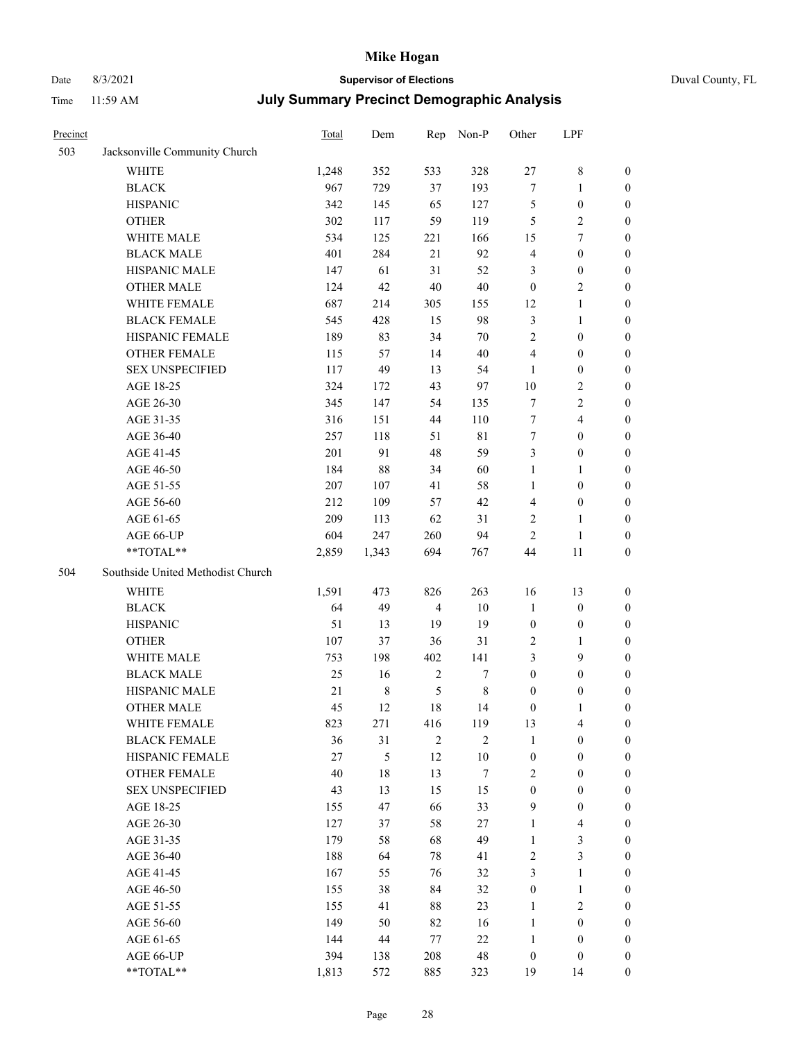# Mike Hogan

Date 8/3/2021 **Supervisor of Elections** Duval County, FL

Time 11:59 AM **July Summary Precinct Demographic Analysis**

| Precinct | | Total | Dem | Rep | Non-P | Other | LPF | |
|---|---|---|---|---|---|---|---|---|
| 503 | Jacksonville Community Church | | | | | | | |
| | WHITE | 1,248 | 352 | 533 | 328 | 27 | 8 | 0 |
| | BLACK | 967 | 729 | 37 | 193 | 7 | 1 | 0 |
| | HISPANIC | 342 | 145 | 65 | 127 | 5 | 0 | 0 |
| | OTHER | 302 | 117 | 59 | 119 | 5 | 2 | 0 |
| | WHITE MALE | 534 | 125 | 221 | 166 | 15 | 7 | 0 |
| | BLACK MALE | 401 | 284 | 21 | 92 | 4 | 0 | 0 |
| | HISPANIC MALE | 147 | 61 | 31 | 52 | 3 | 0 | 0 |
| | OTHER MALE | 124 | 42 | 40 | 40 | 0 | 2 | 0 |
| | WHITE FEMALE | 687 | 214 | 305 | 155 | 12 | 1 | 0 |
| | BLACK FEMALE | 545 | 428 | 15 | 98 | 3 | 1 | 0 |
| | HISPANIC FEMALE | 189 | 83 | 34 | 70 | 2 | 0 | 0 |
| | OTHER FEMALE | 115 | 57 | 14 | 40 | 4 | 0 | 0 |
| | SEX UNSPECIFIED | 117 | 49 | 13 | 54 | 1 | 0 | 0 |
| | AGE 18-25 | 324 | 172 | 43 | 97 | 10 | 2 | 0 |
| | AGE 26-30 | 345 | 147 | 54 | 135 | 7 | 2 | 0 |
| | AGE 31-35 | 316 | 151 | 44 | 110 | 7 | 4 | 0 |
| | AGE 36-40 | 257 | 118 | 51 | 81 | 7 | 0 | 0 |
| | AGE 41-45 | 201 | 91 | 48 | 59 | 3 | 0 | 0 |
| | AGE 46-50 | 184 | 88 | 34 | 60 | 1 | 1 | 0 |
| | AGE 51-55 | 207 | 107 | 41 | 58 | 1 | 0 | 0 |
| | AGE 56-60 | 212 | 109 | 57 | 42 | 4 | 0 | 0 |
| | AGE 61-65 | 209 | 113 | 62 | 31 | 2 | 1 | 0 |
| | AGE 66-UP | 604 | 247 | 260 | 94 | 2 | 1 | 0 |
| | **TOTAL** | 2,859 | 1,343 | 694 | 767 | 44 | 11 | 0 |
| 504 | Southside United Methodist Church | | | | | | | |
| | WHITE | 1,591 | 473 | 826 | 263 | 16 | 13 | 0 |
| | BLACK | 64 | 49 | 4 | 10 | 1 | 0 | 0 |
| | HISPANIC | 51 | 13 | 19 | 19 | 0 | 0 | 0 |
| | OTHER | 107 | 37 | 36 | 31 | 2 | 1 | 0 |
| | WHITE MALE | 753 | 198 | 402 | 141 | 3 | 9 | 0 |
| | BLACK MALE | 25 | 16 | 2 | 7 | 0 | 0 | 0 |
| | HISPANIC MALE | 21 | 8 | 5 | 8 | 0 | 0 | 0 |
| | OTHER MALE | 45 | 12 | 18 | 14 | 0 | 1 | 0 |
| | WHITE FEMALE | 823 | 271 | 416 | 119 | 13 | 4 | 0 |
| | BLACK FEMALE | 36 | 31 | 2 | 2 | 1 | 0 | 0 |
| | HISPANIC FEMALE | 27 | 5 | 12 | 10 | 0 | 0 | 0 |
| | OTHER FEMALE | 40 | 18 | 13 | 7 | 2 | 0 | 0 |
| | SEX UNSPECIFIED | 43 | 13 | 15 | 15 | 0 | 0 | 0 |
| | AGE 18-25 | 155 | 47 | 66 | 33 | 9 | 0 | 0 |
| | AGE 26-30 | 127 | 37 | 58 | 27 | 1 | 4 | 0 |
| | AGE 31-35 | 179 | 58 | 68 | 49 | 1 | 3 | 0 |
| | AGE 36-40 | 188 | 64 | 78 | 41 | 2 | 3 | 0 |
| | AGE 41-45 | 167 | 55 | 76 | 32 | 3 | 1 | 0 |
| | AGE 46-50 | 155 | 38 | 84 | 32 | 0 | 1 | 0 |
| | AGE 51-55 | 155 | 41 | 88 | 23 | 1 | 2 | 0 |
| | AGE 56-60 | 149 | 50 | 82 | 16 | 1 | 0 | 0 |
| | AGE 61-65 | 144 | 44 | 77 | 22 | 1 | 0 | 0 |
| | AGE 66-UP | 394 | 138 | 208 | 48 | 0 | 0 | 0 |
| | **TOTAL** | 1,813 | 572 | 885 | 323 | 19 | 14 | 0 |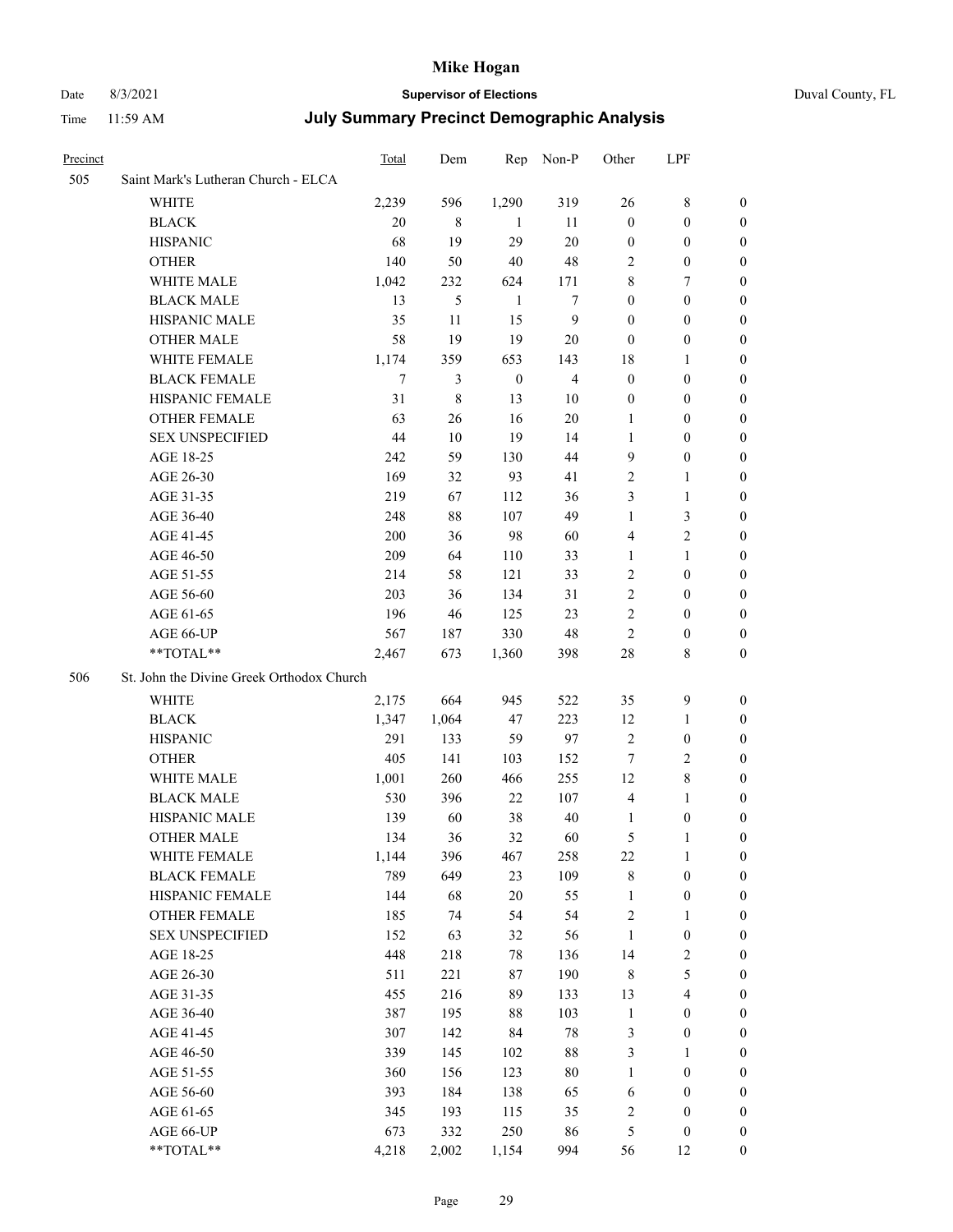# Mike Hogan

Date 8/3/2021 **Supervisor of Elections** Duval County, FL

Time 11:59 AM **July Summary Precinct Demographic Analysis**

| Precinct | | Total | Dem | Rep | Non-P | Other | LPF | |
|---|---|---|---|---|---|---|---|---|
| 505 | Saint Mark's Lutheran Church - ELCA | | | | | | | |
| | WHITE | 2,239 | 596 | 1,290 | 319 | 26 | 8 | 0 |
| | BLACK | 20 | 8 | 1 | 11 | 0 | 0 | 0 |
| | HISPANIC | 68 | 19 | 29 | 20 | 0 | 0 | 0 |
| | OTHER | 140 | 50 | 40 | 48 | 2 | 0 | 0 |
| | WHITE MALE | 1,042 | 232 | 624 | 171 | 8 | 7 | 0 |
| | BLACK MALE | 13 | 5 | 1 | 7 | 0 | 0 | 0 |
| | HISPANIC MALE | 35 | 11 | 15 | 9 | 0 | 0 | 0 |
| | OTHER MALE | 58 | 19 | 19 | 20 | 0 | 0 | 0 |
| | WHITE FEMALE | 1,174 | 359 | 653 | 143 | 18 | 1 | 0 |
| | BLACK FEMALE | 7 | 3 | 0 | 4 | 0 | 0 | 0 |
| | HISPANIC FEMALE | 31 | 8 | 13 | 10 | 0 | 0 | 0 |
| | OTHER FEMALE | 63 | 26 | 16 | 20 | 1 | 0 | 0 |
| | SEX UNSPECIFIED | 44 | 10 | 19 | 14 | 1 | 0 | 0 |
| | AGE 18-25 | 242 | 59 | 130 | 44 | 9 | 0 | 0 |
| | AGE 26-30 | 169 | 32 | 93 | 41 | 2 | 1 | 0 |
| | AGE 31-35 | 219 | 67 | 112 | 36 | 3 | 1 | 0 |
| | AGE 36-40 | 248 | 88 | 107 | 49 | 1 | 3 | 0 |
| | AGE 41-45 | 200 | 36 | 98 | 60 | 4 | 2 | 0 |
| | AGE 46-50 | 209 | 64 | 110 | 33 | 1 | 1 | 0 |
| | AGE 51-55 | 214 | 58 | 121 | 33 | 2 | 0 | 0 |
| | AGE 56-60 | 203 | 36 | 134 | 31 | 2 | 0 | 0 |
| | AGE 61-65 | 196 | 46 | 125 | 23 | 2 | 0 | 0 |
| | AGE 66-UP | 567 | 187 | 330 | 48 | 2 | 0 | 0 |
| | **TOTAL** | 2,467 | 673 | 1,360 | 398 | 28 | 8 | 0 |
| 506 | St. John the Divine Greek Orthodox Church | | | | | | | |
| | WHITE | 2,175 | 664 | 945 | 522 | 35 | 9 | 0 |
| | BLACK | 1,347 | 1,064 | 47 | 223 | 12 | 1 | 0 |
| | HISPANIC | 291 | 133 | 59 | 97 | 2 | 0 | 0 |
| | OTHER | 405 | 141 | 103 | 152 | 7 | 2 | 0 |
| | WHITE MALE | 1,001 | 260 | 466 | 255 | 12 | 8 | 0 |
| | BLACK MALE | 530 | 396 | 22 | 107 | 4 | 1 | 0 |
| | HISPANIC MALE | 139 | 60 | 38 | 40 | 1 | 0 | 0 |
| | OTHER MALE | 134 | 36 | 32 | 60 | 5 | 1 | 0 |
| | WHITE FEMALE | 1,144 | 396 | 467 | 258 | 22 | 1 | 0 |
| | BLACK FEMALE | 789 | 649 | 23 | 109 | 8 | 0 | 0 |
| | HISPANIC FEMALE | 144 | 68 | 20 | 55 | 1 | 0 | 0 |
| | OTHER FEMALE | 185 | 74 | 54 | 54 | 2 | 1 | 0 |
| | SEX UNSPECIFIED | 152 | 63 | 32 | 56 | 1 | 0 | 0 |
| | AGE 18-25 | 448 | 218 | 78 | 136 | 14 | 2 | 0 |
| | AGE 26-30 | 511 | 221 | 87 | 190 | 8 | 5 | 0 |
| | AGE 31-35 | 455 | 216 | 89 | 133 | 13 | 4 | 0 |
| | AGE 36-40 | 387 | 195 | 88 | 103 | 1 | 0 | 0 |
| | AGE 41-45 | 307 | 142 | 84 | 78 | 3 | 0 | 0 |
| | AGE 46-50 | 339 | 145 | 102 | 88 | 3 | 1 | 0 |
| | AGE 51-55 | 360 | 156 | 123 | 80 | 1 | 0 | 0 |
| | AGE 56-60 | 393 | 184 | 138 | 65 | 6 | 0 | 0 |
| | AGE 61-65 | 345 | 193 | 115 | 35 | 2 | 0 | 0 |
| | AGE 66-UP | 673 | 332 | 250 | 86 | 5 | 0 | 0 |
| | **TOTAL** | 4,218 | 2,002 | 1,154 | 994 | 56 | 12 | 0 |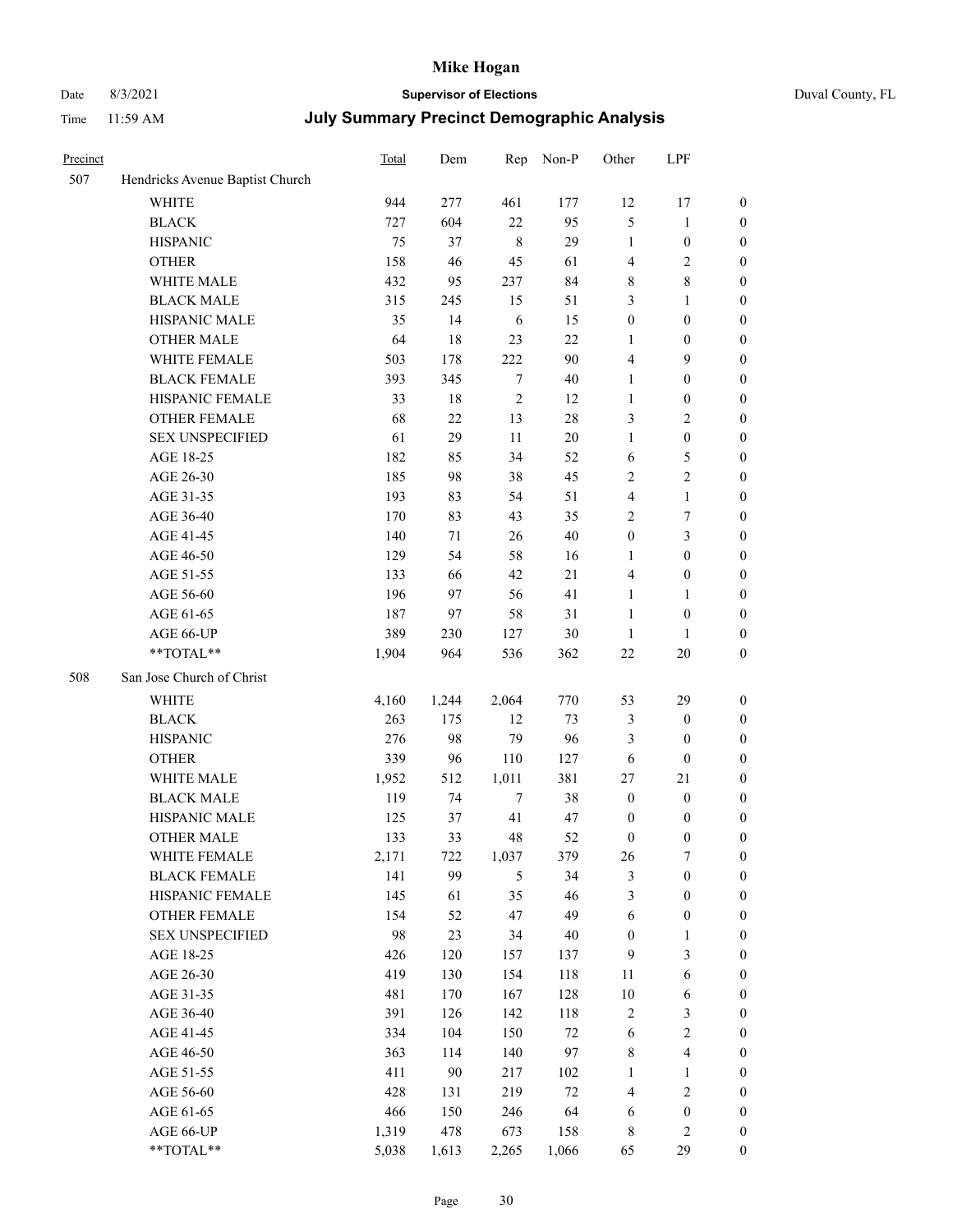# Mike Hogan

Date 8/3/2021 **Supervisor of Elections** Duval County, FL

Time 11:59 AM **July Summary Precinct Demographic Analysis**

| Precinct | | Total | Dem | Rep | Non-P | Other | LPF | |
|---|---|---|---|---|---|---|---|---|
| 507 | Hendricks Avenue Baptist Church | | | | | | | |
| | WHITE | 944 | 277 | 461 | 177 | 12 | 17 | 0 |
| | BLACK | 727 | 604 | 22 | 95 | 5 | 1 | 0 |
| | HISPANIC | 75 | 37 | 8 | 29 | 1 | 0 | 0 |
| | OTHER | 158 | 46 | 45 | 61 | 4 | 2 | 0 |
| | WHITE MALE | 432 | 95 | 237 | 84 | 8 | 8 | 0 |
| | BLACK MALE | 315 | 245 | 15 | 51 | 3 | 1 | 0 |
| | HISPANIC MALE | 35 | 14 | 6 | 15 | 0 | 0 | 0 |
| | OTHER MALE | 64 | 18 | 23 | 22 | 1 | 0 | 0 |
| | WHITE FEMALE | 503 | 178 | 222 | 90 | 4 | 9 | 0 |
| | BLACK FEMALE | 393 | 345 | 7 | 40 | 1 | 0 | 0 |
| | HISPANIC FEMALE | 33 | 18 | 2 | 12 | 1 | 0 | 0 |
| | OTHER FEMALE | 68 | 22 | 13 | 28 | 3 | 2 | 0 |
| | SEX UNSPECIFIED | 61 | 29 | 11 | 20 | 1 | 0 | 0 |
| | AGE 18-25 | 182 | 85 | 34 | 52 | 6 | 5 | 0 |
| | AGE 26-30 | 185 | 98 | 38 | 45 | 2 | 2 | 0 |
| | AGE 31-35 | 193 | 83 | 54 | 51 | 4 | 1 | 0 |
| | AGE 36-40 | 170 | 83 | 43 | 35 | 2 | 7 | 0 |
| | AGE 41-45 | 140 | 71 | 26 | 40 | 0 | 3 | 0 |
| | AGE 46-50 | 129 | 54 | 58 | 16 | 1 | 0 | 0 |
| | AGE 51-55 | 133 | 66 | 42 | 21 | 4 | 0 | 0 |
| | AGE 56-60 | 196 | 97 | 56 | 41 | 1 | 1 | 0 |
| | AGE 61-65 | 187 | 97 | 58 | 31 | 1 | 0 | 0 |
| | AGE 66-UP | 389 | 230 | 127 | 30 | 1 | 1 | 0 |
| | **TOTAL** | 1,904 | 964 | 536 | 362 | 22 | 20 | 0 |
| 508 | San Jose Church of Christ | | | | | | | |
| | WHITE | 4,160 | 1,244 | 2,064 | 770 | 53 | 29 | 0 |
| | BLACK | 263 | 175 | 12 | 73 | 3 | 0 | 0 |
| | HISPANIC | 276 | 98 | 79 | 96 | 3 | 0 | 0 |
| | OTHER | 339 | 96 | 110 | 127 | 6 | 0 | 0 |
| | WHITE MALE | 1,952 | 512 | 1,011 | 381 | 27 | 21 | 0 |
| | BLACK MALE | 119 | 74 | 7 | 38 | 0 | 0 | 0 |
| | HISPANIC MALE | 125 | 37 | 41 | 47 | 0 | 0 | 0 |
| | OTHER MALE | 133 | 33 | 48 | 52 | 0 | 0 | 0 |
| | WHITE FEMALE | 2,171 | 722 | 1,037 | 379 | 26 | 7 | 0 |
| | BLACK FEMALE | 141 | 99 | 5 | 34 | 3 | 0 | 0 |
| | HISPANIC FEMALE | 145 | 61 | 35 | 46 | 3 | 0 | 0 |
| | OTHER FEMALE | 154 | 52 | 47 | 49 | 6 | 0 | 0 |
| | SEX UNSPECIFIED | 98 | 23 | 34 | 40 | 0 | 1 | 0 |
| | AGE 18-25 | 426 | 120 | 157 | 137 | 9 | 3 | 0 |
| | AGE 26-30 | 419 | 130 | 154 | 118 | 11 | 6 | 0 |
| | AGE 31-35 | 481 | 170 | 167 | 128 | 10 | 6 | 0 |
| | AGE 36-40 | 391 | 126 | 142 | 118 | 2 | 3 | 0 |
| | AGE 41-45 | 334 | 104 | 150 | 72 | 6 | 2 | 0 |
| | AGE 46-50 | 363 | 114 | 140 | 97 | 8 | 4 | 0 |
| | AGE 51-55 | 411 | 90 | 217 | 102 | 1 | 1 | 0 |
| | AGE 56-60 | 428 | 131 | 219 | 72 | 4 | 2 | 0 |
| | AGE 61-65 | 466 | 150 | 246 | 64 | 6 | 0 | 0 |
| | AGE 66-UP | 1,319 | 478 | 673 | 158 | 8 | 2 | 0 |
| | **TOTAL** | 5,038 | 1,613 | 2,265 | 1,066 | 65 | 29 | 0 |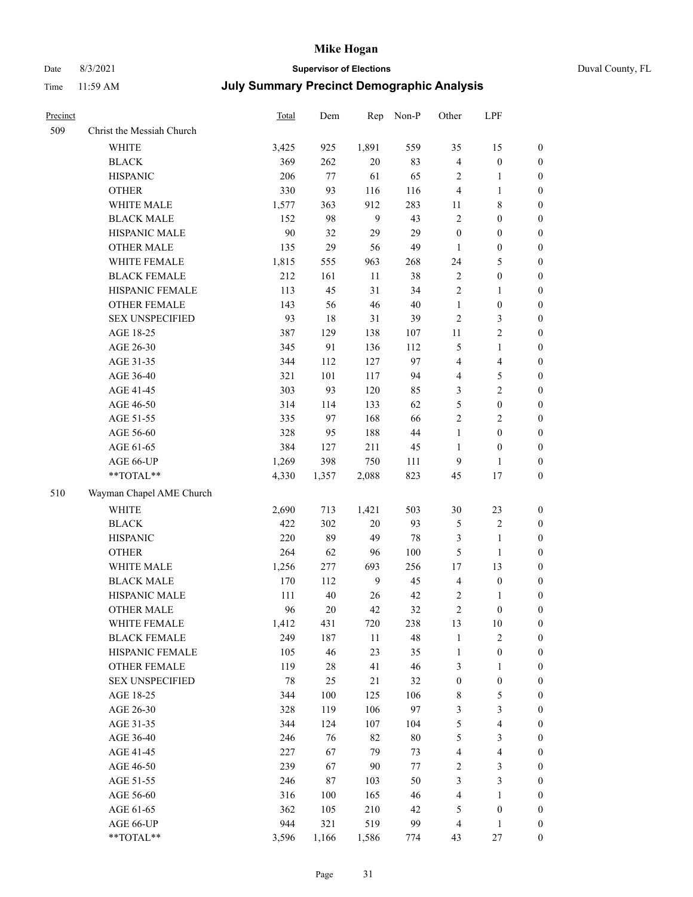| Precinct | | Total | Dem | Rep | Non-P | Other | LPF | |
|---|---|---|---|---|---|---|---|---|
| 509 | Christ the Messiah Church | | | | | | | |
| | WHITE | 3,425 | 925 | 1,891 | 559 | 35 | 15 | 0 |
| | BLACK | 369 | 262 | 20 | 83 | 4 | 0 | 0 |
| | HISPANIC | 206 | 77 | 61 | 65 | 2 | 1 | 0 |
| | OTHER | 330 | 93 | 116 | 116 | 4 | 1 | 0 |
| | WHITE MALE | 1,577 | 363 | 912 | 283 | 11 | 8 | 0 |
| | BLACK MALE | 152 | 98 | 9 | 43 | 2 | 0 | 0 |
| | HISPANIC MALE | 90 | 32 | 29 | 29 | 0 | 0 | 0 |
| | OTHER MALE | 135 | 29 | 56 | 49 | 1 | 0 | 0 |
| | WHITE FEMALE | 1,815 | 555 | 963 | 268 | 24 | 5 | 0 |
| | BLACK FEMALE | 212 | 161 | 11 | 38 | 2 | 0 | 0 |
| | HISPANIC FEMALE | 113 | 45 | 31 | 34 | 2 | 1 | 0 |
| | OTHER FEMALE | 143 | 56 | 46 | 40 | 1 | 0 | 0 |
| | SEX UNSPECIFIED | 93 | 18 | 31 | 39 | 2 | 3 | 0 |
| | AGE 18-25 | 387 | 129 | 138 | 107 | 11 | 2 | 0 |
| | AGE 26-30 | 345 | 91 | 136 | 112 | 5 | 1 | 0 |
| | AGE 31-35 | 344 | 112 | 127 | 97 | 4 | 4 | 0 |
| | AGE 36-40 | 321 | 101 | 117 | 94 | 4 | 5 | 0 |
| | AGE 41-45 | 303 | 93 | 120 | 85 | 3 | 2 | 0 |
| | AGE 46-50 | 314 | 114 | 133 | 62 | 5 | 0 | 0 |
| | AGE 51-55 | 335 | 97 | 168 | 66 | 2 | 2 | 0 |
| | AGE 56-60 | 328 | 95 | 188 | 44 | 1 | 0 | 0 |
| | AGE 61-65 | 384 | 127 | 211 | 45 | 1 | 0 | 0 |
| | AGE 66-UP | 1,269 | 398 | 750 | 111 | 9 | 1 | 0 |
| | **TOTAL** | 4,330 | 1,357 | 2,088 | 823 | 45 | 17 | 0 |
| 510 | Wayman Chapel AME Church | | | | | | | |
| | WHITE | 2,690 | 713 | 1,421 | 503 | 30 | 23 | 0 |
| | BLACK | 422 | 302 | 20 | 93 | 5 | 2 | 0 |
| | HISPANIC | 220 | 89 | 49 | 78 | 3 | 1 | 0 |
| | OTHER | 264 | 62 | 96 | 100 | 5 | 1 | 0 |
| | WHITE MALE | 1,256 | 277 | 693 | 256 | 17 | 13 | 0 |
| | BLACK MALE | 170 | 112 | 9 | 45 | 4 | 0 | 0 |
| | HISPANIC MALE | 111 | 40 | 26 | 42 | 2 | 1 | 0 |
| | OTHER MALE | 96 | 20 | 42 | 32 | 2 | 0 | 0 |
| | WHITE FEMALE | 1,412 | 431 | 720 | 238 | 13 | 10 | 0 |
| | BLACK FEMALE | 249 | 187 | 11 | 48 | 1 | 2 | 0 |
| | HISPANIC FEMALE | 105 | 46 | 23 | 35 | 1 | 0 | 0 |
| | OTHER FEMALE | 119 | 28 | 41 | 46 | 3 | 1 | 0 |
| | SEX UNSPECIFIED | 78 | 25 | 21 | 32 | 0 | 0 | 0 |
| | AGE 18-25 | 344 | 100 | 125 | 106 | 8 | 5 | 0 |
| | AGE 26-30 | 328 | 119 | 106 | 97 | 3 | 3 | 0 |
| | AGE 31-35 | 344 | 124 | 107 | 104 | 5 | 4 | 0 |
| | AGE 36-40 | 246 | 76 | 82 | 80 | 5 | 3 | 0 |
| | AGE 41-45 | 227 | 67 | 79 | 73 | 4 | 4 | 0 |
| | AGE 46-50 | 239 | 67 | 90 | 77 | 2 | 3 | 0 |
| | AGE 51-55 | 246 | 87 | 103 | 50 | 3 | 3 | 0 |
| | AGE 56-60 | 316 | 100 | 165 | 46 | 4 | 1 | 0 |
| | AGE 61-65 | 362 | 105 | 210 | 42 | 5 | 0 | 0 |
| | AGE 66-UP | 944 | 321 | 519 | 99 | 4 | 1 | 0 |
| | **TOTAL** | 3,596 | 1,166 | 1,586 | 774 | 43 | 27 | 0 |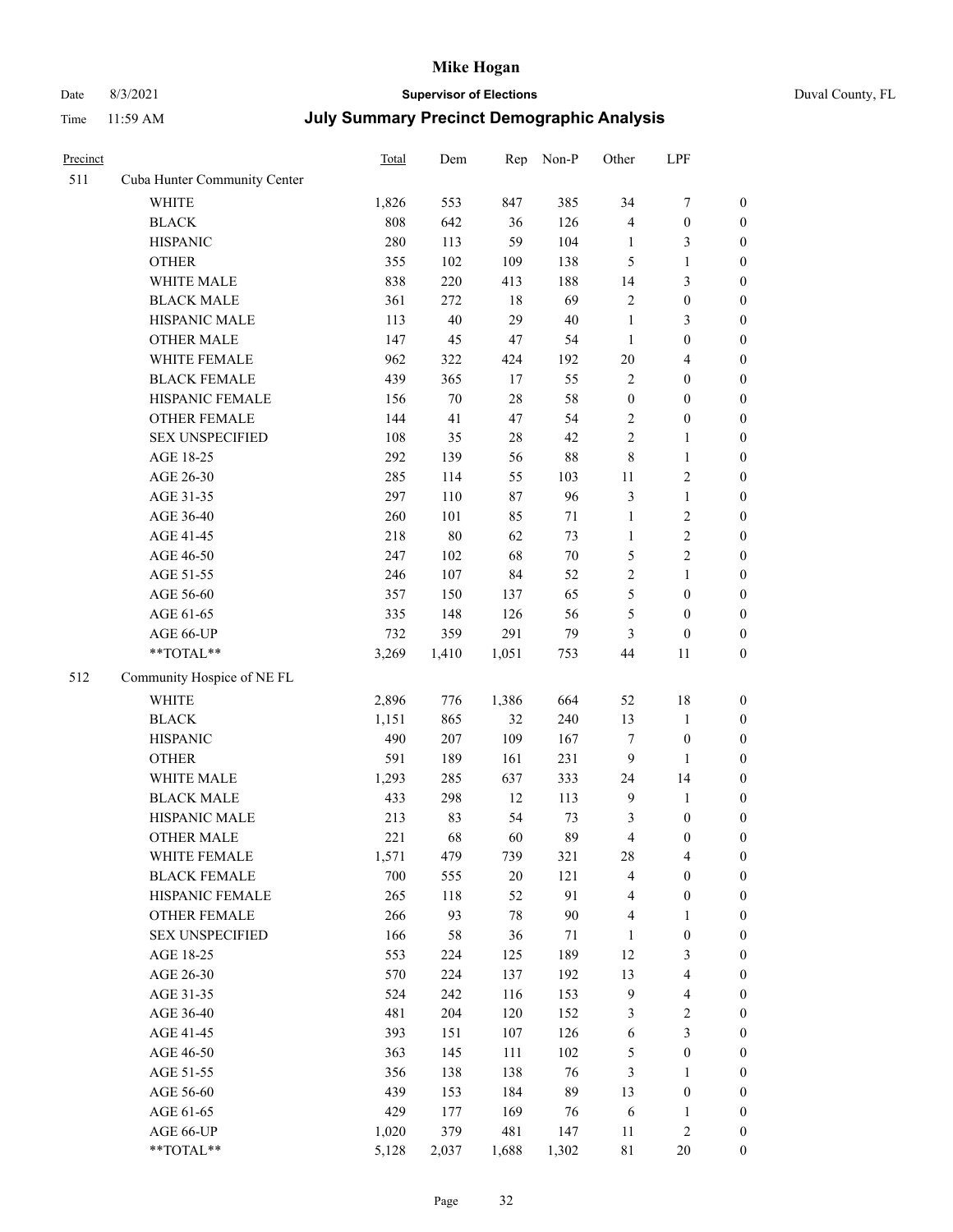| Precinct | | Total | Dem | Rep | Non-P | Other | LPF | |
|---|---|---|---|---|---|---|---|---|
| 511 | Cuba Hunter Community Center | | | | | | | |
| | WHITE | 1,826 | 553 | 847 | 385 | 34 | 7 | 0 |
| | BLACK | 808 | 642 | 36 | 126 | 4 | 0 | 0 |
| | HISPANIC | 280 | 113 | 59 | 104 | 1 | 3 | 0 |
| | OTHER | 355 | 102 | 109 | 138 | 5 | 1 | 0 |
| | WHITE MALE | 838 | 220 | 413 | 188 | 14 | 3 | 0 |
| | BLACK MALE | 361 | 272 | 18 | 69 | 2 | 0 | 0 |
| | HISPANIC MALE | 113 | 40 | 29 | 40 | 1 | 3 | 0 |
| | OTHER MALE | 147 | 45 | 47 | 54 | 1 | 0 | 0 |
| | WHITE FEMALE | 962 | 322 | 424 | 192 | 20 | 4 | 0 |
| | BLACK FEMALE | 439 | 365 | 17 | 55 | 2 | 0 | 0 |
| | HISPANIC FEMALE | 156 | 70 | 28 | 58 | 0 | 0 | 0 |
| | OTHER FEMALE | 144 | 41 | 47 | 54 | 2 | 0 | 0 |
| | SEX UNSPECIFIED | 108 | 35 | 28 | 42 | 2 | 1 | 0 |
| | AGE 18-25 | 292 | 139 | 56 | 88 | 8 | 1 | 0 |
| | AGE 26-30 | 285 | 114 | 55 | 103 | 11 | 2 | 0 |
| | AGE 31-35 | 297 | 110 | 87 | 96 | 3 | 1 | 0 |
| | AGE 36-40 | 260 | 101 | 85 | 71 | 1 | 2 | 0 |
| | AGE 41-45 | 218 | 80 | 62 | 73 | 1 | 2 | 0 |
| | AGE 46-50 | 247 | 102 | 68 | 70 | 5 | 2 | 0 |
| | AGE 51-55 | 246 | 107 | 84 | 52 | 2 | 1 | 0 |
| | AGE 56-60 | 357 | 150 | 137 | 65 | 5 | 0 | 0 |
| | AGE 61-65 | 335 | 148 | 126 | 56 | 5 | 0 | 0 |
| | AGE 66-UP | 732 | 359 | 291 | 79 | 3 | 0 | 0 |
| | **TOTAL** | 3,269 | 1,410 | 1,051 | 753 | 44 | 11 | 0 |
| 512 | Community Hospice of NE FL | | | | | | | |
| | WHITE | 2,896 | 776 | 1,386 | 664 | 52 | 18 | 0 |
| | BLACK | 1,151 | 865 | 32 | 240 | 13 | 1 | 0 |
| | HISPANIC | 490 | 207 | 109 | 167 | 7 | 0 | 0 |
| | OTHER | 591 | 189 | 161 | 231 | 9 | 1 | 0 |
| | WHITE MALE | 1,293 | 285 | 637 | 333 | 24 | 14 | 0 |
| | BLACK MALE | 433 | 298 | 12 | 113 | 9 | 1 | 0 |
| | HISPANIC MALE | 213 | 83 | 54 | 73 | 3 | 0 | 0 |
| | OTHER MALE | 221 | 68 | 60 | 89 | 4 | 0 | 0 |
| | WHITE FEMALE | 1,571 | 479 | 739 | 321 | 28 | 4 | 0 |
| | BLACK FEMALE | 700 | 555 | 20 | 121 | 4 | 0 | 0 |
| | HISPANIC FEMALE | 265 | 118 | 52 | 91 | 4 | 0 | 0 |
| | OTHER FEMALE | 266 | 93 | 78 | 90 | 4 | 1 | 0 |
| | SEX UNSPECIFIED | 166 | 58 | 36 | 71 | 1 | 0 | 0 |
| | AGE 18-25 | 553 | 224 | 125 | 189 | 12 | 3 | 0 |
| | AGE 26-30 | 570 | 224 | 137 | 192 | 13 | 4 | 0 |
| | AGE 31-35 | 524 | 242 | 116 | 153 | 9 | 4 | 0 |
| | AGE 36-40 | 481 | 204 | 120 | 152 | 3 | 2 | 0 |
| | AGE 41-45 | 393 | 151 | 107 | 126 | 6 | 3 | 0 |
| | AGE 46-50 | 363 | 145 | 111 | 102 | 5 | 0 | 0 |
| | AGE 51-55 | 356 | 138 | 138 | 76 | 3 | 1 | 0 |
| | AGE 56-60 | 439 | 153 | 184 | 89 | 13 | 0 | 0 |
| | AGE 61-65 | 429 | 177 | 169 | 76 | 6 | 1 | 0 |
| | AGE 66-UP | 1,020 | 379 | 481 | 147 | 11 | 2 | 0 |
| | **TOTAL** | 5,128 | 2,037 | 1,688 | 1,302 | 81 | 20 | 0 |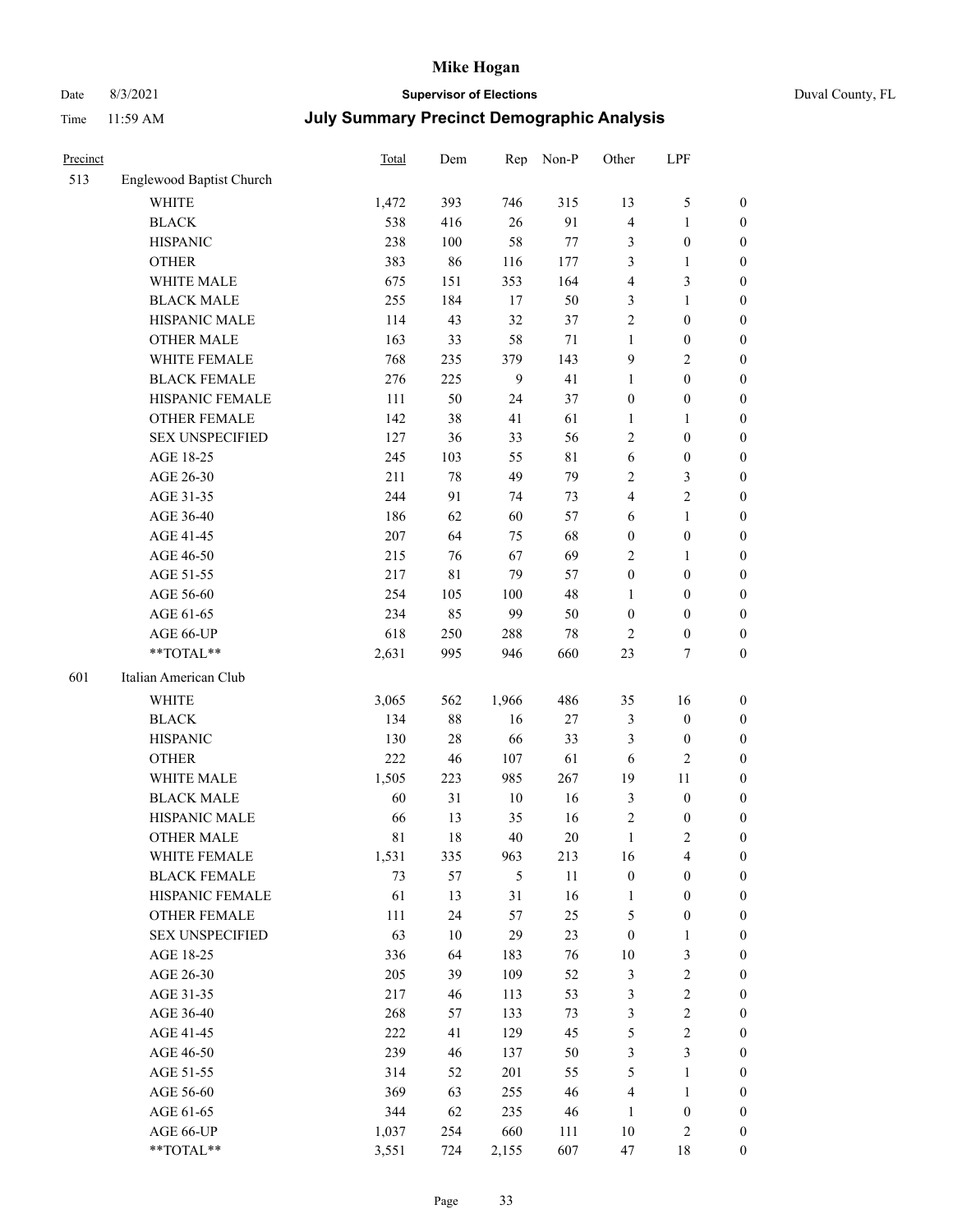# Mike Hogan

Date 8/3/2021 **Supervisor of Elections** Duval County, FL

Time 11:59 AM **July Summary Precinct Demographic Analysis**

| Precinct | | Total | Dem | Rep | Non-P | Other | LPF | |
|---|---|---|---|---|---|---|---|---|
| 513 | Englewood Baptist Church | | | | | | | |
| | WHITE | 1,472 | 393 | 746 | 315 | 13 | 5 | 0 |
| | BLACK | 538 | 416 | 26 | 91 | 4 | 1 | 0 |
| | HISPANIC | 238 | 100 | 58 | 77 | 3 | 0 | 0 |
| | OTHER | 383 | 86 | 116 | 177 | 3 | 1 | 0 |
| | WHITE MALE | 675 | 151 | 353 | 164 | 4 | 3 | 0 |
| | BLACK MALE | 255 | 184 | 17 | 50 | 3 | 1 | 0 |
| | HISPANIC MALE | 114 | 43 | 32 | 37 | 2 | 0 | 0 |
| | OTHER MALE | 163 | 33 | 58 | 71 | 1 | 0 | 0 |
| | WHITE FEMALE | 768 | 235 | 379 | 143 | 9 | 2 | 0 |
| | BLACK FEMALE | 276 | 225 | 9 | 41 | 1 | 0 | 0 |
| | HISPANIC FEMALE | 111 | 50 | 24 | 37 | 0 | 0 | 0 |
| | OTHER FEMALE | 142 | 38 | 41 | 61 | 1 | 1 | 0 |
| | SEX UNSPECIFIED | 127 | 36 | 33 | 56 | 2 | 0 | 0 |
| | AGE 18-25 | 245 | 103 | 55 | 81 | 6 | 0 | 0 |
| | AGE 26-30 | 211 | 78 | 49 | 79 | 2 | 3 | 0 |
| | AGE 31-35 | 244 | 91 | 74 | 73 | 4 | 2 | 0 |
| | AGE 36-40 | 186 | 62 | 60 | 57 | 6 | 1 | 0 |
| | AGE 41-45 | 207 | 64 | 75 | 68 | 0 | 0 | 0 |
| | AGE 46-50 | 215 | 76 | 67 | 69 | 2 | 1 | 0 |
| | AGE 51-55 | 217 | 81 | 79 | 57 | 0 | 0 | 0 |
| | AGE 56-60 | 254 | 105 | 100 | 48 | 1 | 0 | 0 |
| | AGE 61-65 | 234 | 85 | 99 | 50 | 0 | 0 | 0 |
| | AGE 66-UP | 618 | 250 | 288 | 78 | 2 | 0 | 0 |
| | **TOTAL** | 2,631 | 995 | 946 | 660 | 23 | 7 | 0 |
| 601 | Italian American Club | | | | | | | |
| | WHITE | 3,065 | 562 | 1,966 | 486 | 35 | 16 | 0 |
| | BLACK | 134 | 88 | 16 | 27 | 3 | 0 | 0 |
| | HISPANIC | 130 | 28 | 66 | 33 | 3 | 0 | 0 |
| | OTHER | 222 | 46 | 107 | 61 | 6 | 2 | 0 |
| | WHITE MALE | 1,505 | 223 | 985 | 267 | 19 | 11 | 0 |
| | BLACK MALE | 60 | 31 | 10 | 16 | 3 | 0 | 0 |
| | HISPANIC MALE | 66 | 13 | 35 | 16 | 2 | 0 | 0 |
| | OTHER MALE | 81 | 18 | 40 | 20 | 1 | 2 | 0 |
| | WHITE FEMALE | 1,531 | 335 | 963 | 213 | 16 | 4 | 0 |
| | BLACK FEMALE | 73 | 57 | 5 | 11 | 0 | 0 | 0 |
| | HISPANIC FEMALE | 61 | 13 | 31 | 16 | 1 | 0 | 0 |
| | OTHER FEMALE | 111 | 24 | 57 | 25 | 5 | 0 | 0 |
| | SEX UNSPECIFIED | 63 | 10 | 29 | 23 | 0 | 1 | 0 |
| | AGE 18-25 | 336 | 64 | 183 | 76 | 10 | 3 | 0 |
| | AGE 26-30 | 205 | 39 | 109 | 52 | 3 | 2 | 0 |
| | AGE 31-35 | 217 | 46 | 113 | 53 | 3 | 2 | 0 |
| | AGE 36-40 | 268 | 57 | 133 | 73 | 3 | 2 | 0 |
| | AGE 41-45 | 222 | 41 | 129 | 45 | 5 | 2 | 0 |
| | AGE 46-50 | 239 | 46 | 137 | 50 | 3 | 3 | 0 |
| | AGE 51-55 | 314 | 52 | 201 | 55 | 5 | 1 | 0 |
| | AGE 56-60 | 369 | 63 | 255 | 46 | 4 | 1 | 0 |
| | AGE 61-65 | 344 | 62 | 235 | 46 | 1 | 0 | 0 |
| | AGE 66-UP | 1,037 | 254 | 660 | 111 | 10 | 2 | 0 |
| | **TOTAL** | 3,551 | 724 | 2,155 | 607 | 47 | 18 | 0 |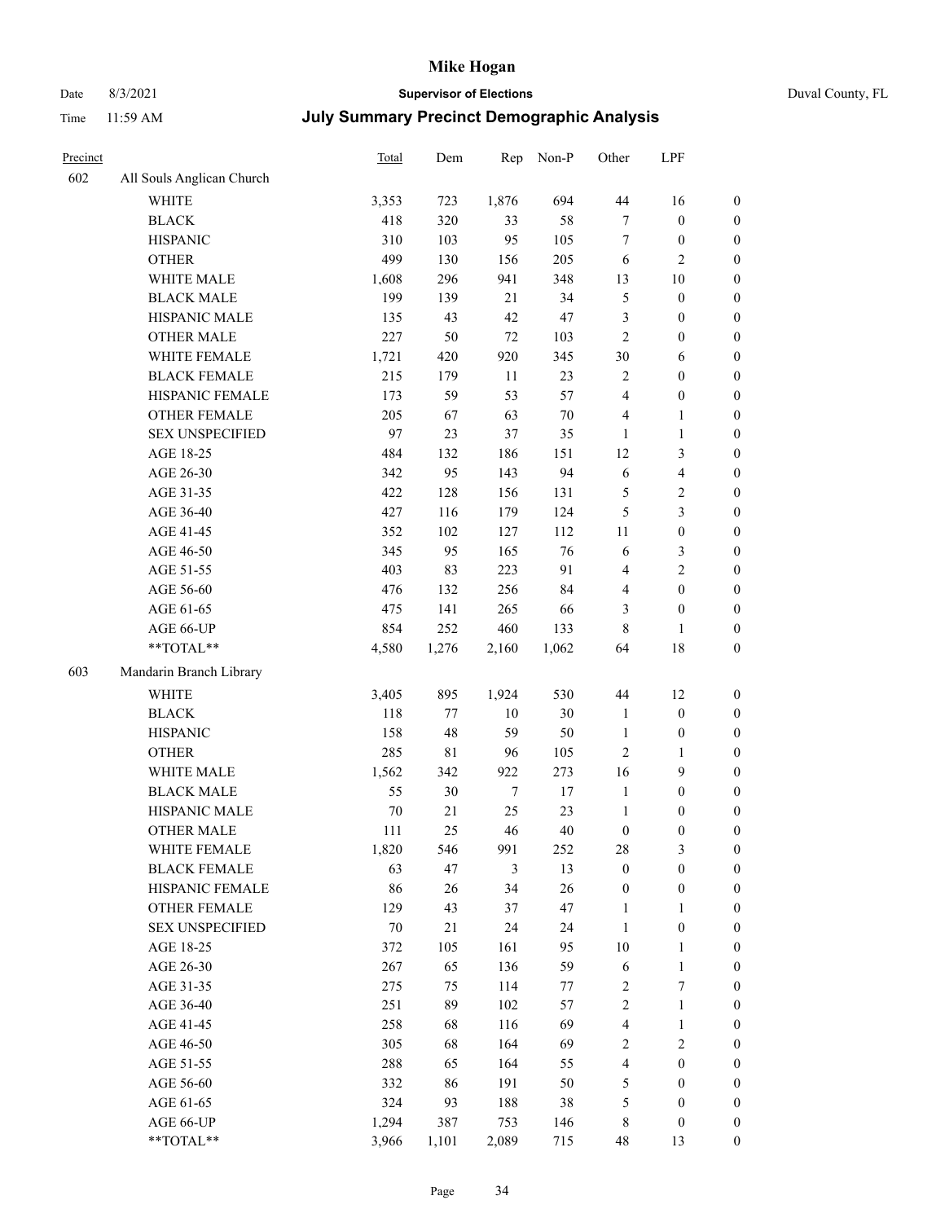# Mike Hogan

Date 8/3/2021 **Supervisor of Elections** Duval County, FL

Time 11:59 AM **July Summary Precinct Demographic Analysis**

| Precinct | | Total | Dem | Rep | Non-P | Other | LPF | |
|---|---|---|---|---|---|---|---|---|
| 602 | All Souls Anglican Church | | | | | | | |
| | WHITE | 3,353 | 723 | 1,876 | 694 | 44 | 16 | 0 |
| | BLACK | 418 | 320 | 33 | 58 | 7 | 0 | 0 |
| | HISPANIC | 310 | 103 | 95 | 105 | 7 | 0 | 0 |
| | OTHER | 499 | 130 | 156 | 205 | 6 | 2 | 0 |
| | WHITE MALE | 1,608 | 296 | 941 | 348 | 13 | 10 | 0 |
| | BLACK MALE | 199 | 139 | 21 | 34 | 5 | 0 | 0 |
| | HISPANIC MALE | 135 | 43 | 42 | 47 | 3 | 0 | 0 |
| | OTHER MALE | 227 | 50 | 72 | 103 | 2 | 0 | 0 |
| | WHITE FEMALE | 1,721 | 420 | 920 | 345 | 30 | 6 | 0 |
| | BLACK FEMALE | 215 | 179 | 11 | 23 | 2 | 0 | 0 |
| | HISPANIC FEMALE | 173 | 59 | 53 | 57 | 4 | 0 | 0 |
| | OTHER FEMALE | 205 | 67 | 63 | 70 | 4 | 1 | 0 |
| | SEX UNSPECIFIED | 97 | 23 | 37 | 35 | 1 | 1 | 0 |
| | AGE 18-25 | 484 | 132 | 186 | 151 | 12 | 3 | 0 |
| | AGE 26-30 | 342 | 95 | 143 | 94 | 6 | 4 | 0 |
| | AGE 31-35 | 422 | 128 | 156 | 131 | 5 | 2 | 0 |
| | AGE 36-40 | 427 | 116 | 179 | 124 | 5 | 3 | 0 |
| | AGE 41-45 | 352 | 102 | 127 | 112 | 11 | 0 | 0 |
| | AGE 46-50 | 345 | 95 | 165 | 76 | 6 | 3 | 0 |
| | AGE 51-55 | 403 | 83 | 223 | 91 | 4 | 2 | 0 |
| | AGE 56-60 | 476 | 132 | 256 | 84 | 4 | 0 | 0 |
| | AGE 61-65 | 475 | 141 | 265 | 66 | 3 | 0 | 0 |
| | AGE 66-UP | 854 | 252 | 460 | 133 | 8 | 1 | 0 |
| | **TOTAL** | 4,580 | 1,276 | 2,160 | 1,062 | 64 | 18 | 0 |
| 603 | Mandarin Branch Library | | | | | | | |
| | WHITE | 3,405 | 895 | 1,924 | 530 | 44 | 12 | 0 |
| | BLACK | 118 | 77 | 10 | 30 | 1 | 0 | 0 |
| | HISPANIC | 158 | 48 | 59 | 50 | 1 | 0 | 0 |
| | OTHER | 285 | 81 | 96 | 105 | 2 | 1 | 0 |
| | WHITE MALE | 1,562 | 342 | 922 | 273 | 16 | 9 | 0 |
| | BLACK MALE | 55 | 30 | 7 | 17 | 1 | 0 | 0 |
| | HISPANIC MALE | 70 | 21 | 25 | 23 | 1 | 0 | 0 |
| | OTHER MALE | 111 | 25 | 46 | 40 | 0 | 0 | 0 |
| | WHITE FEMALE | 1,820 | 546 | 991 | 252 | 28 | 3 | 0 |
| | BLACK FEMALE | 63 | 47 | 3 | 13 | 0 | 0 | 0 |
| | HISPANIC FEMALE | 86 | 26 | 34 | 26 | 0 | 0 | 0 |
| | OTHER FEMALE | 129 | 43 | 37 | 47 | 1 | 1 | 0 |
| | SEX UNSPECIFIED | 70 | 21 | 24 | 24 | 1 | 0 | 0 |
| | AGE 18-25 | 372 | 105 | 161 | 95 | 10 | 1 | 0 |
| | AGE 26-30 | 267 | 65 | 136 | 59 | 6 | 1 | 0 |
| | AGE 31-35 | 275 | 75 | 114 | 77 | 2 | 7 | 0 |
| | AGE 36-40 | 251 | 89 | 102 | 57 | 2 | 1 | 0 |
| | AGE 41-45 | 258 | 68 | 116 | 69 | 4 | 1 | 0 |
| | AGE 46-50 | 305 | 68 | 164 | 69 | 2 | 2 | 0 |
| | AGE 51-55 | 288 | 65 | 164 | 55 | 4 | 0 | 0 |
| | AGE 56-60 | 332 | 86 | 191 | 50 | 5 | 0 | 0 |
| | AGE 61-65 | 324 | 93 | 188 | 38 | 5 | 0 | 0 |
| | AGE 66-UP | 1,294 | 387 | 753 | 146 | 8 | 0 | 0 |
| | **TOTAL** | 3,966 | 1,101 | 2,089 | 715 | 48 | 13 | 0 |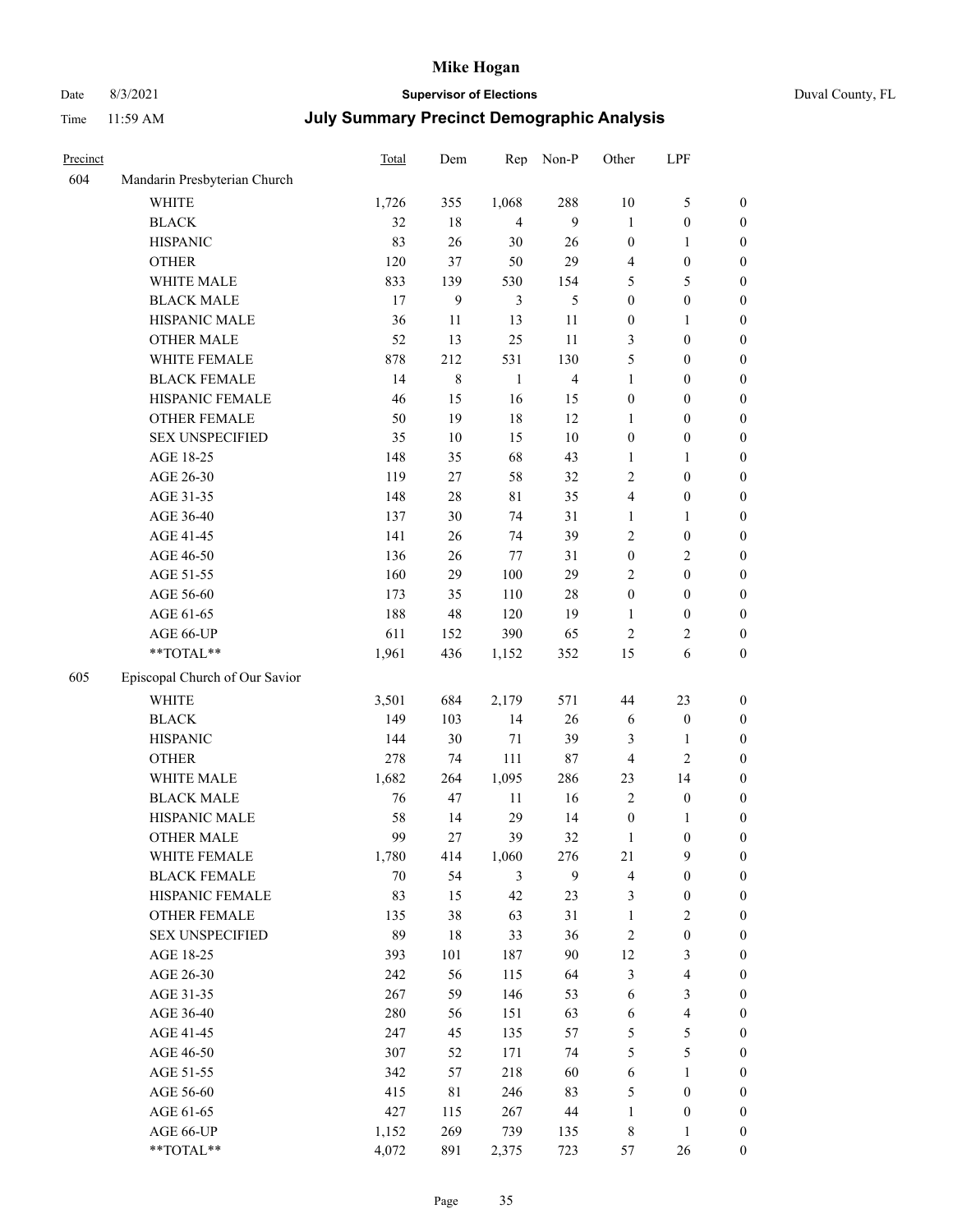# Mike Hogan

Date 8/3/2021 **Supervisor of Elections** Duval County, FL

Time 11:59 AM **July Summary Precinct Demographic Analysis**

| Precinct | | Total | Dem | Rep | Non-P | Other | LPF | |
|---|---|---|---|---|---|---|---|---|
| 604 | Mandarin Presbyterian Church | | | | | | | |
| | WHITE | 1,726 | 355 | 1,068 | 288 | 10 | 5 | 0 |
| | BLACK | 32 | 18 | 4 | 9 | 1 | 0 | 0 |
| | HISPANIC | 83 | 26 | 30 | 26 | 0 | 1 | 0 |
| | OTHER | 120 | 37 | 50 | 29 | 4 | 0 | 0 |
| | WHITE MALE | 833 | 139 | 530 | 154 | 5 | 5 | 0 |
| | BLACK MALE | 17 | 9 | 3 | 5 | 0 | 0 | 0 |
| | HISPANIC MALE | 36 | 11 | 13 | 11 | 0 | 1 | 0 |
| | OTHER MALE | 52 | 13 | 25 | 11 | 3 | 0 | 0 |
| | WHITE FEMALE | 878 | 212 | 531 | 130 | 5 | 0 | 0 |
| | BLACK FEMALE | 14 | 8 | 1 | 4 | 1 | 0 | 0 |
| | HISPANIC FEMALE | 46 | 15 | 16 | 15 | 0 | 0 | 0 |
| | OTHER FEMALE | 50 | 19 | 18 | 12 | 1 | 0 | 0 |
| | SEX UNSPECIFIED | 35 | 10 | 15 | 10 | 0 | 0 | 0 |
| | AGE 18-25 | 148 | 35 | 68 | 43 | 1 | 1 | 0 |
| | AGE 26-30 | 119 | 27 | 58 | 32 | 2 | 0 | 0 |
| | AGE 31-35 | 148 | 28 | 81 | 35 | 4 | 0 | 0 |
| | AGE 36-40 | 137 | 30 | 74 | 31 | 1 | 1 | 0 |
| | AGE 41-45 | 141 | 26 | 74 | 39 | 2 | 0 | 0 |
| | AGE 46-50 | 136 | 26 | 77 | 31 | 0 | 2 | 0 |
| | AGE 51-55 | 160 | 29 | 100 | 29 | 2 | 0 | 0 |
| | AGE 56-60 | 173 | 35 | 110 | 28 | 0 | 0 | 0 |
| | AGE 61-65 | 188 | 48 | 120 | 19 | 1 | 0 | 0 |
| | AGE 66-UP | 611 | 152 | 390 | 65 | 2 | 2 | 0 |
| | **TOTAL** | 1,961 | 436 | 1,152 | 352 | 15 | 6 | 0 |
| 605 | Episcopal Church of Our Savior | | | | | | | |
| | WHITE | 3,501 | 684 | 2,179 | 571 | 44 | 23 | 0 |
| | BLACK | 149 | 103 | 14 | 26 | 6 | 0 | 0 |
| | HISPANIC | 144 | 30 | 71 | 39 | 3 | 1 | 0 |
| | OTHER | 278 | 74 | 111 | 87 | 4 | 2 | 0 |
| | WHITE MALE | 1,682 | 264 | 1,095 | 286 | 23 | 14 | 0 |
| | BLACK MALE | 76 | 47 | 11 | 16 | 2 | 0 | 0 |
| | HISPANIC MALE | 58 | 14 | 29 | 14 | 0 | 1 | 0 |
| | OTHER MALE | 99 | 27 | 39 | 32 | 1 | 0 | 0 |
| | WHITE FEMALE | 1,780 | 414 | 1,060 | 276 | 21 | 9 | 0 |
| | BLACK FEMALE | 70 | 54 | 3 | 9 | 4 | 0 | 0 |
| | HISPANIC FEMALE | 83 | 15 | 42 | 23 | 3 | 0 | 0 |
| | OTHER FEMALE | 135 | 38 | 63 | 31 | 1 | 2 | 0 |
| | SEX UNSPECIFIED | 89 | 18 | 33 | 36 | 2 | 0 | 0 |
| | AGE 18-25 | 393 | 101 | 187 | 90 | 12 | 3 | 0 |
| | AGE 26-30 | 242 | 56 | 115 | 64 | 3 | 4 | 0 |
| | AGE 31-35 | 267 | 59 | 146 | 53 | 6 | 3 | 0 |
| | AGE 36-40 | 280 | 56 | 151 | 63 | 6 | 4 | 0 |
| | AGE 41-45 | 247 | 45 | 135 | 57 | 5 | 5 | 0 |
| | AGE 46-50 | 307 | 52 | 171 | 74 | 5 | 5 | 0 |
| | AGE 51-55 | 342 | 57 | 218 | 60 | 6 | 1 | 0 |
| | AGE 56-60 | 415 | 81 | 246 | 83 | 5 | 0 | 0 |
| | AGE 61-65 | 427 | 115 | 267 | 44 | 1 | 0 | 0 |
| | AGE 66-UP | 1,152 | 269 | 739 | 135 | 8 | 1 | 0 |
| | **TOTAL** | 4,072 | 891 | 2,375 | 723 | 57 | 26 | 0 |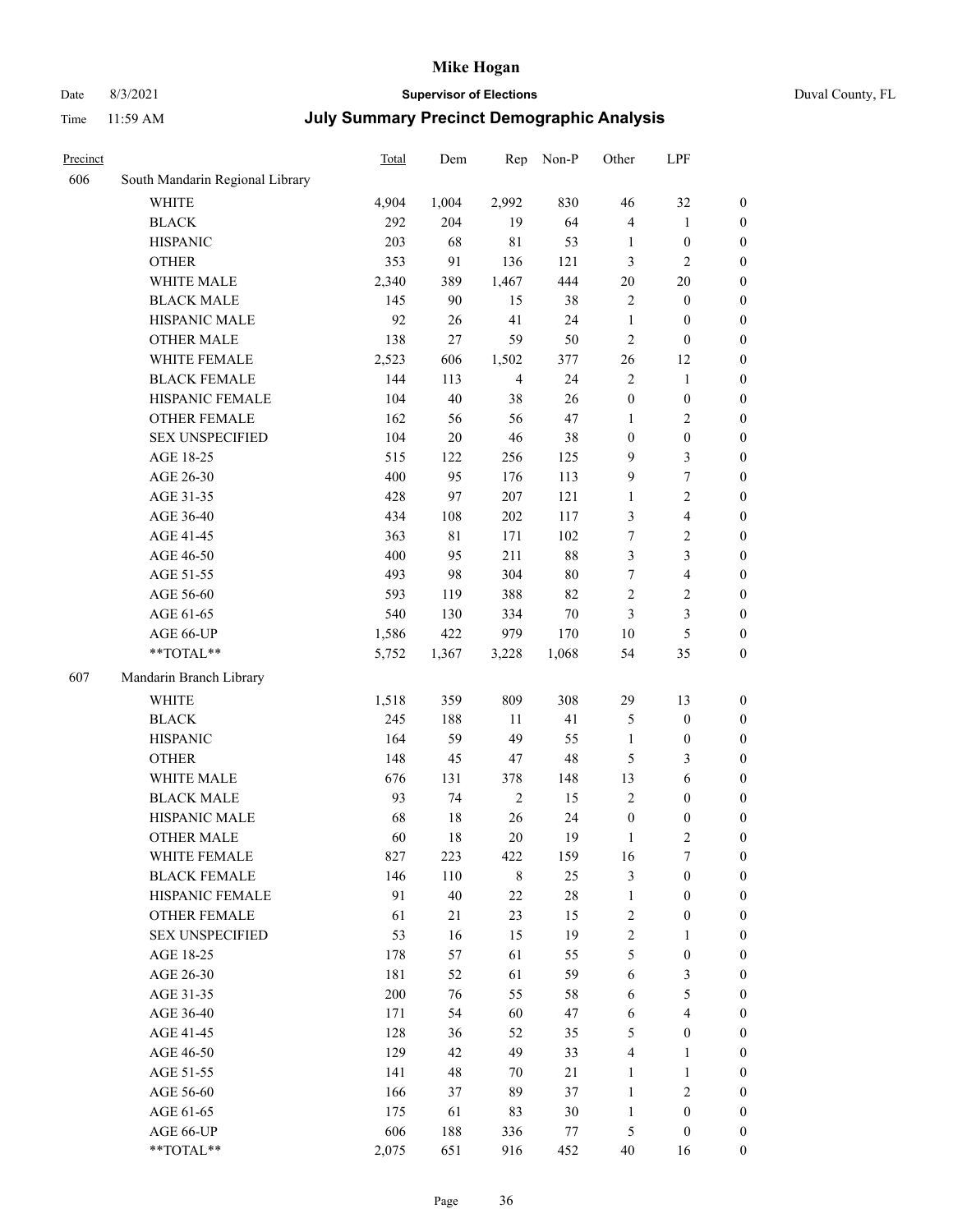# Mike Hogan

Date 8/3/2021 **Supervisor of Elections** Duval County, FL

Time 11:59 AM **July Summary Precinct Demographic Analysis**

| Precinct | | Total | Dem | Rep | Non-P | Other | LPF | |
|---|---|---|---|---|---|---|---|---|
| 606 | South Mandarin Regional Library | | | | | | | |
| | WHITE | 4,904 | 1,004 | 2,992 | 830 | 46 | 32 | 0 |
| | BLACK | 292 | 204 | 19 | 64 | 4 | 1 | 0 |
| | HISPANIC | 203 | 68 | 81 | 53 | 1 | 0 | 0 |
| | OTHER | 353 | 91 | 136 | 121 | 3 | 2 | 0 |
| | WHITE MALE | 2,340 | 389 | 1,467 | 444 | 20 | 20 | 0 |
| | BLACK MALE | 145 | 90 | 15 | 38 | 2 | 0 | 0 |
| | HISPANIC MALE | 92 | 26 | 41 | 24 | 1 | 0 | 0 |
| | OTHER MALE | 138 | 27 | 59 | 50 | 2 | 0 | 0 |
| | WHITE FEMALE | 2,523 | 606 | 1,502 | 377 | 26 | 12 | 0 |
| | BLACK FEMALE | 144 | 113 | 4 | 24 | 2 | 1 | 0 |
| | HISPANIC FEMALE | 104 | 40 | 38 | 26 | 0 | 0 | 0 |
| | OTHER FEMALE | 162 | 56 | 56 | 47 | 1 | 2 | 0 |
| | SEX UNSPECIFIED | 104 | 20 | 46 | 38 | 0 | 0 | 0 |
| | AGE 18-25 | 515 | 122 | 256 | 125 | 9 | 3 | 0 |
| | AGE 26-30 | 400 | 95 | 176 | 113 | 9 | 7 | 0 |
| | AGE 31-35 | 428 | 97 | 207 | 121 | 1 | 2 | 0 |
| | AGE 36-40 | 434 | 108 | 202 | 117 | 3 | 4 | 0 |
| | AGE 41-45 | 363 | 81 | 171 | 102 | 7 | 2 | 0 |
| | AGE 46-50 | 400 | 95 | 211 | 88 | 3 | 3 | 0 |
| | AGE 51-55 | 493 | 98 | 304 | 80 | 7 | 4 | 0 |
| | AGE 56-60 | 593 | 119 | 388 | 82 | 2 | 2 | 0 |
| | AGE 61-65 | 540 | 130 | 334 | 70 | 3 | 3 | 0 |
| | AGE 66-UP | 1,586 | 422 | 979 | 170 | 10 | 5 | 0 |
| | **TOTAL** | 5,752 | 1,367 | 3,228 | 1,068 | 54 | 35 | 0 |
| 607 | Mandarin Branch Library | | | | | | | |
| | WHITE | 1,518 | 359 | 809 | 308 | 29 | 13 | 0 |
| | BLACK | 245 | 188 | 11 | 41 | 5 | 0 | 0 |
| | HISPANIC | 164 | 59 | 49 | 55 | 1 | 0 | 0 |
| | OTHER | 148 | 45 | 47 | 48 | 5 | 3 | 0 |
| | WHITE MALE | 676 | 131 | 378 | 148 | 13 | 6 | 0 |
| | BLACK MALE | 93 | 74 | 2 | 15 | 2 | 0 | 0 |
| | HISPANIC MALE | 68 | 18 | 26 | 24 | 0 | 0 | 0 |
| | OTHER MALE | 60 | 18 | 20 | 19 | 1 | 2 | 0 |
| | WHITE FEMALE | 827 | 223 | 422 | 159 | 16 | 7 | 0 |
| | BLACK FEMALE | 146 | 110 | 8 | 25 | 3 | 0 | 0 |
| | HISPANIC FEMALE | 91 | 40 | 22 | 28 | 1 | 0 | 0 |
| | OTHER FEMALE | 61 | 21 | 23 | 15 | 2 | 0 | 0 |
| | SEX UNSPECIFIED | 53 | 16 | 15 | 19 | 2 | 1 | 0 |
| | AGE 18-25 | 178 | 57 | 61 | 55 | 5 | 0 | 0 |
| | AGE 26-30 | 181 | 52 | 61 | 59 | 6 | 3 | 0 |
| | AGE 31-35 | 200 | 76 | 55 | 58 | 6 | 5 | 0 |
| | AGE 36-40 | 171 | 54 | 60 | 47 | 6 | 4 | 0 |
| | AGE 41-45 | 128 | 36 | 52 | 35 | 5 | 0 | 0 |
| | AGE 46-50 | 129 | 42 | 49 | 33 | 4 | 1 | 0 |
| | AGE 51-55 | 141 | 48 | 70 | 21 | 1 | 1 | 0 |
| | AGE 56-60 | 166 | 37 | 89 | 37 | 1 | 2 | 0 |
| | AGE 61-65 | 175 | 61 | 83 | 30 | 1 | 0 | 0 |
| | AGE 66-UP | 606 | 188 | 336 | 77 | 5 | 0 | 0 |
| | **TOTAL** | 2,075 | 651 | 916 | 452 | 40 | 16 | 0 |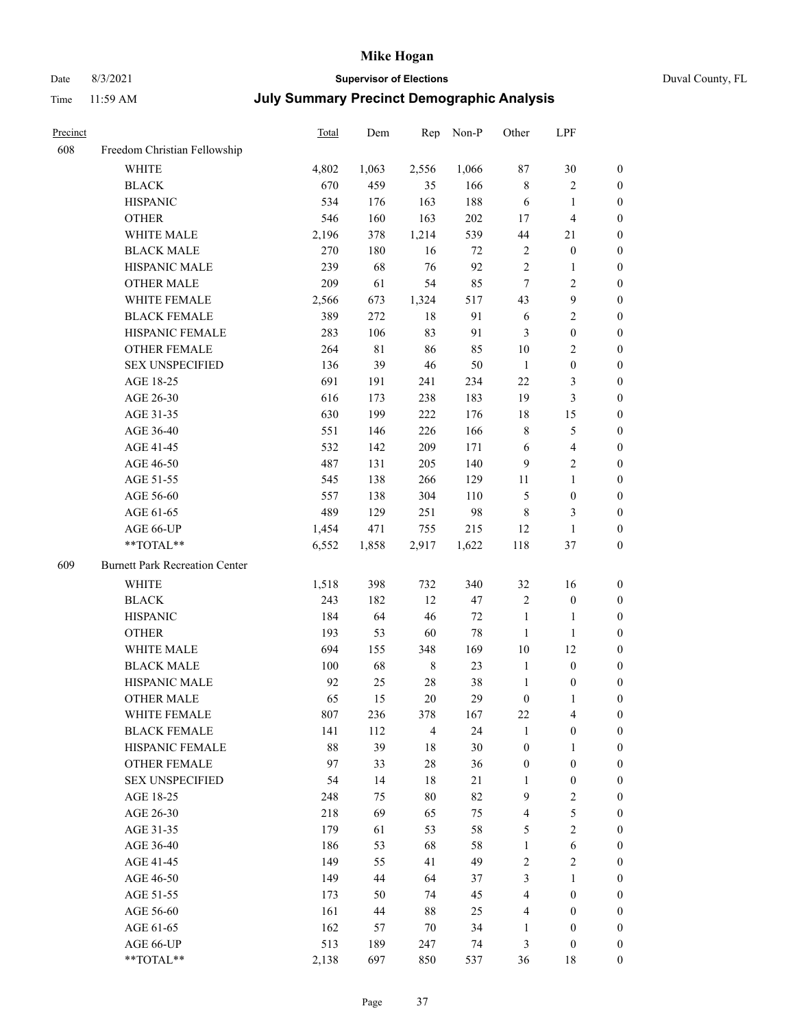# Mike Hogan

Date 8/3/2021 **Supervisor of Elections** Duval County, FL

Time 11:59 AM **July Summary Precinct Demographic Analysis**

| Precinct | | Total | Dem | Rep | Non-P | Other | LPF | |
|---|---|---|---|---|---|---|---|---|
| 608 | Freedom Christian Fellowship | | | | | | | |
| | WHITE | 4,802 | 1,063 | 2,556 | 1,066 | 87 | 30 | 0 |
| | BLACK | 670 | 459 | 35 | 166 | 8 | 2 | 0 |
| | HISPANIC | 534 | 176 | 163 | 188 | 6 | 1 | 0 |
| | OTHER | 546 | 160 | 163 | 202 | 17 | 4 | 0 |
| | WHITE MALE | 2,196 | 378 | 1,214 | 539 | 44 | 21 | 0 |
| | BLACK MALE | 270 | 180 | 16 | 72 | 2 | 0 | 0 |
| | HISPANIC MALE | 239 | 68 | 76 | 92 | 2 | 1 | 0 |
| | OTHER MALE | 209 | 61 | 54 | 85 | 7 | 2 | 0 |
| | WHITE FEMALE | 2,566 | 673 | 1,324 | 517 | 43 | 9 | 0 |
| | BLACK FEMALE | 389 | 272 | 18 | 91 | 6 | 2 | 0 |
| | HISPANIC FEMALE | 283 | 106 | 83 | 91 | 3 | 0 | 0 |
| | OTHER FEMALE | 264 | 81 | 86 | 85 | 10 | 2 | 0 |
| | SEX UNSPECIFIED | 136 | 39 | 46 | 50 | 1 | 0 | 0 |
| | AGE 18-25 | 691 | 191 | 241 | 234 | 22 | 3 | 0 |
| | AGE 26-30 | 616 | 173 | 238 | 183 | 19 | 3 | 0 |
| | AGE 31-35 | 630 | 199 | 222 | 176 | 18 | 15 | 0 |
| | AGE 36-40 | 551 | 146 | 226 | 166 | 8 | 5 | 0 |
| | AGE 41-45 | 532 | 142 | 209 | 171 | 6 | 4 | 0 |
| | AGE 46-50 | 487 | 131 | 205 | 140 | 9 | 2 | 0 |
| | AGE 51-55 | 545 | 138 | 266 | 129 | 11 | 1 | 0 |
| | AGE 56-60 | 557 | 138 | 304 | 110 | 5 | 0 | 0 |
| | AGE 61-65 | 489 | 129 | 251 | 98 | 8 | 3 | 0 |
| | AGE 66-UP | 1,454 | 471 | 755 | 215 | 12 | 1 | 0 |
| | **TOTAL** | 6,552 | 1,858 | 2,917 | 1,622 | 118 | 37 | 0 |
| 609 | Burnett Park Recreation Center | | | | | | | |
| | WHITE | 1,518 | 398 | 732 | 340 | 32 | 16 | 0 |
| | BLACK | 243 | 182 | 12 | 47 | 2 | 0 | 0 |
| | HISPANIC | 184 | 64 | 46 | 72 | 1 | 1 | 0 |
| | OTHER | 193 | 53 | 60 | 78 | 1 | 1 | 0 |
| | WHITE MALE | 694 | 155 | 348 | 169 | 10 | 12 | 0 |
| | BLACK MALE | 100 | 68 | 8 | 23 | 1 | 0 | 0 |
| | HISPANIC MALE | 92 | 25 | 28 | 38 | 1 | 0 | 0 |
| | OTHER MALE | 65 | 15 | 20 | 29 | 0 | 1 | 0 |
| | WHITE FEMALE | 807 | 236 | 378 | 167 | 22 | 4 | 0 |
| | BLACK FEMALE | 141 | 112 | 4 | 24 | 1 | 0 | 0 |
| | HISPANIC FEMALE | 88 | 39 | 18 | 30 | 0 | 1 | 0 |
| | OTHER FEMALE | 97 | 33 | 28 | 36 | 0 | 0 | 0 |
| | SEX UNSPECIFIED | 54 | 14 | 18 | 21 | 1 | 0 | 0 |
| | AGE 18-25 | 248 | 75 | 80 | 82 | 9 | 2 | 0 |
| | AGE 26-30 | 218 | 69 | 65 | 75 | 4 | 5 | 0 |
| | AGE 31-35 | 179 | 61 | 53 | 58 | 5 | 2 | 0 |
| | AGE 36-40 | 186 | 53 | 68 | 58 | 1 | 6 | 0 |
| | AGE 41-45 | 149 | 55 | 41 | 49 | 2 | 2 | 0 |
| | AGE 46-50 | 149 | 44 | 64 | 37 | 3 | 1 | 0 |
| | AGE 51-55 | 173 | 50 | 74 | 45 | 4 | 0 | 0 |
| | AGE 56-60 | 161 | 44 | 88 | 25 | 4 | 0 | 0 |
| | AGE 61-65 | 162 | 57 | 70 | 34 | 1 | 0 | 0 |
| | AGE 66-UP | 513 | 189 | 247 | 74 | 3 | 0 | 0 |
| | **TOTAL** | 2,138 | 697 | 850 | 537 | 36 | 18 | 0 |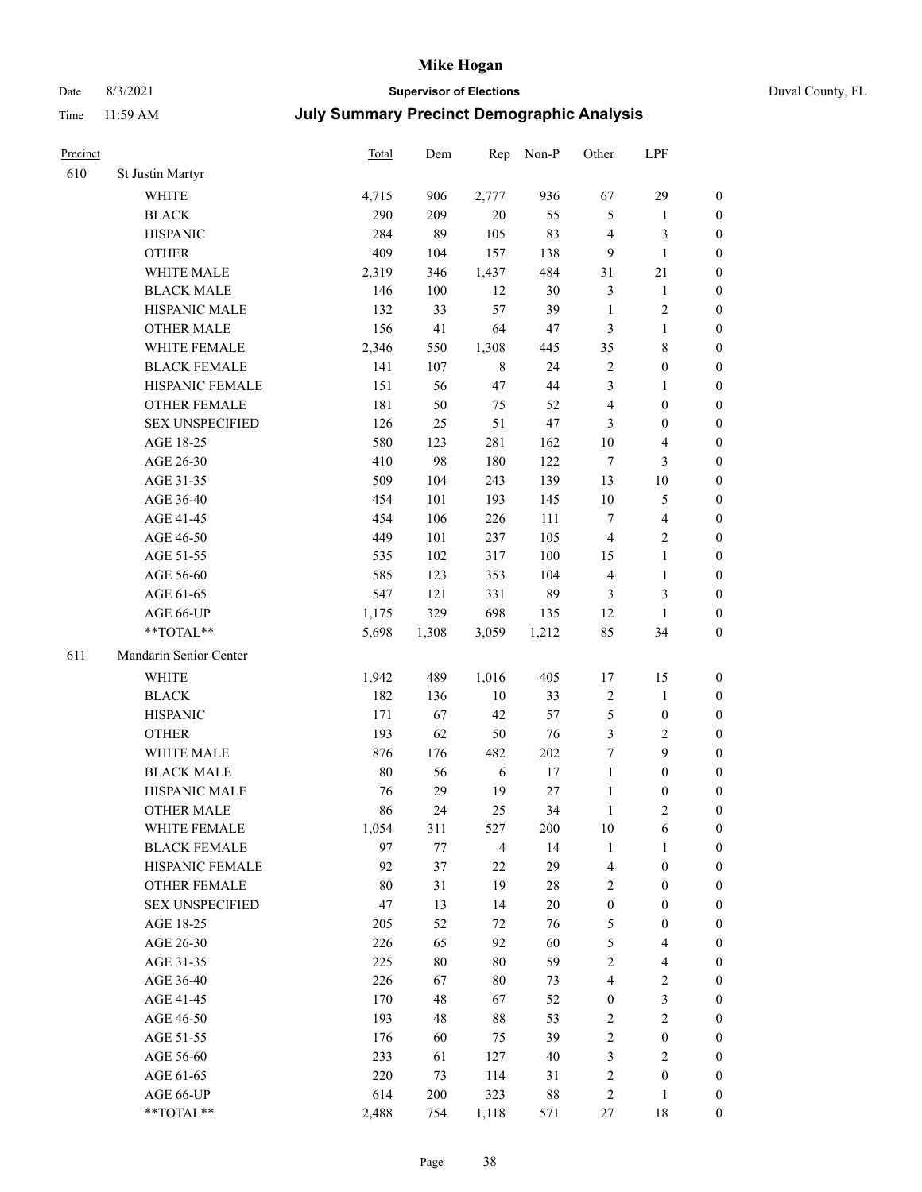# Mike Hogan

Date 8/3/2021 **Supervisor of Elections** Duval County, FL

Time 11:59 AM **July Summary Precinct Demographic Analysis**

| Precinct | | Total | Dem | Rep | Non-P | Other | LPF | |
|---|---|---|---|---|---|---|---|---|
| 610 | St Justin Martyr | | | | | | | |
| | WHITE | 4,715 | 906 | 2,777 | 936 | 67 | 29 | 0 |
| | BLACK | 290 | 209 | 20 | 55 | 5 | 1 | 0 |
| | HISPANIC | 284 | 89 | 105 | 83 | 4 | 3 | 0 |
| | OTHER | 409 | 104 | 157 | 138 | 9 | 1 | 0 |
| | WHITE MALE | 2,319 | 346 | 1,437 | 484 | 31 | 21 | 0 |
| | BLACK MALE | 146 | 100 | 12 | 30 | 3 | 1 | 0 |
| | HISPANIC MALE | 132 | 33 | 57 | 39 | 1 | 2 | 0 |
| | OTHER MALE | 156 | 41 | 64 | 47 | 3 | 1 | 0 |
| | WHITE FEMALE | 2,346 | 550 | 1,308 | 445 | 35 | 8 | 0 |
| | BLACK FEMALE | 141 | 107 | 8 | 24 | 2 | 0 | 0 |
| | HISPANIC FEMALE | 151 | 56 | 47 | 44 | 3 | 1 | 0 |
| | OTHER FEMALE | 181 | 50 | 75 | 52 | 4 | 0 | 0 |
| | SEX UNSPECIFIED | 126 | 25 | 51 | 47 | 3 | 0 | 0 |
| | AGE 18-25 | 580 | 123 | 281 | 162 | 10 | 4 | 0 |
| | AGE 26-30 | 410 | 98 | 180 | 122 | 7 | 3 | 0 |
| | AGE 31-35 | 509 | 104 | 243 | 139 | 13 | 10 | 0 |
| | AGE 36-40 | 454 | 101 | 193 | 145 | 10 | 5 | 0 |
| | AGE 41-45 | 454 | 106 | 226 | 111 | 7 | 4 | 0 |
| | AGE 46-50 | 449 | 101 | 237 | 105 | 4 | 2 | 0 |
| | AGE 51-55 | 535 | 102 | 317 | 100 | 15 | 1 | 0 |
| | AGE 56-60 | 585 | 123 | 353 | 104 | 4 | 1 | 0 |
| | AGE 61-65 | 547 | 121 | 331 | 89 | 3 | 3 | 0 |
| | AGE 66-UP | 1,175 | 329 | 698 | 135 | 12 | 1 | 0 |
| | **TOTAL** | 5,698 | 1,308 | 3,059 | 1,212 | 85 | 34 | 0 |
| 611 | Mandarin Senior Center | | | | | | | |
| | WHITE | 1,942 | 489 | 1,016 | 405 | 17 | 15 | 0 |
| | BLACK | 182 | 136 | 10 | 33 | 2 | 1 | 0 |
| | HISPANIC | 171 | 67 | 42 | 57 | 5 | 0 | 0 |
| | OTHER | 193 | 62 | 50 | 76 | 3 | 2 | 0 |
| | WHITE MALE | 876 | 176 | 482 | 202 | 7 | 9 | 0 |
| | BLACK MALE | 80 | 56 | 6 | 17 | 1 | 0 | 0 |
| | HISPANIC MALE | 76 | 29 | 19 | 27 | 1 | 0 | 0 |
| | OTHER MALE | 86 | 24 | 25 | 34 | 1 | 2 | 0 |
| | WHITE FEMALE | 1,054 | 311 | 527 | 200 | 10 | 6 | 0 |
| | BLACK FEMALE | 97 | 77 | 4 | 14 | 1 | 1 | 0 |
| | HISPANIC FEMALE | 92 | 37 | 22 | 29 | 4 | 0 | 0 |
| | OTHER FEMALE | 80 | 31 | 19 | 28 | 2 | 0 | 0 |
| | SEX UNSPECIFIED | 47 | 13 | 14 | 20 | 0 | 0 | 0 |
| | AGE 18-25 | 205 | 52 | 72 | 76 | 5 | 0 | 0 |
| | AGE 26-30 | 226 | 65 | 92 | 60 | 5 | 4 | 0 |
| | AGE 31-35 | 225 | 80 | 80 | 59 | 2 | 4 | 0 |
| | AGE 36-40 | 226 | 67 | 80 | 73 | 4 | 2 | 0 |
| | AGE 41-45 | 170 | 48 | 67 | 52 | 0 | 3 | 0 |
| | AGE 46-50 | 193 | 48 | 88 | 53 | 2 | 2 | 0 |
| | AGE 51-55 | 176 | 60 | 75 | 39 | 2 | 0 | 0 |
| | AGE 56-60 | 233 | 61 | 127 | 40 | 3 | 2 | 0 |
| | AGE 61-65 | 220 | 73 | 114 | 31 | 2 | 0 | 0 |
| | AGE 66-UP | 614 | 200 | 323 | 88 | 2 | 1 | 0 |
| | **TOTAL** | 2,488 | 754 | 1,118 | 571 | 27 | 18 | 0 |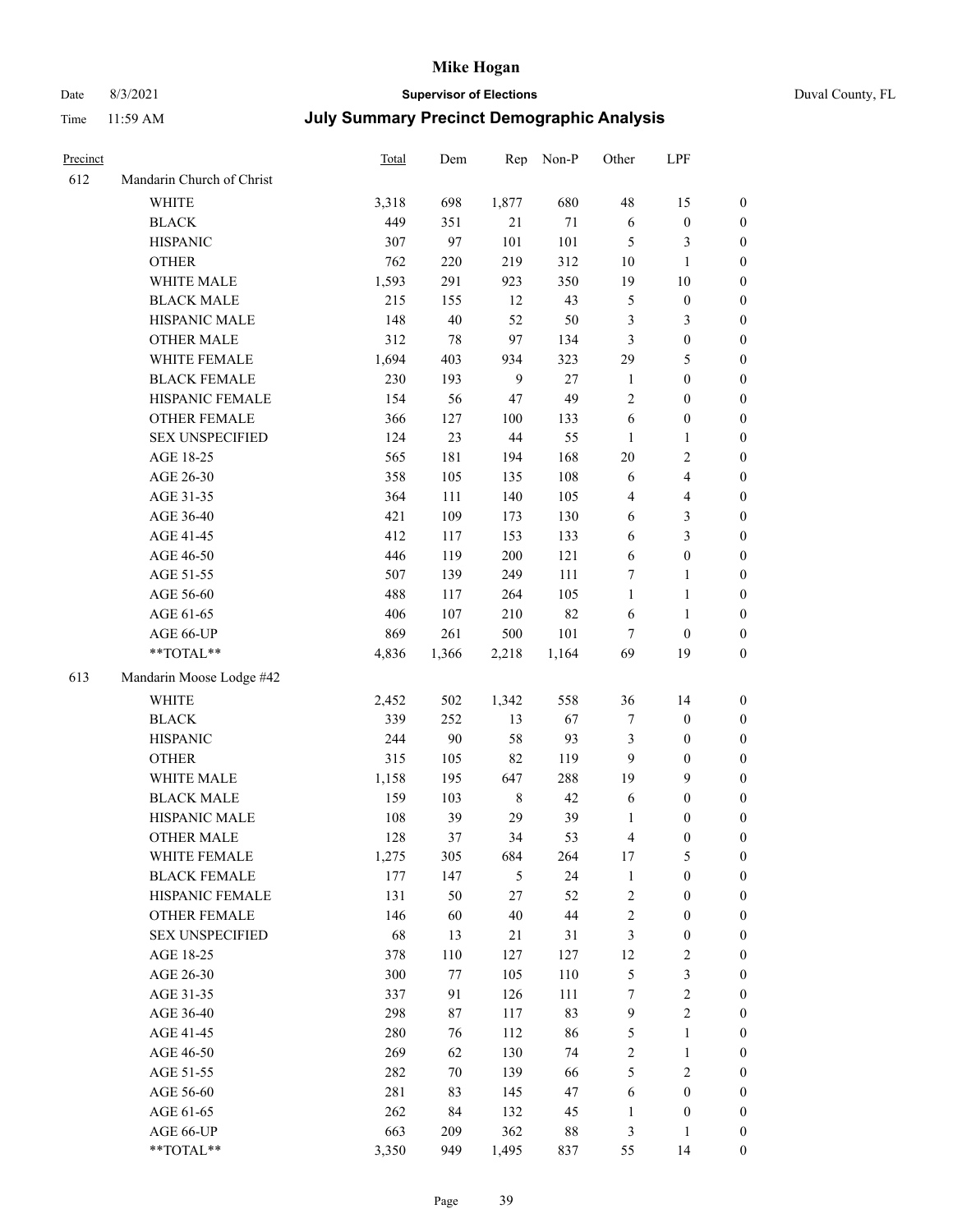# Mike Hogan

Date 8/3/2021 **Supervisor of Elections** Duval County, FL

Time 11:59 AM **July Summary Precinct Demographic Analysis**

| Precinct | | Total | Dem | Rep | Non-P | Other | LPF | |
|---|---|---|---|---|---|---|---|---|
| 612 | Mandarin Church of Christ | | | | | | | |
| | WHITE | 3,318 | 698 | 1,877 | 680 | 48 | 15 | 0 |
| | BLACK | 449 | 351 | 21 | 71 | 6 | 0 | 0 |
| | HISPANIC | 307 | 97 | 101 | 101 | 5 | 3 | 0 |
| | OTHER | 762 | 220 | 219 | 312 | 10 | 1 | 0 |
| | WHITE MALE | 1,593 | 291 | 923 | 350 | 19 | 10 | 0 |
| | BLACK MALE | 215 | 155 | 12 | 43 | 5 | 0 | 0 |
| | HISPANIC MALE | 148 | 40 | 52 | 50 | 3 | 3 | 0 |
| | OTHER MALE | 312 | 78 | 97 | 134 | 3 | 0 | 0 |
| | WHITE FEMALE | 1,694 | 403 | 934 | 323 | 29 | 5 | 0 |
| | BLACK FEMALE | 230 | 193 | 9 | 27 | 1 | 0 | 0 |
| | HISPANIC FEMALE | 154 | 56 | 47 | 49 | 2 | 0 | 0 |
| | OTHER FEMALE | 366 | 127 | 100 | 133 | 6 | 0 | 0 |
| | SEX UNSPECIFIED | 124 | 23 | 44 | 55 | 1 | 1 | 0 |
| | AGE 18-25 | 565 | 181 | 194 | 168 | 20 | 2 | 0 |
| | AGE 26-30 | 358 | 105 | 135 | 108 | 6 | 4 | 0 |
| | AGE 31-35 | 364 | 111 | 140 | 105 | 4 | 4 | 0 |
| | AGE 36-40 | 421 | 109 | 173 | 130 | 6 | 3 | 0 |
| | AGE 41-45 | 412 | 117 | 153 | 133 | 6 | 3 | 0 |
| | AGE 46-50 | 446 | 119 | 200 | 121 | 6 | 0 | 0 |
| | AGE 51-55 | 507 | 139 | 249 | 111 | 7 | 1 | 0 |
| | AGE 56-60 | 488 | 117 | 264 | 105 | 1 | 1 | 0 |
| | AGE 61-65 | 406 | 107 | 210 | 82 | 6 | 1 | 0 |
| | AGE 66-UP | 869 | 261 | 500 | 101 | 7 | 0 | 0 |
| | **TOTAL** | 4,836 | 1,366 | 2,218 | 1,164 | 69 | 19 | 0 |
| 613 | Mandarin Moose Lodge #42 | | | | | | | |
| | WHITE | 2,452 | 502 | 1,342 | 558 | 36 | 14 | 0 |
| | BLACK | 339 | 252 | 13 | 67 | 7 | 0 | 0 |
| | HISPANIC | 244 | 90 | 58 | 93 | 3 | 0 | 0 |
| | OTHER | 315 | 105 | 82 | 119 | 9 | 0 | 0 |
| | WHITE MALE | 1,158 | 195 | 647 | 288 | 19 | 9 | 0 |
| | BLACK MALE | 159 | 103 | 8 | 42 | 6 | 0 | 0 |
| | HISPANIC MALE | 108 | 39 | 29 | 39 | 1 | 0 | 0 |
| | OTHER MALE | 128 | 37 | 34 | 53 | 4 | 0 | 0 |
| | WHITE FEMALE | 1,275 | 305 | 684 | 264 | 17 | 5 | 0 |
| | BLACK FEMALE | 177 | 147 | 5 | 24 | 1 | 0 | 0 |
| | HISPANIC FEMALE | 131 | 50 | 27 | 52 | 2 | 0 | 0 |
| | OTHER FEMALE | 146 | 60 | 40 | 44 | 2 | 0 | 0 |
| | SEX UNSPECIFIED | 68 | 13 | 21 | 31 | 3 | 0 | 0 |
| | AGE 18-25 | 378 | 110 | 127 | 127 | 12 | 2 | 0 |
| | AGE 26-30 | 300 | 77 | 105 | 110 | 5 | 3 | 0 |
| | AGE 31-35 | 337 | 91 | 126 | 111 | 7 | 2 | 0 |
| | AGE 36-40 | 298 | 87 | 117 | 83 | 9 | 2 | 0 |
| | AGE 41-45 | 280 | 76 | 112 | 86 | 5 | 1 | 0 |
| | AGE 46-50 | 269 | 62 | 130 | 74 | 2 | 1 | 0 |
| | AGE 51-55 | 282 | 70 | 139 | 66 | 5 | 2 | 0 |
| | AGE 56-60 | 281 | 83 | 145 | 47 | 6 | 0 | 0 |
| | AGE 61-65 | 262 | 84 | 132 | 45 | 1 | 0 | 0 |
| | AGE 66-UP | 663 | 209 | 362 | 88 | 3 | 1 | 0 |
| | **TOTAL** | 3,350 | 949 | 1,495 | 837 | 55 | 14 | 0 |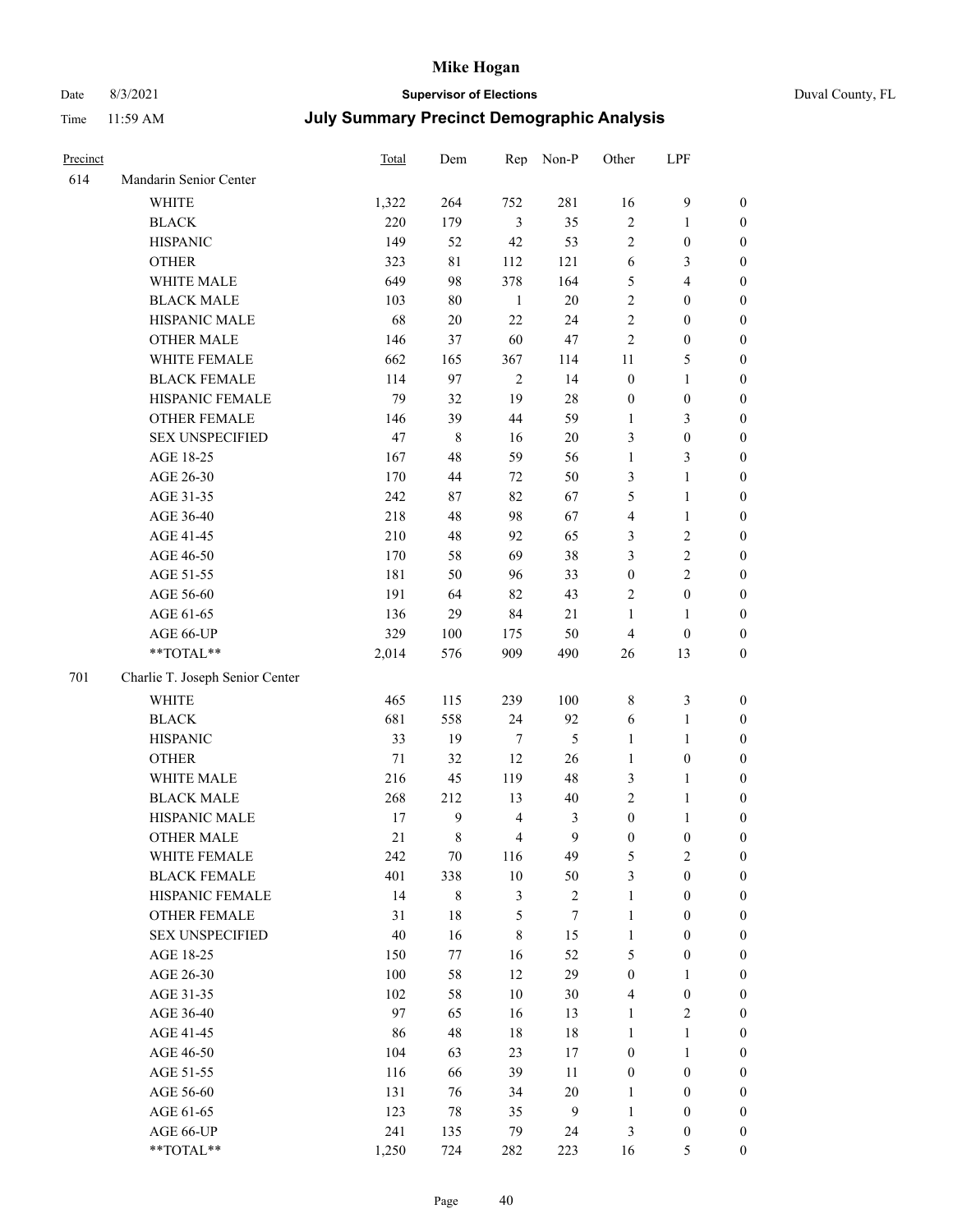# Mike Hogan

Date 8/3/2021 **Supervisor of Elections** Duval County, FL

Time 11:59 AM **July Summary Precinct Demographic Analysis**

| Precinct | | Total | Dem | Rep | Non-P | Other | LPF | |
|---|---|---|---|---|---|---|---|---|
| 614 | Mandarin Senior Center | | | | | | | |
| | WHITE | 1,322 | 264 | 752 | 281 | 16 | 9 | 0 |
| | BLACK | 220 | 179 | 3 | 35 | 2 | 1 | 0 |
| | HISPANIC | 149 | 52 | 42 | 53 | 2 | 0 | 0 |
| | OTHER | 323 | 81 | 112 | 121 | 6 | 3 | 0 |
| | WHITE MALE | 649 | 98 | 378 | 164 | 5 | 4 | 0 |
| | BLACK MALE | 103 | 80 | 1 | 20 | 2 | 0 | 0 |
| | HISPANIC MALE | 68 | 20 | 22 | 24 | 2 | 0 | 0 |
| | OTHER MALE | 146 | 37 | 60 | 47 | 2 | 0 | 0 |
| | WHITE FEMALE | 662 | 165 | 367 | 114 | 11 | 5 | 0 |
| | BLACK FEMALE | 114 | 97 | 2 | 14 | 0 | 1 | 0 |
| | HISPANIC FEMALE | 79 | 32 | 19 | 28 | 0 | 0 | 0 |
| | OTHER FEMALE | 146 | 39 | 44 | 59 | 1 | 3 | 0 |
| | SEX UNSPECIFIED | 47 | 8 | 16 | 20 | 3 | 0 | 0 |
| | AGE 18-25 | 167 | 48 | 59 | 56 | 1 | 3 | 0 |
| | AGE 26-30 | 170 | 44 | 72 | 50 | 3 | 1 | 0 |
| | AGE 31-35 | 242 | 87 | 82 | 67 | 5 | 1 | 0 |
| | AGE 36-40 | 218 | 48 | 98 | 67 | 4 | 1 | 0 |
| | AGE 41-45 | 210 | 48 | 92 | 65 | 3 | 2 | 0 |
| | AGE 46-50 | 170 | 58 | 69 | 38 | 3 | 2 | 0 |
| | AGE 51-55 | 181 | 50 | 96 | 33 | 0 | 2 | 0 |
| | AGE 56-60 | 191 | 64 | 82 | 43 | 2 | 0 | 0 |
| | AGE 61-65 | 136 | 29 | 84 | 21 | 1 | 1 | 0 |
| | AGE 66-UP | 329 | 100 | 175 | 50 | 4 | 0 | 0 |
| | **TOTAL** | 2,014 | 576 | 909 | 490 | 26 | 13 | 0 |
| 701 | Charlie T. Joseph Senior Center | | | | | | | |
| | WHITE | 465 | 115 | 239 | 100 | 8 | 3 | 0 |
| | BLACK | 681 | 558 | 24 | 92 | 6 | 1 | 0 |
| | HISPANIC | 33 | 19 | 7 | 5 | 1 | 1 | 0 |
| | OTHER | 71 | 32 | 12 | 26 | 1 | 0 | 0 |
| | WHITE MALE | 216 | 45 | 119 | 48 | 3 | 1 | 0 |
| | BLACK MALE | 268 | 212 | 13 | 40 | 2 | 1 | 0 |
| | HISPANIC MALE | 17 | 9 | 4 | 3 | 0 | 1 | 0 |
| | OTHER MALE | 21 | 8 | 4 | 9 | 0 | 0 | 0 |
| | WHITE FEMALE | 242 | 70 | 116 | 49 | 5 | 2 | 0 |
| | BLACK FEMALE | 401 | 338 | 10 | 50 | 3 | 0 | 0 |
| | HISPANIC FEMALE | 14 | 8 | 3 | 2 | 1 | 0 | 0 |
| | OTHER FEMALE | 31 | 18 | 5 | 7 | 1 | 0 | 0 |
| | SEX UNSPECIFIED | 40 | 16 | 8 | 15 | 1 | 0 | 0 |
| | AGE 18-25 | 150 | 77 | 16 | 52 | 5 | 0 | 0 |
| | AGE 26-30 | 100 | 58 | 12 | 29 | 0 | 1 | 0 |
| | AGE 31-35 | 102 | 58 | 10 | 30 | 4 | 0 | 0 |
| | AGE 36-40 | 97 | 65 | 16 | 13 | 1 | 2 | 0 |
| | AGE 41-45 | 86 | 48 | 18 | 18 | 1 | 1 | 0 |
| | AGE 46-50 | 104 | 63 | 23 | 17 | 0 | 1 | 0 |
| | AGE 51-55 | 116 | 66 | 39 | 11 | 0 | 0 | 0 |
| | AGE 56-60 | 131 | 76 | 34 | 20 | 1 | 0 | 0 |
| | AGE 61-65 | 123 | 78 | 35 | 9 | 1 | 0 | 0 |
| | AGE 66-UP | 241 | 135 | 79 | 24 | 3 | 0 | 0 |
| | **TOTAL** | 1,250 | 724 | 282 | 223 | 16 | 5 | 0 |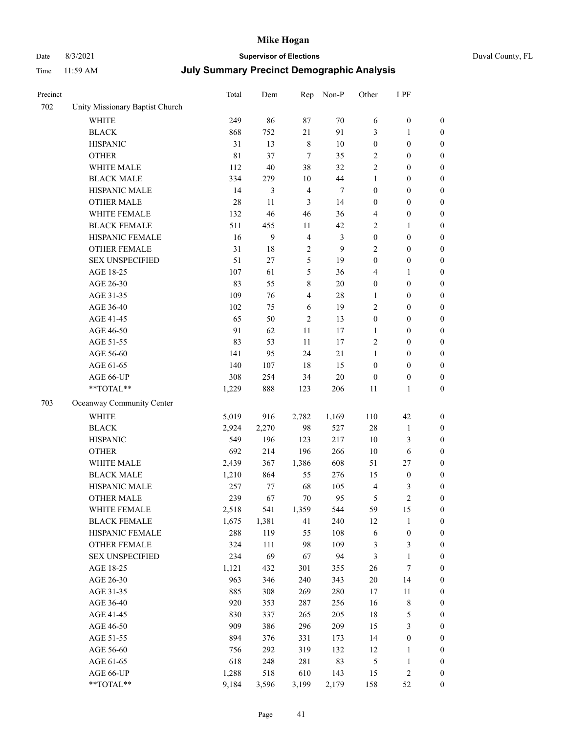# Mike Hogan

Date 8/3/2021 — **Supervisor of Elections** — Duval County, FL

Time 11:59 AM — **July Summary Precinct Demographic Analysis**

| Precinct | | Total | Dem | Rep | Non-P | Other | LPF | |
|---|---|---|---|---|---|---|---|---|
| 702 | Unity Missionary Baptist Church | | | | | | | |
| | WHITE | 249 | 86 | 87 | 70 | 6 | 0 | 0 |
| | BLACK | 868 | 752 | 21 | 91 | 3 | 1 | 0 |
| | HISPANIC | 31 | 13 | 8 | 10 | 0 | 0 | 0 |
| | OTHER | 81 | 37 | 7 | 35 | 2 | 0 | 0 |
| | WHITE MALE | 112 | 40 | 38 | 32 | 2 | 0 | 0 |
| | BLACK MALE | 334 | 279 | 10 | 44 | 1 | 0 | 0 |
| | HISPANIC MALE | 14 | 3 | 4 | 7 | 0 | 0 | 0 |
| | OTHER MALE | 28 | 11 | 3 | 14 | 0 | 0 | 0 |
| | WHITE FEMALE | 132 | 46 | 46 | 36 | 4 | 0 | 0 |
| | BLACK FEMALE | 511 | 455 | 11 | 42 | 2 | 1 | 0 |
| | HISPANIC FEMALE | 16 | 9 | 4 | 3 | 0 | 0 | 0 |
| | OTHER FEMALE | 31 | 18 | 2 | 9 | 2 | 0 | 0 |
| | SEX UNSPECIFIED | 51 | 27 | 5 | 19 | 0 | 0 | 0 |
| | AGE 18-25 | 107 | 61 | 5 | 36 | 4 | 1 | 0 |
| | AGE 26-30 | 83 | 55 | 8 | 20 | 0 | 0 | 0 |
| | AGE 31-35 | 109 | 76 | 4 | 28 | 1 | 0 | 0 |
| | AGE 36-40 | 102 | 75 | 6 | 19 | 2 | 0 | 0 |
| | AGE 41-45 | 65 | 50 | 2 | 13 | 0 | 0 | 0 |
| | AGE 46-50 | 91 | 62 | 11 | 17 | 1 | 0 | 0 |
| | AGE 51-55 | 83 | 53 | 11 | 17 | 2 | 0 | 0 |
| | AGE 56-60 | 141 | 95 | 24 | 21 | 1 | 0 | 0 |
| | AGE 61-65 | 140 | 107 | 18 | 15 | 0 | 0 | 0 |
| | AGE 66-UP | 308 | 254 | 34 | 20 | 0 | 0 | 0 |
| | **TOTAL** | 1,229 | 888 | 123 | 206 | 11 | 1 | 0 |
| 703 | Oceanway Community Center | | | | | | | |
| | WHITE | 5,019 | 916 | 2,782 | 1,169 | 110 | 42 | 0 |
| | BLACK | 2,924 | 2,270 | 98 | 527 | 28 | 1 | 0 |
| | HISPANIC | 549 | 196 | 123 | 217 | 10 | 3 | 0 |
| | OTHER | 692 | 214 | 196 | 266 | 10 | 6 | 0 |
| | WHITE MALE | 2,439 | 367 | 1,386 | 608 | 51 | 27 | 0 |
| | BLACK MALE | 1,210 | 864 | 55 | 276 | 15 | 0 | 0 |
| | HISPANIC MALE | 257 | 77 | 68 | 105 | 4 | 3 | 0 |
| | OTHER MALE | 239 | 67 | 70 | 95 | 5 | 2 | 0 |
| | WHITE FEMALE | 2,518 | 541 | 1,359 | 544 | 59 | 15 | 0 |
| | BLACK FEMALE | 1,675 | 1,381 | 41 | 240 | 12 | 1 | 0 |
| | HISPANIC FEMALE | 288 | 119 | 55 | 108 | 6 | 0 | 0 |
| | OTHER FEMALE | 324 | 111 | 98 | 109 | 3 | 3 | 0 |
| | SEX UNSPECIFIED | 234 | 69 | 67 | 94 | 3 | 1 | 0 |
| | AGE 18-25 | 1,121 | 432 | 301 | 355 | 26 | 7 | 0 |
| | AGE 26-30 | 963 | 346 | 240 | 343 | 20 | 14 | 0 |
| | AGE 31-35 | 885 | 308 | 269 | 280 | 17 | 11 | 0 |
| | AGE 36-40 | 920 | 353 | 287 | 256 | 16 | 8 | 0 |
| | AGE 41-45 | 830 | 337 | 265 | 205 | 18 | 5 | 0 |
| | AGE 46-50 | 909 | 386 | 296 | 209 | 15 | 3 | 0 |
| | AGE 51-55 | 894 | 376 | 331 | 173 | 14 | 0 | 0 |
| | AGE 56-60 | 756 | 292 | 319 | 132 | 12 | 1 | 0 |
| | AGE 61-65 | 618 | 248 | 281 | 83 | 5 | 1 | 0 |
| | AGE 66-UP | 1,288 | 518 | 610 | 143 | 15 | 2 | 0 |
| | **TOTAL** | 9,184 | 3,596 | 3,199 | 2,179 | 158 | 52 | 0 |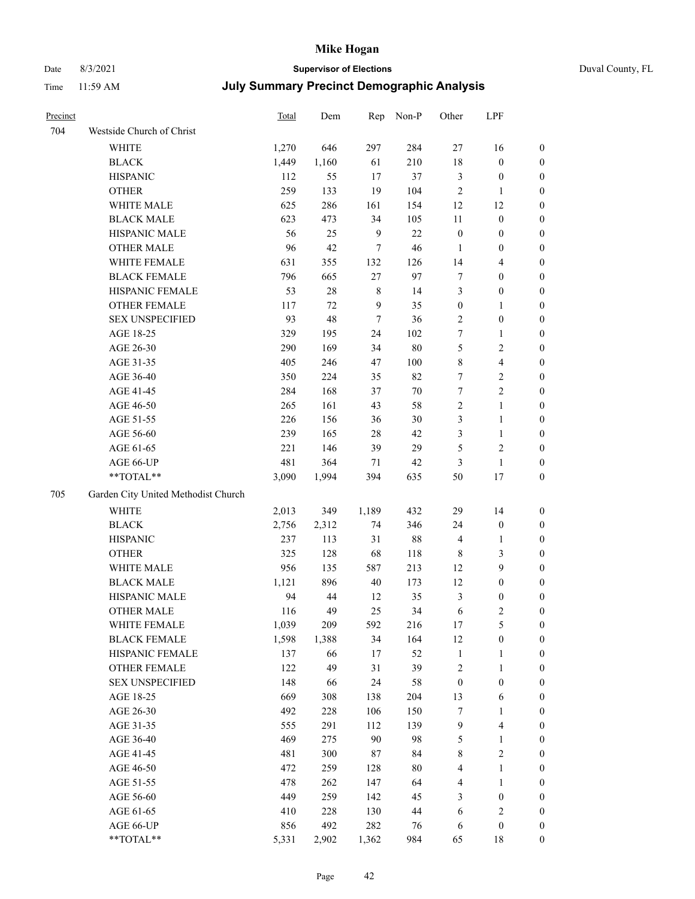| Precinct | | Total | Dem | Rep | Non-P | Other | LPF | |
|---|---|---|---|---|---|---|---|---|
| 704 | Westside Church of Christ | | | | | | | |
| | WHITE | 1,270 | 646 | 297 | 284 | 27 | 16 | 0 |
| | BLACK | 1,449 | 1,160 | 61 | 210 | 18 | 0 | 0 |
| | HISPANIC | 112 | 55 | 17 | 37 | 3 | 0 | 0 |
| | OTHER | 259 | 133 | 19 | 104 | 2 | 1 | 0 |
| | WHITE MALE | 625 | 286 | 161 | 154 | 12 | 12 | 0 |
| | BLACK MALE | 623 | 473 | 34 | 105 | 11 | 0 | 0 |
| | HISPANIC MALE | 56 | 25 | 9 | 22 | 0 | 0 | 0 |
| | OTHER MALE | 96 | 42 | 7 | 46 | 1 | 0 | 0 |
| | WHITE FEMALE | 631 | 355 | 132 | 126 | 14 | 4 | 0 |
| | BLACK FEMALE | 796 | 665 | 27 | 97 | 7 | 0 | 0 |
| | HISPANIC FEMALE | 53 | 28 | 8 | 14 | 3 | 0 | 0 |
| | OTHER FEMALE | 117 | 72 | 9 | 35 | 0 | 1 | 0 |
| | SEX UNSPECIFIED | 93 | 48 | 7 | 36 | 2 | 0 | 0 |
| | AGE 18-25 | 329 | 195 | 24 | 102 | 7 | 1 | 0 |
| | AGE 26-30 | 290 | 169 | 34 | 80 | 5 | 2 | 0 |
| | AGE 31-35 | 405 | 246 | 47 | 100 | 8 | 4 | 0 |
| | AGE 36-40 | 350 | 224 | 35 | 82 | 7 | 2 | 0 |
| | AGE 41-45 | 284 | 168 | 37 | 70 | 7 | 2 | 0 |
| | AGE 46-50 | 265 | 161 | 43 | 58 | 2 | 1 | 0 |
| | AGE 51-55 | 226 | 156 | 36 | 30 | 3 | 1 | 0 |
| | AGE 56-60 | 239 | 165 | 28 | 42 | 3 | 1 | 0 |
| | AGE 61-65 | 221 | 146 | 39 | 29 | 5 | 2 | 0 |
| | AGE 66-UP | 481 | 364 | 71 | 42 | 3 | 1 | 0 |
| | **TOTAL** | 3,090 | 1,994 | 394 | 635 | 50 | 17 | 0 |
| 705 | Garden City United Methodist Church | | | | | | | |
| | WHITE | 2,013 | 349 | 1,189 | 432 | 29 | 14 | 0 |
| | BLACK | 2,756 | 2,312 | 74 | 346 | 24 | 0 | 0 |
| | HISPANIC | 237 | 113 | 31 | 88 | 4 | 1 | 0 |
| | OTHER | 325 | 128 | 68 | 118 | 8 | 3 | 0 |
| | WHITE MALE | 956 | 135 | 587 | 213 | 12 | 9 | 0 |
| | BLACK MALE | 1,121 | 896 | 40 | 173 | 12 | 0 | 0 |
| | HISPANIC MALE | 94 | 44 | 12 | 35 | 3 | 0 | 0 |
| | OTHER MALE | 116 | 49 | 25 | 34 | 6 | 2 | 0 |
| | WHITE FEMALE | 1,039 | 209 | 592 | 216 | 17 | 5 | 0 |
| | BLACK FEMALE | 1,598 | 1,388 | 34 | 164 | 12 | 0 | 0 |
| | HISPANIC FEMALE | 137 | 66 | 17 | 52 | 1 | 1 | 0 |
| | OTHER FEMALE | 122 | 49 | 31 | 39 | 2 | 1 | 0 |
| | SEX UNSPECIFIED | 148 | 66 | 24 | 58 | 0 | 0 | 0 |
| | AGE 18-25 | 669 | 308 | 138 | 204 | 13 | 6 | 0 |
| | AGE 26-30 | 492 | 228 | 106 | 150 | 7 | 1 | 0 |
| | AGE 31-35 | 555 | 291 | 112 | 139 | 9 | 4 | 0 |
| | AGE 36-40 | 469 | 275 | 90 | 98 | 5 | 1 | 0 |
| | AGE 41-45 | 481 | 300 | 87 | 84 | 8 | 2 | 0 |
| | AGE 46-50 | 472 | 259 | 128 | 80 | 4 | 1 | 0 |
| | AGE 51-55 | 478 | 262 | 147 | 64 | 4 | 1 | 0 |
| | AGE 56-60 | 449 | 259 | 142 | 45 | 3 | 0 | 0 |
| | AGE 61-65 | 410 | 228 | 130 | 44 | 6 | 2 | 0 |
| | AGE 66-UP | 856 | 492 | 282 | 76 | 6 | 0 | 0 |
| | **TOTAL** | 5,331 | 2,902 | 1,362 | 984 | 65 | 18 | 0 |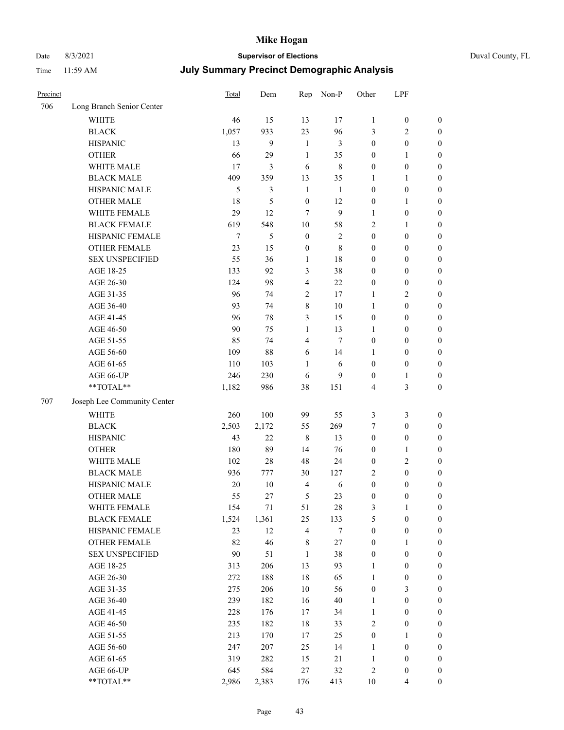# Mike Hogan

Date 8/3/2021 **Supervisor of Elections** Duval County, FL

Time 11:59 AM **July Summary Precinct Demographic Analysis**

| Precinct | | Total | Dem | Rep | Non-P | Other | LPF | |
|---|---|---|---|---|---|---|---|---|
| 706 | Long Branch Senior Center | | | | | | | |
| | WHITE | 46 | 15 | 13 | 17 | 1 | 0 | 0 |
| | BLACK | 1,057 | 933 | 23 | 96 | 3 | 2 | 0 |
| | HISPANIC | 13 | 9 | 1 | 3 | 0 | 0 | 0 |
| | OTHER | 66 | 29 | 1 | 35 | 0 | 1 | 0 |
| | WHITE MALE | 17 | 3 | 6 | 8 | 0 | 0 | 0 |
| | BLACK MALE | 409 | 359 | 13 | 35 | 1 | 1 | 0 |
| | HISPANIC MALE | 5 | 3 | 1 | 1 | 0 | 0 | 0 |
| | OTHER MALE | 18 | 5 | 0 | 12 | 0 | 1 | 0 |
| | WHITE FEMALE | 29 | 12 | 7 | 9 | 1 | 0 | 0 |
| | BLACK FEMALE | 619 | 548 | 10 | 58 | 2 | 1 | 0 |
| | HISPANIC FEMALE | 7 | 5 | 0 | 2 | 0 | 0 | 0 |
| | OTHER FEMALE | 23 | 15 | 0 | 8 | 0 | 0 | 0 |
| | SEX UNSPECIFIED | 55 | 36 | 1 | 18 | 0 | 0 | 0 |
| | AGE 18-25 | 133 | 92 | 3 | 38 | 0 | 0 | 0 |
| | AGE 26-30 | 124 | 98 | 4 | 22 | 0 | 0 | 0 |
| | AGE 31-35 | 96 | 74 | 2 | 17 | 1 | 2 | 0 |
| | AGE 36-40 | 93 | 74 | 8 | 10 | 1 | 0 | 0 |
| | AGE 41-45 | 96 | 78 | 3 | 15 | 0 | 0 | 0 |
| | AGE 46-50 | 90 | 75 | 1 | 13 | 1 | 0 | 0 |
| | AGE 51-55 | 85 | 74 | 4 | 7 | 0 | 0 | 0 |
| | AGE 56-60 | 109 | 88 | 6 | 14 | 1 | 0 | 0 |
| | AGE 61-65 | 110 | 103 | 1 | 6 | 0 | 0 | 0 |
| | AGE 66-UP | 246 | 230 | 6 | 9 | 0 | 1 | 0 |
| | **TOTAL** | 1,182 | 986 | 38 | 151 | 4 | 3 | 0 |
| 707 | Joseph Lee Community Center | | | | | | | |
| | WHITE | 260 | 100 | 99 | 55 | 3 | 3 | 0 |
| | BLACK | 2,503 | 2,172 | 55 | 269 | 7 | 0 | 0 |
| | HISPANIC | 43 | 22 | 8 | 13 | 0 | 0 | 0 |
| | OTHER | 180 | 89 | 14 | 76 | 0 | 1 | 0 |
| | WHITE MALE | 102 | 28 | 48 | 24 | 0 | 2 | 0 |
| | BLACK MALE | 936 | 777 | 30 | 127 | 2 | 0 | 0 |
| | HISPANIC MALE | 20 | 10 | 4 | 6 | 0 | 0 | 0 |
| | OTHER MALE | 55 | 27 | 5 | 23 | 0 | 0 | 0 |
| | WHITE FEMALE | 154 | 71 | 51 | 28 | 3 | 1 | 0 |
| | BLACK FEMALE | 1,524 | 1,361 | 25 | 133 | 5 | 0 | 0 |
| | HISPANIC FEMALE | 23 | 12 | 4 | 7 | 0 | 0 | 0 |
| | OTHER FEMALE | 82 | 46 | 8 | 27 | 0 | 1 | 0 |
| | SEX UNSPECIFIED | 90 | 51 | 1 | 38 | 0 | 0 | 0 |
| | AGE 18-25 | 313 | 206 | 13 | 93 | 1 | 0 | 0 |
| | AGE 26-30 | 272 | 188 | 18 | 65 | 1 | 0 | 0 |
| | AGE 31-35 | 275 | 206 | 10 | 56 | 0 | 3 | 0 |
| | AGE 36-40 | 239 | 182 | 16 | 40 | 1 | 0 | 0 |
| | AGE 41-45 | 228 | 176 | 17 | 34 | 1 | 0 | 0 |
| | AGE 46-50 | 235 | 182 | 18 | 33 | 2 | 0 | 0 |
| | AGE 51-55 | 213 | 170 | 17 | 25 | 0 | 1 | 0 |
| | AGE 56-60 | 247 | 207 | 25 | 14 | 1 | 0 | 0 |
| | AGE 61-65 | 319 | 282 | 15 | 21 | 1 | 0 | 0 |
| | AGE 66-UP | 645 | 584 | 27 | 32 | 2 | 0 | 0 |
| | **TOTAL** | 2,986 | 2,383 | 176 | 413 | 10 | 4 | 0 |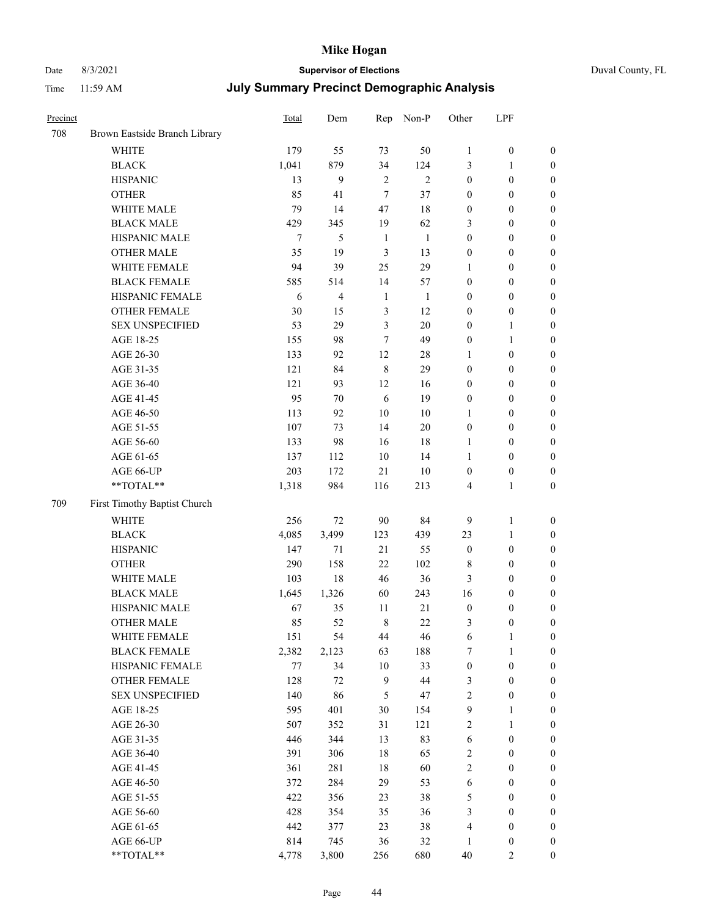# Mike Hogan

Date 8/3/2021 **Supervisor of Elections** Duval County, FL

Time 11:59 AM **July Summary Precinct Demographic Analysis**

| Precinct | | Total | Dem | Rep | Non-P | Other | LPF | |
|---|---|---|---|---|---|---|---|---|
| 708 | Brown Eastside Branch Library | | | | | | | |
| | WHITE | 179 | 55 | 73 | 50 | 1 | 0 | 0 |
| | BLACK | 1,041 | 879 | 34 | 124 | 3 | 1 | 0 |
| | HISPANIC | 13 | 9 | 2 | 2 | 0 | 0 | 0 |
| | OTHER | 85 | 41 | 7 | 37 | 0 | 0 | 0 |
| | WHITE MALE | 79 | 14 | 47 | 18 | 0 | 0 | 0 |
| | BLACK MALE | 429 | 345 | 19 | 62 | 3 | 0 | 0 |
| | HISPANIC MALE | 7 | 5 | 1 | 1 | 0 | 0 | 0 |
| | OTHER MALE | 35 | 19 | 3 | 13 | 0 | 0 | 0 |
| | WHITE FEMALE | 94 | 39 | 25 | 29 | 1 | 0 | 0 |
| | BLACK FEMALE | 585 | 514 | 14 | 57 | 0 | 0 | 0 |
| | HISPANIC FEMALE | 6 | 4 | 1 | 1 | 0 | 0 | 0 |
| | OTHER FEMALE | 30 | 15 | 3 | 12 | 0 | 0 | 0 |
| | SEX UNSPECIFIED | 53 | 29 | 3 | 20 | 0 | 1 | 0 |
| | AGE 18-25 | 155 | 98 | 7 | 49 | 0 | 1 | 0 |
| | AGE 26-30 | 133 | 92 | 12 | 28 | 1 | 0 | 0 |
| | AGE 31-35 | 121 | 84 | 8 | 29 | 0 | 0 | 0 |
| | AGE 36-40 | 121 | 93 | 12 | 16 | 0 | 0 | 0 |
| | AGE 41-45 | 95 | 70 | 6 | 19 | 0 | 0 | 0 |
| | AGE 46-50 | 113 | 92 | 10 | 10 | 1 | 0 | 0 |
| | AGE 51-55 | 107 | 73 | 14 | 20 | 0 | 0 | 0 |
| | AGE 56-60 | 133 | 98 | 16 | 18 | 1 | 0 | 0 |
| | AGE 61-65 | 137 | 112 | 10 | 14 | 1 | 0 | 0 |
| | AGE 66-UP | 203 | 172 | 21 | 10 | 0 | 0 | 0 |
| | **TOTAL** | 1,318 | 984 | 116 | 213 | 4 | 1 | 0 |
| 709 | First Timothy Baptist Church | | | | | | | |
| | WHITE | 256 | 72 | 90 | 84 | 9 | 1 | 0 |
| | BLACK | 4,085 | 3,499 | 123 | 439 | 23 | 1 | 0 |
| | HISPANIC | 147 | 71 | 21 | 55 | 0 | 0 | 0 |
| | OTHER | 290 | 158 | 22 | 102 | 8 | 0 | 0 |
| | WHITE MALE | 103 | 18 | 46 | 36 | 3 | 0 | 0 |
| | BLACK MALE | 1,645 | 1,326 | 60 | 243 | 16 | 0 | 0 |
| | HISPANIC MALE | 67 | 35 | 11 | 21 | 0 | 0 | 0 |
| | OTHER MALE | 85 | 52 | 8 | 22 | 3 | 0 | 0 |
| | WHITE FEMALE | 151 | 54 | 44 | 46 | 6 | 1 | 0 |
| | BLACK FEMALE | 2,382 | 2,123 | 63 | 188 | 7 | 1 | 0 |
| | HISPANIC FEMALE | 77 | 34 | 10 | 33 | 0 | 0 | 0 |
| | OTHER FEMALE | 128 | 72 | 9 | 44 | 3 | 0 | 0 |
| | SEX UNSPECIFIED | 140 | 86 | 5 | 47 | 2 | 0 | 0 |
| | AGE 18-25 | 595 | 401 | 30 | 154 | 9 | 1 | 0 |
| | AGE 26-30 | 507 | 352 | 31 | 121 | 2 | 1 | 0 |
| | AGE 31-35 | 446 | 344 | 13 | 83 | 6 | 0 | 0 |
| | AGE 36-40 | 391 | 306 | 18 | 65 | 2 | 0 | 0 |
| | AGE 41-45 | 361 | 281 | 18 | 60 | 2 | 0 | 0 |
| | AGE 46-50 | 372 | 284 | 29 | 53 | 6 | 0 | 0 |
| | AGE 51-55 | 422 | 356 | 23 | 38 | 5 | 0 | 0 |
| | AGE 56-60 | 428 | 354 | 35 | 36 | 3 | 0 | 0 |
| | AGE 61-65 | 442 | 377 | 23 | 38 | 4 | 0 | 0 |
| | AGE 66-UP | 814 | 745 | 36 | 32 | 1 | 0 | 0 |
| | **TOTAL** | 4,778 | 3,800 | 256 | 680 | 40 | 2 | 0 |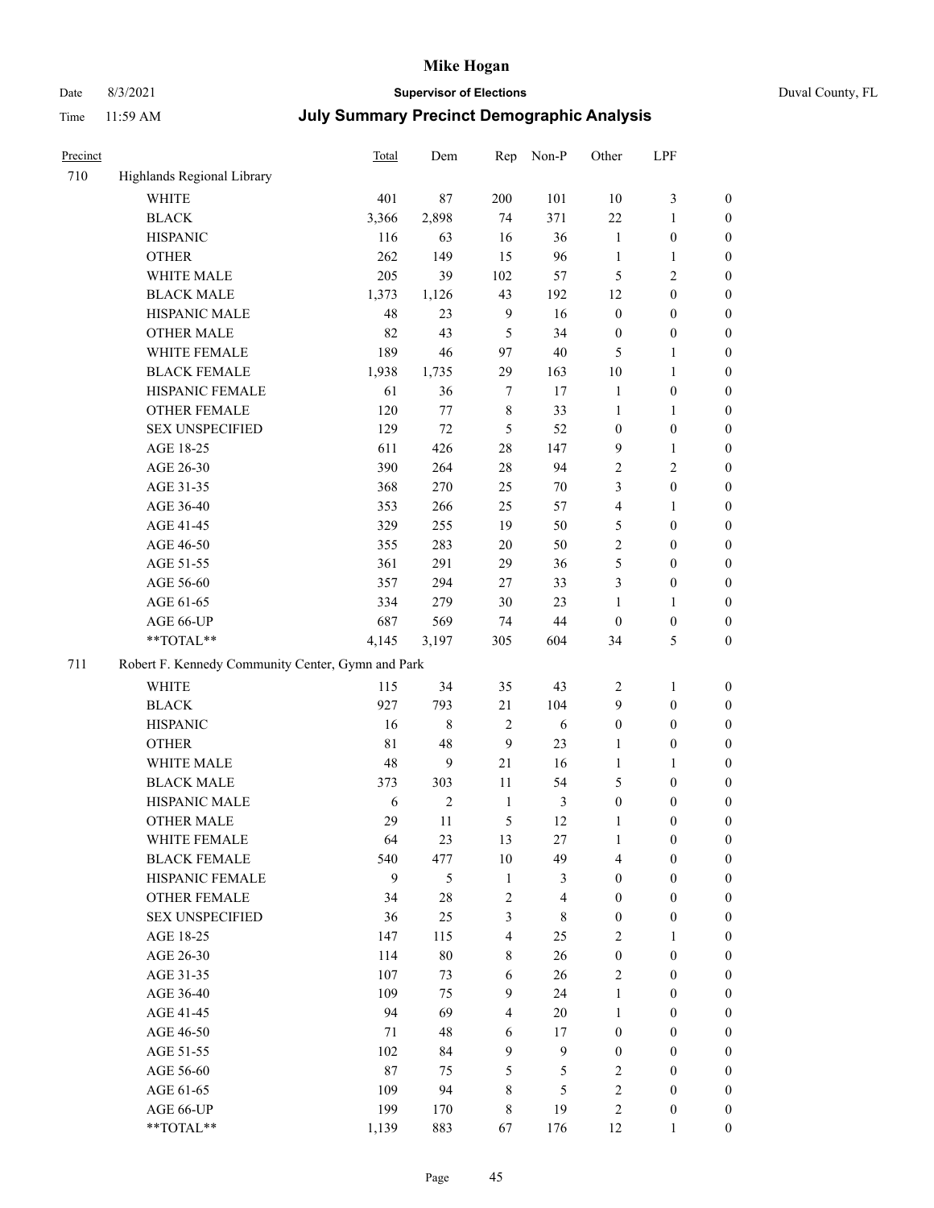# Mike Hogan

Date 8/3/2021 **Supervisor of Elections** Duval County, FL

Time 11:59 AM **July Summary Precinct Demographic Analysis**

| Precinct | | Total | Dem | Rep | Non-P | Other | LPF | |
|---|---|---|---|---|---|---|---|---|
| 710 | Highlands Regional Library | | | | | | | |
| | WHITE | 401 | 87 | 200 | 101 | 10 | 3 | 0 |
| | BLACK | 3,366 | 2,898 | 74 | 371 | 22 | 1 | 0 |
| | HISPANIC | 116 | 63 | 16 | 36 | 1 | 0 | 0 |
| | OTHER | 262 | 149 | 15 | 96 | 1 | 1 | 0 |
| | WHITE MALE | 205 | 39 | 102 | 57 | 5 | 2 | 0 |
| | BLACK MALE | 1,373 | 1,126 | 43 | 192 | 12 | 0 | 0 |
| | HISPANIC MALE | 48 | 23 | 9 | 16 | 0 | 0 | 0 |
| | OTHER MALE | 82 | 43 | 5 | 34 | 0 | 0 | 0 |
| | WHITE FEMALE | 189 | 46 | 97 | 40 | 5 | 1 | 0 |
| | BLACK FEMALE | 1,938 | 1,735 | 29 | 163 | 10 | 1 | 0 |
| | HISPANIC FEMALE | 61 | 36 | 7 | 17 | 1 | 0 | 0 |
| | OTHER FEMALE | 120 | 77 | 8 | 33 | 1 | 1 | 0 |
| | SEX UNSPECIFIED | 129 | 72 | 5 | 52 | 0 | 0 | 0 |
| | AGE 18-25 | 611 | 426 | 28 | 147 | 9 | 1 | 0 |
| | AGE 26-30 | 390 | 264 | 28 | 94 | 2 | 2 | 0 |
| | AGE 31-35 | 368 | 270 | 25 | 70 | 3 | 0 | 0 |
| | AGE 36-40 | 353 | 266 | 25 | 57 | 4 | 1 | 0 |
| | AGE 41-45 | 329 | 255 | 19 | 50 | 5 | 0 | 0 |
| | AGE 46-50 | 355 | 283 | 20 | 50 | 2 | 0 | 0 |
| | AGE 51-55 | 361 | 291 | 29 | 36 | 5 | 0 | 0 |
| | AGE 56-60 | 357 | 294 | 27 | 33 | 3 | 0 | 0 |
| | AGE 61-65 | 334 | 279 | 30 | 23 | 1 | 1 | 0 |
| | AGE 66-UP | 687 | 569 | 74 | 44 | 0 | 0 | 0 |
| | **TOTAL** | 4,145 | 3,197 | 305 | 604 | 34 | 5 | 0 |
| 711 | Robert F. Kennedy Community Center, Gymn and Park | | | | | | | |
| | WHITE | 115 | 34 | 35 | 43 | 2 | 1 | 0 |
| | BLACK | 927 | 793 | 21 | 104 | 9 | 0 | 0 |
| | HISPANIC | 16 | 8 | 2 | 6 | 0 | 0 | 0 |
| | OTHER | 81 | 48 | 9 | 23 | 1 | 0 | 0 |
| | WHITE MALE | 48 | 9 | 21 | 16 | 1 | 1 | 0 |
| | BLACK MALE | 373 | 303 | 11 | 54 | 5 | 0 | 0 |
| | HISPANIC MALE | 6 | 2 | 1 | 3 | 0 | 0 | 0 |
| | OTHER MALE | 29 | 11 | 5 | 12 | 1 | 0 | 0 |
| | WHITE FEMALE | 64 | 23 | 13 | 27 | 1 | 0 | 0 |
| | BLACK FEMALE | 540 | 477 | 10 | 49 | 4 | 0 | 0 |
| | HISPANIC FEMALE | 9 | 5 | 1 | 3 | 0 | 0 | 0 |
| | OTHER FEMALE | 34 | 28 | 2 | 4 | 0 | 0 | 0 |
| | SEX UNSPECIFIED | 36 | 25 | 3 | 8 | 0 | 0 | 0 |
| | AGE 18-25 | 147 | 115 | 4 | 25 | 2 | 1 | 0 |
| | AGE 26-30 | 114 | 80 | 8 | 26 | 0 | 0 | 0 |
| | AGE 31-35 | 107 | 73 | 6 | 26 | 2 | 0 | 0 |
| | AGE 36-40 | 109 | 75 | 9 | 24 | 1 | 0 | 0 |
| | AGE 41-45 | 94 | 69 | 4 | 20 | 1 | 0 | 0 |
| | AGE 46-50 | 71 | 48 | 6 | 17 | 0 | 0 | 0 |
| | AGE 51-55 | 102 | 84 | 9 | 9 | 0 | 0 | 0 |
| | AGE 56-60 | 87 | 75 | 5 | 5 | 2 | 0 | 0 |
| | AGE 61-65 | 109 | 94 | 8 | 5 | 2 | 0 | 0 |
| | AGE 66-UP | 199 | 170 | 8 | 19 | 2 | 0 | 0 |
| | **TOTAL** | 1,139 | 883 | 67 | 176 | 12 | 1 | 0 |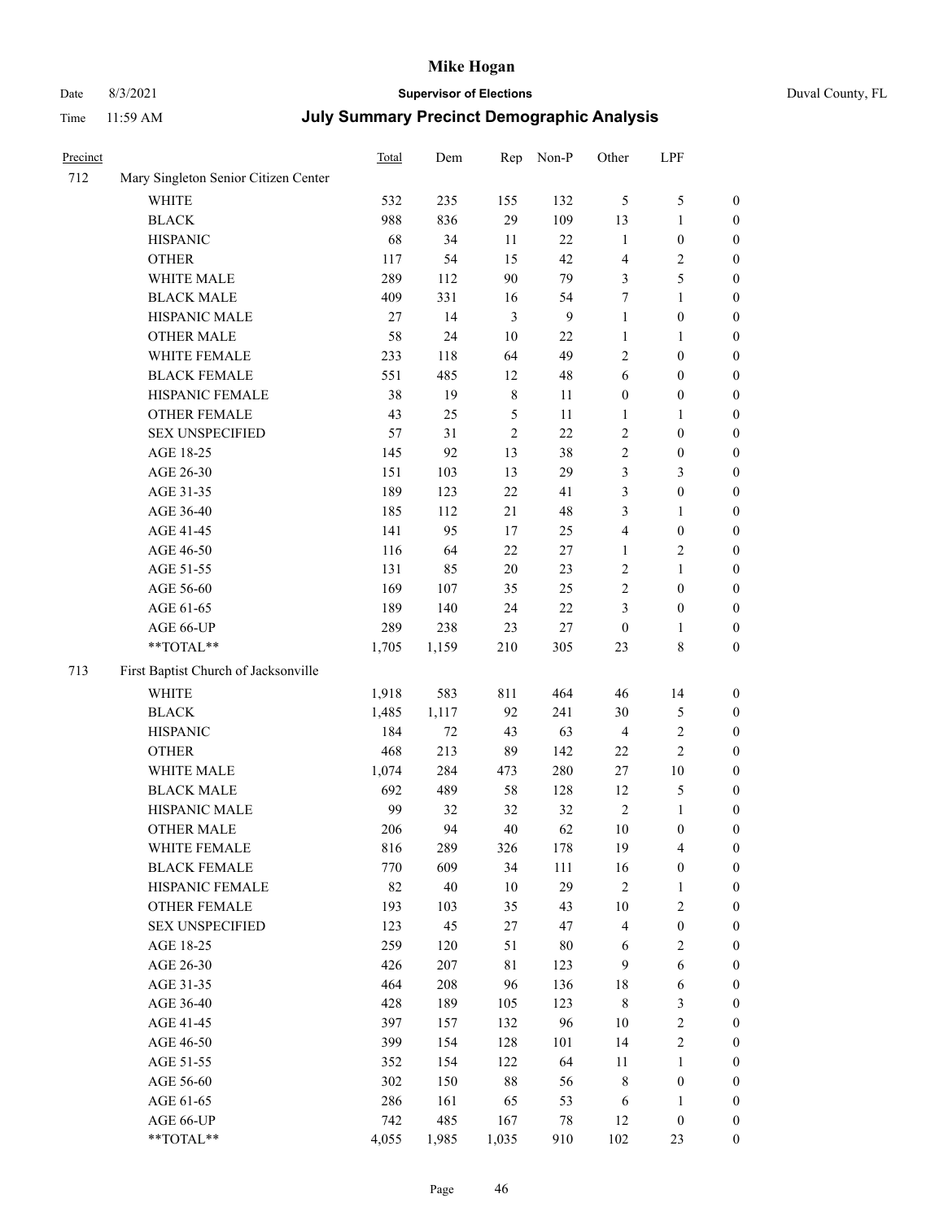# Mike Hogan

Date 8/3/2021 **Supervisor of Elections** Duval County, FL

Time 11:59 AM **July Summary Precinct Demographic Analysis**

| Precinct | | Total | Dem | Rep | Non-P | Other | LPF | |
|---|---|---|---|---|---|---|---|---|
| 712 | Mary Singleton Senior Citizen Center | | | | | | | |
| | WHITE | 532 | 235 | 155 | 132 | 5 | 5 | 0 |
| | BLACK | 988 | 836 | 29 | 109 | 13 | 1 | 0 |
| | HISPANIC | 68 | 34 | 11 | 22 | 1 | 0 | 0 |
| | OTHER | 117 | 54 | 15 | 42 | 4 | 2 | 0 |
| | WHITE MALE | 289 | 112 | 90 | 79 | 3 | 5 | 0 |
| | BLACK MALE | 409 | 331 | 16 | 54 | 7 | 1 | 0 |
| | HISPANIC MALE | 27 | 14 | 3 | 9 | 1 | 0 | 0 |
| | OTHER MALE | 58 | 24 | 10 | 22 | 1 | 1 | 0 |
| | WHITE FEMALE | 233 | 118 | 64 | 49 | 2 | 0 | 0 |
| | BLACK FEMALE | 551 | 485 | 12 | 48 | 6 | 0 | 0 |
| | HISPANIC FEMALE | 38 | 19 | 8 | 11 | 0 | 0 | 0 |
| | OTHER FEMALE | 43 | 25 | 5 | 11 | 1 | 1 | 0 |
| | SEX UNSPECIFIED | 57 | 31 | 2 | 22 | 2 | 0 | 0 |
| | AGE 18-25 | 145 | 92 | 13 | 38 | 2 | 0 | 0 |
| | AGE 26-30 | 151 | 103 | 13 | 29 | 3 | 3 | 0 |
| | AGE 31-35 | 189 | 123 | 22 | 41 | 3 | 0 | 0 |
| | AGE 36-40 | 185 | 112 | 21 | 48 | 3 | 1 | 0 |
| | AGE 41-45 | 141 | 95 | 17 | 25 | 4 | 0 | 0 |
| | AGE 46-50 | 116 | 64 | 22 | 27 | 1 | 2 | 0 |
| | AGE 51-55 | 131 | 85 | 20 | 23 | 2 | 1 | 0 |
| | AGE 56-60 | 169 | 107 | 35 | 25 | 2 | 0 | 0 |
| | AGE 61-65 | 189 | 140 | 24 | 22 | 3 | 0 | 0 |
| | AGE 66-UP | 289 | 238 | 23 | 27 | 0 | 1 | 0 |
| | **TOTAL** | 1,705 | 1,159 | 210 | 305 | 23 | 8 | 0 |
| 713 | First Baptist Church of Jacksonville | | | | | | | |
| | WHITE | 1,918 | 583 | 811 | 464 | 46 | 14 | 0 |
| | BLACK | 1,485 | 1,117 | 92 | 241 | 30 | 5 | 0 |
| | HISPANIC | 184 | 72 | 43 | 63 | 4 | 2 | 0 |
| | OTHER | 468 | 213 | 89 | 142 | 22 | 2 | 0 |
| | WHITE MALE | 1,074 | 284 | 473 | 280 | 27 | 10 | 0 |
| | BLACK MALE | 692 | 489 | 58 | 128 | 12 | 5 | 0 |
| | HISPANIC MALE | 99 | 32 | 32 | 32 | 2 | 1 | 0 |
| | OTHER MALE | 206 | 94 | 40 | 62 | 10 | 0 | 0 |
| | WHITE FEMALE | 816 | 289 | 326 | 178 | 19 | 4 | 0 |
| | BLACK FEMALE | 770 | 609 | 34 | 111 | 16 | 0 | 0 |
| | HISPANIC FEMALE | 82 | 40 | 10 | 29 | 2 | 1 | 0 |
| | OTHER FEMALE | 193 | 103 | 35 | 43 | 10 | 2 | 0 |
| | SEX UNSPECIFIED | 123 | 45 | 27 | 47 | 4 | 0 | 0 |
| | AGE 18-25 | 259 | 120 | 51 | 80 | 6 | 2 | 0 |
| | AGE 26-30 | 426 | 207 | 81 | 123 | 9 | 6 | 0 |
| | AGE 31-35 | 464 | 208 | 96 | 136 | 18 | 6 | 0 |
| | AGE 36-40 | 428 | 189 | 105 | 123 | 8 | 3 | 0 |
| | AGE 41-45 | 397 | 157 | 132 | 96 | 10 | 2 | 0 |
| | AGE 46-50 | 399 | 154 | 128 | 101 | 14 | 2 | 0 |
| | AGE 51-55 | 352 | 154 | 122 | 64 | 11 | 1 | 0 |
| | AGE 56-60 | 302 | 150 | 88 | 56 | 8 | 0 | 0 |
| | AGE 61-65 | 286 | 161 | 65 | 53 | 6 | 1 | 0 |
| | AGE 66-UP | 742 | 485 | 167 | 78 | 12 | 0 | 0 |
| | **TOTAL** | 4,055 | 1,985 | 1,035 | 910 | 102 | 23 | 0 |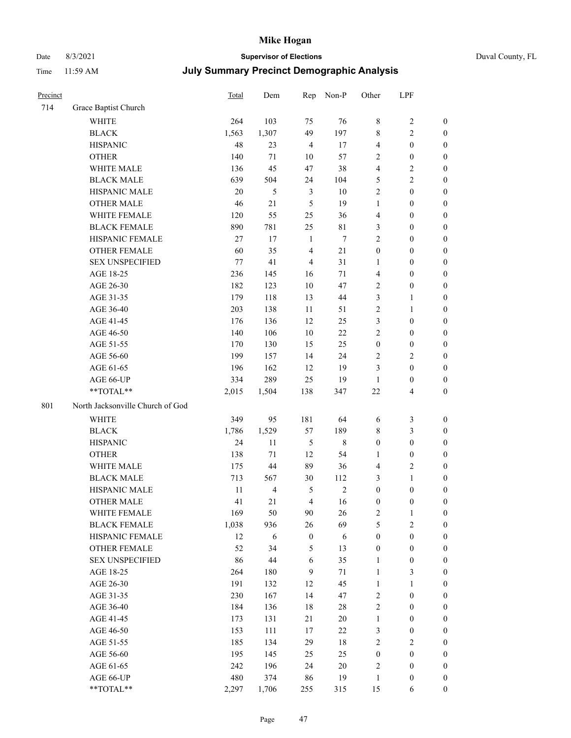# Mike Hogan

Date 8/3/2021 | **Supervisor of Elections** | Duval County, FL

Time 11:59 AM | **July Summary Precinct Demographic Analysis**

| Precinct | | Total | Dem | Rep | Non-P | Other | LPF | |
|---|---|---|---|---|---|---|---|---|
| 714 | Grace Baptist Church | | | | | | | |
| | WHITE | 264 | 103 | 75 | 76 | 8 | 2 | 0 |
| | BLACK | 1,563 | 1,307 | 49 | 197 | 8 | 2 | 0 |
| | HISPANIC | 48 | 23 | 4 | 17 | 4 | 0 | 0 |
| | OTHER | 140 | 71 | 10 | 57 | 2 | 0 | 0 |
| | WHITE MALE | 136 | 45 | 47 | 38 | 4 | 2 | 0 |
| | BLACK MALE | 639 | 504 | 24 | 104 | 5 | 2 | 0 |
| | HISPANIC MALE | 20 | 5 | 3 | 10 | 2 | 0 | 0 |
| | OTHER MALE | 46 | 21 | 5 | 19 | 1 | 0 | 0 |
| | WHITE FEMALE | 120 | 55 | 25 | 36 | 4 | 0 | 0 |
| | BLACK FEMALE | 890 | 781 | 25 | 81 | 3 | 0 | 0 |
| | HISPANIC FEMALE | 27 | 17 | 1 | 7 | 2 | 0 | 0 |
| | OTHER FEMALE | 60 | 35 | 4 | 21 | 0 | 0 | 0 |
| | SEX UNSPECIFIED | 77 | 41 | 4 | 31 | 1 | 0 | 0 |
| | AGE 18-25 | 236 | 145 | 16 | 71 | 4 | 0 | 0 |
| | AGE 26-30 | 182 | 123 | 10 | 47 | 2 | 0 | 0 |
| | AGE 31-35 | 179 | 118 | 13 | 44 | 3 | 1 | 0 |
| | AGE 36-40 | 203 | 138 | 11 | 51 | 2 | 1 | 0 |
| | AGE 41-45 | 176 | 136 | 12 | 25 | 3 | 0 | 0 |
| | AGE 46-50 | 140 | 106 | 10 | 22 | 2 | 0 | 0 |
| | AGE 51-55 | 170 | 130 | 15 | 25 | 0 | 0 | 0 |
| | AGE 56-60 | 199 | 157 | 14 | 24 | 2 | 2 | 0 |
| | AGE 61-65 | 196 | 162 | 12 | 19 | 3 | 0 | 0 |
| | AGE 66-UP | 334 | 289 | 25 | 19 | 1 | 0 | 0 |
| | **TOTAL** | 2,015 | 1,504 | 138 | 347 | 22 | 4 | 0 |
| 801 | North Jacksonville Church of God | | | | | | | |
| | WHITE | 349 | 95 | 181 | 64 | 6 | 3 | 0 |
| | BLACK | 1,786 | 1,529 | 57 | 189 | 8 | 3 | 0 |
| | HISPANIC | 24 | 11 | 5 | 8 | 0 | 0 | 0 |
| | OTHER | 138 | 71 | 12 | 54 | 1 | 0 | 0 |
| | WHITE MALE | 175 | 44 | 89 | 36 | 4 | 2 | 0 |
| | BLACK MALE | 713 | 567 | 30 | 112 | 3 | 1 | 0 |
| | HISPANIC MALE | 11 | 4 | 5 | 2 | 0 | 0 | 0 |
| | OTHER MALE | 41 | 21 | 4 | 16 | 0 | 0 | 0 |
| | WHITE FEMALE | 169 | 50 | 90 | 26 | 2 | 1 | 0 |
| | BLACK FEMALE | 1,038 | 936 | 26 | 69 | 5 | 2 | 0 |
| | HISPANIC FEMALE | 12 | 6 | 0 | 6 | 0 | 0 | 0 |
| | OTHER FEMALE | 52 | 34 | 5 | 13 | 0 | 0 | 0 |
| | SEX UNSPECIFIED | 86 | 44 | 6 | 35 | 1 | 0 | 0 |
| | AGE 18-25 | 264 | 180 | 9 | 71 | 1 | 3 | 0 |
| | AGE 26-30 | 191 | 132 | 12 | 45 | 1 | 1 | 0 |
| | AGE 31-35 | 230 | 167 | 14 | 47 | 2 | 0 | 0 |
| | AGE 36-40 | 184 | 136 | 18 | 28 | 2 | 0 | 0 |
| | AGE 41-45 | 173 | 131 | 21 | 20 | 1 | 0 | 0 |
| | AGE 46-50 | 153 | 111 | 17 | 22 | 3 | 0 | 0 |
| | AGE 51-55 | 185 | 134 | 29 | 18 | 2 | 2 | 0 |
| | AGE 56-60 | 195 | 145 | 25 | 25 | 0 | 0 | 0 |
| | AGE 61-65 | 242 | 196 | 24 | 20 | 2 | 0 | 0 |
| | AGE 66-UP | 480 | 374 | 86 | 19 | 1 | 0 | 0 |
| | **TOTAL** | 2,297 | 1,706 | 255 | 315 | 15 | 6 | 0 |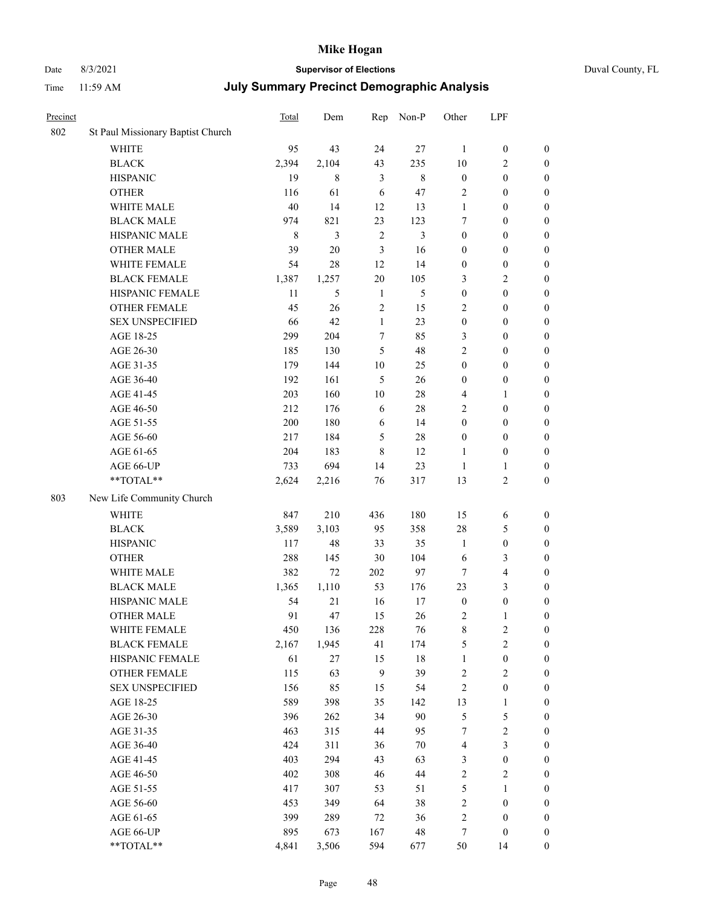# Mike Hogan

Date 8/3/2021 **Supervisor of Elections** Duval County, FL

Time 11:59 AM **July Summary Precinct Demographic Analysis**

| Precinct | | Total | Dem | Rep | Non-P | Other | LPF | |
|---|---|---|---|---|---|---|---|---|
| 802 | St Paul Missionary Baptist Church | | | | | | | |
| | WHITE | 95 | 43 | 24 | 27 | 1 | 0 | 0 |
| | BLACK | 2,394 | 2,104 | 43 | 235 | 10 | 2 | 0 |
| | HISPANIC | 19 | 8 | 3 | 8 | 0 | 0 | 0 |
| | OTHER | 116 | 61 | 6 | 47 | 2 | 0 | 0 |
| | WHITE MALE | 40 | 14 | 12 | 13 | 1 | 0 | 0 |
| | BLACK MALE | 974 | 821 | 23 | 123 | 7 | 0 | 0 |
| | HISPANIC MALE | 8 | 3 | 2 | 3 | 0 | 0 | 0 |
| | OTHER MALE | 39 | 20 | 3 | 16 | 0 | 0 | 0 |
| | WHITE FEMALE | 54 | 28 | 12 | 14 | 0 | 0 | 0 |
| | BLACK FEMALE | 1,387 | 1,257 | 20 | 105 | 3 | 2 | 0 |
| | HISPANIC FEMALE | 11 | 5 | 1 | 5 | 0 | 0 | 0 |
| | OTHER FEMALE | 45 | 26 | 2 | 15 | 2 | 0 | 0 |
| | SEX UNSPECIFIED | 66 | 42 | 1 | 23 | 0 | 0 | 0 |
| | AGE 18-25 | 299 | 204 | 7 | 85 | 3 | 0 | 0 |
| | AGE 26-30 | 185 | 130 | 5 | 48 | 2 | 0 | 0 |
| | AGE 31-35 | 179 | 144 | 10 | 25 | 0 | 0 | 0 |
| | AGE 36-40 | 192 | 161 | 5 | 26 | 0 | 0 | 0 |
| | AGE 41-45 | 203 | 160 | 10 | 28 | 4 | 1 | 0 |
| | AGE 46-50 | 212 | 176 | 6 | 28 | 2 | 0 | 0 |
| | AGE 51-55 | 200 | 180 | 6 | 14 | 0 | 0 | 0 |
| | AGE 56-60 | 217 | 184 | 5 | 28 | 0 | 0 | 0 |
| | AGE 61-65 | 204 | 183 | 8 | 12 | 1 | 0 | 0 |
| | AGE 66-UP | 733 | 694 | 14 | 23 | 1 | 1 | 0 |
| | **TOTAL** | 2,624 | 2,216 | 76 | 317 | 13 | 2 | 0 |
| 803 | New Life Community Church | | | | | | | |
| | WHITE | 847 | 210 | 436 | 180 | 15 | 6 | 0 |
| | BLACK | 3,589 | 3,103 | 95 | 358 | 28 | 5 | 0 |
| | HISPANIC | 117 | 48 | 33 | 35 | 1 | 0 | 0 |
| | OTHER | 288 | 145 | 30 | 104 | 6 | 3 | 0 |
| | WHITE MALE | 382 | 72 | 202 | 97 | 7 | 4 | 0 |
| | BLACK MALE | 1,365 | 1,110 | 53 | 176 | 23 | 3 | 0 |
| | HISPANIC MALE | 54 | 21 | 16 | 17 | 0 | 0 | 0 |
| | OTHER MALE | 91 | 47 | 15 | 26 | 2 | 1 | 0 |
| | WHITE FEMALE | 450 | 136 | 228 | 76 | 8 | 2 | 0 |
| | BLACK FEMALE | 2,167 | 1,945 | 41 | 174 | 5 | 2 | 0 |
| | HISPANIC FEMALE | 61 | 27 | 15 | 18 | 1 | 0 | 0 |
| | OTHER FEMALE | 115 | 63 | 9 | 39 | 2 | 2 | 0 |
| | SEX UNSPECIFIED | 156 | 85 | 15 | 54 | 2 | 0 | 0 |
| | AGE 18-25 | 589 | 398 | 35 | 142 | 13 | 1 | 0 |
| | AGE 26-30 | 396 | 262 | 34 | 90 | 5 | 5 | 0 |
| | AGE 31-35 | 463 | 315 | 44 | 95 | 7 | 2 | 0 |
| | AGE 36-40 | 424 | 311 | 36 | 70 | 4 | 3 | 0 |
| | AGE 41-45 | 403 | 294 | 43 | 63 | 3 | 0 | 0 |
| | AGE 46-50 | 402 | 308 | 46 | 44 | 2 | 2 | 0 |
| | AGE 51-55 | 417 | 307 | 53 | 51 | 5 | 1 | 0 |
| | AGE 56-60 | 453 | 349 | 64 | 38 | 2 | 0 | 0 |
| | AGE 61-65 | 399 | 289 | 72 | 36 | 2 | 0 | 0 |
| | AGE 66-UP | 895 | 673 | 167 | 48 | 7 | 0 | 0 |
| | **TOTAL** | 4,841 | 3,506 | 594 | 677 | 50 | 14 | 0 |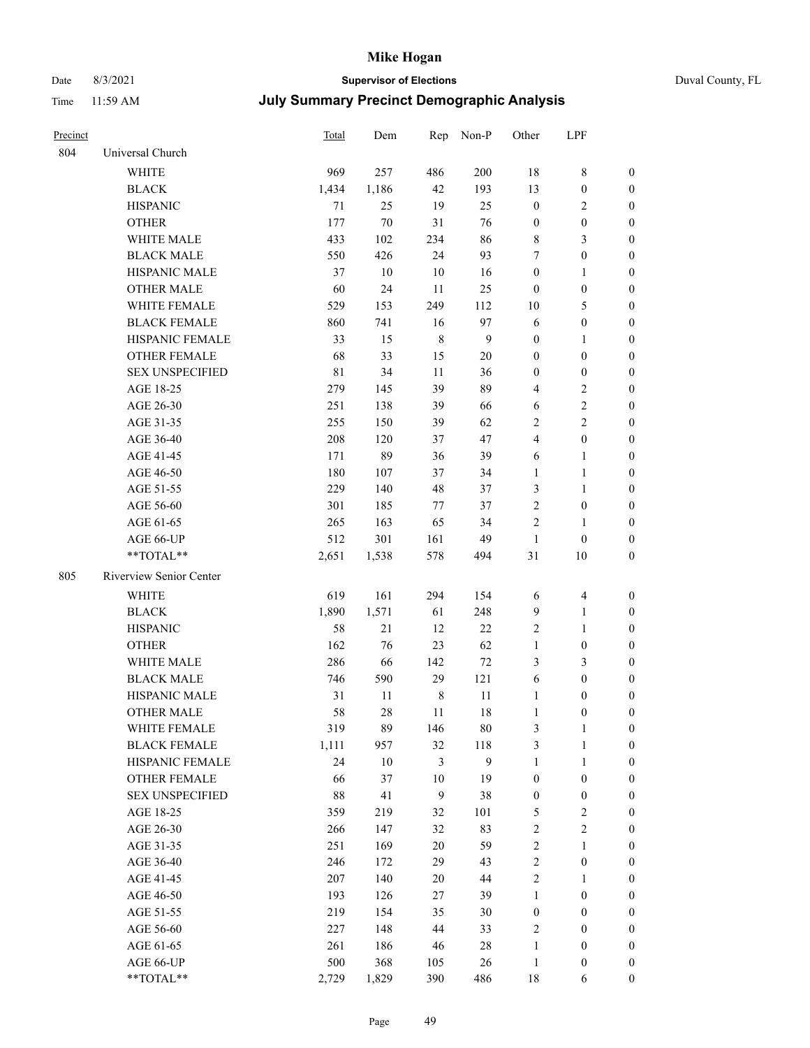# Mike Hogan

Date 8/3/2021 **Supervisor of Elections** Duval County, FL

Time 11:59 AM **July Summary Precinct Demographic Analysis**

| Precinct | | Total | Dem | Rep | Non-P | Other | LPF | |
|---|---|---|---|---|---|---|---|---|
| 804 | Universal Church | | | | | | | |
| | WHITE | 969 | 257 | 486 | 200 | 18 | 8 | 0 |
| | BLACK | 1,434 | 1,186 | 42 | 193 | 13 | 0 | 0 |
| | HISPANIC | 71 | 25 | 19 | 25 | 0 | 2 | 0 |
| | OTHER | 177 | 70 | 31 | 76 | 0 | 0 | 0 |
| | WHITE MALE | 433 | 102 | 234 | 86 | 8 | 3 | 0 |
| | BLACK MALE | 550 | 426 | 24 | 93 | 7 | 0 | 0 |
| | HISPANIC MALE | 37 | 10 | 10 | 16 | 0 | 1 | 0 |
| | OTHER MALE | 60 | 24 | 11 | 25 | 0 | 0 | 0 |
| | WHITE FEMALE | 529 | 153 | 249 | 112 | 10 | 5 | 0 |
| | BLACK FEMALE | 860 | 741 | 16 | 97 | 6 | 0 | 0 |
| | HISPANIC FEMALE | 33 | 15 | 8 | 9 | 0 | 1 | 0 |
| | OTHER FEMALE | 68 | 33 | 15 | 20 | 0 | 0 | 0 |
| | SEX UNSPECIFIED | 81 | 34 | 11 | 36 | 0 | 0 | 0 |
| | AGE 18-25 | 279 | 145 | 39 | 89 | 4 | 2 | 0 |
| | AGE 26-30 | 251 | 138 | 39 | 66 | 6 | 2 | 0 |
| | AGE 31-35 | 255 | 150 | 39 | 62 | 2 | 2 | 0 |
| | AGE 36-40 | 208 | 120 | 37 | 47 | 4 | 0 | 0 |
| | AGE 41-45 | 171 | 89 | 36 | 39 | 6 | 1 | 0 |
| | AGE 46-50 | 180 | 107 | 37 | 34 | 1 | 1 | 0 |
| | AGE 51-55 | 229 | 140 | 48 | 37 | 3 | 1 | 0 |
| | AGE 56-60 | 301 | 185 | 77 | 37 | 2 | 0 | 0 |
| | AGE 61-65 | 265 | 163 | 65 | 34 | 2 | 1 | 0 |
| | AGE 66-UP | 512 | 301 | 161 | 49 | 1 | 0 | 0 |
| | **TOTAL** | 2,651 | 1,538 | 578 | 494 | 31 | 10 | 0 |
| 805 | Riverview Senior Center | | | | | | | |
| | WHITE | 619 | 161 | 294 | 154 | 6 | 4 | 0 |
| | BLACK | 1,890 | 1,571 | 61 | 248 | 9 | 1 | 0 |
| | HISPANIC | 58 | 21 | 12 | 22 | 2 | 1 | 0 |
| | OTHER | 162 | 76 | 23 | 62 | 1 | 0 | 0 |
| | WHITE MALE | 286 | 66 | 142 | 72 | 3 | 3 | 0 |
| | BLACK MALE | 746 | 590 | 29 | 121 | 6 | 0 | 0 |
| | HISPANIC MALE | 31 | 11 | 8 | 11 | 1 | 0 | 0 |
| | OTHER MALE | 58 | 28 | 11 | 18 | 1 | 0 | 0 |
| | WHITE FEMALE | 319 | 89 | 146 | 80 | 3 | 1 | 0 |
| | BLACK FEMALE | 1,111 | 957 | 32 | 118 | 3 | 1 | 0 |
| | HISPANIC FEMALE | 24 | 10 | 3 | 9 | 1 | 1 | 0 |
| | OTHER FEMALE | 66 | 37 | 10 | 19 | 0 | 0 | 0 |
| | SEX UNSPECIFIED | 88 | 41 | 9 | 38 | 0 | 0 | 0 |
| | AGE 18-25 | 359 | 219 | 32 | 101 | 5 | 2 | 0 |
| | AGE 26-30 | 266 | 147 | 32 | 83 | 2 | 2 | 0 |
| | AGE 31-35 | 251 | 169 | 20 | 59 | 2 | 1 | 0 |
| | AGE 36-40 | 246 | 172 | 29 | 43 | 2 | 0 | 0 |
| | AGE 41-45 | 207 | 140 | 20 | 44 | 2 | 1 | 0 |
| | AGE 46-50 | 193 | 126 | 27 | 39 | 1 | 0 | 0 |
| | AGE 51-55 | 219 | 154 | 35 | 30 | 0 | 0 | 0 |
| | AGE 56-60 | 227 | 148 | 44 | 33 | 2 | 0 | 0 |
| | AGE 61-65 | 261 | 186 | 46 | 28 | 1 | 0 | 0 |
| | AGE 66-UP | 500 | 368 | 105 | 26 | 1 | 0 | 0 |
| | **TOTAL** | 2,729 | 1,829 | 390 | 486 | 18 | 6 | 0 |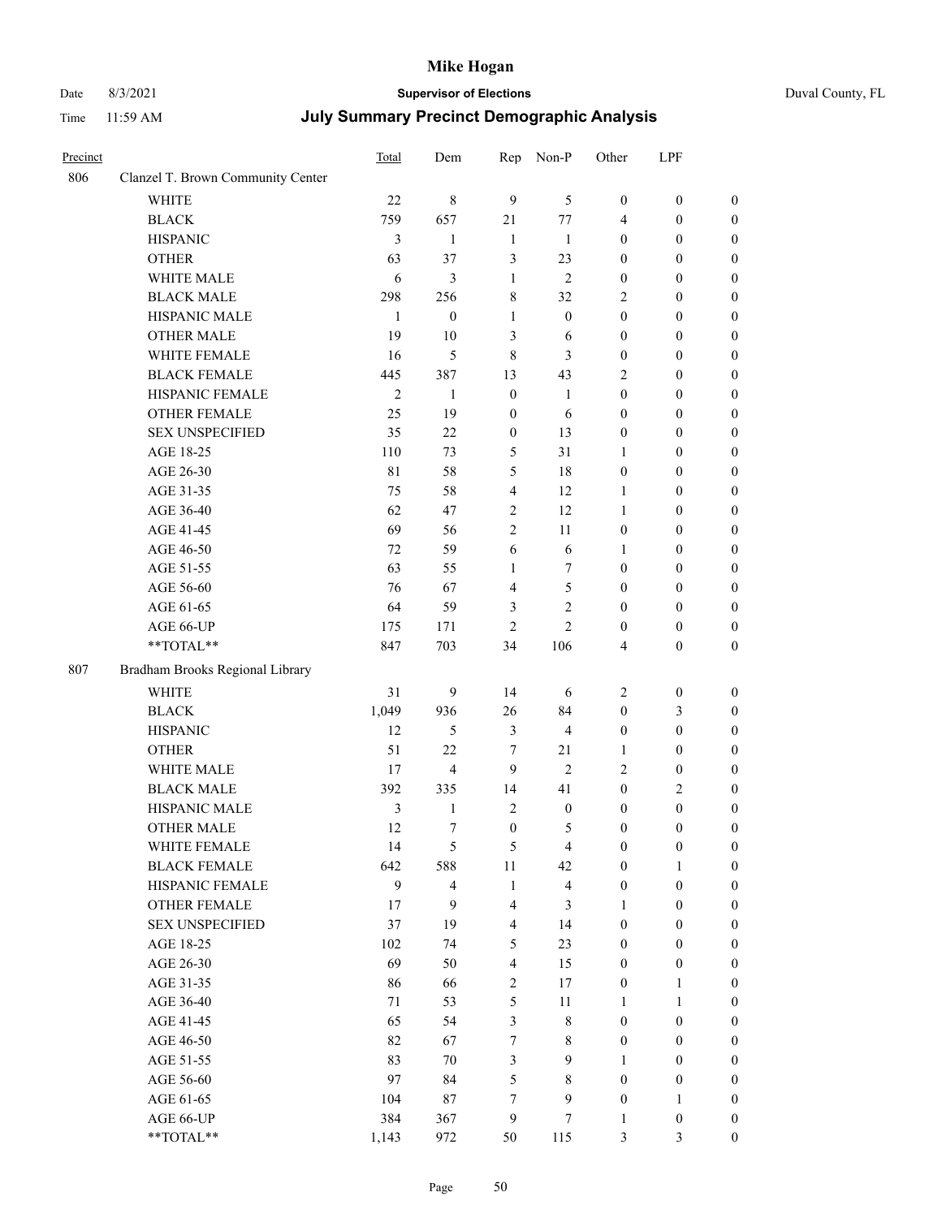| Precinct | | Total | Dem | Rep | Non-P | Other | LPF | |
|---|---|---|---|---|---|---|---|---|
| 806 | Clanzel T. Brown Community Center | | | | | | | |
| | WHITE | 22 | 8 | 9 | 5 | 0 | 0 | 0 |
| | BLACK | 759 | 657 | 21 | 77 | 4 | 0 | 0 |
| | HISPANIC | 3 | 1 | 1 | 1 | 0 | 0 | 0 |
| | OTHER | 63 | 37 | 3 | 23 | 0 | 0 | 0 |
| | WHITE MALE | 6 | 3 | 1 | 2 | 0 | 0 | 0 |
| | BLACK MALE | 298 | 256 | 8 | 32 | 2 | 0 | 0 |
| | HISPANIC MALE | 1 | 0 | 1 | 0 | 0 | 0 | 0 |
| | OTHER MALE | 19 | 10 | 3 | 6 | 0 | 0 | 0 |
| | WHITE FEMALE | 16 | 5 | 8 | 3 | 0 | 0 | 0 |
| | BLACK FEMALE | 445 | 387 | 13 | 43 | 2 | 0 | 0 |
| | HISPANIC FEMALE | 2 | 1 | 0 | 1 | 0 | 0 | 0 |
| | OTHER FEMALE | 25 | 19 | 0 | 6 | 0 | 0 | 0 |
| | SEX UNSPECIFIED | 35 | 22 | 0 | 13 | 0 | 0 | 0 |
| | AGE 18-25 | 110 | 73 | 5 | 31 | 1 | 0 | 0 |
| | AGE 26-30 | 81 | 58 | 5 | 18 | 0 | 0 | 0 |
| | AGE 31-35 | 75 | 58 | 4 | 12 | 1 | 0 | 0 |
| | AGE 36-40 | 62 | 47 | 2 | 12 | 1 | 0 | 0 |
| | AGE 41-45 | 69 | 56 | 2 | 11 | 0 | 0 | 0 |
| | AGE 46-50 | 72 | 59 | 6 | 6 | 1 | 0 | 0 |
| | AGE 51-55 | 63 | 55 | 1 | 7 | 0 | 0 | 0 |
| | AGE 56-60 | 76 | 67 | 4 | 5 | 0 | 0 | 0 |
| | AGE 61-65 | 64 | 59 | 3 | 2 | 0 | 0 | 0 |
| | AGE 66-UP | 175 | 171 | 2 | 2 | 0 | 0 | 0 |
| | **TOTAL** | 847 | 703 | 34 | 106 | 4 | 0 | 0 |
| 807 | Bradham Brooks Regional Library | | | | | | | |
| | WHITE | 31 | 9 | 14 | 6 | 2 | 0 | 0 |
| | BLACK | 1,049 | 936 | 26 | 84 | 0 | 3 | 0 |
| | HISPANIC | 12 | 5 | 3 | 4 | 0 | 0 | 0 |
| | OTHER | 51 | 22 | 7 | 21 | 1 | 0 | 0 |
| | WHITE MALE | 17 | 4 | 9 | 2 | 2 | 0 | 0 |
| | BLACK MALE | 392 | 335 | 14 | 41 | 0 | 2 | 0 |
| | HISPANIC MALE | 3 | 1 | 2 | 0 | 0 | 0 | 0 |
| | OTHER MALE | 12 | 7 | 0 | 5 | 0 | 0 | 0 |
| | WHITE FEMALE | 14 | 5 | 5 | 4 | 0 | 0 | 0 |
| | BLACK FEMALE | 642 | 588 | 11 | 42 | 0 | 1 | 0 |
| | HISPANIC FEMALE | 9 | 4 | 1 | 4 | 0 | 0 | 0 |
| | OTHER FEMALE | 17 | 9 | 4 | 3 | 1 | 0 | 0 |
| | SEX UNSPECIFIED | 37 | 19 | 4 | 14 | 0 | 0 | 0 |
| | AGE 18-25 | 102 | 74 | 5 | 23 | 0 | 0 | 0 |
| | AGE 26-30 | 69 | 50 | 4 | 15 | 0 | 0 | 0 |
| | AGE 31-35 | 86 | 66 | 2 | 17 | 0 | 1 | 0 |
| | AGE 36-40 | 71 | 53 | 5 | 11 | 1 | 1 | 0 |
| | AGE 41-45 | 65 | 54 | 3 | 8 | 0 | 0 | 0 |
| | AGE 46-50 | 82 | 67 | 7 | 8 | 0 | 0 | 0 |
| | AGE 51-55 | 83 | 70 | 3 | 9 | 1 | 0 | 0 |
| | AGE 56-60 | 97 | 84 | 5 | 8 | 0 | 0 | 0 |
| | AGE 61-65 | 104 | 87 | 7 | 9 | 0 | 1 | 0 |
| | AGE 66-UP | 384 | 367 | 9 | 7 | 1 | 0 | 0 |
| | **TOTAL** | 1,143 | 972 | 50 | 115 | 3 | 3 | 0 |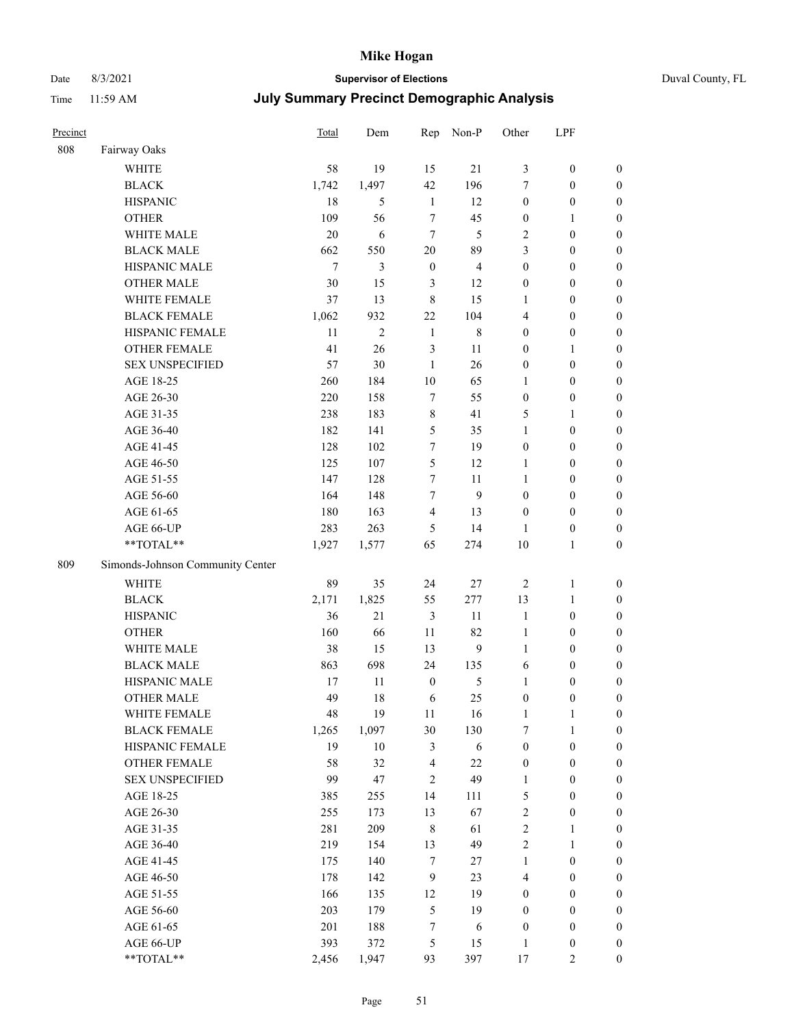# Mike Hogan

Date 8/3/2021 **Supervisor of Elections** Duval County, FL

Time 11:59 AM **July Summary Precinct Demographic Analysis**

| Precinct | | Total | Dem | Rep | Non-P | Other | LPF | |
|---|---|---|---|---|---|---|---|---|
| 808 | Fairway Oaks | | | | | | | |
| | WHITE | 58 | 19 | 15 | 21 | 3 | 0 | 0 |
| | BLACK | 1,742 | 1,497 | 42 | 196 | 7 | 0 | 0 |
| | HISPANIC | 18 | 5 | 1 | 12 | 0 | 0 | 0 |
| | OTHER | 109 | 56 | 7 | 45 | 0 | 1 | 0 |
| | WHITE MALE | 20 | 6 | 7 | 5 | 2 | 0 | 0 |
| | BLACK MALE | 662 | 550 | 20 | 89 | 3 | 0 | 0 |
| | HISPANIC MALE | 7 | 3 | 0 | 4 | 0 | 0 | 0 |
| | OTHER MALE | 30 | 15 | 3 | 12 | 0 | 0 | 0 |
| | WHITE FEMALE | 37 | 13 | 8 | 15 | 1 | 0 | 0 |
| | BLACK FEMALE | 1,062 | 932 | 22 | 104 | 4 | 0 | 0 |
| | HISPANIC FEMALE | 11 | 2 | 1 | 8 | 0 | 0 | 0 |
| | OTHER FEMALE | 41 | 26 | 3 | 11 | 0 | 1 | 0 |
| | SEX UNSPECIFIED | 57 | 30 | 1 | 26 | 0 | 0 | 0 |
| | AGE 18-25 | 260 | 184 | 10 | 65 | 1 | 0 | 0 |
| | AGE 26-30 | 220 | 158 | 7 | 55 | 0 | 0 | 0 |
| | AGE 31-35 | 238 | 183 | 8 | 41 | 5 | 1 | 0 |
| | AGE 36-40 | 182 | 141 | 5 | 35 | 1 | 0 | 0 |
| | AGE 41-45 | 128 | 102 | 7 | 19 | 0 | 0 | 0 |
| | AGE 46-50 | 125 | 107 | 5 | 12 | 1 | 0 | 0 |
| | AGE 51-55 | 147 | 128 | 7 | 11 | 1 | 0 | 0 |
| | AGE 56-60 | 164 | 148 | 7 | 9 | 0 | 0 | 0 |
| | AGE 61-65 | 180 | 163 | 4 | 13 | 0 | 0 | 0 |
| | AGE 66-UP | 283 | 263 | 5 | 14 | 1 | 0 | 0 |
| | **TOTAL** | 1,927 | 1,577 | 65 | 274 | 10 | 1 | 0 |
| 809 | Simonds-Johnson Community Center | | | | | | | |
| | WHITE | 89 | 35 | 24 | 27 | 2 | 1 | 0 |
| | BLACK | 2,171 | 1,825 | 55 | 277 | 13 | 1 | 0 |
| | HISPANIC | 36 | 21 | 3 | 11 | 1 | 0 | 0 |
| | OTHER | 160 | 66 | 11 | 82 | 1 | 0 | 0 |
| | WHITE MALE | 38 | 15 | 13 | 9 | 1 | 0 | 0 |
| | BLACK MALE | 863 | 698 | 24 | 135 | 6 | 0 | 0 |
| | HISPANIC MALE | 17 | 11 | 0 | 5 | 1 | 0 | 0 |
| | OTHER MALE | 49 | 18 | 6 | 25 | 0 | 0 | 0 |
| | WHITE FEMALE | 48 | 19 | 11 | 16 | 1 | 1 | 0 |
| | BLACK FEMALE | 1,265 | 1,097 | 30 | 130 | 7 | 1 | 0 |
| | HISPANIC FEMALE | 19 | 10 | 3 | 6 | 0 | 0 | 0 |
| | OTHER FEMALE | 58 | 32 | 4 | 22 | 0 | 0 | 0 |
| | SEX UNSPECIFIED | 99 | 47 | 2 | 49 | 1 | 0 | 0 |
| | AGE 18-25 | 385 | 255 | 14 | 111 | 5 | 0 | 0 |
| | AGE 26-30 | 255 | 173 | 13 | 67 | 2 | 0 | 0 |
| | AGE 31-35 | 281 | 209 | 8 | 61 | 2 | 1 | 0 |
| | AGE 36-40 | 219 | 154 | 13 | 49 | 2 | 1 | 0 |
| | AGE 41-45 | 175 | 140 | 7 | 27 | 1 | 0 | 0 |
| | AGE 46-50 | 178 | 142 | 9 | 23 | 4 | 0 | 0 |
| | AGE 51-55 | 166 | 135 | 12 | 19 | 0 | 0 | 0 |
| | AGE 56-60 | 203 | 179 | 5 | 19 | 0 | 0 | 0 |
| | AGE 61-65 | 201 | 188 | 7 | 6 | 0 | 0 | 0 |
| | AGE 66-UP | 393 | 372 | 5 | 15 | 1 | 0 | 0 |
| | **TOTAL** | 2,456 | 1,947 | 93 | 397 | 17 | 2 | 0 |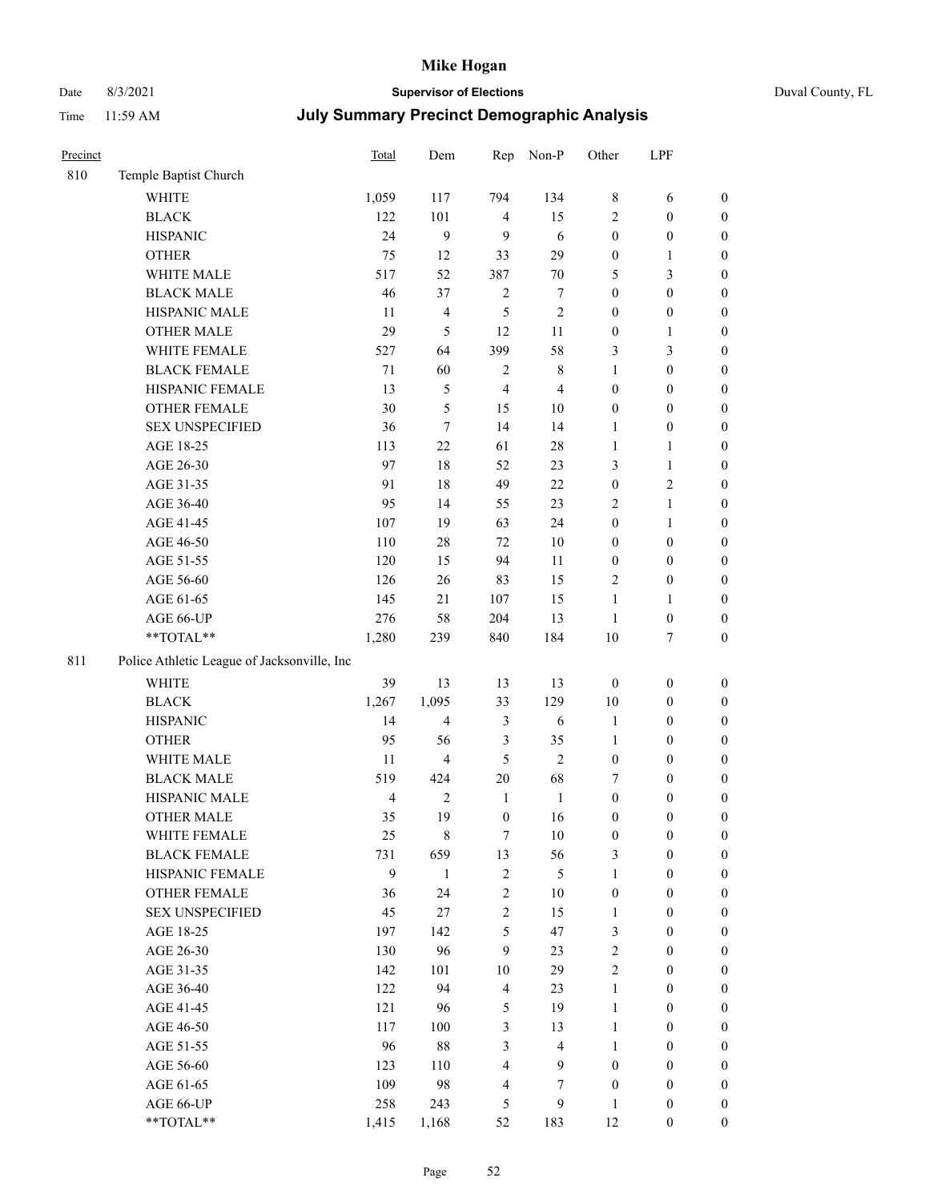| Precinct | | Total | Dem | Rep | Non-P | Other | LPF | |
|---|---|---|---|---|---|---|---|---|
| 810 | Temple Baptist Church | | | | | | | |
| | WHITE | 1,059 | 117 | 794 | 134 | 8 | 6 | 0 |
| | BLACK | 122 | 101 | 4 | 15 | 2 | 0 | 0 |
| | HISPANIC | 24 | 9 | 9 | 6 | 0 | 0 | 0 |
| | OTHER | 75 | 12 | 33 | 29 | 0 | 1 | 0 |
| | WHITE MALE | 517 | 52 | 387 | 70 | 5 | 3 | 0 |
| | BLACK MALE | 46 | 37 | 2 | 7 | 0 | 0 | 0 |
| | HISPANIC MALE | 11 | 4 | 5 | 2 | 0 | 0 | 0 |
| | OTHER MALE | 29 | 5 | 12 | 11 | 0 | 1 | 0 |
| | WHITE FEMALE | 527 | 64 | 399 | 58 | 3 | 3 | 0 |
| | BLACK FEMALE | 71 | 60 | 2 | 8 | 1 | 0 | 0 |
| | HISPANIC FEMALE | 13 | 5 | 4 | 4 | 0 | 0 | 0 |
| | OTHER FEMALE | 30 | 5 | 15 | 10 | 0 | 0 | 0 |
| | SEX UNSPECIFIED | 36 | 7 | 14 | 14 | 1 | 0 | 0 |
| | AGE 18-25 | 113 | 22 | 61 | 28 | 1 | 1 | 0 |
| | AGE 26-30 | 97 | 18 | 52 | 23 | 3 | 1 | 0 |
| | AGE 31-35 | 91 | 18 | 49 | 22 | 0 | 2 | 0 |
| | AGE 36-40 | 95 | 14 | 55 | 23 | 2 | 1 | 0 |
| | AGE 41-45 | 107 | 19 | 63 | 24 | 0 | 1 | 0 |
| | AGE 46-50 | 110 | 28 | 72 | 10 | 0 | 0 | 0 |
| | AGE 51-55 | 120 | 15 | 94 | 11 | 0 | 0 | 0 |
| | AGE 56-60 | 126 | 26 | 83 | 15 | 2 | 0 | 0 |
| | AGE 61-65 | 145 | 21 | 107 | 15 | 1 | 1 | 0 |
| | AGE 66-UP | 276 | 58 | 204 | 13 | 1 | 0 | 0 |
| | **TOTAL** | 1,280 | 239 | 840 | 184 | 10 | 7 | 0 |
| 811 | Police Athletic League of Jacksonville, Inc | | | | | | | |
| | WHITE | 39 | 13 | 13 | 13 | 0 | 0 | 0 |
| | BLACK | 1,267 | 1,095 | 33 | 129 | 10 | 0 | 0 |
| | HISPANIC | 14 | 4 | 3 | 6 | 1 | 0 | 0 |
| | OTHER | 95 | 56 | 3 | 35 | 1 | 0 | 0 |
| | WHITE MALE | 11 | 4 | 5 | 2 | 0 | 0 | 0 |
| | BLACK MALE | 519 | 424 | 20 | 68 | 7 | 0 | 0 |
| | HISPANIC MALE | 4 | 2 | 1 | 1 | 0 | 0 | 0 |
| | OTHER MALE | 35 | 19 | 0 | 16 | 0 | 0 | 0 |
| | WHITE FEMALE | 25 | 8 | 7 | 10 | 0 | 0 | 0 |
| | BLACK FEMALE | 731 | 659 | 13 | 56 | 3 | 0 | 0 |
| | HISPANIC FEMALE | 9 | 1 | 2 | 5 | 1 | 0 | 0 |
| | OTHER FEMALE | 36 | 24 | 2 | 10 | 0 | 0 | 0 |
| | SEX UNSPECIFIED | 45 | 27 | 2 | 15 | 1 | 0 | 0 |
| | AGE 18-25 | 197 | 142 | 5 | 47 | 3 | 0 | 0 |
| | AGE 26-30 | 130 | 96 | 9 | 23 | 2 | 0 | 0 |
| | AGE 31-35 | 142 | 101 | 10 | 29 | 2 | 0 | 0 |
| | AGE 36-40 | 122 | 94 | 4 | 23 | 1 | 0 | 0 |
| | AGE 41-45 | 121 | 96 | 5 | 19 | 1 | 0 | 0 |
| | AGE 46-50 | 117 | 100 | 3 | 13 | 1 | 0 | 0 |
| | AGE 51-55 | 96 | 88 | 3 | 4 | 1 | 0 | 0 |
| | AGE 56-60 | 123 | 110 | 4 | 9 | 0 | 0 | 0 |
| | AGE 61-65 | 109 | 98 | 4 | 7 | 0 | 0 | 0 |
| | AGE 66-UP | 258 | 243 | 5 | 9 | 1 | 0 | 0 |
| | **TOTAL** | 1,415 | 1,168 | 52 | 183 | 12 | 0 | 0 |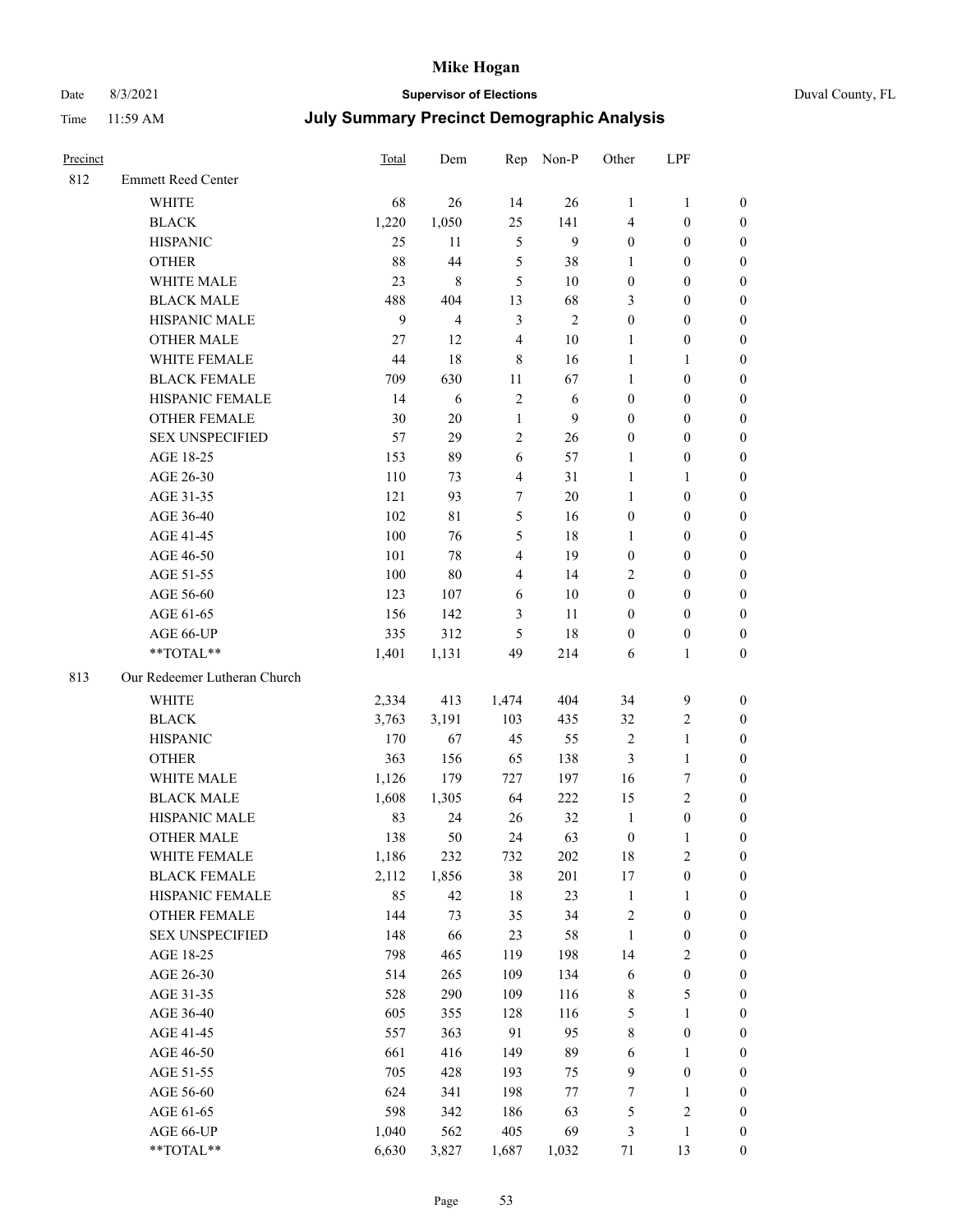# Mike Hogan

Date 8/3/2021 **Supervisor of Elections** Duval County, FL

Time 11:59 AM **July Summary Precinct Demographic Analysis**

| Precinct | | Total | Dem | Rep | Non-P | Other | LPF | |
|---|---|---|---|---|---|---|---|---|
| 812 | Emmett Reed Center | | | | | | | |
| | WHITE | 68 | 26 | 14 | 26 | 1 | 1 | 0 |
| | BLACK | 1,220 | 1,050 | 25 | 141 | 4 | 0 | 0 |
| | HISPANIC | 25 | 11 | 5 | 9 | 0 | 0 | 0 |
| | OTHER | 88 | 44 | 5 | 38 | 1 | 0 | 0 |
| | WHITE MALE | 23 | 8 | 5 | 10 | 0 | 0 | 0 |
| | BLACK MALE | 488 | 404 | 13 | 68 | 3 | 0 | 0 |
| | HISPANIC MALE | 9 | 4 | 3 | 2 | 0 | 0 | 0 |
| | OTHER MALE | 27 | 12 | 4 | 10 | 1 | 0 | 0 |
| | WHITE FEMALE | 44 | 18 | 8 | 16 | 1 | 1 | 0 |
| | BLACK FEMALE | 709 | 630 | 11 | 67 | 1 | 0 | 0 |
| | HISPANIC FEMALE | 14 | 6 | 2 | 6 | 0 | 0 | 0 |
| | OTHER FEMALE | 30 | 20 | 1 | 9 | 0 | 0 | 0 |
| | SEX UNSPECIFIED | 57 | 29 | 2 | 26 | 0 | 0 | 0 |
| | AGE 18-25 | 153 | 89 | 6 | 57 | 1 | 0 | 0 |
| | AGE 26-30 | 110 | 73 | 4 | 31 | 1 | 1 | 0 |
| | AGE 31-35 | 121 | 93 | 7 | 20 | 1 | 0 | 0 |
| | AGE 36-40 | 102 | 81 | 5 | 16 | 0 | 0 | 0 |
| | AGE 41-45 | 100 | 76 | 5 | 18 | 1 | 0 | 0 |
| | AGE 46-50 | 101 | 78 | 4 | 19 | 0 | 0 | 0 |
| | AGE 51-55 | 100 | 80 | 4 | 14 | 2 | 0 | 0 |
| | AGE 56-60 | 123 | 107 | 6 | 10 | 0 | 0 | 0 |
| | AGE 61-65 | 156 | 142 | 3 | 11 | 0 | 0 | 0 |
| | AGE 66-UP | 335 | 312 | 5 | 18 | 0 | 0 | 0 |
| | **TOTAL** | 1,401 | 1,131 | 49 | 214 | 6 | 1 | 0 |
| 813 | Our Redeemer Lutheran Church | | | | | | | |
| | WHITE | 2,334 | 413 | 1,474 | 404 | 34 | 9 | 0 |
| | BLACK | 3,763 | 3,191 | 103 | 435 | 32 | 2 | 0 |
| | HISPANIC | 170 | 67 | 45 | 55 | 2 | 1 | 0 |
| | OTHER | 363 | 156 | 65 | 138 | 3 | 1 | 0 |
| | WHITE MALE | 1,126 | 179 | 727 | 197 | 16 | 7 | 0 |
| | BLACK MALE | 1,608 | 1,305 | 64 | 222 | 15 | 2 | 0 |
| | HISPANIC MALE | 83 | 24 | 26 | 32 | 1 | 0 | 0 |
| | OTHER MALE | 138 | 50 | 24 | 63 | 0 | 1 | 0 |
| | WHITE FEMALE | 1,186 | 232 | 732 | 202 | 18 | 2 | 0 |
| | BLACK FEMALE | 2,112 | 1,856 | 38 | 201 | 17 | 0 | 0 |
| | HISPANIC FEMALE | 85 | 42 | 18 | 23 | 1 | 1 | 0 |
| | OTHER FEMALE | 144 | 73 | 35 | 34 | 2 | 0 | 0 |
| | SEX UNSPECIFIED | 148 | 66 | 23 | 58 | 1 | 0 | 0 |
| | AGE 18-25 | 798 | 465 | 119 | 198 | 14 | 2 | 0 |
| | AGE 26-30 | 514 | 265 | 109 | 134 | 6 | 0 | 0 |
| | AGE 31-35 | 528 | 290 | 109 | 116 | 8 | 5 | 0 |
| | AGE 36-40 | 605 | 355 | 128 | 116 | 5 | 1 | 0 |
| | AGE 41-45 | 557 | 363 | 91 | 95 | 8 | 0 | 0 |
| | AGE 46-50 | 661 | 416 | 149 | 89 | 6 | 1 | 0 |
| | AGE 51-55 | 705 | 428 | 193 | 75 | 9 | 0 | 0 |
| | AGE 56-60 | 624 | 341 | 198 | 77 | 7 | 1 | 0 |
| | AGE 61-65 | 598 | 342 | 186 | 63 | 5 | 2 | 0 |
| | AGE 66-UP | 1,040 | 562 | 405 | 69 | 3 | 1 | 0 |
| | **TOTAL** | 6,630 | 3,827 | 1,687 | 1,032 | 71 | 13 | 0 |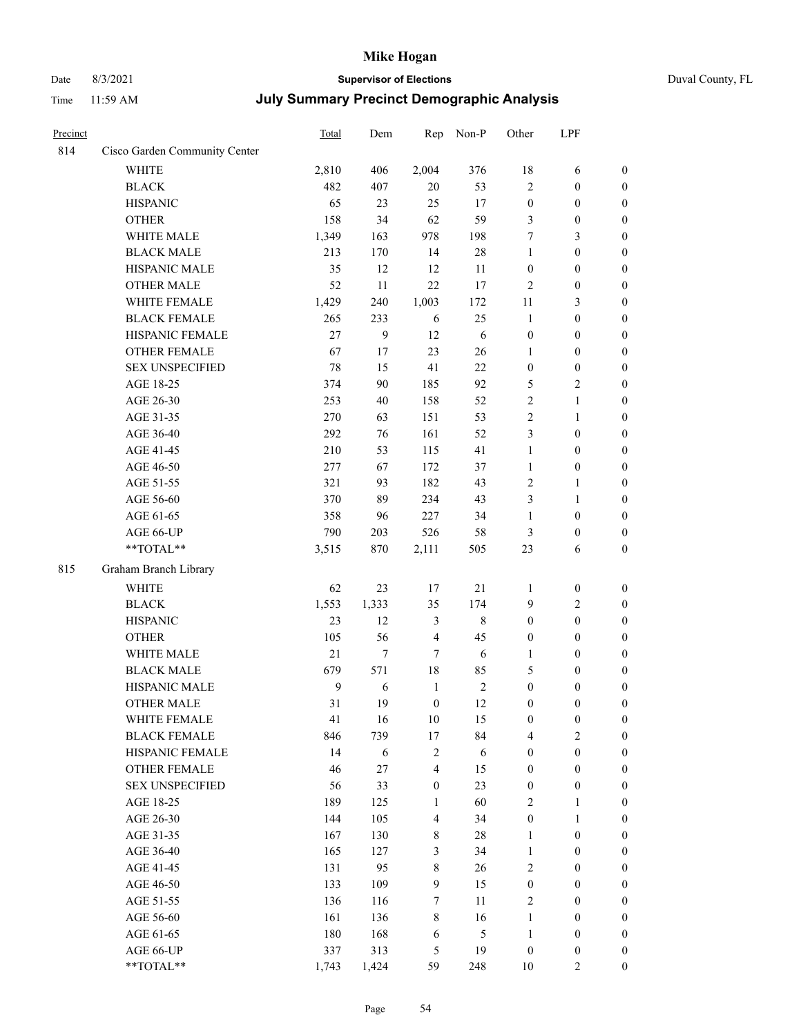# Mike Hogan

Date 8/3/2021 **Supervisor of Elections** Duval County, FL

Time 11:59 AM **July Summary Precinct Demographic Analysis**

| Precinct | | Total | Dem | Rep | Non-P | Other | LPF | |
|---|---|---|---|---|---|---|---|---|
| 814 | Cisco Garden Community Center | | | | | | | |
| | WHITE | 2,810 | 406 | 2,004 | 376 | 18 | 6 | 0 |
| | BLACK | 482 | 407 | 20 | 53 | 2 | 0 | 0 |
| | HISPANIC | 65 | 23 | 25 | 17 | 0 | 0 | 0 |
| | OTHER | 158 | 34 | 62 | 59 | 3 | 0 | 0 |
| | WHITE MALE | 1,349 | 163 | 978 | 198 | 7 | 3 | 0 |
| | BLACK MALE | 213 | 170 | 14 | 28 | 1 | 0 | 0 |
| | HISPANIC MALE | 35 | 12 | 12 | 11 | 0 | 0 | 0 |
| | OTHER MALE | 52 | 11 | 22 | 17 | 2 | 0 | 0 |
| | WHITE FEMALE | 1,429 | 240 | 1,003 | 172 | 11 | 3 | 0 |
| | BLACK FEMALE | 265 | 233 | 6 | 25 | 1 | 0 | 0 |
| | HISPANIC FEMALE | 27 | 9 | 12 | 6 | 0 | 0 | 0 |
| | OTHER FEMALE | 67 | 17 | 23 | 26 | 1 | 0 | 0 |
| | SEX UNSPECIFIED | 78 | 15 | 41 | 22 | 0 | 0 | 0 |
| | AGE 18-25 | 374 | 90 | 185 | 92 | 5 | 2 | 0 |
| | AGE 26-30 | 253 | 40 | 158 | 52 | 2 | 1 | 0 |
| | AGE 31-35 | 270 | 63 | 151 | 53 | 2 | 1 | 0 |
| | AGE 36-40 | 292 | 76 | 161 | 52 | 3 | 0 | 0 |
| | AGE 41-45 | 210 | 53 | 115 | 41 | 1 | 0 | 0 |
| | AGE 46-50 | 277 | 67 | 172 | 37 | 1 | 0 | 0 |
| | AGE 51-55 | 321 | 93 | 182 | 43 | 2 | 1 | 0 |
| | AGE 56-60 | 370 | 89 | 234 | 43 | 3 | 1 | 0 |
| | AGE 61-65 | 358 | 96 | 227 | 34 | 1 | 0 | 0 |
| | AGE 66-UP | 790 | 203 | 526 | 58 | 3 | 0 | 0 |
| | **TOTAL** | 3,515 | 870 | 2,111 | 505 | 23 | 6 | 0 |
| 815 | Graham Branch Library | | | | | | | |
| | WHITE | 62 | 23 | 17 | 21 | 1 | 0 | 0 |
| | BLACK | 1,553 | 1,333 | 35 | 174 | 9 | 2 | 0 |
| | HISPANIC | 23 | 12 | 3 | 8 | 0 | 0 | 0 |
| | OTHER | 105 | 56 | 4 | 45 | 0 | 0 | 0 |
| | WHITE MALE | 21 | 7 | 7 | 6 | 1 | 0 | 0 |
| | BLACK MALE | 679 | 571 | 18 | 85 | 5 | 0 | 0 |
| | HISPANIC MALE | 9 | 6 | 1 | 2 | 0 | 0 | 0 |
| | OTHER MALE | 31 | 19 | 0 | 12 | 0 | 0 | 0 |
| | WHITE FEMALE | 41 | 16 | 10 | 15 | 0 | 0 | 0 |
| | BLACK FEMALE | 846 | 739 | 17 | 84 | 4 | 2 | 0 |
| | HISPANIC FEMALE | 14 | 6 | 2 | 6 | 0 | 0 | 0 |
| | OTHER FEMALE | 46 | 27 | 4 | 15 | 0 | 0 | 0 |
| | SEX UNSPECIFIED | 56 | 33 | 0 | 23 | 0 | 0 | 0 |
| | AGE 18-25 | 189 | 125 | 1 | 60 | 2 | 1 | 0 |
| | AGE 26-30 | 144 | 105 | 4 | 34 | 0 | 1 | 0 |
| | AGE 31-35 | 167 | 130 | 8 | 28 | 1 | 0 | 0 |
| | AGE 36-40 | 165 | 127 | 3 | 34 | 1 | 0 | 0 |
| | AGE 41-45 | 131 | 95 | 8 | 26 | 2 | 0 | 0 |
| | AGE 46-50 | 133 | 109 | 9 | 15 | 0 | 0 | 0 |
| | AGE 51-55 | 136 | 116 | 7 | 11 | 2 | 0 | 0 |
| | AGE 56-60 | 161 | 136 | 8 | 16 | 1 | 0 | 0 |
| | AGE 61-65 | 180 | 168 | 6 | 5 | 1 | 0 | 0 |
| | AGE 66-UP | 337 | 313 | 5 | 19 | 0 | 0 | 0 |
| | **TOTAL** | 1,743 | 1,424 | 59 | 248 | 10 | 2 | 0 |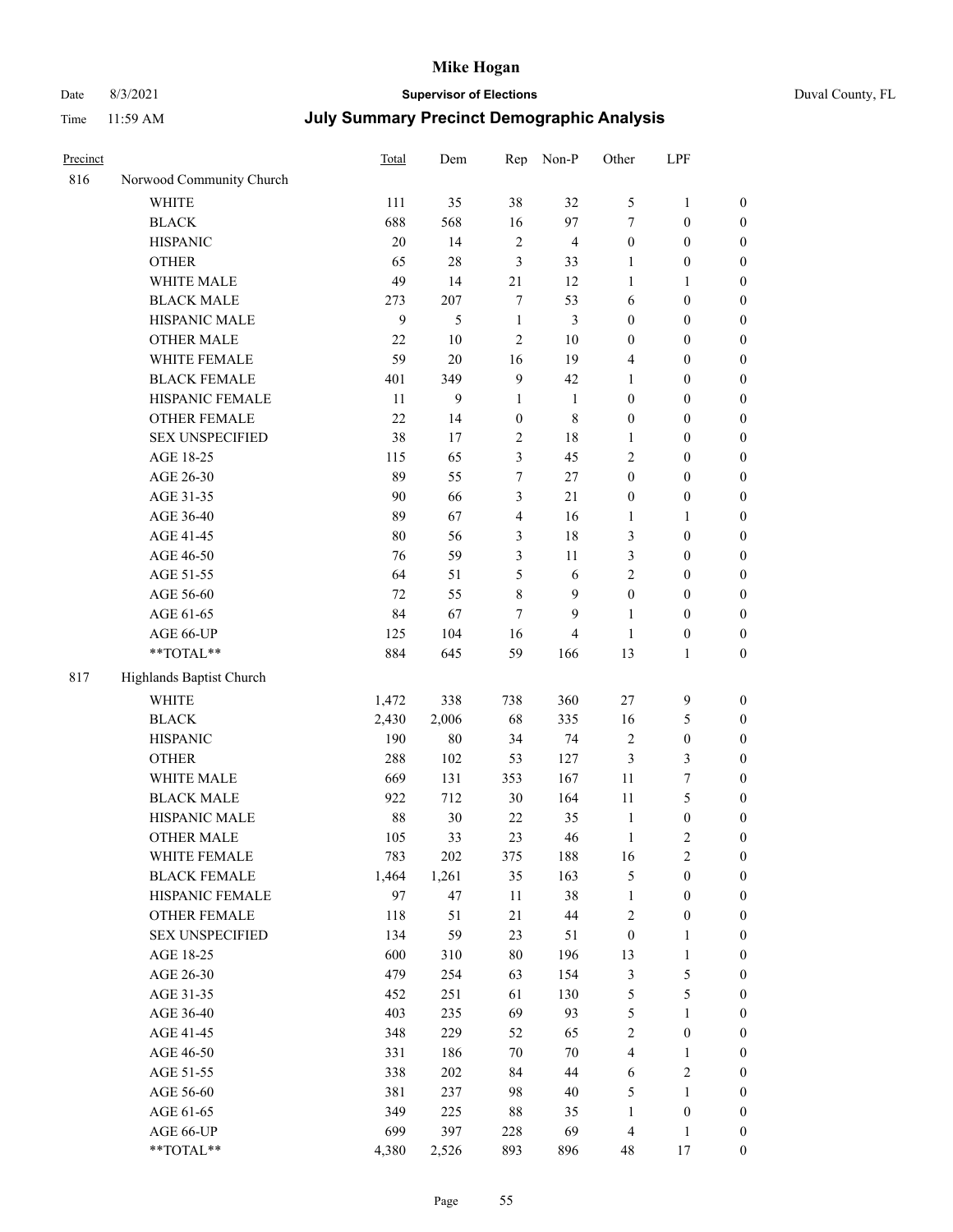# Mike Hogan

Date 8/3/2021 **Supervisor of Elections** Duval County, FL

Time 11:59 AM **July Summary Precinct Demographic Analysis**

| Precinct | | Total | Dem | Rep | Non-P | Other | LPF | |
|---|---|---|---|---|---|---|---|---|
| 816 | Norwood Community Church | | | | | | | |
| | WHITE | 111 | 35 | 38 | 32 | 5 | 1 | 0 |
| | BLACK | 688 | 568 | 16 | 97 | 7 | 0 | 0 |
| | HISPANIC | 20 | 14 | 2 | 4 | 0 | 0 | 0 |
| | OTHER | 65 | 28 | 3 | 33 | 1 | 0 | 0 |
| | WHITE MALE | 49 | 14 | 21 | 12 | 1 | 1 | 0 |
| | BLACK MALE | 273 | 207 | 7 | 53 | 6 | 0 | 0 |
| | HISPANIC MALE | 9 | 5 | 1 | 3 | 0 | 0 | 0 |
| | OTHER MALE | 22 | 10 | 2 | 10 | 0 | 0 | 0 |
| | WHITE FEMALE | 59 | 20 | 16 | 19 | 4 | 0 | 0 |
| | BLACK FEMALE | 401 | 349 | 9 | 42 | 1 | 0 | 0 |
| | HISPANIC FEMALE | 11 | 9 | 1 | 1 | 0 | 0 | 0 |
| | OTHER FEMALE | 22 | 14 | 0 | 8 | 0 | 0 | 0 |
| | SEX UNSPECIFIED | 38 | 17 | 2 | 18 | 1 | 0 | 0 |
| | AGE 18-25 | 115 | 65 | 3 | 45 | 2 | 0 | 0 |
| | AGE 26-30 | 89 | 55 | 7 | 27 | 0 | 0 | 0 |
| | AGE 31-35 | 90 | 66 | 3 | 21 | 0 | 0 | 0 |
| | AGE 36-40 | 89 | 67 | 4 | 16 | 1 | 1 | 0 |
| | AGE 41-45 | 80 | 56 | 3 | 18 | 3 | 0 | 0 |
| | AGE 46-50 | 76 | 59 | 3 | 11 | 3 | 0 | 0 |
| | AGE 51-55 | 64 | 51 | 5 | 6 | 2 | 0 | 0 |
| | AGE 56-60 | 72 | 55 | 8 | 9 | 0 | 0 | 0 |
| | AGE 61-65 | 84 | 67 | 7 | 9 | 1 | 0 | 0 |
| | AGE 66-UP | 125 | 104 | 16 | 4 | 1 | 0 | 0 |
| | **TOTAL** | 884 | 645 | 59 | 166 | 13 | 1 | 0 |
| 817 | Highlands Baptist Church | | | | | | | |
| | WHITE | 1,472 | 338 | 738 | 360 | 27 | 9 | 0 |
| | BLACK | 2,430 | 2,006 | 68 | 335 | 16 | 5 | 0 |
| | HISPANIC | 190 | 80 | 34 | 74 | 2 | 0 | 0 |
| | OTHER | 288 | 102 | 53 | 127 | 3 | 3 | 0 |
| | WHITE MALE | 669 | 131 | 353 | 167 | 11 | 7 | 0 |
| | BLACK MALE | 922 | 712 | 30 | 164 | 11 | 5 | 0 |
| | HISPANIC MALE | 88 | 30 | 22 | 35 | 1 | 0 | 0 |
| | OTHER MALE | 105 | 33 | 23 | 46 | 1 | 2 | 0 |
| | WHITE FEMALE | 783 | 202 | 375 | 188 | 16 | 2 | 0 |
| | BLACK FEMALE | 1,464 | 1,261 | 35 | 163 | 5 | 0 | 0 |
| | HISPANIC FEMALE | 97 | 47 | 11 | 38 | 1 | 0 | 0 |
| | OTHER FEMALE | 118 | 51 | 21 | 44 | 2 | 0 | 0 |
| | SEX UNSPECIFIED | 134 | 59 | 23 | 51 | 0 | 1 | 0 |
| | AGE 18-25 | 600 | 310 | 80 | 196 | 13 | 1 | 0 |
| | AGE 26-30 | 479 | 254 | 63 | 154 | 3 | 5 | 0 |
| | AGE 31-35 | 452 | 251 | 61 | 130 | 5 | 5 | 0 |
| | AGE 36-40 | 403 | 235 | 69 | 93 | 5 | 1 | 0 |
| | AGE 41-45 | 348 | 229 | 52 | 65 | 2 | 0 | 0 |
| | AGE 46-50 | 331 | 186 | 70 | 70 | 4 | 1 | 0 |
| | AGE 51-55 | 338 | 202 | 84 | 44 | 6 | 2 | 0 |
| | AGE 56-60 | 381 | 237 | 98 | 40 | 5 | 1 | 0 |
| | AGE 61-65 | 349 | 225 | 88 | 35 | 1 | 0 | 0 |
| | AGE 66-UP | 699 | 397 | 228 | 69 | 4 | 1 | 0 |
| | **TOTAL** | 4,380 | 2,526 | 893 | 896 | 48 | 17 | 0 |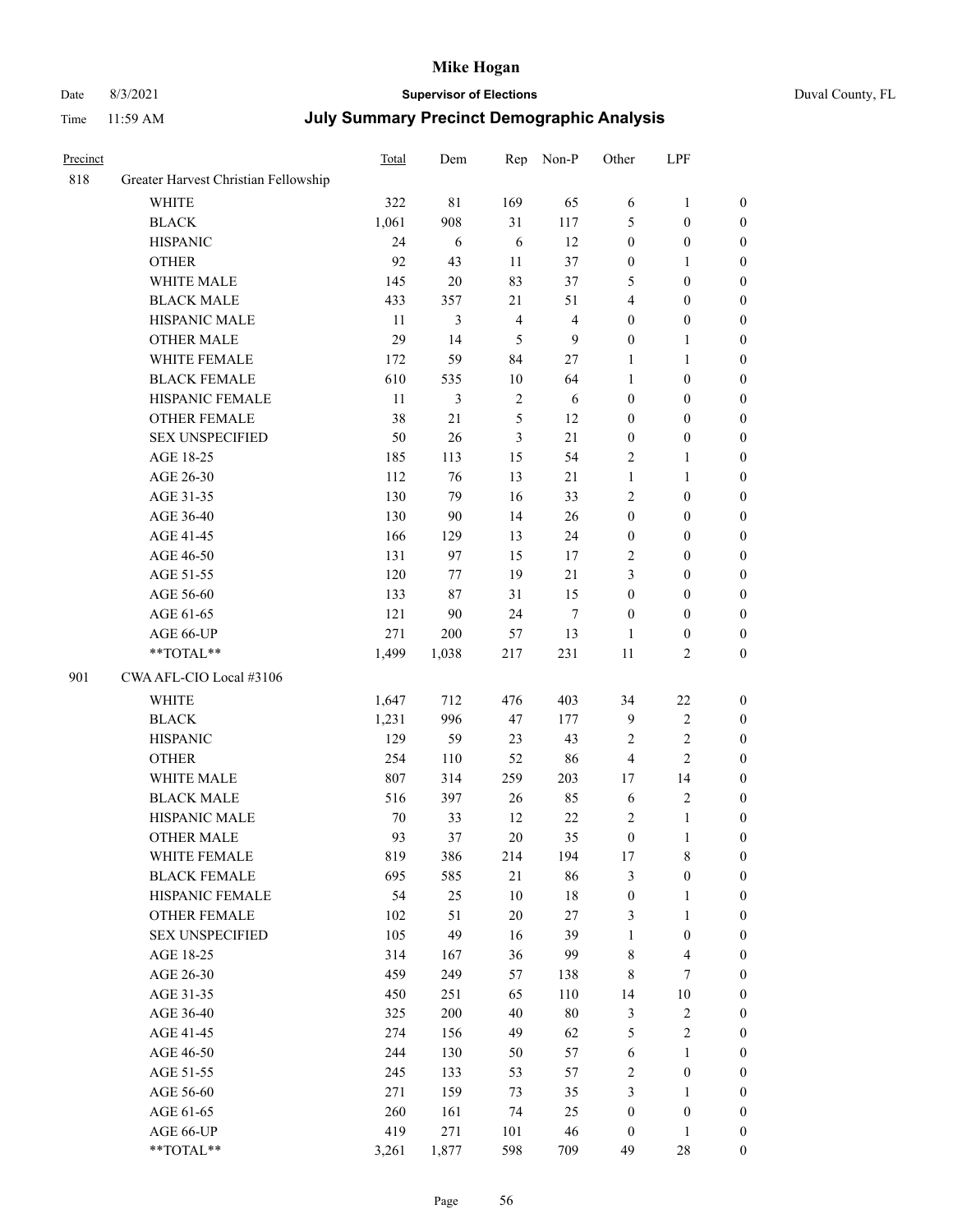# Mike Hogan

Date 8/3/2021 **Supervisor of Elections** Duval County, FL

Time 11:59 AM **July Summary Precinct Demographic Analysis**

| Precinct | | Total | Dem | Rep | Non-P | Other | LPF | |
|---|---|---|---|---|---|---|---|---|
| 818 | Greater Harvest Christian Fellowship | | | | | | | |
| | WHITE | 322 | 81 | 169 | 65 | 6 | 1 | 0 |
| | BLACK | 1,061 | 908 | 31 | 117 | 5 | 0 | 0 |
| | HISPANIC | 24 | 6 | 6 | 12 | 0 | 0 | 0 |
| | OTHER | 92 | 43 | 11 | 37 | 0 | 1 | 0 |
| | WHITE MALE | 145 | 20 | 83 | 37 | 5 | 0 | 0 |
| | BLACK MALE | 433 | 357 | 21 | 51 | 4 | 0 | 0 |
| | HISPANIC MALE | 11 | 3 | 4 | 4 | 0 | 0 | 0 |
| | OTHER MALE | 29 | 14 | 5 | 9 | 0 | 1 | 0 |
| | WHITE FEMALE | 172 | 59 | 84 | 27 | 1 | 1 | 0 |
| | BLACK FEMALE | 610 | 535 | 10 | 64 | 1 | 0 | 0 |
| | HISPANIC FEMALE | 11 | 3 | 2 | 6 | 0 | 0 | 0 |
| | OTHER FEMALE | 38 | 21 | 5 | 12 | 0 | 0 | 0 |
| | SEX UNSPECIFIED | 50 | 26 | 3 | 21 | 0 | 0 | 0 |
| | AGE 18-25 | 185 | 113 | 15 | 54 | 2 | 1 | 0 |
| | AGE 26-30 | 112 | 76 | 13 | 21 | 1 | 1 | 0 |
| | AGE 31-35 | 130 | 79 | 16 | 33 | 2 | 0 | 0 |
| | AGE 36-40 | 130 | 90 | 14 | 26 | 0 | 0 | 0 |
| | AGE 41-45 | 166 | 129 | 13 | 24 | 0 | 0 | 0 |
| | AGE 46-50 | 131 | 97 | 15 | 17 | 2 | 0 | 0 |
| | AGE 51-55 | 120 | 77 | 19 | 21 | 3 | 0 | 0 |
| | AGE 56-60 | 133 | 87 | 31 | 15 | 0 | 0 | 0 |
| | AGE 61-65 | 121 | 90 | 24 | 7 | 0 | 0 | 0 |
| | AGE 66-UP | 271 | 200 | 57 | 13 | 1 | 0 | 0 |
| | **TOTAL** | 1,499 | 1,038 | 217 | 231 | 11 | 2 | 0 |
| 901 | CWA AFL-CIO Local #3106 | | | | | | | |
| | WHITE | 1,647 | 712 | 476 | 403 | 34 | 22 | 0 |
| | BLACK | 1,231 | 996 | 47 | 177 | 9 | 2 | 0 |
| | HISPANIC | 129 | 59 | 23 | 43 | 2 | 2 | 0 |
| | OTHER | 254 | 110 | 52 | 86 | 4 | 2 | 0 |
| | WHITE MALE | 807 | 314 | 259 | 203 | 17 | 14 | 0 |
| | BLACK MALE | 516 | 397 | 26 | 85 | 6 | 2 | 0 |
| | HISPANIC MALE | 70 | 33 | 12 | 22 | 2 | 1 | 0 |
| | OTHER MALE | 93 | 37 | 20 | 35 | 0 | 1 | 0 |
| | WHITE FEMALE | 819 | 386 | 214 | 194 | 17 | 8 | 0 |
| | BLACK FEMALE | 695 | 585 | 21 | 86 | 3 | 0 | 0 |
| | HISPANIC FEMALE | 54 | 25 | 10 | 18 | 0 | 1 | 0 |
| | OTHER FEMALE | 102 | 51 | 20 | 27 | 3 | 1 | 0 |
| | SEX UNSPECIFIED | 105 | 49 | 16 | 39 | 1 | 0 | 0 |
| | AGE 18-25 | 314 | 167 | 36 | 99 | 8 | 4 | 0 |
| | AGE 26-30 | 459 | 249 | 57 | 138 | 8 | 7 | 0 |
| | AGE 31-35 | 450 | 251 | 65 | 110 | 14 | 10 | 0 |
| | AGE 36-40 | 325 | 200 | 40 | 80 | 3 | 2 | 0 |
| | AGE 41-45 | 274 | 156 | 49 | 62 | 5 | 2 | 0 |
| | AGE 46-50 | 244 | 130 | 50 | 57 | 6 | 1 | 0 |
| | AGE 51-55 | 245 | 133 | 53 | 57 | 2 | 0 | 0 |
| | AGE 56-60 | 271 | 159 | 73 | 35 | 3 | 1 | 0 |
| | AGE 61-65 | 260 | 161 | 74 | 25 | 0 | 0 | 0 |
| | AGE 66-UP | 419 | 271 | 101 | 46 | 0 | 1 | 0 |
| | **TOTAL** | 3,261 | 1,877 | 598 | 709 | 49 | 28 | 0 |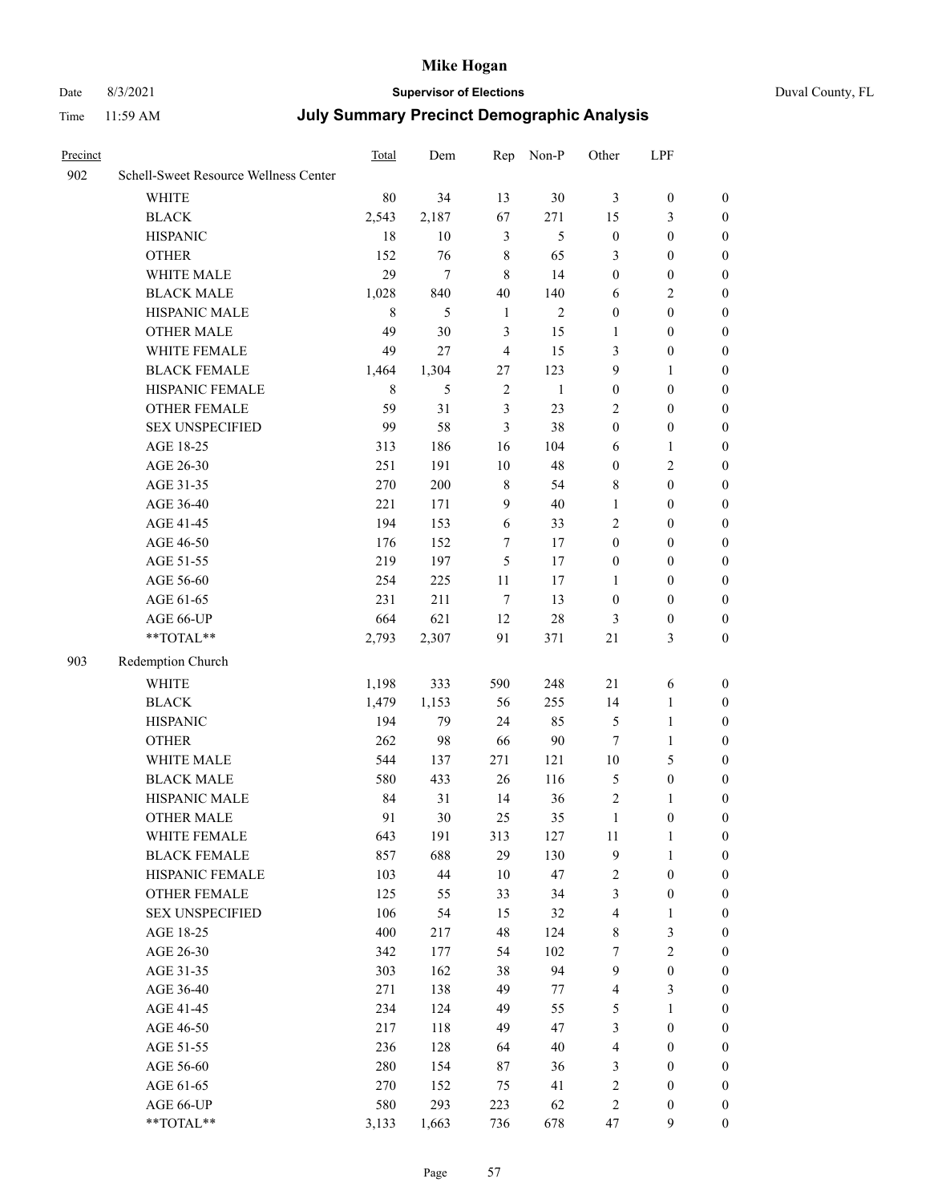# Mike Hogan

Date 8/3/2021 **Supervisor of Elections** Duval County, FL

Time 11:59 AM **July Summary Precinct Demographic Analysis**

| Precinct | | Total | Dem | Rep | Non-P | Other | LPF | |
|---|---|---|---|---|---|---|---|---|
| 902 | Schell-Sweet Resource Wellness Center | | | | | | | |
| | WHITE | 80 | 34 | 13 | 30 | 3 | 0 | 0 |
| | BLACK | 2,543 | 2,187 | 67 | 271 | 15 | 3 | 0 |
| | HISPANIC | 18 | 10 | 3 | 5 | 0 | 0 | 0 |
| | OTHER | 152 | 76 | 8 | 65 | 3 | 0 | 0 |
| | WHITE MALE | 29 | 7 | 8 | 14 | 0 | 0 | 0 |
| | BLACK MALE | 1,028 | 840 | 40 | 140 | 6 | 2 | 0 |
| | HISPANIC MALE | 8 | 5 | 1 | 2 | 0 | 0 | 0 |
| | OTHER MALE | 49 | 30 | 3 | 15 | 1 | 0 | 0 |
| | WHITE FEMALE | 49 | 27 | 4 | 15 | 3 | 0 | 0 |
| | BLACK FEMALE | 1,464 | 1,304 | 27 | 123 | 9 | 1 | 0 |
| | HISPANIC FEMALE | 8 | 5 | 2 | 1 | 0 | 0 | 0 |
| | OTHER FEMALE | 59 | 31 | 3 | 23 | 2 | 0 | 0 |
| | SEX UNSPECIFIED | 99 | 58 | 3 | 38 | 0 | 0 | 0 |
| | AGE 18-25 | 313 | 186 | 16 | 104 | 6 | 1 | 0 |
| | AGE 26-30 | 251 | 191 | 10 | 48 | 0 | 2 | 0 |
| | AGE 31-35 | 270 | 200 | 8 | 54 | 8 | 0 | 0 |
| | AGE 36-40 | 221 | 171 | 9 | 40 | 1 | 0 | 0 |
| | AGE 41-45 | 194 | 153 | 6 | 33 | 2 | 0 | 0 |
| | AGE 46-50 | 176 | 152 | 7 | 17 | 0 | 0 | 0 |
| | AGE 51-55 | 219 | 197 | 5 | 17 | 0 | 0 | 0 |
| | AGE 56-60 | 254 | 225 | 11 | 17 | 1 | 0 | 0 |
| | AGE 61-65 | 231 | 211 | 7 | 13 | 0 | 0 | 0 |
| | AGE 66-UP | 664 | 621 | 12 | 28 | 3 | 0 | 0 |
| | **TOTAL** | 2,793 | 2,307 | 91 | 371 | 21 | 3 | 0 |
| 903 | Redemption Church | | | | | | | |
| | WHITE | 1,198 | 333 | 590 | 248 | 21 | 6 | 0 |
| | BLACK | 1,479 | 1,153 | 56 | 255 | 14 | 1 | 0 |
| | HISPANIC | 194 | 79 | 24 | 85 | 5 | 1 | 0 |
| | OTHER | 262 | 98 | 66 | 90 | 7 | 1 | 0 |
| | WHITE MALE | 544 | 137 | 271 | 121 | 10 | 5 | 0 |
| | BLACK MALE | 580 | 433 | 26 | 116 | 5 | 0 | 0 |
| | HISPANIC MALE | 84 | 31 | 14 | 36 | 2 | 1 | 0 |
| | OTHER MALE | 91 | 30 | 25 | 35 | 1 | 0 | 0 |
| | WHITE FEMALE | 643 | 191 | 313 | 127 | 11 | 1 | 0 |
| | BLACK FEMALE | 857 | 688 | 29 | 130 | 9 | 1 | 0 |
| | HISPANIC FEMALE | 103 | 44 | 10 | 47 | 2 | 0 | 0 |
| | OTHER FEMALE | 125 | 55 | 33 | 34 | 3 | 0 | 0 |
| | SEX UNSPECIFIED | 106 | 54 | 15 | 32 | 4 | 1 | 0 |
| | AGE 18-25 | 400 | 217 | 48 | 124 | 8 | 3 | 0 |
| | AGE 26-30 | 342 | 177 | 54 | 102 | 7 | 2 | 0 |
| | AGE 31-35 | 303 | 162 | 38 | 94 | 9 | 0 | 0 |
| | AGE 36-40 | 271 | 138 | 49 | 77 | 4 | 3 | 0 |
| | AGE 41-45 | 234 | 124 | 49 | 55 | 5 | 1 | 0 |
| | AGE 46-50 | 217 | 118 | 49 | 47 | 3 | 0 | 0 |
| | AGE 51-55 | 236 | 128 | 64 | 40 | 4 | 0 | 0 |
| | AGE 56-60 | 280 | 154 | 87 | 36 | 3 | 0 | 0 |
| | AGE 61-65 | 270 | 152 | 75 | 41 | 2 | 0 | 0 |
| | AGE 66-UP | 580 | 293 | 223 | 62 | 2 | 0 | 0 |
| | **TOTAL** | 3,133 | 1,663 | 736 | 678 | 47 | 9 | 0 |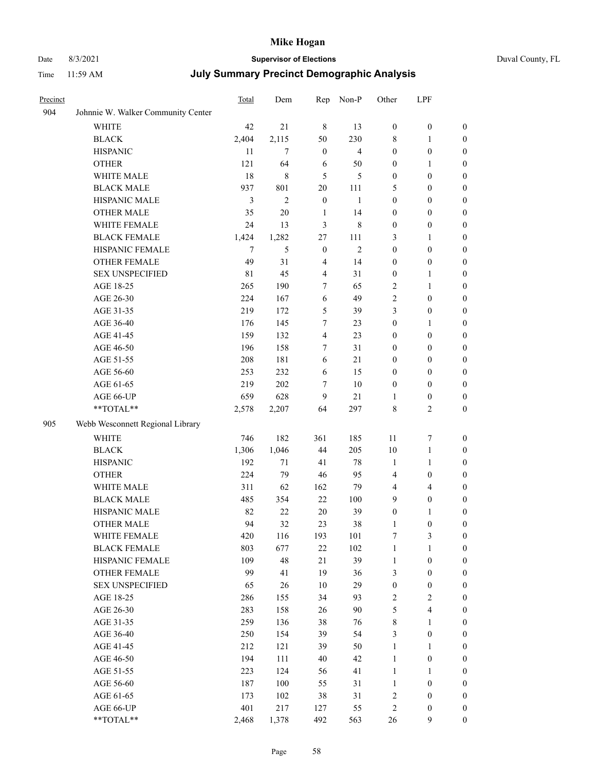# Mike Hogan

Date 8/3/2021 **Supervisor of Elections** Duval County, FL

Time 11:59 AM **July Summary Precinct Demographic Analysis**

| Precinct | | Total | Dem | Rep | Non-P | Other | LPF | |
|---|---|---|---|---|---|---|---|---|
| 904 | Johnnie W. Walker Community Center | | | | | | | |
| | WHITE | 42 | 21 | 8 | 13 | 0 | 0 | 0 |
| | BLACK | 2,404 | 2,115 | 50 | 230 | 8 | 1 | 0 |
| | HISPANIC | 11 | 7 | 0 | 4 | 0 | 0 | 0 |
| | OTHER | 121 | 64 | 6 | 50 | 0 | 1 | 0 |
| | WHITE MALE | 18 | 8 | 5 | 5 | 0 | 0 | 0 |
| | BLACK MALE | 937 | 801 | 20 | 111 | 5 | 0 | 0 |
| | HISPANIC MALE | 3 | 2 | 0 | 1 | 0 | 0 | 0 |
| | OTHER MALE | 35 | 20 | 1 | 14 | 0 | 0 | 0 |
| | WHITE FEMALE | 24 | 13 | 3 | 8 | 0 | 0 | 0 |
| | BLACK FEMALE | 1,424 | 1,282 | 27 | 111 | 3 | 1 | 0 |
| | HISPANIC FEMALE | 7 | 5 | 0 | 2 | 0 | 0 | 0 |
| | OTHER FEMALE | 49 | 31 | 4 | 14 | 0 | 0 | 0 |
| | SEX UNSPECIFIED | 81 | 45 | 4 | 31 | 0 | 1 | 0 |
| | AGE 18-25 | 265 | 190 | 7 | 65 | 2 | 1 | 0 |
| | AGE 26-30 | 224 | 167 | 6 | 49 | 2 | 0 | 0 |
| | AGE 31-35 | 219 | 172 | 5 | 39 | 3 | 0 | 0 |
| | AGE 36-40 | 176 | 145 | 7 | 23 | 0 | 1 | 0 |
| | AGE 41-45 | 159 | 132 | 4 | 23 | 0 | 0 | 0 |
| | AGE 46-50 | 196 | 158 | 7 | 31 | 0 | 0 | 0 |
| | AGE 51-55 | 208 | 181 | 6 | 21 | 0 | 0 | 0 |
| | AGE 56-60 | 253 | 232 | 6 | 15 | 0 | 0 | 0 |
| | AGE 61-65 | 219 | 202 | 7 | 10 | 0 | 0 | 0 |
| | AGE 66-UP | 659 | 628 | 9 | 21 | 1 | 0 | 0 |
| | **TOTAL** | 2,578 | 2,207 | 64 | 297 | 8 | 2 | 0 |
| 905 | Webb Wesconnett Regional Library | | | | | | | |
| | WHITE | 746 | 182 | 361 | 185 | 11 | 7 | 0 |
| | BLACK | 1,306 | 1,046 | 44 | 205 | 10 | 1 | 0 |
| | HISPANIC | 192 | 71 | 41 | 78 | 1 | 1 | 0 |
| | OTHER | 224 | 79 | 46 | 95 | 4 | 0 | 0 |
| | WHITE MALE | 311 | 62 | 162 | 79 | 4 | 4 | 0 |
| | BLACK MALE | 485 | 354 | 22 | 100 | 9 | 0 | 0 |
| | HISPANIC MALE | 82 | 22 | 20 | 39 | 0 | 1 | 0 |
| | OTHER MALE | 94 | 32 | 23 | 38 | 1 | 0 | 0 |
| | WHITE FEMALE | 420 | 116 | 193 | 101 | 7 | 3 | 0 |
| | BLACK FEMALE | 803 | 677 | 22 | 102 | 1 | 1 | 0 |
| | HISPANIC FEMALE | 109 | 48 | 21 | 39 | 1 | 0 | 0 |
| | OTHER FEMALE | 99 | 41 | 19 | 36 | 3 | 0 | 0 |
| | SEX UNSPECIFIED | 65 | 26 | 10 | 29 | 0 | 0 | 0 |
| | AGE 18-25 | 286 | 155 | 34 | 93 | 2 | 2 | 0 |
| | AGE 26-30 | 283 | 158 | 26 | 90 | 5 | 4 | 0 |
| | AGE 31-35 | 259 | 136 | 38 | 76 | 8 | 1 | 0 |
| | AGE 36-40 | 250 | 154 | 39 | 54 | 3 | 0 | 0 |
| | AGE 41-45 | 212 | 121 | 39 | 50 | 1 | 1 | 0 |
| | AGE 46-50 | 194 | 111 | 40 | 42 | 1 | 0 | 0 |
| | AGE 51-55 | 223 | 124 | 56 | 41 | 1 | 1 | 0 |
| | AGE 56-60 | 187 | 100 | 55 | 31 | 1 | 0 | 0 |
| | AGE 61-65 | 173 | 102 | 38 | 31 | 2 | 0 | 0 |
| | AGE 66-UP | 401 | 217 | 127 | 55 | 2 | 0 | 0 |
| | **TOTAL** | 2,468 | 1,378 | 492 | 563 | 26 | 9 | 0 |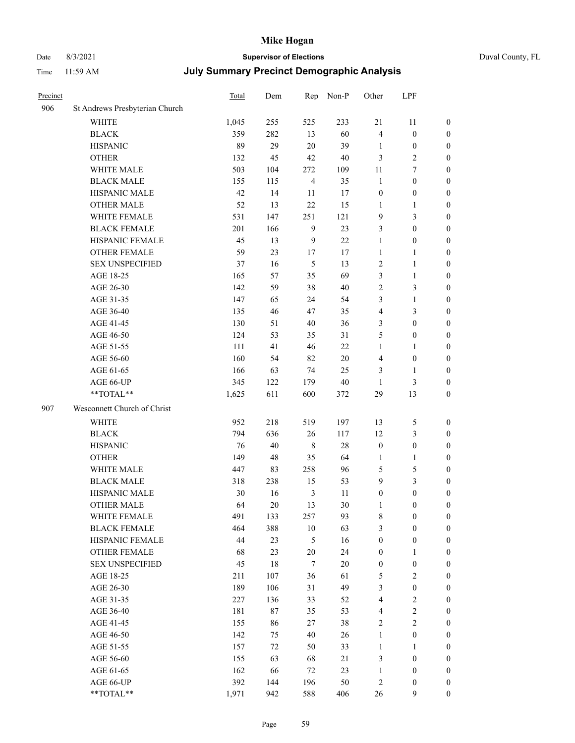# Mike Hogan

Date 8/3/2021 **Supervisor of Elections** Duval County, FL

Time 11:59 AM **July Summary Precinct Demographic Analysis**

| Precinct | | Total | Dem | Rep | Non-P | Other | LPF | |
|---|---|---|---|---|---|---|---|---|
| 906 | St Andrews Presbyterian Church | | | | | | | |
| | WHITE | 1,045 | 255 | 525 | 233 | 21 | 11 | 0 |
| | BLACK | 359 | 282 | 13 | 60 | 4 | 0 | 0 |
| | HISPANIC | 89 | 29 | 20 | 39 | 1 | 0 | 0 |
| | OTHER | 132 | 45 | 42 | 40 | 3 | 2 | 0 |
| | WHITE MALE | 503 | 104 | 272 | 109 | 11 | 7 | 0 |
| | BLACK MALE | 155 | 115 | 4 | 35 | 1 | 0 | 0 |
| | HISPANIC MALE | 42 | 14 | 11 | 17 | 0 | 0 | 0 |
| | OTHER MALE | 52 | 13 | 22 | 15 | 1 | 1 | 0 |
| | WHITE FEMALE | 531 | 147 | 251 | 121 | 9 | 3 | 0 |
| | BLACK FEMALE | 201 | 166 | 9 | 23 | 3 | 0 | 0 |
| | HISPANIC FEMALE | 45 | 13 | 9 | 22 | 1 | 0 | 0 |
| | OTHER FEMALE | 59 | 23 | 17 | 17 | 1 | 1 | 0 |
| | SEX UNSPECIFIED | 37 | 16 | 5 | 13 | 2 | 1 | 0 |
| | AGE 18-25 | 165 | 57 | 35 | 69 | 3 | 1 | 0 |
| | AGE 26-30 | 142 | 59 | 38 | 40 | 2 | 3 | 0 |
| | AGE 31-35 | 147 | 65 | 24 | 54 | 3 | 1 | 0 |
| | AGE 36-40 | 135 | 46 | 47 | 35 | 4 | 3 | 0 |
| | AGE 41-45 | 130 | 51 | 40 | 36 | 3 | 0 | 0 |
| | AGE 46-50 | 124 | 53 | 35 | 31 | 5 | 0 | 0 |
| | AGE 51-55 | 111 | 41 | 46 | 22 | 1 | 1 | 0 |
| | AGE 56-60 | 160 | 54 | 82 | 20 | 4 | 0 | 0 |
| | AGE 61-65 | 166 | 63 | 74 | 25 | 3 | 1 | 0 |
| | AGE 66-UP | 345 | 122 | 179 | 40 | 1 | 3 | 0 |
| | **TOTAL** | 1,625 | 611 | 600 | 372 | 29 | 13 | 0 |
| 907 | Wesconnett Church of Christ | | | | | | | |
| | WHITE | 952 | 218 | 519 | 197 | 13 | 5 | 0 |
| | BLACK | 794 | 636 | 26 | 117 | 12 | 3 | 0 |
| | HISPANIC | 76 | 40 | 8 | 28 | 0 | 0 | 0 |
| | OTHER | 149 | 48 | 35 | 64 | 1 | 1 | 0 |
| | WHITE MALE | 447 | 83 | 258 | 96 | 5 | 5 | 0 |
| | BLACK MALE | 318 | 238 | 15 | 53 | 9 | 3 | 0 |
| | HISPANIC MALE | 30 | 16 | 3 | 11 | 0 | 0 | 0 |
| | OTHER MALE | 64 | 20 | 13 | 30 | 1 | 0 | 0 |
| | WHITE FEMALE | 491 | 133 | 257 | 93 | 8 | 0 | 0 |
| | BLACK FEMALE | 464 | 388 | 10 | 63 | 3 | 0 | 0 |
| | HISPANIC FEMALE | 44 | 23 | 5 | 16 | 0 | 0 | 0 |
| | OTHER FEMALE | 68 | 23 | 20 | 24 | 0 | 1 | 0 |
| | SEX UNSPECIFIED | 45 | 18 | 7 | 20 | 0 | 0 | 0 |
| | AGE 18-25 | 211 | 107 | 36 | 61 | 5 | 2 | 0 |
| | AGE 26-30 | 189 | 106 | 31 | 49 | 3 | 0 | 0 |
| | AGE 31-35 | 227 | 136 | 33 | 52 | 4 | 2 | 0 |
| | AGE 36-40 | 181 | 87 | 35 | 53 | 4 | 2 | 0 |
| | AGE 41-45 | 155 | 86 | 27 | 38 | 2 | 2 | 0 |
| | AGE 46-50 | 142 | 75 | 40 | 26 | 1 | 0 | 0 |
| | AGE 51-55 | 157 | 72 | 50 | 33 | 1 | 1 | 0 |
| | AGE 56-60 | 155 | 63 | 68 | 21 | 3 | 0 | 0 |
| | AGE 61-65 | 162 | 66 | 72 | 23 | 1 | 0 | 0 |
| | AGE 66-UP | 392 | 144 | 196 | 50 | 2 | 0 | 0 |
| | **TOTAL** | 1,971 | 942 | 588 | 406 | 26 | 9 | 0 |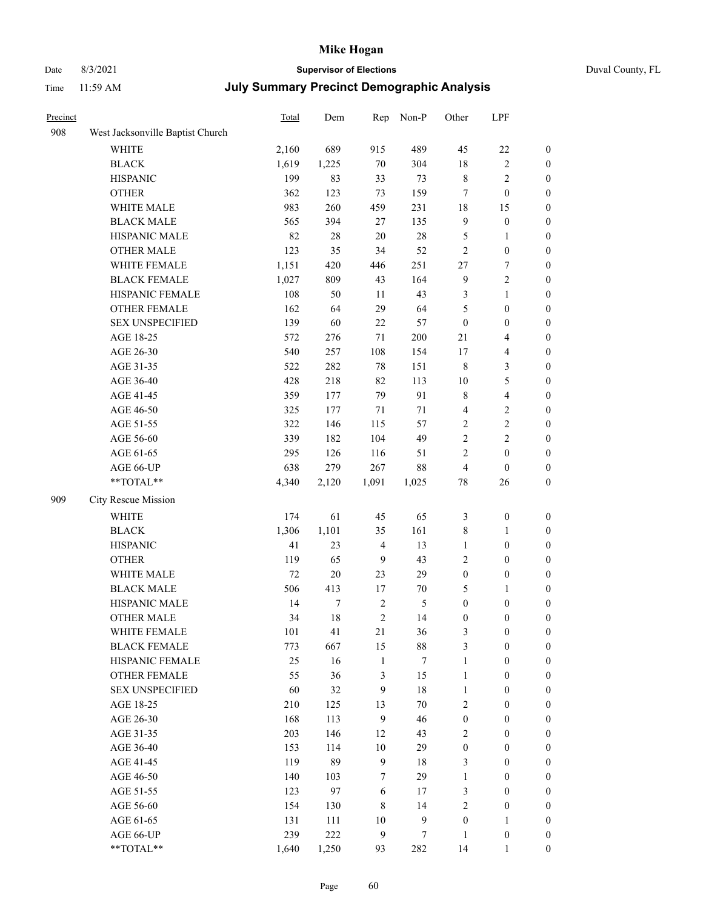# Mike Hogan

Date 8/3/2021 **Supervisor of Elections** Duval County, FL

Time 11:59 AM **July Summary Precinct Demographic Analysis**

| Precinct | | Total | Dem | Rep | Non-P | Other | LPF | |
|---|---|---|---|---|---|---|---|---|
| 908 | West Jacksonville Baptist Church | | | | | | | |
| | WHITE | 2,160 | 689 | 915 | 489 | 45 | 22 | 0 |
| | BLACK | 1,619 | 1,225 | 70 | 304 | 18 | 2 | 0 |
| | HISPANIC | 199 | 83 | 33 | 73 | 8 | 2 | 0 |
| | OTHER | 362 | 123 | 73 | 159 | 7 | 0 | 0 |
| | WHITE MALE | 983 | 260 | 459 | 231 | 18 | 15 | 0 |
| | BLACK MALE | 565 | 394 | 27 | 135 | 9 | 0 | 0 |
| | HISPANIC MALE | 82 | 28 | 20 | 28 | 5 | 1 | 0 |
| | OTHER MALE | 123 | 35 | 34 | 52 | 2 | 0 | 0 |
| | WHITE FEMALE | 1,151 | 420 | 446 | 251 | 27 | 7 | 0 |
| | BLACK FEMALE | 1,027 | 809 | 43 | 164 | 9 | 2 | 0 |
| | HISPANIC FEMALE | 108 | 50 | 11 | 43 | 3 | 1 | 0 |
| | OTHER FEMALE | 162 | 64 | 29 | 64 | 5 | 0 | 0 |
| | SEX UNSPECIFIED | 139 | 60 | 22 | 57 | 0 | 0 | 0 |
| | AGE 18-25 | 572 | 276 | 71 | 200 | 21 | 4 | 0 |
| | AGE 26-30 | 540 | 257 | 108 | 154 | 17 | 4 | 0 |
| | AGE 31-35 | 522 | 282 | 78 | 151 | 8 | 3 | 0 |
| | AGE 36-40 | 428 | 218 | 82 | 113 | 10 | 5 | 0 |
| | AGE 41-45 | 359 | 177 | 79 | 91 | 8 | 4 | 0 |
| | AGE 46-50 | 325 | 177 | 71 | 71 | 4 | 2 | 0 |
| | AGE 51-55 | 322 | 146 | 115 | 57 | 2 | 2 | 0 |
| | AGE 56-60 | 339 | 182 | 104 | 49 | 2 | 2 | 0 |
| | AGE 61-65 | 295 | 126 | 116 | 51 | 2 | 0 | 0 |
| | AGE 66-UP | 638 | 279 | 267 | 88 | 4 | 0 | 0 |
| | **TOTAL** | 4,340 | 2,120 | 1,091 | 1,025 | 78 | 26 | 0 |
| 909 | City Rescue Mission | | | | | | | |
| | WHITE | 174 | 61 | 45 | 65 | 3 | 0 | 0 |
| | BLACK | 1,306 | 1,101 | 35 | 161 | 8 | 1 | 0 |
| | HISPANIC | 41 | 23 | 4 | 13 | 1 | 0 | 0 |
| | OTHER | 119 | 65 | 9 | 43 | 2 | 0 | 0 |
| | WHITE MALE | 72 | 20 | 23 | 29 | 0 | 0 | 0 |
| | BLACK MALE | 506 | 413 | 17 | 70 | 5 | 1 | 0 |
| | HISPANIC MALE | 14 | 7 | 2 | 5 | 0 | 0 | 0 |
| | OTHER MALE | 34 | 18 | 2 | 14 | 0 | 0 | 0 |
| | WHITE FEMALE | 101 | 41 | 21 | 36 | 3 | 0 | 0 |
| | BLACK FEMALE | 773 | 667 | 15 | 88 | 3 | 0 | 0 |
| | HISPANIC FEMALE | 25 | 16 | 1 | 7 | 1 | 0 | 0 |
| | OTHER FEMALE | 55 | 36 | 3 | 15 | 1 | 0 | 0 |
| | SEX UNSPECIFIED | 60 | 32 | 9 | 18 | 1 | 0 | 0 |
| | AGE 18-25 | 210 | 125 | 13 | 70 | 2 | 0 | 0 |
| | AGE 26-30 | 168 | 113 | 9 | 46 | 0 | 0 | 0 |
| | AGE 31-35 | 203 | 146 | 12 | 43 | 2 | 0 | 0 |
| | AGE 36-40 | 153 | 114 | 10 | 29 | 0 | 0 | 0 |
| | AGE 41-45 | 119 | 89 | 9 | 18 | 3 | 0 | 0 |
| | AGE 46-50 | 140 | 103 | 7 | 29 | 1 | 0 | 0 |
| | AGE 51-55 | 123 | 97 | 6 | 17 | 3 | 0 | 0 |
| | AGE 56-60 | 154 | 130 | 8 | 14 | 2 | 0 | 0 |
| | AGE 61-65 | 131 | 111 | 10 | 9 | 0 | 1 | 0 |
| | AGE 66-UP | 239 | 222 | 9 | 7 | 1 | 0 | 0 |
| | **TOTAL** | 1,640 | 1,250 | 93 | 282 | 14 | 1 | 0 |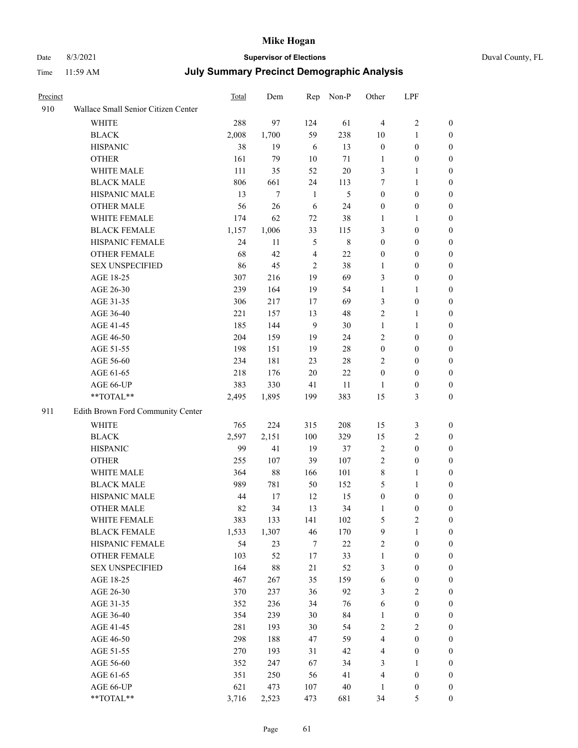| Precinct | | Total | Dem | Rep | Non-P | Other | LPF | |
|---|---|---|---|---|---|---|---|---|
| 910 | Wallace Small Senior Citizen Center | | | | | | | |
| | WHITE | 288 | 97 | 124 | 61 | 4 | 2 | 0 |
| | BLACK | 2,008 | 1,700 | 59 | 238 | 10 | 1 | 0 |
| | HISPANIC | 38 | 19 | 6 | 13 | 0 | 0 | 0 |
| | OTHER | 161 | 79 | 10 | 71 | 1 | 0 | 0 |
| | WHITE MALE | 111 | 35 | 52 | 20 | 3 | 1 | 0 |
| | BLACK MALE | 806 | 661 | 24 | 113 | 7 | 1 | 0 |
| | HISPANIC MALE | 13 | 7 | 1 | 5 | 0 | 0 | 0 |
| | OTHER MALE | 56 | 26 | 6 | 24 | 0 | 0 | 0 |
| | WHITE FEMALE | 174 | 62 | 72 | 38 | 1 | 1 | 0 |
| | BLACK FEMALE | 1,157 | 1,006 | 33 | 115 | 3 | 0 | 0 |
| | HISPANIC FEMALE | 24 | 11 | 5 | 8 | 0 | 0 | 0 |
| | OTHER FEMALE | 68 | 42 | 4 | 22 | 0 | 0 | 0 |
| | SEX UNSPECIFIED | 86 | 45 | 2 | 38 | 1 | 0 | 0 |
| | AGE 18-25 | 307 | 216 | 19 | 69 | 3 | 0 | 0 |
| | AGE 26-30 | 239 | 164 | 19 | 54 | 1 | 1 | 0 |
| | AGE 31-35 | 306 | 217 | 17 | 69 | 3 | 0 | 0 |
| | AGE 36-40 | 221 | 157 | 13 | 48 | 2 | 1 | 0 |
| | AGE 41-45 | 185 | 144 | 9 | 30 | 1 | 1 | 0 |
| | AGE 46-50 | 204 | 159 | 19 | 24 | 2 | 0 | 0 |
| | AGE 51-55 | 198 | 151 | 19 | 28 | 0 | 0 | 0 |
| | AGE 56-60 | 234 | 181 | 23 | 28 | 2 | 0 | 0 |
| | AGE 61-65 | 218 | 176 | 20 | 22 | 0 | 0 | 0 |
| | AGE 66-UP | 383 | 330 | 41 | 11 | 1 | 0 | 0 |
| | **TOTAL** | 2,495 | 1,895 | 199 | 383 | 15 | 3 | 0 |
| 911 | Edith Brown Ford Community Center | | | | | | | |
| | WHITE | 765 | 224 | 315 | 208 | 15 | 3 | 0 |
| | BLACK | 2,597 | 2,151 | 100 | 329 | 15 | 2 | 0 |
| | HISPANIC | 99 | 41 | 19 | 37 | 2 | 0 | 0 |
| | OTHER | 255 | 107 | 39 | 107 | 2 | 0 | 0 |
| | WHITE MALE | 364 | 88 | 166 | 101 | 8 | 1 | 0 |
| | BLACK MALE | 989 | 781 | 50 | 152 | 5 | 1 | 0 |
| | HISPANIC MALE | 44 | 17 | 12 | 15 | 0 | 0 | 0 |
| | OTHER MALE | 82 | 34 | 13 | 34 | 1 | 0 | 0 |
| | WHITE FEMALE | 383 | 133 | 141 | 102 | 5 | 2 | 0 |
| | BLACK FEMALE | 1,533 | 1,307 | 46 | 170 | 9 | 1 | 0 |
| | HISPANIC FEMALE | 54 | 23 | 7 | 22 | 2 | 0 | 0 |
| | OTHER FEMALE | 103 | 52 | 17 | 33 | 1 | 0 | 0 |
| | SEX UNSPECIFIED | 164 | 88 | 21 | 52 | 3 | 0 | 0 |
| | AGE 18-25 | 467 | 267 | 35 | 159 | 6 | 0 | 0 |
| | AGE 26-30 | 370 | 237 | 36 | 92 | 3 | 2 | 0 |
| | AGE 31-35 | 352 | 236 | 34 | 76 | 6 | 0 | 0 |
| | AGE 36-40 | 354 | 239 | 30 | 84 | 1 | 0 | 0 |
| | AGE 41-45 | 281 | 193 | 30 | 54 | 2 | 2 | 0 |
| | AGE 46-50 | 298 | 188 | 47 | 59 | 4 | 0 | 0 |
| | AGE 51-55 | 270 | 193 | 31 | 42 | 4 | 0 | 0 |
| | AGE 56-60 | 352 | 247 | 67 | 34 | 3 | 1 | 0 |
| | AGE 61-65 | 351 | 250 | 56 | 41 | 4 | 0 | 0 |
| | AGE 66-UP | 621 | 473 | 107 | 40 | 1 | 0 | 0 |
| | **TOTAL** | 3,716 | 2,523 | 473 | 681 | 34 | 5 | 0 |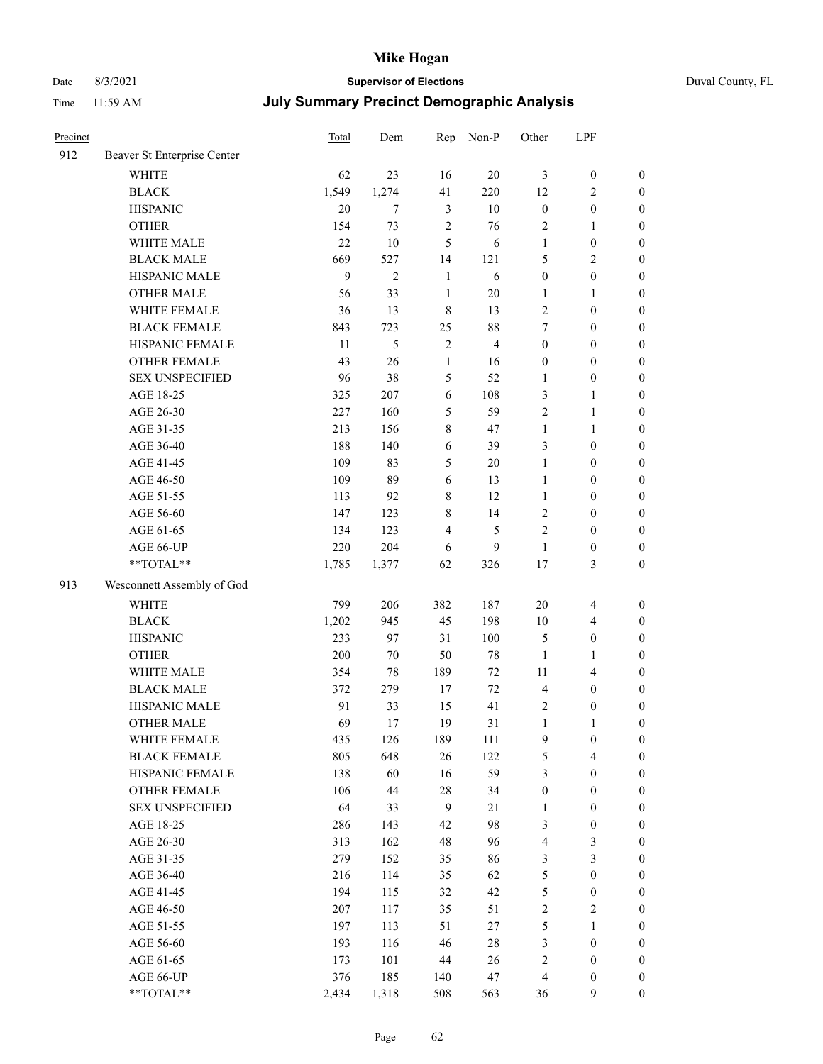| Precinct | | Total | Dem | Rep | Non-P | Other | LPF | |
|---|---|---|---|---|---|---|---|---|
| 912 | Beaver St Enterprise Center | | | | | | | |
| | WHITE | 62 | 23 | 16 | 20 | 3 | 0 | 0 |
| | BLACK | 1,549 | 1,274 | 41 | 220 | 12 | 2 | 0 |
| | HISPANIC | 20 | 7 | 3 | 10 | 0 | 0 | 0 |
| | OTHER | 154 | 73 | 2 | 76 | 2 | 1 | 0 |
| | WHITE MALE | 22 | 10 | 5 | 6 | 1 | 0 | 0 |
| | BLACK MALE | 669 | 527 | 14 | 121 | 5 | 2 | 0 |
| | HISPANIC MALE | 9 | 2 | 1 | 6 | 0 | 0 | 0 |
| | OTHER MALE | 56 | 33 | 1 | 20 | 1 | 1 | 0 |
| | WHITE FEMALE | 36 | 13 | 8 | 13 | 2 | 0 | 0 |
| | BLACK FEMALE | 843 | 723 | 25 | 88 | 7 | 0 | 0 |
| | HISPANIC FEMALE | 11 | 5 | 2 | 4 | 0 | 0 | 0 |
| | OTHER FEMALE | 43 | 26 | 1 | 16 | 0 | 0 | 0 |
| | SEX UNSPECIFIED | 96 | 38 | 5 | 52 | 1 | 0 | 0 |
| | AGE 18-25 | 325 | 207 | 6 | 108 | 3 | 1 | 0 |
| | AGE 26-30 | 227 | 160 | 5 | 59 | 2 | 1 | 0 |
| | AGE 31-35 | 213 | 156 | 8 | 47 | 1 | 1 | 0 |
| | AGE 36-40 | 188 | 140 | 6 | 39 | 3 | 0 | 0 |
| | AGE 41-45 | 109 | 83 | 5 | 20 | 1 | 0 | 0 |
| | AGE 46-50 | 109 | 89 | 6 | 13 | 1 | 0 | 0 |
| | AGE 51-55 | 113 | 92 | 8 | 12 | 1 | 0 | 0 |
| | AGE 56-60 | 147 | 123 | 8 | 14 | 2 | 0 | 0 |
| | AGE 61-65 | 134 | 123 | 4 | 5 | 2 | 0 | 0 |
| | AGE 66-UP | 220 | 204 | 6 | 9 | 1 | 0 | 0 |
| | **TOTAL** | 1,785 | 1,377 | 62 | 326 | 17 | 3 | 0 |
| 913 | Wesconnett Assembly of God | | | | | | | |
| | WHITE | 799 | 206 | 382 | 187 | 20 | 4 | 0 |
| | BLACK | 1,202 | 945 | 45 | 198 | 10 | 4 | 0 |
| | HISPANIC | 233 | 97 | 31 | 100 | 5 | 0 | 0 |
| | OTHER | 200 | 70 | 50 | 78 | 1 | 1 | 0 |
| | WHITE MALE | 354 | 78 | 189 | 72 | 11 | 4 | 0 |
| | BLACK MALE | 372 | 279 | 17 | 72 | 4 | 0 | 0 |
| | HISPANIC MALE | 91 | 33 | 15 | 41 | 2 | 0 | 0 |
| | OTHER MALE | 69 | 17 | 19 | 31 | 1 | 1 | 0 |
| | WHITE FEMALE | 435 | 126 | 189 | 111 | 9 | 0 | 0 |
| | BLACK FEMALE | 805 | 648 | 26 | 122 | 5 | 4 | 0 |
| | HISPANIC FEMALE | 138 | 60 | 16 | 59 | 3 | 0 | 0 |
| | OTHER FEMALE | 106 | 44 | 28 | 34 | 0 | 0 | 0 |
| | SEX UNSPECIFIED | 64 | 33 | 9 | 21 | 1 | 0 | 0 |
| | AGE 18-25 | 286 | 143 | 42 | 98 | 3 | 0 | 0 |
| | AGE 26-30 | 313 | 162 | 48 | 96 | 4 | 3 | 0 |
| | AGE 31-35 | 279 | 152 | 35 | 86 | 3 | 3 | 0 |
| | AGE 36-40 | 216 | 114 | 35 | 62 | 5 | 0 | 0 |
| | AGE 41-45 | 194 | 115 | 32 | 42 | 5 | 0 | 0 |
| | AGE 46-50 | 207 | 117 | 35 | 51 | 2 | 2 | 0 |
| | AGE 51-55 | 197 | 113 | 51 | 27 | 5 | 1 | 0 |
| | AGE 56-60 | 193 | 116 | 46 | 28 | 3 | 0 | 0 |
| | AGE 61-65 | 173 | 101 | 44 | 26 | 2 | 0 | 0 |
| | AGE 66-UP | 376 | 185 | 140 | 47 | 4 | 0 | 0 |
| | **TOTAL** | 2,434 | 1,318 | 508 | 563 | 36 | 9 | 0 |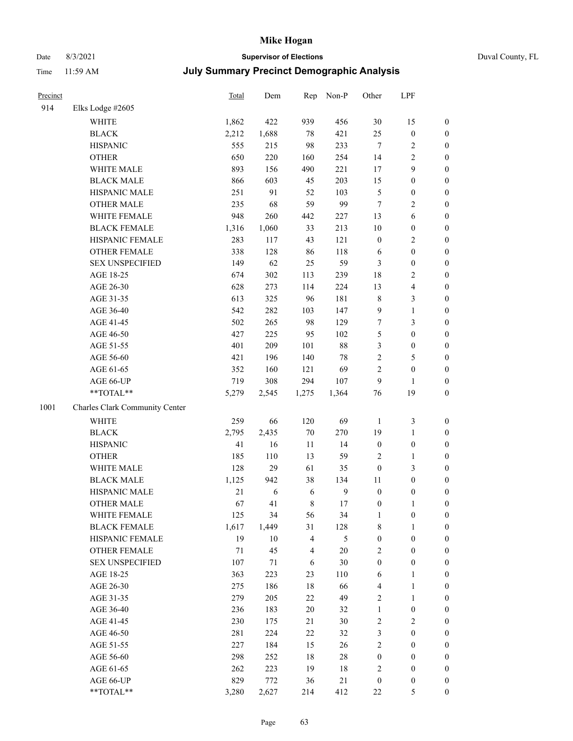# Mike Hogan

Date 8/3/2021 **Supervisor of Elections** Duval County, FL

Time 11:59 AM **July Summary Precinct Demographic Analysis**

| Precinct | | Total | Dem | Rep | Non-P | Other | LPF | |
|---|---|---|---|---|---|---|---|---|
| 914 | Elks Lodge #2605 | | | | | | | |
| | WHITE | 1,862 | 422 | 939 | 456 | 30 | 15 | 0 |
| | BLACK | 2,212 | 1,688 | 78 | 421 | 25 | 0 | 0 |
| | HISPANIC | 555 | 215 | 98 | 233 | 7 | 2 | 0 |
| | OTHER | 650 | 220 | 160 | 254 | 14 | 2 | 0 |
| | WHITE MALE | 893 | 156 | 490 | 221 | 17 | 9 | 0 |
| | BLACK MALE | 866 | 603 | 45 | 203 | 15 | 0 | 0 |
| | HISPANIC MALE | 251 | 91 | 52 | 103 | 5 | 0 | 0 |
| | OTHER MALE | 235 | 68 | 59 | 99 | 7 | 2 | 0 |
| | WHITE FEMALE | 948 | 260 | 442 | 227 | 13 | 6 | 0 |
| | BLACK FEMALE | 1,316 | 1,060 | 33 | 213 | 10 | 0 | 0 |
| | HISPANIC FEMALE | 283 | 117 | 43 | 121 | 0 | 2 | 0 |
| | OTHER FEMALE | 338 | 128 | 86 | 118 | 6 | 0 | 0 |
| | SEX UNSPECIFIED | 149 | 62 | 25 | 59 | 3 | 0 | 0 |
| | AGE 18-25 | 674 | 302 | 113 | 239 | 18 | 2 | 0 |
| | AGE 26-30 | 628 | 273 | 114 | 224 | 13 | 4 | 0 |
| | AGE 31-35 | 613 | 325 | 96 | 181 | 8 | 3 | 0 |
| | AGE 36-40 | 542 | 282 | 103 | 147 | 9 | 1 | 0 |
| | AGE 41-45 | 502 | 265 | 98 | 129 | 7 | 3 | 0 |
| | AGE 46-50 | 427 | 225 | 95 | 102 | 5 | 0 | 0 |
| | AGE 51-55 | 401 | 209 | 101 | 88 | 3 | 0 | 0 |
| | AGE 56-60 | 421 | 196 | 140 | 78 | 2 | 5 | 0 |
| | AGE 61-65 | 352 | 160 | 121 | 69 | 2 | 0 | 0 |
| | AGE 66-UP | 719 | 308 | 294 | 107 | 9 | 1 | 0 |
| | **TOTAL** | 5,279 | 2,545 | 1,275 | 1,364 | 76 | 19 | 0 |
| 1001 | Charles Clark Community Center | | | | | | | |
| | WHITE | 259 | 66 | 120 | 69 | 1 | 3 | 0 |
| | BLACK | 2,795 | 2,435 | 70 | 270 | 19 | 1 | 0 |
| | HISPANIC | 41 | 16 | 11 | 14 | 0 | 0 | 0 |
| | OTHER | 185 | 110 | 13 | 59 | 2 | 1 | 0 |
| | WHITE MALE | 128 | 29 | 61 | 35 | 0 | 3 | 0 |
| | BLACK MALE | 1,125 | 942 | 38 | 134 | 11 | 0 | 0 |
| | HISPANIC MALE | 21 | 6 | 6 | 9 | 0 | 0 | 0 |
| | OTHER MALE | 67 | 41 | 8 | 17 | 0 | 1 | 0 |
| | WHITE FEMALE | 125 | 34 | 56 | 34 | 1 | 0 | 0 |
| | BLACK FEMALE | 1,617 | 1,449 | 31 | 128 | 8 | 1 | 0 |
| | HISPANIC FEMALE | 19 | 10 | 4 | 5 | 0 | 0 | 0 |
| | OTHER FEMALE | 71 | 45 | 4 | 20 | 2 | 0 | 0 |
| | SEX UNSPECIFIED | 107 | 71 | 6 | 30 | 0 | 0 | 0 |
| | AGE 18-25 | 363 | 223 | 23 | 110 | 6 | 1 | 0 |
| | AGE 26-30 | 275 | 186 | 18 | 66 | 4 | 1 | 0 |
| | AGE 31-35 | 279 | 205 | 22 | 49 | 2 | 1 | 0 |
| | AGE 36-40 | 236 | 183 | 20 | 32 | 1 | 0 | 0 |
| | AGE 41-45 | 230 | 175 | 21 | 30 | 2 | 2 | 0 |
| | AGE 46-50 | 281 | 224 | 22 | 32 | 3 | 0 | 0 |
| | AGE 51-55 | 227 | 184 | 15 | 26 | 2 | 0 | 0 |
| | AGE 56-60 | 298 | 252 | 18 | 28 | 0 | 0 | 0 |
| | AGE 61-65 | 262 | 223 | 19 | 18 | 2 | 0 | 0 |
| | AGE 66-UP | 829 | 772 | 36 | 21 | 0 | 0 | 0 |
| | **TOTAL** | 3,280 | 2,627 | 214 | 412 | 22 | 5 | 0 |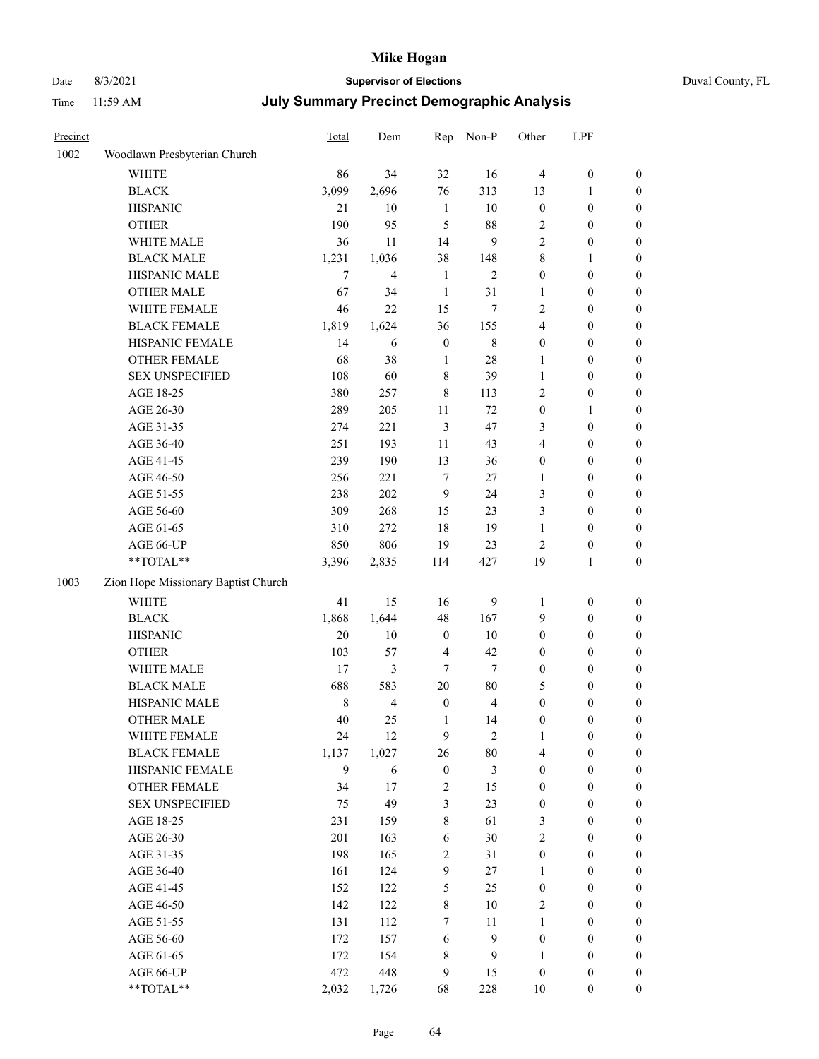| Precinct | | Total | Dem | Rep | Non-P | Other | LPF | |
|---|---|---|---|---|---|---|---|---|
| 1002 | Woodlawn Presbyterian Church | | | | | | | |
| | WHITE | 86 | 34 | 32 | 16 | 4 | 0 | 0 |
| | BLACK | 3,099 | 2,696 | 76 | 313 | 13 | 1 | 0 |
| | HISPANIC | 21 | 10 | 1 | 10 | 0 | 0 | 0 |
| | OTHER | 190 | 95 | 5 | 88 | 2 | 0 | 0 |
| | WHITE MALE | 36 | 11 | 14 | 9 | 2 | 0 | 0 |
| | BLACK MALE | 1,231 | 1,036 | 38 | 148 | 8 | 1 | 0 |
| | HISPANIC MALE | 7 | 4 | 1 | 2 | 0 | 0 | 0 |
| | OTHER MALE | 67 | 34 | 1 | 31 | 1 | 0 | 0 |
| | WHITE FEMALE | 46 | 22 | 15 | 7 | 2 | 0 | 0 |
| | BLACK FEMALE | 1,819 | 1,624 | 36 | 155 | 4 | 0 | 0 |
| | HISPANIC FEMALE | 14 | 6 | 0 | 8 | 0 | 0 | 0 |
| | OTHER FEMALE | 68 | 38 | 1 | 28 | 1 | 0 | 0 |
| | SEX UNSPECIFIED | 108 | 60 | 8 | 39 | 1 | 0 | 0 |
| | AGE 18-25 | 380 | 257 | 8 | 113 | 2 | 0 | 0 |
| | AGE 26-30 | 289 | 205 | 11 | 72 | 0 | 1 | 0 |
| | AGE 31-35 | 274 | 221 | 3 | 47 | 3 | 0 | 0 |
| | AGE 36-40 | 251 | 193 | 11 | 43 | 4 | 0 | 0 |
| | AGE 41-45 | 239 | 190 | 13 | 36 | 0 | 0 | 0 |
| | AGE 46-50 | 256 | 221 | 7 | 27 | 1 | 0 | 0 |
| | AGE 51-55 | 238 | 202 | 9 | 24 | 3 | 0 | 0 |
| | AGE 56-60 | 309 | 268 | 15 | 23 | 3 | 0 | 0 |
| | AGE 61-65 | 310 | 272 | 18 | 19 | 1 | 0 | 0 |
| | AGE 66-UP | 850 | 806 | 19 | 23 | 2 | 0 | 0 |
| | **TOTAL** | 3,396 | 2,835 | 114 | 427 | 19 | 1 | 0 |
| 1003 | Zion Hope Missionary Baptist Church | | | | | | | |
| | WHITE | 41 | 15 | 16 | 9 | 1 | 0 | 0 |
| | BLACK | 1,868 | 1,644 | 48 | 167 | 9 | 0 | 0 |
| | HISPANIC | 20 | 10 | 0 | 10 | 0 | 0 | 0 |
| | OTHER | 103 | 57 | 4 | 42 | 0 | 0 | 0 |
| | WHITE MALE | 17 | 3 | 7 | 7 | 0 | 0 | 0 |
| | BLACK MALE | 688 | 583 | 20 | 80 | 5 | 0 | 0 |
| | HISPANIC MALE | 8 | 4 | 0 | 4 | 0 | 0 | 0 |
| | OTHER MALE | 40 | 25 | 1 | 14 | 0 | 0 | 0 |
| | WHITE FEMALE | 24 | 12 | 9 | 2 | 1 | 0 | 0 |
| | BLACK FEMALE | 1,137 | 1,027 | 26 | 80 | 4 | 0 | 0 |
| | HISPANIC FEMALE | 9 | 6 | 0 | 3 | 0 | 0 | 0 |
| | OTHER FEMALE | 34 | 17 | 2 | 15 | 0 | 0 | 0 |
| | SEX UNSPECIFIED | 75 | 49 | 3 | 23 | 0 | 0 | 0 |
| | AGE 18-25 | 231 | 159 | 8 | 61 | 3 | 0 | 0 |
| | AGE 26-30 | 201 | 163 | 6 | 30 | 2 | 0 | 0 |
| | AGE 31-35 | 198 | 165 | 2 | 31 | 0 | 0 | 0 |
| | AGE 36-40 | 161 | 124 | 9 | 27 | 1 | 0 | 0 |
| | AGE 41-45 | 152 | 122 | 5 | 25 | 0 | 0 | 0 |
| | AGE 46-50 | 142 | 122 | 8 | 10 | 2 | 0 | 0 |
| | AGE 51-55 | 131 | 112 | 7 | 11 | 1 | 0 | 0 |
| | AGE 56-60 | 172 | 157 | 6 | 9 | 0 | 0 | 0 |
| | AGE 61-65 | 172 | 154 | 8 | 9 | 1 | 0 | 0 |
| | AGE 66-UP | 472 | 448 | 9 | 15 | 0 | 0 | 0 |
| | **TOTAL** | 2,032 | 1,726 | 68 | 228 | 10 | 0 | 0 |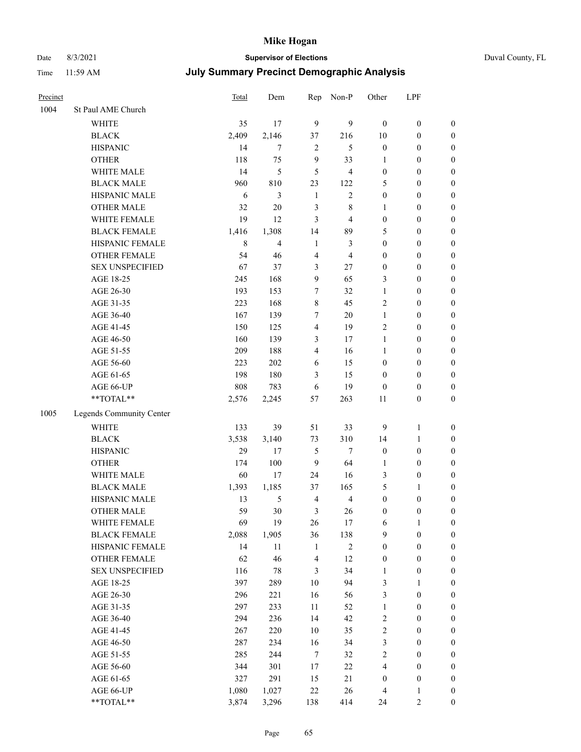# Mike Hogan

Date 8/3/2021 **Supervisor of Elections** Duval County, FL

Time 11:59 AM **July Summary Precinct Demographic Analysis**

| Precinct | | Total | Dem | Rep | Non-P | Other | LPF | |
|---|---|---|---|---|---|---|---|---|
| 1004 | St Paul AME Church | | | | | | | |
| | WHITE | 35 | 17 | 9 | 9 | 0 | 0 | 0 |
| | BLACK | 2,409 | 2,146 | 37 | 216 | 10 | 0 | 0 |
| | HISPANIC | 14 | 7 | 2 | 5 | 0 | 0 | 0 |
| | OTHER | 118 | 75 | 9 | 33 | 1 | 0 | 0 |
| | WHITE MALE | 14 | 5 | 5 | 4 | 0 | 0 | 0 |
| | BLACK MALE | 960 | 810 | 23 | 122 | 5 | 0 | 0 |
| | HISPANIC MALE | 6 | 3 | 1 | 2 | 0 | 0 | 0 |
| | OTHER MALE | 32 | 20 | 3 | 8 | 1 | 0 | 0 |
| | WHITE FEMALE | 19 | 12 | 3 | 4 | 0 | 0 | 0 |
| | BLACK FEMALE | 1,416 | 1,308 | 14 | 89 | 5 | 0 | 0 |
| | HISPANIC FEMALE | 8 | 4 | 1 | 3 | 0 | 0 | 0 |
| | OTHER FEMALE | 54 | 46 | 4 | 4 | 0 | 0 | 0 |
| | SEX UNSPECIFIED | 67 | 37 | 3 | 27 | 0 | 0 | 0 |
| | AGE 18-25 | 245 | 168 | 9 | 65 | 3 | 0 | 0 |
| | AGE 26-30 | 193 | 153 | 7 | 32 | 1 | 0 | 0 |
| | AGE 31-35 | 223 | 168 | 8 | 45 | 2 | 0 | 0 |
| | AGE 36-40 | 167 | 139 | 7 | 20 | 1 | 0 | 0 |
| | AGE 41-45 | 150 | 125 | 4 | 19 | 2 | 0 | 0 |
| | AGE 46-50 | 160 | 139 | 3 | 17 | 1 | 0 | 0 |
| | AGE 51-55 | 209 | 188 | 4 | 16 | 1 | 0 | 0 |
| | AGE 56-60 | 223 | 202 | 6 | 15 | 0 | 0 | 0 |
| | AGE 61-65 | 198 | 180 | 3 | 15 | 0 | 0 | 0 |
| | AGE 66-UP | 808 | 783 | 6 | 19 | 0 | 0 | 0 |
| | **TOTAL** | 2,576 | 2,245 | 57 | 263 | 11 | 0 | 0 |
| 1005 | Legends Community Center | | | | | | | |
| | WHITE | 133 | 39 | 51 | 33 | 9 | 1 | 0 |
| | BLACK | 3,538 | 3,140 | 73 | 310 | 14 | 1 | 0 |
| | HISPANIC | 29 | 17 | 5 | 7 | 0 | 0 | 0 |
| | OTHER | 174 | 100 | 9 | 64 | 1 | 0 | 0 |
| | WHITE MALE | 60 | 17 | 24 | 16 | 3 | 0 | 0 |
| | BLACK MALE | 1,393 | 1,185 | 37 | 165 | 5 | 1 | 0 |
| | HISPANIC MALE | 13 | 5 | 4 | 4 | 0 | 0 | 0 |
| | OTHER MALE | 59 | 30 | 3 | 26 | 0 | 0 | 0 |
| | WHITE FEMALE | 69 | 19 | 26 | 17 | 6 | 1 | 0 |
| | BLACK FEMALE | 2,088 | 1,905 | 36 | 138 | 9 | 0 | 0 |
| | HISPANIC FEMALE | 14 | 11 | 1 | 2 | 0 | 0 | 0 |
| | OTHER FEMALE | 62 | 46 | 4 | 12 | 0 | 0 | 0 |
| | SEX UNSPECIFIED | 116 | 78 | 3 | 34 | 1 | 0 | 0 |
| | AGE 18-25 | 397 | 289 | 10 | 94 | 3 | 1 | 0 |
| | AGE 26-30 | 296 | 221 | 16 | 56 | 3 | 0 | 0 |
| | AGE 31-35 | 297 | 233 | 11 | 52 | 1 | 0 | 0 |
| | AGE 36-40 | 294 | 236 | 14 | 42 | 2 | 0 | 0 |
| | AGE 41-45 | 267 | 220 | 10 | 35 | 2 | 0 | 0 |
| | AGE 46-50 | 287 | 234 | 16 | 34 | 3 | 0 | 0 |
| | AGE 51-55 | 285 | 244 | 7 | 32 | 2 | 0 | 0 |
| | AGE 56-60 | 344 | 301 | 17 | 22 | 4 | 0 | 0 |
| | AGE 61-65 | 327 | 291 | 15 | 21 | 0 | 0 | 0 |
| | AGE 66-UP | 1,080 | 1,027 | 22 | 26 | 4 | 1 | 0 |
| | **TOTAL** | 3,874 | 3,296 | 138 | 414 | 24 | 2 | 0 |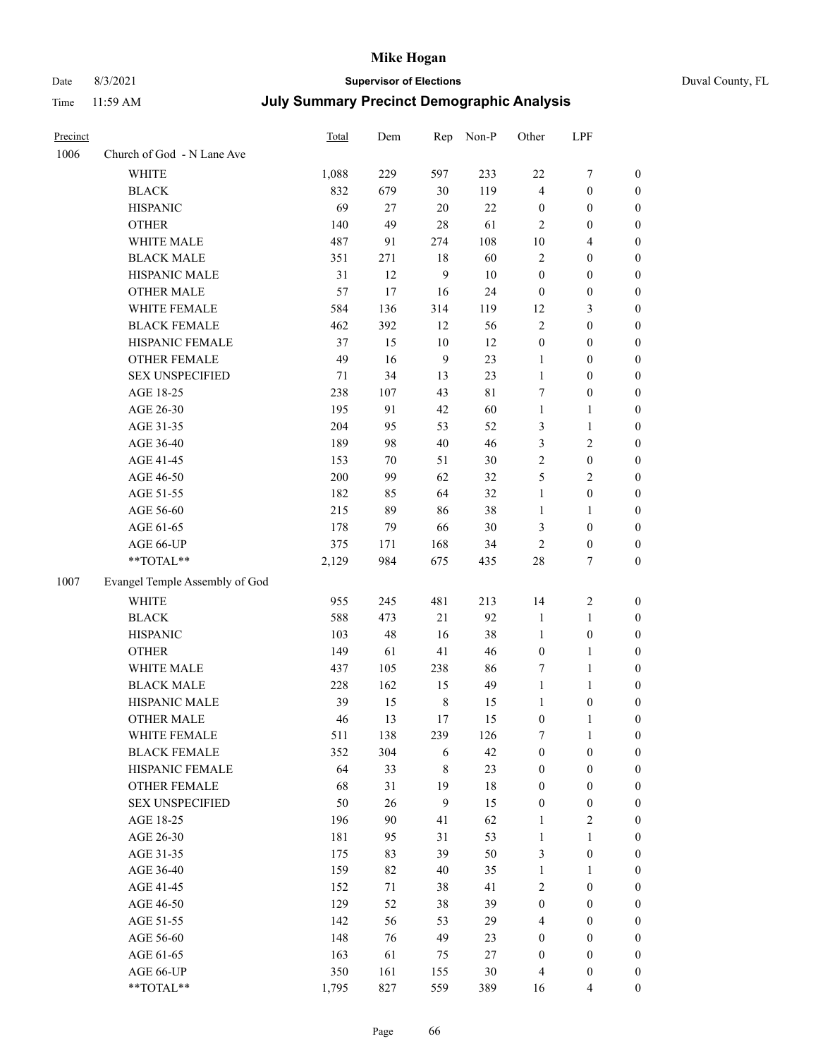# Mike Hogan

Date 8/3/2021 **Supervisor of Elections** Duval County, FL

Time 11:59 AM **July Summary Precinct Demographic Analysis**

| Precinct | | Total | Dem | Rep | Non-P | Other | LPF | |
|---|---|---|---|---|---|---|---|---|
| 1006 | Church of God - N Lane Ave | | | | | | | |
| | WHITE | 1,088 | 229 | 597 | 233 | 22 | 7 | 0 |
| | BLACK | 832 | 679 | 30 | 119 | 4 | 0 | 0 |
| | HISPANIC | 69 | 27 | 20 | 22 | 0 | 0 | 0 |
| | OTHER | 140 | 49 | 28 | 61 | 2 | 0 | 0 |
| | WHITE MALE | 487 | 91 | 274 | 108 | 10 | 4 | 0 |
| | BLACK MALE | 351 | 271 | 18 | 60 | 2 | 0 | 0 |
| | HISPANIC MALE | 31 | 12 | 9 | 10 | 0 | 0 | 0 |
| | OTHER MALE | 57 | 17 | 16 | 24 | 0 | 0 | 0 |
| | WHITE FEMALE | 584 | 136 | 314 | 119 | 12 | 3 | 0 |
| | BLACK FEMALE | 462 | 392 | 12 | 56 | 2 | 0 | 0 |
| | HISPANIC FEMALE | 37 | 15 | 10 | 12 | 0 | 0 | 0 |
| | OTHER FEMALE | 49 | 16 | 9 | 23 | 1 | 0 | 0 |
| | SEX UNSPECIFIED | 71 | 34 | 13 | 23 | 1 | 0 | 0 |
| | AGE 18-25 | 238 | 107 | 43 | 81 | 7 | 0 | 0 |
| | AGE 26-30 | 195 | 91 | 42 | 60 | 1 | 1 | 0 |
| | AGE 31-35 | 204 | 95 | 53 | 52 | 3 | 1 | 0 |
| | AGE 36-40 | 189 | 98 | 40 | 46 | 3 | 2 | 0 |
| | AGE 41-45 | 153 | 70 | 51 | 30 | 2 | 0 | 0 |
| | AGE 46-50 | 200 | 99 | 62 | 32 | 5 | 2 | 0 |
| | AGE 51-55 | 182 | 85 | 64 | 32 | 1 | 0 | 0 |
| | AGE 56-60 | 215 | 89 | 86 | 38 | 1 | 1 | 0 |
| | AGE 61-65 | 178 | 79 | 66 | 30 | 3 | 0 | 0 |
| | AGE 66-UP | 375 | 171 | 168 | 34 | 2 | 0 | 0 |
| | **TOTAL** | 2,129 | 984 | 675 | 435 | 28 | 7 | 0 |
| 1007 | Evangel Temple Assembly of God | | | | | | | |
| | WHITE | 955 | 245 | 481 | 213 | 14 | 2 | 0 |
| | BLACK | 588 | 473 | 21 | 92 | 1 | 1 | 0 |
| | HISPANIC | 103 | 48 | 16 | 38 | 1 | 0 | 0 |
| | OTHER | 149 | 61 | 41 | 46 | 0 | 1 | 0 |
| | WHITE MALE | 437 | 105 | 238 | 86 | 7 | 1 | 0 |
| | BLACK MALE | 228 | 162 | 15 | 49 | 1 | 1 | 0 |
| | HISPANIC MALE | 39 | 15 | 8 | 15 | 1 | 0 | 0 |
| | OTHER MALE | 46 | 13 | 17 | 15 | 0 | 1 | 0 |
| | WHITE FEMALE | 511 | 138 | 239 | 126 | 7 | 1 | 0 |
| | BLACK FEMALE | 352 | 304 | 6 | 42 | 0 | 0 | 0 |
| | HISPANIC FEMALE | 64 | 33 | 8 | 23 | 0 | 0 | 0 |
| | OTHER FEMALE | 68 | 31 | 19 | 18 | 0 | 0 | 0 |
| | SEX UNSPECIFIED | 50 | 26 | 9 | 15 | 0 | 0 | 0 |
| | AGE 18-25 | 196 | 90 | 41 | 62 | 1 | 2 | 0 |
| | AGE 26-30 | 181 | 95 | 31 | 53 | 1 | 1 | 0 |
| | AGE 31-35 | 175 | 83 | 39 | 50 | 3 | 0 | 0 |
| | AGE 36-40 | 159 | 82 | 40 | 35 | 1 | 1 | 0 |
| | AGE 41-45 | 152 | 71 | 38 | 41 | 2 | 0 | 0 |
| | AGE 46-50 | 129 | 52 | 38 | 39 | 0 | 0 | 0 |
| | AGE 51-55 | 142 | 56 | 53 | 29 | 4 | 0 | 0 |
| | AGE 56-60 | 148 | 76 | 49 | 23 | 0 | 0 | 0 |
| | AGE 61-65 | 163 | 61 | 75 | 27 | 0 | 0 | 0 |
| | AGE 66-UP | 350 | 161 | 155 | 30 | 4 | 0 | 0 |
| | **TOTAL** | 1,795 | 827 | 559 | 389 | 16 | 4 | 0 |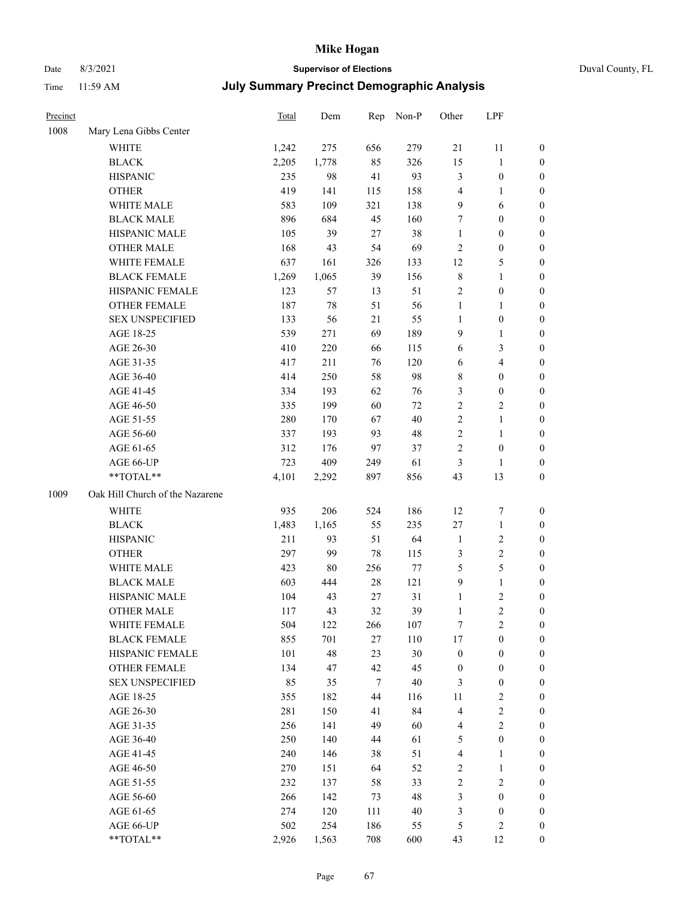| Precinct | | Total | Dem | Rep | Non-P | Other | LPF | |
|---|---|---|---|---|---|---|---|---|
| 1008 | Mary Lena Gibbs Center | | | | | | | |
| | WHITE | 1,242 | 275 | 656 | 279 | 21 | 11 | 0 |
| | BLACK | 2,205 | 1,778 | 85 | 326 | 15 | 1 | 0 |
| | HISPANIC | 235 | 98 | 41 | 93 | 3 | 0 | 0 |
| | OTHER | 419 | 141 | 115 | 158 | 4 | 1 | 0 |
| | WHITE MALE | 583 | 109 | 321 | 138 | 9 | 6 | 0 |
| | BLACK MALE | 896 | 684 | 45 | 160 | 7 | 0 | 0 |
| | HISPANIC MALE | 105 | 39 | 27 | 38 | 1 | 0 | 0 |
| | OTHER MALE | 168 | 43 | 54 | 69 | 2 | 0 | 0 |
| | WHITE FEMALE | 637 | 161 | 326 | 133 | 12 | 5 | 0 |
| | BLACK FEMALE | 1,269 | 1,065 | 39 | 156 | 8 | 1 | 0 |
| | HISPANIC FEMALE | 123 | 57 | 13 | 51 | 2 | 0 | 0 |
| | OTHER FEMALE | 187 | 78 | 51 | 56 | 1 | 1 | 0 |
| | SEX UNSPECIFIED | 133 | 56 | 21 | 55 | 1 | 0 | 0 |
| | AGE 18-25 | 539 | 271 | 69 | 189 | 9 | 1 | 0 |
| | AGE 26-30 | 410 | 220 | 66 | 115 | 6 | 3 | 0 |
| | AGE 31-35 | 417 | 211 | 76 | 120 | 6 | 4 | 0 |
| | AGE 36-40 | 414 | 250 | 58 | 98 | 8 | 0 | 0 |
| | AGE 41-45 | 334 | 193 | 62 | 76 | 3 | 0 | 0 |
| | AGE 46-50 | 335 | 199 | 60 | 72 | 2 | 2 | 0 |
| | AGE 51-55 | 280 | 170 | 67 | 40 | 2 | 1 | 0 |
| | AGE 56-60 | 337 | 193 | 93 | 48 | 2 | 1 | 0 |
| | AGE 61-65 | 312 | 176 | 97 | 37 | 2 | 0 | 0 |
| | AGE 66-UP | 723 | 409 | 249 | 61 | 3 | 1 | 0 |
| | **TOTAL** | 4,101 | 2,292 | 897 | 856 | 43 | 13 | 0 |
| 1009 | Oak Hill Church of the Nazarene | | | | | | | |
| | WHITE | 935 | 206 | 524 | 186 | 12 | 7 | 0 |
| | BLACK | 1,483 | 1,165 | 55 | 235 | 27 | 1 | 0 |
| | HISPANIC | 211 | 93 | 51 | 64 | 1 | 2 | 0 |
| | OTHER | 297 | 99 | 78 | 115 | 3 | 2 | 0 |
| | WHITE MALE | 423 | 80 | 256 | 77 | 5 | 5 | 0 |
| | BLACK MALE | 603 | 444 | 28 | 121 | 9 | 1 | 0 |
| | HISPANIC MALE | 104 | 43 | 27 | 31 | 1 | 2 | 0 |
| | OTHER MALE | 117 | 43 | 32 | 39 | 1 | 2 | 0 |
| | WHITE FEMALE | 504 | 122 | 266 | 107 | 7 | 2 | 0 |
| | BLACK FEMALE | 855 | 701 | 27 | 110 | 17 | 0 | 0 |
| | HISPANIC FEMALE | 101 | 48 | 23 | 30 | 0 | 0 | 0 |
| | OTHER FEMALE | 134 | 47 | 42 | 45 | 0 | 0 | 0 |
| | SEX UNSPECIFIED | 85 | 35 | 7 | 40 | 3 | 0 | 0 |
| | AGE 18-25 | 355 | 182 | 44 | 116 | 11 | 2 | 0 |
| | AGE 26-30 | 281 | 150 | 41 | 84 | 4 | 2 | 0 |
| | AGE 31-35 | 256 | 141 | 49 | 60 | 4 | 2 | 0 |
| | AGE 36-40 | 250 | 140 | 44 | 61 | 5 | 0 | 0 |
| | AGE 41-45 | 240 | 146 | 38 | 51 | 4 | 1 | 0 |
| | AGE 46-50 | 270 | 151 | 64 | 52 | 2 | 1 | 0 |
| | AGE 51-55 | 232 | 137 | 58 | 33 | 2 | 2 | 0 |
| | AGE 56-60 | 266 | 142 | 73 | 48 | 3 | 0 | 0 |
| | AGE 61-65 | 274 | 120 | 111 | 40 | 3 | 0 | 0 |
| | AGE 66-UP | 502 | 254 | 186 | 55 | 5 | 2 | 0 |
| | **TOTAL** | 2,926 | 1,563 | 708 | 600 | 43 | 12 | 0 |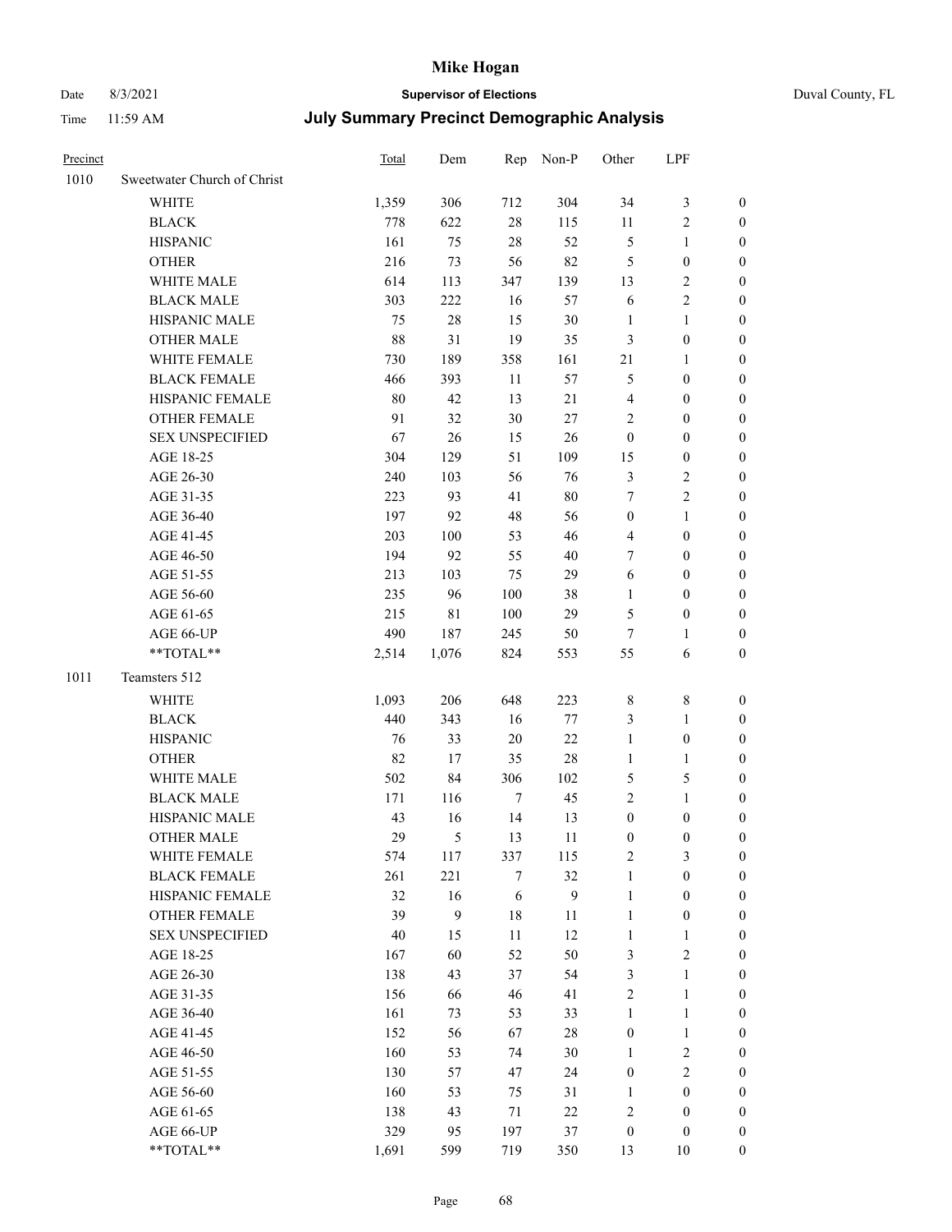# July Summary Precinct Demographic Analysis

| Precinct | | Total | Dem | Rep | Non-P | Other | LPF | |
|---|---|---|---|---|---|---|---|---|
| 1010 | Sweetwater Church of Christ | | | | | | | |
| | WHITE | 1,359 | 306 | 712 | 304 | 34 | 3 | 0 |
| | BLACK | 778 | 622 | 28 | 115 | 11 | 2 | 0 |
| | HISPANIC | 161 | 75 | 28 | 52 | 5 | 1 | 0 |
| | OTHER | 216 | 73 | 56 | 82 | 5 | 0 | 0 |
| | WHITE MALE | 614 | 113 | 347 | 139 | 13 | 2 | 0 |
| | BLACK MALE | 303 | 222 | 16 | 57 | 6 | 2 | 0 |
| | HISPANIC MALE | 75 | 28 | 15 | 30 | 1 | 1 | 0 |
| | OTHER MALE | 88 | 31 | 19 | 35 | 3 | 0 | 0 |
| | WHITE FEMALE | 730 | 189 | 358 | 161 | 21 | 1 | 0 |
| | BLACK FEMALE | 466 | 393 | 11 | 57 | 5 | 0 | 0 |
| | HISPANIC FEMALE | 80 | 42 | 13 | 21 | 4 | 0 | 0 |
| | OTHER FEMALE | 91 | 32 | 30 | 27 | 2 | 0 | 0 |
| | SEX UNSPECIFIED | 67 | 26 | 15 | 26 | 0 | 0 | 0 |
| | AGE 18-25 | 304 | 129 | 51 | 109 | 15 | 0 | 0 |
| | AGE 26-30 | 240 | 103 | 56 | 76 | 3 | 2 | 0 |
| | AGE 31-35 | 223 | 93 | 41 | 80 | 7 | 2 | 0 |
| | AGE 36-40 | 197 | 92 | 48 | 56 | 0 | 1 | 0 |
| | AGE 41-45 | 203 | 100 | 53 | 46 | 4 | 0 | 0 |
| | AGE 46-50 | 194 | 92 | 55 | 40 | 7 | 0 | 0 |
| | AGE 51-55 | 213 | 103 | 75 | 29 | 6 | 0 | 0 |
| | AGE 56-60 | 235 | 96 | 100 | 38 | 1 | 0 | 0 |
| | AGE 61-65 | 215 | 81 | 100 | 29 | 5 | 0 | 0 |
| | AGE 66-UP | 490 | 187 | 245 | 50 | 7 | 1 | 0 |
| | **TOTAL** | 2,514 | 1,076 | 824 | 553 | 55 | 6 | 0 |
| 1011 | Teamsters 512 | | | | | | | |
| | WHITE | 1,093 | 206 | 648 | 223 | 8 | 8 | 0 |
| | BLACK | 440 | 343 | 16 | 77 | 3 | 1 | 0 |
| | HISPANIC | 76 | 33 | 20 | 22 | 1 | 0 | 0 |
| | OTHER | 82 | 17 | 35 | 28 | 1 | 1 | 0 |
| | WHITE MALE | 502 | 84 | 306 | 102 | 5 | 5 | 0 |
| | BLACK MALE | 171 | 116 | 7 | 45 | 2 | 1 | 0 |
| | HISPANIC MALE | 43 | 16 | 14 | 13 | 0 | 0 | 0 |
| | OTHER MALE | 29 | 5 | 13 | 11 | 0 | 0 | 0 |
| | WHITE FEMALE | 574 | 117 | 337 | 115 | 2 | 3 | 0 |
| | BLACK FEMALE | 261 | 221 | 7 | 32 | 1 | 0 | 0 |
| | HISPANIC FEMALE | 32 | 16 | 6 | 9 | 1 | 0 | 0 |
| | OTHER FEMALE | 39 | 9 | 18 | 11 | 1 | 0 | 0 |
| | SEX UNSPECIFIED | 40 | 15 | 11 | 12 | 1 | 1 | 0 |
| | AGE 18-25 | 167 | 60 | 52 | 50 | 3 | 2 | 0 |
| | AGE 26-30 | 138 | 43 | 37 | 54 | 3 | 1 | 0 |
| | AGE 31-35 | 156 | 66 | 46 | 41 | 2 | 1 | 0 |
| | AGE 36-40 | 161 | 73 | 53 | 33 | 1 | 1 | 0 |
| | AGE 41-45 | 152 | 56 | 67 | 28 | 0 | 1 | 0 |
| | AGE 46-50 | 160 | 53 | 74 | 30 | 1 | 2 | 0 |
| | AGE 51-55 | 130 | 57 | 47 | 24 | 0 | 2 | 0 |
| | AGE 56-60 | 160 | 53 | 75 | 31 | 1 | 0 | 0 |
| | AGE 61-65 | 138 | 43 | 71 | 22 | 2 | 0 | 0 |
| | AGE 66-UP | 329 | 95 | 197 | 37 | 0 | 0 | 0 |
| | **TOTAL** | 1,691 | 599 | 719 | 350 | 13 | 10 | 0 |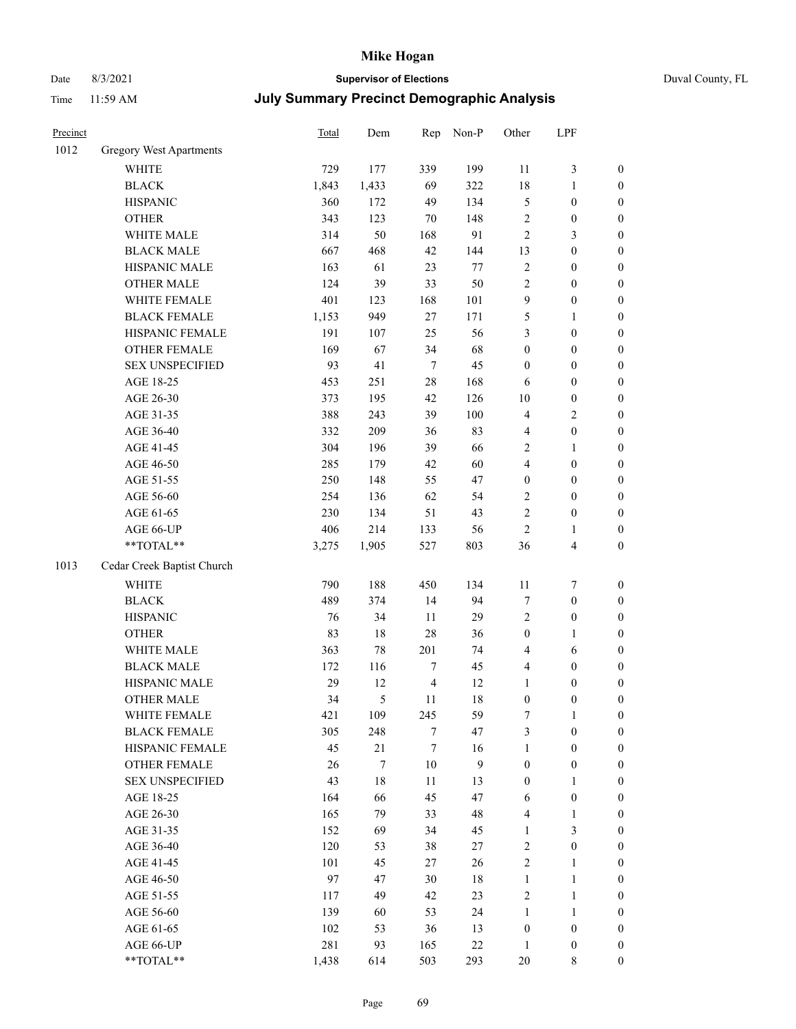# July Summary Precinct Demographic Analysis

| Precinct | | Total | Dem | Rep | Non-P | Other | LPF | |
|---|---|---|---|---|---|---|---|---|
| 1012 | Gregory West Apartments | | | | | | | |
| | WHITE | 729 | 177 | 339 | 199 | 11 | 3 | 0 |
| | BLACK | 1,843 | 1,433 | 69 | 322 | 18 | 1 | 0 |
| | HISPANIC | 360 | 172 | 49 | 134 | 5 | 0 | 0 |
| | OTHER | 343 | 123 | 70 | 148 | 2 | 0 | 0 |
| | WHITE MALE | 314 | 50 | 168 | 91 | 2 | 3 | 0 |
| | BLACK MALE | 667 | 468 | 42 | 144 | 13 | 0 | 0 |
| | HISPANIC MALE | 163 | 61 | 23 | 77 | 2 | 0 | 0 |
| | OTHER MALE | 124 | 39 | 33 | 50 | 2 | 0 | 0 |
| | WHITE FEMALE | 401 | 123 | 168 | 101 | 9 | 0 | 0 |
| | BLACK FEMALE | 1,153 | 949 | 27 | 171 | 5 | 1 | 0 |
| | HISPANIC FEMALE | 191 | 107 | 25 | 56 | 3 | 0 | 0 |
| | OTHER FEMALE | 169 | 67 | 34 | 68 | 0 | 0 | 0 |
| | SEX UNSPECIFIED | 93 | 41 | 7 | 45 | 0 | 0 | 0 |
| | AGE 18-25 | 453 | 251 | 28 | 168 | 6 | 0 | 0 |
| | AGE 26-30 | 373 | 195 | 42 | 126 | 10 | 0 | 0 |
| | AGE 31-35 | 388 | 243 | 39 | 100 | 4 | 2 | 0 |
| | AGE 36-40 | 332 | 209 | 36 | 83 | 4 | 0 | 0 |
| | AGE 41-45 | 304 | 196 | 39 | 66 | 2 | 1 | 0 |
| | AGE 46-50 | 285 | 179 | 42 | 60 | 4 | 0 | 0 |
| | AGE 51-55 | 250 | 148 | 55 | 47 | 0 | 0 | 0 |
| | AGE 56-60 | 254 | 136 | 62 | 54 | 2 | 0 | 0 |
| | AGE 61-65 | 230 | 134 | 51 | 43 | 2 | 0 | 0 |
| | AGE 66-UP | 406 | 214 | 133 | 56 | 2 | 1 | 0 |
| | **TOTAL** | 3,275 | 1,905 | 527 | 803 | 36 | 4 | 0 |
| 1013 | Cedar Creek Baptist Church | | | | | | | |
| | WHITE | 790 | 188 | 450 | 134 | 11 | 7 | 0 |
| | BLACK | 489 | 374 | 14 | 94 | 7 | 0 | 0 |
| | HISPANIC | 76 | 34 | 11 | 29 | 2 | 0 | 0 |
| | OTHER | 83 | 18 | 28 | 36 | 0 | 1 | 0 |
| | WHITE MALE | 363 | 78 | 201 | 74 | 4 | 6 | 0 |
| | BLACK MALE | 172 | 116 | 7 | 45 | 4 | 0 | 0 |
| | HISPANIC MALE | 29 | 12 | 4 | 12 | 1 | 0 | 0 |
| | OTHER MALE | 34 | 5 | 11 | 18 | 0 | 0 | 0 |
| | WHITE FEMALE | 421 | 109 | 245 | 59 | 7 | 1 | 0 |
| | BLACK FEMALE | 305 | 248 | 7 | 47 | 3 | 0 | 0 |
| | HISPANIC FEMALE | 45 | 21 | 7 | 16 | 1 | 0 | 0 |
| | OTHER FEMALE | 26 | 7 | 10 | 9 | 0 | 0 | 0 |
| | SEX UNSPECIFIED | 43 | 18 | 11 | 13 | 0 | 1 | 0 |
| | AGE 18-25 | 164 | 66 | 45 | 47 | 6 | 0 | 0 |
| | AGE 26-30 | 165 | 79 | 33 | 48 | 4 | 1 | 0 |
| | AGE 31-35 | 152 | 69 | 34 | 45 | 1 | 3 | 0 |
| | AGE 36-40 | 120 | 53 | 38 | 27 | 2 | 0 | 0 |
| | AGE 41-45 | 101 | 45 | 27 | 26 | 2 | 1 | 0 |
| | AGE 46-50 | 97 | 47 | 30 | 18 | 1 | 1 | 0 |
| | AGE 51-55 | 117 | 49 | 42 | 23 | 2 | 1 | 0 |
| | AGE 56-60 | 139 | 60 | 53 | 24 | 1 | 1 | 0 |
| | AGE 61-65 | 102 | 53 | 36 | 13 | 0 | 0 | 0 |
| | AGE 66-UP | 281 | 93 | 165 | 22 | 1 | 0 | 0 |
| | **TOTAL** | 1,438 | 614 | 503 | 293 | 20 | 8 | 0 |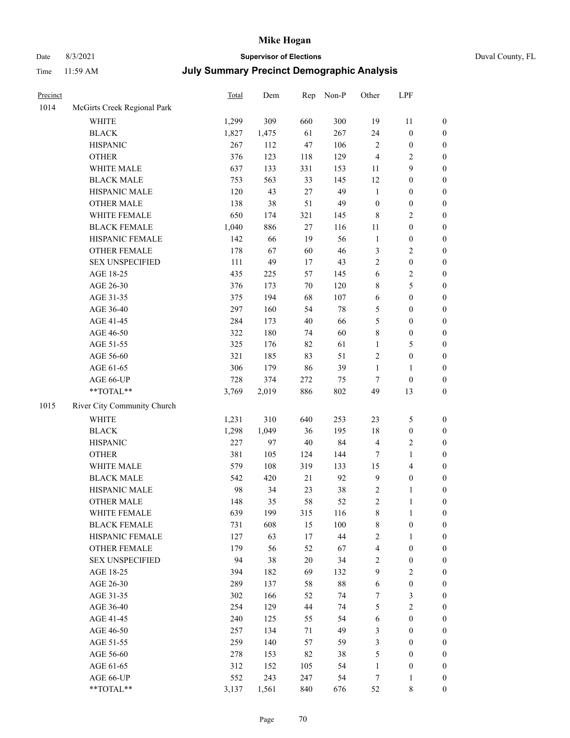# Mike Hogan

Date 8/3/2021 **Supervisor of Elections** Duval County, FL

Time 11:59 AM **July Summary Precinct Demographic Analysis**

| Precinct | | Total | Dem | Rep | Non-P | Other | LPF | |
|---|---|---|---|---|---|---|---|---|
| 1014 | McGirts Creek Regional Park | | | | | | | |
| | WHITE | 1,299 | 309 | 660 | 300 | 19 | 11 | 0 |
| | BLACK | 1,827 | 1,475 | 61 | 267 | 24 | 0 | 0 |
| | HISPANIC | 267 | 112 | 47 | 106 | 2 | 0 | 0 |
| | OTHER | 376 | 123 | 118 | 129 | 4 | 2 | 0 |
| | WHITE MALE | 637 | 133 | 331 | 153 | 11 | 9 | 0 |
| | BLACK MALE | 753 | 563 | 33 | 145 | 12 | 0 | 0 |
| | HISPANIC MALE | 120 | 43 | 27 | 49 | 1 | 0 | 0 |
| | OTHER MALE | 138 | 38 | 51 | 49 | 0 | 0 | 0 |
| | WHITE FEMALE | 650 | 174 | 321 | 145 | 8 | 2 | 0 |
| | BLACK FEMALE | 1,040 | 886 | 27 | 116 | 11 | 0 | 0 |
| | HISPANIC FEMALE | 142 | 66 | 19 | 56 | 1 | 0 | 0 |
| | OTHER FEMALE | 178 | 67 | 60 | 46 | 3 | 2 | 0 |
| | SEX UNSPECIFIED | 111 | 49 | 17 | 43 | 2 | 0 | 0 |
| | AGE 18-25 | 435 | 225 | 57 | 145 | 6 | 2 | 0 |
| | AGE 26-30 | 376 | 173 | 70 | 120 | 8 | 5 | 0 |
| | AGE 31-35 | 375 | 194 | 68 | 107 | 6 | 0 | 0 |
| | AGE 36-40 | 297 | 160 | 54 | 78 | 5 | 0 | 0 |
| | AGE 41-45 | 284 | 173 | 40 | 66 | 5 | 0 | 0 |
| | AGE 46-50 | 322 | 180 | 74 | 60 | 8 | 0 | 0 |
| | AGE 51-55 | 325 | 176 | 82 | 61 | 1 | 5 | 0 |
| | AGE 56-60 | 321 | 185 | 83 | 51 | 2 | 0 | 0 |
| | AGE 61-65 | 306 | 179 | 86 | 39 | 1 | 1 | 0 |
| | AGE 66-UP | 728 | 374 | 272 | 75 | 7 | 0 | 0 |
| | **TOTAL** | 3,769 | 2,019 | 886 | 802 | 49 | 13 | 0 |
| 1015 | River City Community Church | | | | | | | |
| | WHITE | 1,231 | 310 | 640 | 253 | 23 | 5 | 0 |
| | BLACK | 1,298 | 1,049 | 36 | 195 | 18 | 0 | 0 |
| | HISPANIC | 227 | 97 | 40 | 84 | 4 | 2 | 0 |
| | OTHER | 381 | 105 | 124 | 144 | 7 | 1 | 0 |
| | WHITE MALE | 579 | 108 | 319 | 133 | 15 | 4 | 0 |
| | BLACK MALE | 542 | 420 | 21 | 92 | 9 | 0 | 0 |
| | HISPANIC MALE | 98 | 34 | 23 | 38 | 2 | 1 | 0 |
| | OTHER MALE | 148 | 35 | 58 | 52 | 2 | 1 | 0 |
| | WHITE FEMALE | 639 | 199 | 315 | 116 | 8 | 1 | 0 |
| | BLACK FEMALE | 731 | 608 | 15 | 100 | 8 | 0 | 0 |
| | HISPANIC FEMALE | 127 | 63 | 17 | 44 | 2 | 1 | 0 |
| | OTHER FEMALE | 179 | 56 | 52 | 67 | 4 | 0 | 0 |
| | SEX UNSPECIFIED | 94 | 38 | 20 | 34 | 2 | 0 | 0 |
| | AGE 18-25 | 394 | 182 | 69 | 132 | 9 | 2 | 0 |
| | AGE 26-30 | 289 | 137 | 58 | 88 | 6 | 0 | 0 |
| | AGE 31-35 | 302 | 166 | 52 | 74 | 7 | 3 | 0 |
| | AGE 36-40 | 254 | 129 | 44 | 74 | 5 | 2 | 0 |
| | AGE 41-45 | 240 | 125 | 55 | 54 | 6 | 0 | 0 |
| | AGE 46-50 | 257 | 134 | 71 | 49 | 3 | 0 | 0 |
| | AGE 51-55 | 259 | 140 | 57 | 59 | 3 | 0 | 0 |
| | AGE 56-60 | 278 | 153 | 82 | 38 | 5 | 0 | 0 |
| | AGE 61-65 | 312 | 152 | 105 | 54 | 1 | 0 | 0 |
| | AGE 66-UP | 552 | 243 | 247 | 54 | 7 | 1 | 0 |
| | **TOTAL** | 3,137 | 1,561 | 840 | 676 | 52 | 8 | 0 |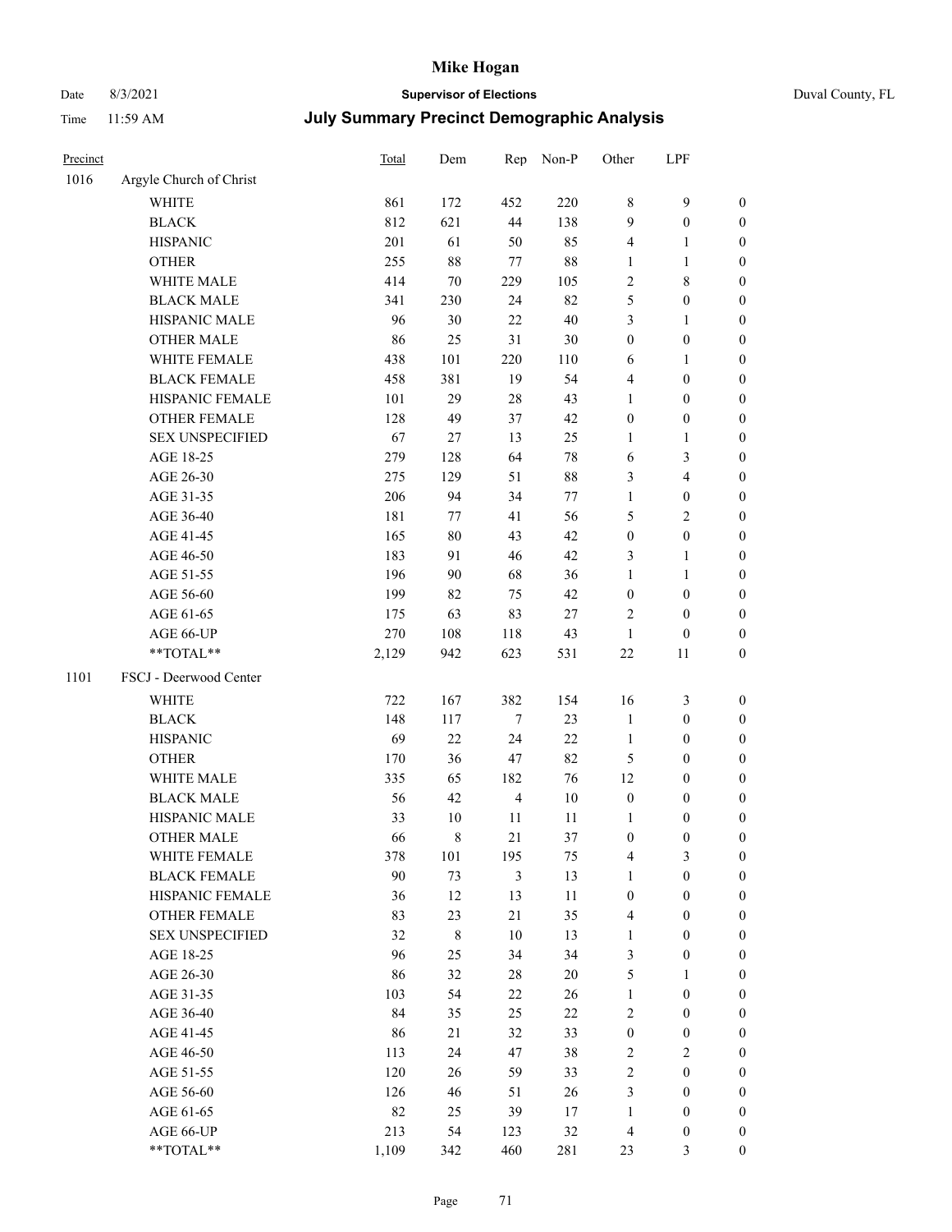# Mike Hogan

Date 8/3/2021 **Supervisor of Elections** Duval County, FL

Time 11:59 AM **July Summary Precinct Demographic Analysis**

| Precinct | | Total | Dem | Rep | Non-P | Other | LPF | |
|---|---|---|---|---|---|---|---|---|
| 1016 | Argyle Church of Christ | | | | | | | |
| | WHITE | 861 | 172 | 452 | 220 | 8 | 9 | 0 |
| | BLACK | 812 | 621 | 44 | 138 | 9 | 0 | 0 |
| | HISPANIC | 201 | 61 | 50 | 85 | 4 | 1 | 0 |
| | OTHER | 255 | 88 | 77 | 88 | 1 | 1 | 0 |
| | WHITE MALE | 414 | 70 | 229 | 105 | 2 | 8 | 0 |
| | BLACK MALE | 341 | 230 | 24 | 82 | 5 | 0 | 0 |
| | HISPANIC MALE | 96 | 30 | 22 | 40 | 3 | 1 | 0 |
| | OTHER MALE | 86 | 25 | 31 | 30 | 0 | 0 | 0 |
| | WHITE FEMALE | 438 | 101 | 220 | 110 | 6 | 1 | 0 |
| | BLACK FEMALE | 458 | 381 | 19 | 54 | 4 | 0 | 0 |
| | HISPANIC FEMALE | 101 | 29 | 28 | 43 | 1 | 0 | 0 |
| | OTHER FEMALE | 128 | 49 | 37 | 42 | 0 | 0 | 0 |
| | SEX UNSPECIFIED | 67 | 27 | 13 | 25 | 1 | 1 | 0 |
| | AGE 18-25 | 279 | 128 | 64 | 78 | 6 | 3 | 0 |
| | AGE 26-30 | 275 | 129 | 51 | 88 | 3 | 4 | 0 |
| | AGE 31-35 | 206 | 94 | 34 | 77 | 1 | 0 | 0 |
| | AGE 36-40 | 181 | 77 | 41 | 56 | 5 | 2 | 0 |
| | AGE 41-45 | 165 | 80 | 43 | 42 | 0 | 0 | 0 |
| | AGE 46-50 | 183 | 91 | 46 | 42 | 3 | 1 | 0 |
| | AGE 51-55 | 196 | 90 | 68 | 36 | 1 | 1 | 0 |
| | AGE 56-60 | 199 | 82 | 75 | 42 | 0 | 0 | 0 |
| | AGE 61-65 | 175 | 63 | 83 | 27 | 2 | 0 | 0 |
| | AGE 66-UP | 270 | 108 | 118 | 43 | 1 | 0 | 0 |
| | **TOTAL** | 2,129 | 942 | 623 | 531 | 22 | 11 | 0 |
| 1101 | FSCJ - Deerwood Center | | | | | | | |
| | WHITE | 722 | 167 | 382 | 154 | 16 | 3 | 0 |
| | BLACK | 148 | 117 | 7 | 23 | 1 | 0 | 0 |
| | HISPANIC | 69 | 22 | 24 | 22 | 1 | 0 | 0 |
| | OTHER | 170 | 36 | 47 | 82 | 5 | 0 | 0 |
| | WHITE MALE | 335 | 65 | 182 | 76 | 12 | 0 | 0 |
| | BLACK MALE | 56 | 42 | 4 | 10 | 0 | 0 | 0 |
| | HISPANIC MALE | 33 | 10 | 11 | 11 | 1 | 0 | 0 |
| | OTHER MALE | 66 | 8 | 21 | 37 | 0 | 0 | 0 |
| | WHITE FEMALE | 378 | 101 | 195 | 75 | 4 | 3 | 0 |
| | BLACK FEMALE | 90 | 73 | 3 | 13 | 1 | 0 | 0 |
| | HISPANIC FEMALE | 36 | 12 | 13 | 11 | 0 | 0 | 0 |
| | OTHER FEMALE | 83 | 23 | 21 | 35 | 4 | 0 | 0 |
| | SEX UNSPECIFIED | 32 | 8 | 10 | 13 | 1 | 0 | 0 |
| | AGE 18-25 | 96 | 25 | 34 | 34 | 3 | 0 | 0 |
| | AGE 26-30 | 86 | 32 | 28 | 20 | 5 | 1 | 0 |
| | AGE 31-35 | 103 | 54 | 22 | 26 | 1 | 0 | 0 |
| | AGE 36-40 | 84 | 35 | 25 | 22 | 2 | 0 | 0 |
| | AGE 41-45 | 86 | 21 | 32 | 33 | 0 | 0 | 0 |
| | AGE 46-50 | 113 | 24 | 47 | 38 | 2 | 2 | 0 |
| | AGE 51-55 | 120 | 26 | 59 | 33 | 2 | 0 | 0 |
| | AGE 56-60 | 126 | 46 | 51 | 26 | 3 | 0 | 0 |
| | AGE 61-65 | 82 | 25 | 39 | 17 | 1 | 0 | 0 |
| | AGE 66-UP | 213 | 54 | 123 | 32 | 4 | 0 | 0 |
| | **TOTAL** | 1,109 | 342 | 460 | 281 | 23 | 3 | 0 |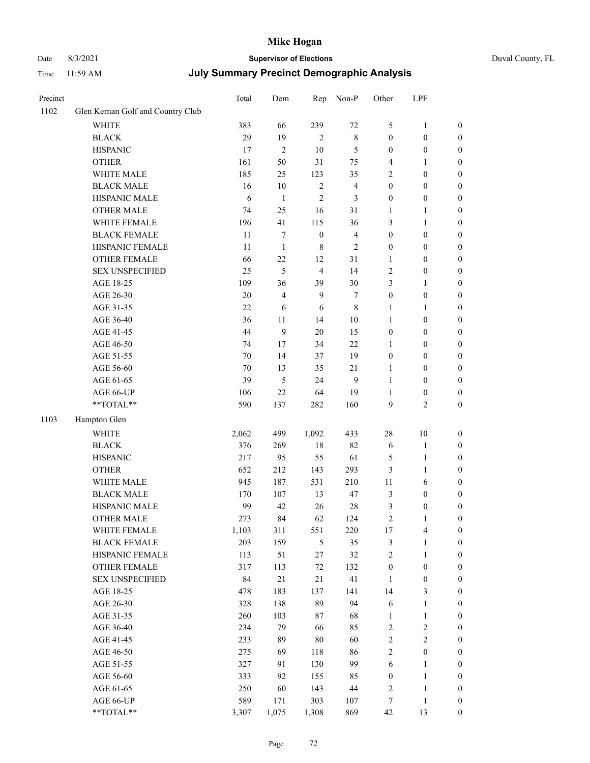# Mike Hogan

Date 8/3/2021 **Supervisor of Elections** Duval County, FL

Time 11:59 AM **July Summary Precinct Demographic Analysis**

| Precinct | | Total | Dem | Rep | Non-P | Other | LPF | |
|---|---|---|---|---|---|---|---|---|
| 1102 | Glen Kernan Golf and Country Club | | | | | | | |
| | WHITE | 383 | 66 | 239 | 72 | 5 | 1 | 0 |
| | BLACK | 29 | 19 | 2 | 8 | 0 | 0 | 0 |
| | HISPANIC | 17 | 2 | 10 | 5 | 0 | 0 | 0 |
| | OTHER | 161 | 50 | 31 | 75 | 4 | 1 | 0 |
| | WHITE MALE | 185 | 25 | 123 | 35 | 2 | 0 | 0 |
| | BLACK MALE | 16 | 10 | 2 | 4 | 0 | 0 | 0 |
| | HISPANIC MALE | 6 | 1 | 2 | 3 | 0 | 0 | 0 |
| | OTHER MALE | 74 | 25 | 16 | 31 | 1 | 1 | 0 |
| | WHITE FEMALE | 196 | 41 | 115 | 36 | 3 | 1 | 0 |
| | BLACK FEMALE | 11 | 7 | 0 | 4 | 0 | 0 | 0 |
| | HISPANIC FEMALE | 11 | 1 | 8 | 2 | 0 | 0 | 0 |
| | OTHER FEMALE | 66 | 22 | 12 | 31 | 1 | 0 | 0 |
| | SEX UNSPECIFIED | 25 | 5 | 4 | 14 | 2 | 0 | 0 |
| | AGE 18-25 | 109 | 36 | 39 | 30 | 3 | 1 | 0 |
| | AGE 26-30 | 20 | 4 | 9 | 7 | 0 | 0 | 0 |
| | AGE 31-35 | 22 | 6 | 6 | 8 | 1 | 1 | 0 |
| | AGE 36-40 | 36 | 11 | 14 | 10 | 1 | 0 | 0 |
| | AGE 41-45 | 44 | 9 | 20 | 15 | 0 | 0 | 0 |
| | AGE 46-50 | 74 | 17 | 34 | 22 | 1 | 0 | 0 |
| | AGE 51-55 | 70 | 14 | 37 | 19 | 0 | 0 | 0 |
| | AGE 56-60 | 70 | 13 | 35 | 21 | 1 | 0 | 0 |
| | AGE 61-65 | 39 | 5 | 24 | 9 | 1 | 0 | 0 |
| | AGE 66-UP | 106 | 22 | 64 | 19 | 1 | 0 | 0 |
| | **TOTAL** | 590 | 137 | 282 | 160 | 9 | 2 | 0 |
| 1103 | Hampton Glen | | | | | | | |
| | WHITE | 2,062 | 499 | 1,092 | 433 | 28 | 10 | 0 |
| | BLACK | 376 | 269 | 18 | 82 | 6 | 1 | 0 |
| | HISPANIC | 217 | 95 | 55 | 61 | 5 | 1 | 0 |
| | OTHER | 652 | 212 | 143 | 293 | 3 | 1 | 0 |
| | WHITE MALE | 945 | 187 | 531 | 210 | 11 | 6 | 0 |
| | BLACK MALE | 170 | 107 | 13 | 47 | 3 | 0 | 0 |
| | HISPANIC MALE | 99 | 42 | 26 | 28 | 3 | 0 | 0 |
| | OTHER MALE | 273 | 84 | 62 | 124 | 2 | 1 | 0 |
| | WHITE FEMALE | 1,103 | 311 | 551 | 220 | 17 | 4 | 0 |
| | BLACK FEMALE | 203 | 159 | 5 | 35 | 3 | 1 | 0 |
| | HISPANIC FEMALE | 113 | 51 | 27 | 32 | 2 | 1 | 0 |
| | OTHER FEMALE | 317 | 113 | 72 | 132 | 0 | 0 | 0 |
| | SEX UNSPECIFIED | 84 | 21 | 21 | 41 | 1 | 0 | 0 |
| | AGE 18-25 | 478 | 183 | 137 | 141 | 14 | 3 | 0 |
| | AGE 26-30 | 328 | 138 | 89 | 94 | 6 | 1 | 0 |
| | AGE 31-35 | 260 | 103 | 87 | 68 | 1 | 1 | 0 |
| | AGE 36-40 | 234 | 79 | 66 | 85 | 2 | 2 | 0 |
| | AGE 41-45 | 233 | 89 | 80 | 60 | 2 | 2 | 0 |
| | AGE 46-50 | 275 | 69 | 118 | 86 | 2 | 0 | 0 |
| | AGE 51-55 | 327 | 91 | 130 | 99 | 6 | 1 | 0 |
| | AGE 56-60 | 333 | 92 | 155 | 85 | 0 | 1 | 0 |
| | AGE 61-65 | 250 | 60 | 143 | 44 | 2 | 1 | 0 |
| | AGE 66-UP | 589 | 171 | 303 | 107 | 7 | 1 | 0 |
| | **TOTAL** | 3,307 | 1,075 | 1,308 | 869 | 42 | 13 | 0 |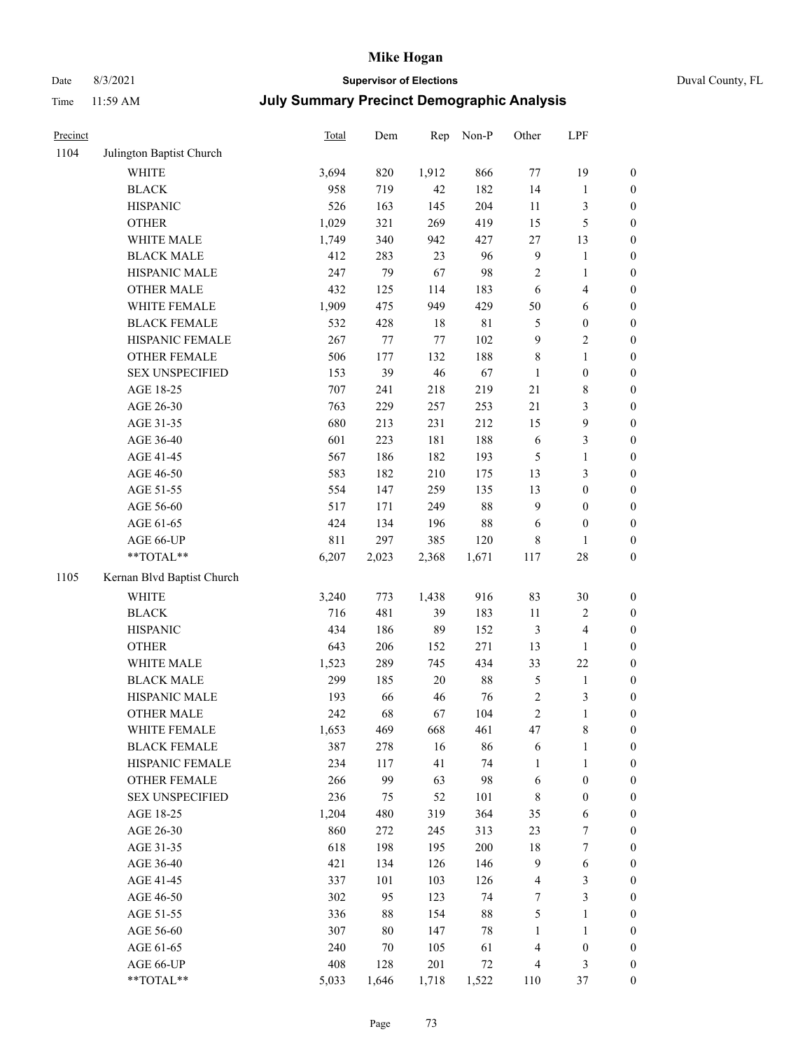| Precinct | | Total | Dem | Rep | Non-P | Other | LPF | |
|---|---|---|---|---|---|---|---|---|
| 1104 | Julington Baptist Church | | | | | | | |
| | WHITE | 3,694 | 820 | 1,912 | 866 | 77 | 19 | 0 |
| | BLACK | 958 | 719 | 42 | 182 | 14 | 1 | 0 |
| | HISPANIC | 526 | 163 | 145 | 204 | 11 | 3 | 0 |
| | OTHER | 1,029 | 321 | 269 | 419 | 15 | 5 | 0 |
| | WHITE MALE | 1,749 | 340 | 942 | 427 | 27 | 13 | 0 |
| | BLACK MALE | 412 | 283 | 23 | 96 | 9 | 1 | 0 |
| | HISPANIC MALE | 247 | 79 | 67 | 98 | 2 | 1 | 0 |
| | OTHER MALE | 432 | 125 | 114 | 183 | 6 | 4 | 0 |
| | WHITE FEMALE | 1,909 | 475 | 949 | 429 | 50 | 6 | 0 |
| | BLACK FEMALE | 532 | 428 | 18 | 81 | 5 | 0 | 0 |
| | HISPANIC FEMALE | 267 | 77 | 77 | 102 | 9 | 2 | 0 |
| | OTHER FEMALE | 506 | 177 | 132 | 188 | 8 | 1 | 0 |
| | SEX UNSPECIFIED | 153 | 39 | 46 | 67 | 1 | 0 | 0 |
| | AGE 18-25 | 707 | 241 | 218 | 219 | 21 | 8 | 0 |
| | AGE 26-30 | 763 | 229 | 257 | 253 | 21 | 3 | 0 |
| | AGE 31-35 | 680 | 213 | 231 | 212 | 15 | 9 | 0 |
| | AGE 36-40 | 601 | 223 | 181 | 188 | 6 | 3 | 0 |
| | AGE 41-45 | 567 | 186 | 182 | 193 | 5 | 1 | 0 |
| | AGE 46-50 | 583 | 182 | 210 | 175 | 13 | 3 | 0 |
| | AGE 51-55 | 554 | 147 | 259 | 135 | 13 | 0 | 0 |
| | AGE 56-60 | 517 | 171 | 249 | 88 | 9 | 0 | 0 |
| | AGE 61-65 | 424 | 134 | 196 | 88 | 6 | 0 | 0 |
| | AGE 66-UP | 811 | 297 | 385 | 120 | 8 | 1 | 0 |
| | **TOTAL** | 6,207 | 2,023 | 2,368 | 1,671 | 117 | 28 | 0 |
| 1105 | Kernan Blvd Baptist Church | | | | | | | |
| | WHITE | 3,240 | 773 | 1,438 | 916 | 83 | 30 | 0 |
| | BLACK | 716 | 481 | 39 | 183 | 11 | 2 | 0 |
| | HISPANIC | 434 | 186 | 89 | 152 | 3 | 4 | 0 |
| | OTHER | 643 | 206 | 152 | 271 | 13 | 1 | 0 |
| | WHITE MALE | 1,523 | 289 | 745 | 434 | 33 | 22 | 0 |
| | BLACK MALE | 299 | 185 | 20 | 88 | 5 | 1 | 0 |
| | HISPANIC MALE | 193 | 66 | 46 | 76 | 2 | 3 | 0 |
| | OTHER MALE | 242 | 68 | 67 | 104 | 2 | 1 | 0 |
| | WHITE FEMALE | 1,653 | 469 | 668 | 461 | 47 | 8 | 0 |
| | BLACK FEMALE | 387 | 278 | 16 | 86 | 6 | 1 | 0 |
| | HISPANIC FEMALE | 234 | 117 | 41 | 74 | 1 | 1 | 0 |
| | OTHER FEMALE | 266 | 99 | 63 | 98 | 6 | 0 | 0 |
| | SEX UNSPECIFIED | 236 | 75 | 52 | 101 | 8 | 0 | 0 |
| | AGE 18-25 | 1,204 | 480 | 319 | 364 | 35 | 6 | 0 |
| | AGE 26-30 | 860 | 272 | 245 | 313 | 23 | 7 | 0 |
| | AGE 31-35 | 618 | 198 | 195 | 200 | 18 | 7 | 0 |
| | AGE 36-40 | 421 | 134 | 126 | 146 | 9 | 6 | 0 |
| | AGE 41-45 | 337 | 101 | 103 | 126 | 4 | 3 | 0 |
| | AGE 46-50 | 302 | 95 | 123 | 74 | 7 | 3 | 0 |
| | AGE 51-55 | 336 | 88 | 154 | 88 | 5 | 1 | 0 |
| | AGE 56-60 | 307 | 80 | 147 | 78 | 1 | 1 | 0 |
| | AGE 61-65 | 240 | 70 | 105 | 61 | 4 | 0 | 0 |
| | AGE 66-UP | 408 | 128 | 201 | 72 | 4 | 3 | 0 |
| | **TOTAL** | 5,033 | 1,646 | 1,718 | 1,522 | 110 | 37 | 0 |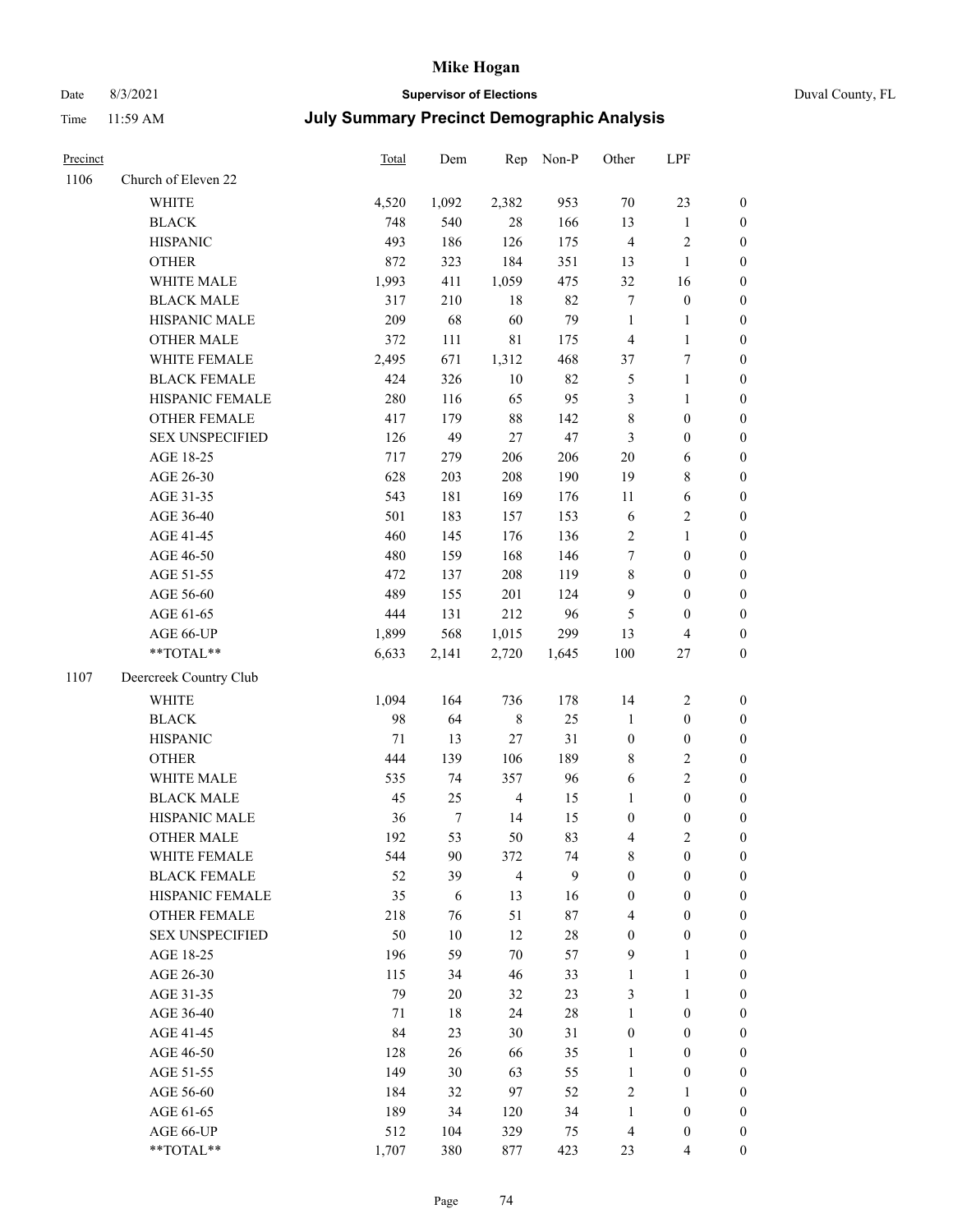| Precinct | | Total | Dem | Rep | Non-P | Other | LPF | |
|---|---|---|---|---|---|---|---|---|
| 1106 | Church of Eleven 22 | | | | | | | |
| | WHITE | 4,520 | 1,092 | 2,382 | 953 | 70 | 23 | 0 |
| | BLACK | 748 | 540 | 28 | 166 | 13 | 1 | 0 |
| | HISPANIC | 493 | 186 | 126 | 175 | 4 | 2 | 0 |
| | OTHER | 872 | 323 | 184 | 351 | 13 | 1 | 0 |
| | WHITE MALE | 1,993 | 411 | 1,059 | 475 | 32 | 16 | 0 |
| | BLACK MALE | 317 | 210 | 18 | 82 | 7 | 0 | 0 |
| | HISPANIC MALE | 209 | 68 | 60 | 79 | 1 | 1 | 0 |
| | OTHER MALE | 372 | 111 | 81 | 175 | 4 | 1 | 0 |
| | WHITE FEMALE | 2,495 | 671 | 1,312 | 468 | 37 | 7 | 0 |
| | BLACK FEMALE | 424 | 326 | 10 | 82 | 5 | 1 | 0 |
| | HISPANIC FEMALE | 280 | 116 | 65 | 95 | 3 | 1 | 0 |
| | OTHER FEMALE | 417 | 179 | 88 | 142 | 8 | 0 | 0 |
| | SEX UNSPECIFIED | 126 | 49 | 27 | 47 | 3 | 0 | 0 |
| | AGE 18-25 | 717 | 279 | 206 | 206 | 20 | 6 | 0 |
| | AGE 26-30 | 628 | 203 | 208 | 190 | 19 | 8 | 0 |
| | AGE 31-35 | 543 | 181 | 169 | 176 | 11 | 6 | 0 |
| | AGE 36-40 | 501 | 183 | 157 | 153 | 6 | 2 | 0 |
| | AGE 41-45 | 460 | 145 | 176 | 136 | 2 | 1 | 0 |
| | AGE 46-50 | 480 | 159 | 168 | 146 | 7 | 0 | 0 |
| | AGE 51-55 | 472 | 137 | 208 | 119 | 8 | 0 | 0 |
| | AGE 56-60 | 489 | 155 | 201 | 124 | 9 | 0 | 0 |
| | AGE 61-65 | 444 | 131 | 212 | 96 | 5 | 0 | 0 |
| | AGE 66-UP | 1,899 | 568 | 1,015 | 299 | 13 | 4 | 0 |
| | **TOTAL** | 6,633 | 2,141 | 2,720 | 1,645 | 100 | 27 | 0 |
| 1107 | Deercreek Country Club | | | | | | | |
| | WHITE | 1,094 | 164 | 736 | 178 | 14 | 2 | 0 |
| | BLACK | 98 | 64 | 8 | 25 | 1 | 0 | 0 |
| | HISPANIC | 71 | 13 | 27 | 31 | 0 | 0 | 0 |
| | OTHER | 444 | 139 | 106 | 189 | 8 | 2 | 0 |
| | WHITE MALE | 535 | 74 | 357 | 96 | 6 | 2 | 0 |
| | BLACK MALE | 45 | 25 | 4 | 15 | 1 | 0 | 0 |
| | HISPANIC MALE | 36 | 7 | 14 | 15 | 0 | 0 | 0 |
| | OTHER MALE | 192 | 53 | 50 | 83 | 4 | 2 | 0 |
| | WHITE FEMALE | 544 | 90 | 372 | 74 | 8 | 0 | 0 |
| | BLACK FEMALE | 52 | 39 | 4 | 9 | 0 | 0 | 0 |
| | HISPANIC FEMALE | 35 | 6 | 13 | 16 | 0 | 0 | 0 |
| | OTHER FEMALE | 218 | 76 | 51 | 87 | 4 | 0 | 0 |
| | SEX UNSPECIFIED | 50 | 10 | 12 | 28 | 0 | 0 | 0 |
| | AGE 18-25 | 196 | 59 | 70 | 57 | 9 | 1 | 0 |
| | AGE 26-30 | 115 | 34 | 46 | 33 | 1 | 1 | 0 |
| | AGE 31-35 | 79 | 20 | 32 | 23 | 3 | 1 | 0 |
| | AGE 36-40 | 71 | 18 | 24 | 28 | 1 | 0 | 0 |
| | AGE 41-45 | 84 | 23 | 30 | 31 | 0 | 0 | 0 |
| | AGE 46-50 | 128 | 26 | 66 | 35 | 1 | 0 | 0 |
| | AGE 51-55 | 149 | 30 | 63 | 55 | 1 | 0 | 0 |
| | AGE 56-60 | 184 | 32 | 97 | 52 | 2 | 1 | 0 |
| | AGE 61-65 | 189 | 34 | 120 | 34 | 1 | 0 | 0 |
| | AGE 66-UP | 512 | 104 | 329 | 75 | 4 | 0 | 0 |
| | **TOTAL** | 1,707 | 380 | 877 | 423 | 23 | 4 | 0 |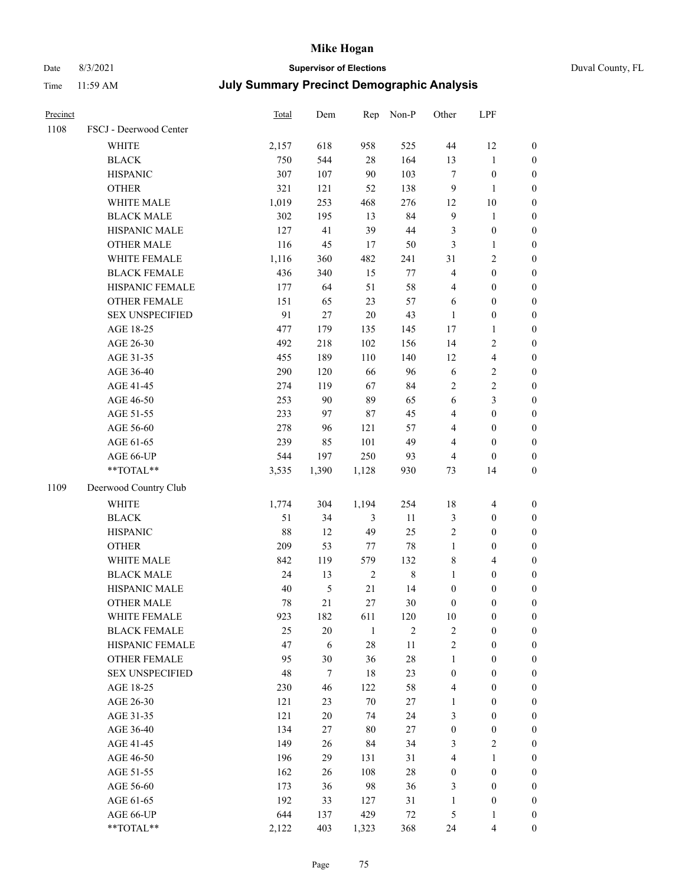# Mike Hogan

Date 8/3/2021 **Supervisor of Elections** Duval County, FL

Time 11:59 AM **July Summary Precinct Demographic Analysis**

| Precinct | | Total | Dem | Rep | Non-P | Other | LPF | |
|---|---|---|---|---|---|---|---|---|
| 1108 | FSCJ - Deerwood Center | | | | | | | |
| | WHITE | 2,157 | 618 | 958 | 525 | 44 | 12 | 0 |
| | BLACK | 750 | 544 | 28 | 164 | 13 | 1 | 0 |
| | HISPANIC | 307 | 107 | 90 | 103 | 7 | 0 | 0 |
| | OTHER | 321 | 121 | 52 | 138 | 9 | 1 | 0 |
| | WHITE MALE | 1,019 | 253 | 468 | 276 | 12 | 10 | 0 |
| | BLACK MALE | 302 | 195 | 13 | 84 | 9 | 1 | 0 |
| | HISPANIC MALE | 127 | 41 | 39 | 44 | 3 | 0 | 0 |
| | OTHER MALE | 116 | 45 | 17 | 50 | 3 | 1 | 0 |
| | WHITE FEMALE | 1,116 | 360 | 482 | 241 | 31 | 2 | 0 |
| | BLACK FEMALE | 436 | 340 | 15 | 77 | 4 | 0 | 0 |
| | HISPANIC FEMALE | 177 | 64 | 51 | 58 | 4 | 0 | 0 |
| | OTHER FEMALE | 151 | 65 | 23 | 57 | 6 | 0 | 0 |
| | SEX UNSPECIFIED | 91 | 27 | 20 | 43 | 1 | 0 | 0 |
| | AGE 18-25 | 477 | 179 | 135 | 145 | 17 | 1 | 0 |
| | AGE 26-30 | 492 | 218 | 102 | 156 | 14 | 2 | 0 |
| | AGE 31-35 | 455 | 189 | 110 | 140 | 12 | 4 | 0 |
| | AGE 36-40 | 290 | 120 | 66 | 96 | 6 | 2 | 0 |
| | AGE 41-45 | 274 | 119 | 67 | 84 | 2 | 2 | 0 |
| | AGE 46-50 | 253 | 90 | 89 | 65 | 6 | 3 | 0 |
| | AGE 51-55 | 233 | 97 | 87 | 45 | 4 | 0 | 0 |
| | AGE 56-60 | 278 | 96 | 121 | 57 | 4 | 0 | 0 |
| | AGE 61-65 | 239 | 85 | 101 | 49 | 4 | 0 | 0 |
| | AGE 66-UP | 544 | 197 | 250 | 93 | 4 | 0 | 0 |
| | **TOTAL** | 3,535 | 1,390 | 1,128 | 930 | 73 | 14 | 0 |
| 1109 | Deerwood Country Club | | | | | | | |
| | WHITE | 1,774 | 304 | 1,194 | 254 | 18 | 4 | 0 |
| | BLACK | 51 | 34 | 3 | 11 | 3 | 0 | 0 |
| | HISPANIC | 88 | 12 | 49 | 25 | 2 | 0 | 0 |
| | OTHER | 209 | 53 | 77 | 78 | 1 | 0 | 0 |
| | WHITE MALE | 842 | 119 | 579 | 132 | 8 | 4 | 0 |
| | BLACK MALE | 24 | 13 | 2 | 8 | 1 | 0 | 0 |
| | HISPANIC MALE | 40 | 5 | 21 | 14 | 0 | 0 | 0 |
| | OTHER MALE | 78 | 21 | 27 | 30 | 0 | 0 | 0 |
| | WHITE FEMALE | 923 | 182 | 611 | 120 | 10 | 0 | 0 |
| | BLACK FEMALE | 25 | 20 | 1 | 2 | 2 | 0 | 0 |
| | HISPANIC FEMALE | 47 | 6 | 28 | 11 | 2 | 0 | 0 |
| | OTHER FEMALE | 95 | 30 | 36 | 28 | 1 | 0 | 0 |
| | SEX UNSPECIFIED | 48 | 7 | 18 | 23 | 0 | 0 | 0 |
| | AGE 18-25 | 230 | 46 | 122 | 58 | 4 | 0 | 0 |
| | AGE 26-30 | 121 | 23 | 70 | 27 | 1 | 0 | 0 |
| | AGE 31-35 | 121 | 20 | 74 | 24 | 3 | 0 | 0 |
| | AGE 36-40 | 134 | 27 | 80 | 27 | 0 | 0 | 0 |
| | AGE 41-45 | 149 | 26 | 84 | 34 | 3 | 2 | 0 |
| | AGE 46-50 | 196 | 29 | 131 | 31 | 4 | 1 | 0 |
| | AGE 51-55 | 162 | 26 | 108 | 28 | 0 | 0 | 0 |
| | AGE 56-60 | 173 | 36 | 98 | 36 | 3 | 0 | 0 |
| | AGE 61-65 | 192 | 33 | 127 | 31 | 1 | 0 | 0 |
| | AGE 66-UP | 644 | 137 | 429 | 72 | 5 | 1 | 0 |
| | **TOTAL** | 2,122 | 403 | 1,323 | 368 | 24 | 4 | 0 |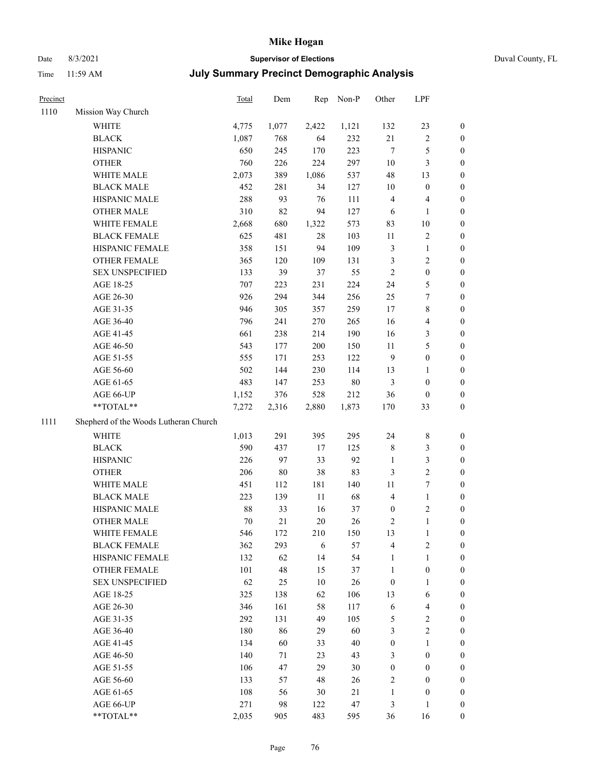# Mike Hogan

Date 8/3/2021 **Supervisor of Elections** Duval County, FL

Time 11:59 AM **July Summary Precinct Demographic Analysis**

| Precinct | | Total | Dem | Rep | Non-P | Other | LPF | |
|---|---|---|---|---|---|---|---|---|
| 1110 | Mission Way Church | | | | | | | |
| | WHITE | 4,775 | 1,077 | 2,422 | 1,121 | 132 | 23 | 0 |
| | BLACK | 1,087 | 768 | 64 | 232 | 21 | 2 | 0 |
| | HISPANIC | 650 | 245 | 170 | 223 | 7 | 5 | 0 |
| | OTHER | 760 | 226 | 224 | 297 | 10 | 3 | 0 |
| | WHITE MALE | 2,073 | 389 | 1,086 | 537 | 48 | 13 | 0 |
| | BLACK MALE | 452 | 281 | 34 | 127 | 10 | 0 | 0 |
| | HISPANIC MALE | 288 | 93 | 76 | 111 | 4 | 4 | 0 |
| | OTHER MALE | 310 | 82 | 94 | 127 | 6 | 1 | 0 |
| | WHITE FEMALE | 2,668 | 680 | 1,322 | 573 | 83 | 10 | 0 |
| | BLACK FEMALE | 625 | 481 | 28 | 103 | 11 | 2 | 0 |
| | HISPANIC FEMALE | 358 | 151 | 94 | 109 | 3 | 1 | 0 |
| | OTHER FEMALE | 365 | 120 | 109 | 131 | 3 | 2 | 0 |
| | SEX UNSPECIFIED | 133 | 39 | 37 | 55 | 2 | 0 | 0 |
| | AGE 18-25 | 707 | 223 | 231 | 224 | 24 | 5 | 0 |
| | AGE 26-30 | 926 | 294 | 344 | 256 | 25 | 7 | 0 |
| | AGE 31-35 | 946 | 305 | 357 | 259 | 17 | 8 | 0 |
| | AGE 36-40 | 796 | 241 | 270 | 265 | 16 | 4 | 0 |
| | AGE 41-45 | 661 | 238 | 214 | 190 | 16 | 3 | 0 |
| | AGE 46-50 | 543 | 177 | 200 | 150 | 11 | 5 | 0 |
| | AGE 51-55 | 555 | 171 | 253 | 122 | 9 | 0 | 0 |
| | AGE 56-60 | 502 | 144 | 230 | 114 | 13 | 1 | 0 |
| | AGE 61-65 | 483 | 147 | 253 | 80 | 3 | 0 | 0 |
| | AGE 66-UP | 1,152 | 376 | 528 | 212 | 36 | 0 | 0 |
| | **TOTAL** | 7,272 | 2,316 | 2,880 | 1,873 | 170 | 33 | 0 |
| 1111 | Shepherd of the Woods Lutheran Church | | | | | | | |
| | WHITE | 1,013 | 291 | 395 | 295 | 24 | 8 | 0 |
| | BLACK | 590 | 437 | 17 | 125 | 8 | 3 | 0 |
| | HISPANIC | 226 | 97 | 33 | 92 | 1 | 3 | 0 |
| | OTHER | 206 | 80 | 38 | 83 | 3 | 2 | 0 |
| | WHITE MALE | 451 | 112 | 181 | 140 | 11 | 7 | 0 |
| | BLACK MALE | 223 | 139 | 11 | 68 | 4 | 1 | 0 |
| | HISPANIC MALE | 88 | 33 | 16 | 37 | 0 | 2 | 0 |
| | OTHER MALE | 70 | 21 | 20 | 26 | 2 | 1 | 0 |
| | WHITE FEMALE | 546 | 172 | 210 | 150 | 13 | 1 | 0 |
| | BLACK FEMALE | 362 | 293 | 6 | 57 | 4 | 2 | 0 |
| | HISPANIC FEMALE | 132 | 62 | 14 | 54 | 1 | 1 | 0 |
| | OTHER FEMALE | 101 | 48 | 15 | 37 | 1 | 0 | 0 |
| | SEX UNSPECIFIED | 62 | 25 | 10 | 26 | 0 | 1 | 0 |
| | AGE 18-25 | 325 | 138 | 62 | 106 | 13 | 6 | 0 |
| | AGE 26-30 | 346 | 161 | 58 | 117 | 6 | 4 | 0 |
| | AGE 31-35 | 292 | 131 | 49 | 105 | 5 | 2 | 0 |
| | AGE 36-40 | 180 | 86 | 29 | 60 | 3 | 2 | 0 |
| | AGE 41-45 | 134 | 60 | 33 | 40 | 0 | 1 | 0 |
| | AGE 46-50 | 140 | 71 | 23 | 43 | 3 | 0 | 0 |
| | AGE 51-55 | 106 | 47 | 29 | 30 | 0 | 0 | 0 |
| | AGE 56-60 | 133 | 57 | 48 | 26 | 2 | 0 | 0 |
| | AGE 61-65 | 108 | 56 | 30 | 21 | 1 | 0 | 0 |
| | AGE 66-UP | 271 | 98 | 122 | 47 | 3 | 1 | 0 |
| | **TOTAL** | 2,035 | 905 | 483 | 595 | 36 | 16 | 0 |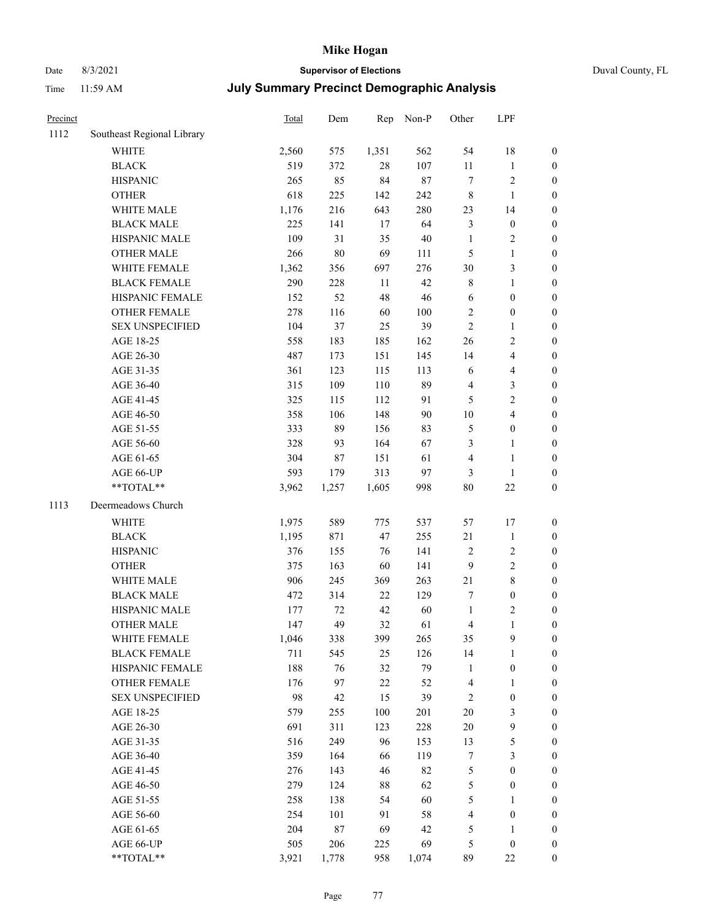# Mike Hogan

Date 8/3/2021 **Supervisor of Elections** Duval County, FL

Time 11:59 AM

## July Summary Precinct Demographic Analysis

| Precinct | | Total | Dem | Rep | Non-P | Other | LPF | |
|---|---|---|---|---|---|---|---|---|
| 1112 | Southeast Regional Library | | | | | | | |
| | WHITE | 2,560 | 575 | 1,351 | 562 | 54 | 18 | 0 |
| | BLACK | 519 | 372 | 28 | 107 | 11 | 1 | 0 |
| | HISPANIC | 265 | 85 | 84 | 87 | 7 | 2 | 0 |
| | OTHER | 618 | 225 | 142 | 242 | 8 | 1 | 0 |
| | WHITE MALE | 1,176 | 216 | 643 | 280 | 23 | 14 | 0 |
| | BLACK MALE | 225 | 141 | 17 | 64 | 3 | 0 | 0 |
| | HISPANIC MALE | 109 | 31 | 35 | 40 | 1 | 2 | 0 |
| | OTHER MALE | 266 | 80 | 69 | 111 | 5 | 1 | 0 |
| | WHITE FEMALE | 1,362 | 356 | 697 | 276 | 30 | 3 | 0 |
| | BLACK FEMALE | 290 | 228 | 11 | 42 | 8 | 1 | 0 |
| | HISPANIC FEMALE | 152 | 52 | 48 | 46 | 6 | 0 | 0 |
| | OTHER FEMALE | 278 | 116 | 60 | 100 | 2 | 0 | 0 |
| | SEX UNSPECIFIED | 104 | 37 | 25 | 39 | 2 | 1 | 0 |
| | AGE 18-25 | 558 | 183 | 185 | 162 | 26 | 2 | 0 |
| | AGE 26-30 | 487 | 173 | 151 | 145 | 14 | 4 | 0 |
| | AGE 31-35 | 361 | 123 | 115 | 113 | 6 | 4 | 0 |
| | AGE 36-40 | 315 | 109 | 110 | 89 | 4 | 3 | 0 |
| | AGE 41-45 | 325 | 115 | 112 | 91 | 5 | 2 | 0 |
| | AGE 46-50 | 358 | 106 | 148 | 90 | 10 | 4 | 0 |
| | AGE 51-55 | 333 | 89 | 156 | 83 | 5 | 0 | 0 |
| | AGE 56-60 | 328 | 93 | 164 | 67 | 3 | 1 | 0 |
| | AGE 61-65 | 304 | 87 | 151 | 61 | 4 | 1 | 0 |
| | AGE 66-UP | 593 | 179 | 313 | 97 | 3 | 1 | 0 |
| | **TOTAL** | 3,962 | 1,257 | 1,605 | 998 | 80 | 22 | 0 |
| 1113 | Deermeadows Church | | | | | | | |
| | WHITE | 1,975 | 589 | 775 | 537 | 57 | 17 | 0 |
| | BLACK | 1,195 | 871 | 47 | 255 | 21 | 1 | 0 |
| | HISPANIC | 376 | 155 | 76 | 141 | 2 | 2 | 0 |
| | OTHER | 375 | 163 | 60 | 141 | 9 | 2 | 0 |
| | WHITE MALE | 906 | 245 | 369 | 263 | 21 | 8 | 0 |
| | BLACK MALE | 472 | 314 | 22 | 129 | 7 | 0 | 0 |
| | HISPANIC MALE | 177 | 72 | 42 | 60 | 1 | 2 | 0 |
| | OTHER MALE | 147 | 49 | 32 | 61 | 4 | 1 | 0 |
| | WHITE FEMALE | 1,046 | 338 | 399 | 265 | 35 | 9 | 0 |
| | BLACK FEMALE | 711 | 545 | 25 | 126 | 14 | 1 | 0 |
| | HISPANIC FEMALE | 188 | 76 | 32 | 79 | 1 | 0 | 0 |
| | OTHER FEMALE | 176 | 97 | 22 | 52 | 4 | 1 | 0 |
| | SEX UNSPECIFIED | 98 | 42 | 15 | 39 | 2 | 0 | 0 |
| | AGE 18-25 | 579 | 255 | 100 | 201 | 20 | 3 | 0 |
| | AGE 26-30 | 691 | 311 | 123 | 228 | 20 | 9 | 0 |
| | AGE 31-35 | 516 | 249 | 96 | 153 | 13 | 5 | 0 |
| | AGE 36-40 | 359 | 164 | 66 | 119 | 7 | 3 | 0 |
| | AGE 41-45 | 276 | 143 | 46 | 82 | 5 | 0 | 0 |
| | AGE 46-50 | 279 | 124 | 88 | 62 | 5 | 0 | 0 |
| | AGE 51-55 | 258 | 138 | 54 | 60 | 5 | 1 | 0 |
| | AGE 56-60 | 254 | 101 | 91 | 58 | 4 | 0 | 0 |
| | AGE 61-65 | 204 | 87 | 69 | 42 | 5 | 1 | 0 |
| | AGE 66-UP | 505 | 206 | 225 | 69 | 5 | 0 | 0 |
| | **TOTAL** | 3,921 | 1,778 | 958 | 1,074 | 89 | 22 | 0 |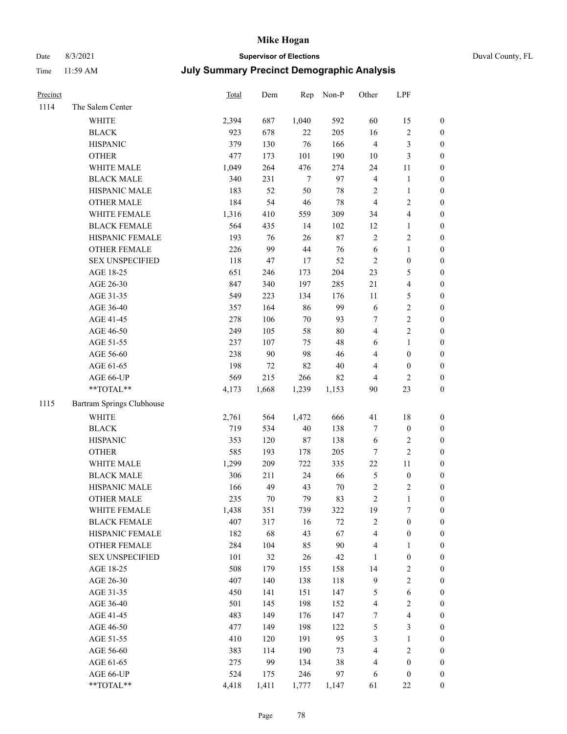# Mike Hogan

Date 8/3/2021 **Supervisor of Elections** Duval County, FL

Time 11:59 AM **July Summary Precinct Demographic Analysis**

| Precinct | | Total | Dem | Rep | Non-P | Other | LPF | |
|---|---|---|---|---|---|---|---|---|
| 1114 | The Salem Center | | | | | | | |
| | WHITE | 2,394 | 687 | 1,040 | 592 | 60 | 15 | 0 |
| | BLACK | 923 | 678 | 22 | 205 | 16 | 2 | 0 |
| | HISPANIC | 379 | 130 | 76 | 166 | 4 | 3 | 0 |
| | OTHER | 477 | 173 | 101 | 190 | 10 | 3 | 0 |
| | WHITE MALE | 1,049 | 264 | 476 | 274 | 24 | 11 | 0 |
| | BLACK MALE | 340 | 231 | 7 | 97 | 4 | 1 | 0 |
| | HISPANIC MALE | 183 | 52 | 50 | 78 | 2 | 1 | 0 |
| | OTHER MALE | 184 | 54 | 46 | 78 | 4 | 2 | 0 |
| | WHITE FEMALE | 1,316 | 410 | 559 | 309 | 34 | 4 | 0 |
| | BLACK FEMALE | 564 | 435 | 14 | 102 | 12 | 1 | 0 |
| | HISPANIC FEMALE | 193 | 76 | 26 | 87 | 2 | 2 | 0 |
| | OTHER FEMALE | 226 | 99 | 44 | 76 | 6 | 1 | 0 |
| | SEX UNSPECIFIED | 118 | 47 | 17 | 52 | 2 | 0 | 0 |
| | AGE 18-25 | 651 | 246 | 173 | 204 | 23 | 5 | 0 |
| | AGE 26-30 | 847 | 340 | 197 | 285 | 21 | 4 | 0 |
| | AGE 31-35 | 549 | 223 | 134 | 176 | 11 | 5 | 0 |
| | AGE 36-40 | 357 | 164 | 86 | 99 | 6 | 2 | 0 |
| | AGE 41-45 | 278 | 106 | 70 | 93 | 7 | 2 | 0 |
| | AGE 46-50 | 249 | 105 | 58 | 80 | 4 | 2 | 0 |
| | AGE 51-55 | 237 | 107 | 75 | 48 | 6 | 1 | 0 |
| | AGE 56-60 | 238 | 90 | 98 | 46 | 4 | 0 | 0 |
| | AGE 61-65 | 198 | 72 | 82 | 40 | 4 | 0 | 0 |
| | AGE 66-UP | 569 | 215 | 266 | 82 | 4 | 2 | 0 |
| | **TOTAL** | 4,173 | 1,668 | 1,239 | 1,153 | 90 | 23 | 0 |
| 1115 | Bartram Springs Clubhouse | | | | | | | |
| | WHITE | 2,761 | 564 | 1,472 | 666 | 41 | 18 | 0 |
| | BLACK | 719 | 534 | 40 | 138 | 7 | 0 | 0 |
| | HISPANIC | 353 | 120 | 87 | 138 | 6 | 2 | 0 |
| | OTHER | 585 | 193 | 178 | 205 | 7 | 2 | 0 |
| | WHITE MALE | 1,299 | 209 | 722 | 335 | 22 | 11 | 0 |
| | BLACK MALE | 306 | 211 | 24 | 66 | 5 | 0 | 0 |
| | HISPANIC MALE | 166 | 49 | 43 | 70 | 2 | 2 | 0 |
| | OTHER MALE | 235 | 70 | 79 | 83 | 2 | 1 | 0 |
| | WHITE FEMALE | 1,438 | 351 | 739 | 322 | 19 | 7 | 0 |
| | BLACK FEMALE | 407 | 317 | 16 | 72 | 2 | 0 | 0 |
| | HISPANIC FEMALE | 182 | 68 | 43 | 67 | 4 | 0 | 0 |
| | OTHER FEMALE | 284 | 104 | 85 | 90 | 4 | 1 | 0 |
| | SEX UNSPECIFIED | 101 | 32 | 26 | 42 | 1 | 0 | 0 |
| | AGE 18-25 | 508 | 179 | 155 | 158 | 14 | 2 | 0 |
| | AGE 26-30 | 407 | 140 | 138 | 118 | 9 | 2 | 0 |
| | AGE 31-35 | 450 | 141 | 151 | 147 | 5 | 6 | 0 |
| | AGE 36-40 | 501 | 145 | 198 | 152 | 4 | 2 | 0 |
| | AGE 41-45 | 483 | 149 | 176 | 147 | 7 | 4 | 0 |
| | AGE 46-50 | 477 | 149 | 198 | 122 | 5 | 3 | 0 |
| | AGE 51-55 | 410 | 120 | 191 | 95 | 3 | 1 | 0 |
| | AGE 56-60 | 383 | 114 | 190 | 73 | 4 | 2 | 0 |
| | AGE 61-65 | 275 | 99 | 134 | 38 | 4 | 0 | 0 |
| | AGE 66-UP | 524 | 175 | 246 | 97 | 6 | 0 | 0 |
| | **TOTAL** | 4,418 | 1,411 | 1,777 | 1,147 | 61 | 22 | 0 |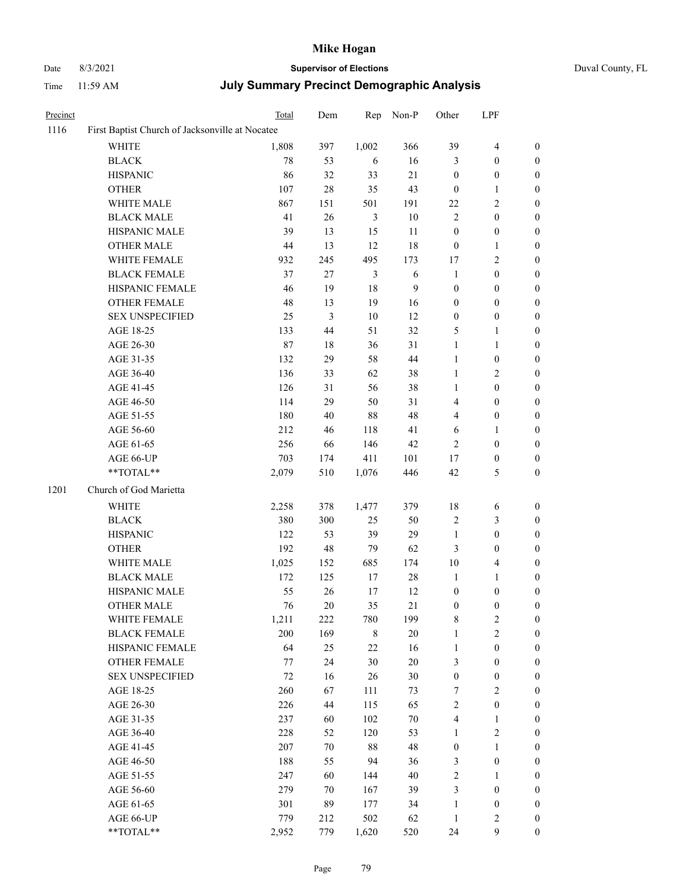| Precinct | | Total | Dem | Rep | Non-P | Other | LPF | |
|---|---|---|---|---|---|---|---|---|
| 1116 | First Baptist Church of Jacksonville at Nocatee | | | | | | | |
| | WHITE | 1,808 | 397 | 1,002 | 366 | 39 | 4 | 0 |
| | BLACK | 78 | 53 | 6 | 16 | 3 | 0 | 0 |
| | HISPANIC | 86 | 32 | 33 | 21 | 0 | 0 | 0 |
| | OTHER | 107 | 28 | 35 | 43 | 0 | 1 | 0 |
| | WHITE MALE | 867 | 151 | 501 | 191 | 22 | 2 | 0 |
| | BLACK MALE | 41 | 26 | 3 | 10 | 2 | 0 | 0 |
| | HISPANIC MALE | 39 | 13 | 15 | 11 | 0 | 0 | 0 |
| | OTHER MALE | 44 | 13 | 12 | 18 | 0 | 1 | 0 |
| | WHITE FEMALE | 932 | 245 | 495 | 173 | 17 | 2 | 0 |
| | BLACK FEMALE | 37 | 27 | 3 | 6 | 1 | 0 | 0 |
| | HISPANIC FEMALE | 46 | 19 | 18 | 9 | 0 | 0 | 0 |
| | OTHER FEMALE | 48 | 13 | 19 | 16 | 0 | 0 | 0 |
| | SEX UNSPECIFIED | 25 | 3 | 10 | 12 | 0 | 0 | 0 |
| | AGE 18-25 | 133 | 44 | 51 | 32 | 5 | 1 | 0 |
| | AGE 26-30 | 87 | 18 | 36 | 31 | 1 | 1 | 0 |
| | AGE 31-35 | 132 | 29 | 58 | 44 | 1 | 0 | 0 |
| | AGE 36-40 | 136 | 33 | 62 | 38 | 1 | 2 | 0 |
| | AGE 41-45 | 126 | 31 | 56 | 38 | 1 | 0 | 0 |
| | AGE 46-50 | 114 | 29 | 50 | 31 | 4 | 0 | 0 |
| | AGE 51-55 | 180 | 40 | 88 | 48 | 4 | 0 | 0 |
| | AGE 56-60 | 212 | 46 | 118 | 41 | 6 | 1 | 0 |
| | AGE 61-65 | 256 | 66 | 146 | 42 | 2 | 0 | 0 |
| | AGE 66-UP | 703 | 174 | 411 | 101 | 17 | 0 | 0 |
| | **TOTAL** | 2,079 | 510 | 1,076 | 446 | 42 | 5 | 0 |
| 1201 | Church of God Marietta | | | | | | | |
| | WHITE | 2,258 | 378 | 1,477 | 379 | 18 | 6 | 0 |
| | BLACK | 380 | 300 | 25 | 50 | 2 | 3 | 0 |
| | HISPANIC | 122 | 53 | 39 | 29 | 1 | 0 | 0 |
| | OTHER | 192 | 48 | 79 | 62 | 3 | 0 | 0 |
| | WHITE MALE | 1,025 | 152 | 685 | 174 | 10 | 4 | 0 |
| | BLACK MALE | 172 | 125 | 17 | 28 | 1 | 1 | 0 |
| | HISPANIC MALE | 55 | 26 | 17 | 12 | 0 | 0 | 0 |
| | OTHER MALE | 76 | 20 | 35 | 21 | 0 | 0 | 0 |
| | WHITE FEMALE | 1,211 | 222 | 780 | 199 | 8 | 2 | 0 |
| | BLACK FEMALE | 200 | 169 | 8 | 20 | 1 | 2 | 0 |
| | HISPANIC FEMALE | 64 | 25 | 22 | 16 | 1 | 0 | 0 |
| | OTHER FEMALE | 77 | 24 | 30 | 20 | 3 | 0 | 0 |
| | SEX UNSPECIFIED | 72 | 16 | 26 | 30 | 0 | 0 | 0 |
| | AGE 18-25 | 260 | 67 | 111 | 73 | 7 | 2 | 0 |
| | AGE 26-30 | 226 | 44 | 115 | 65 | 2 | 0 | 0 |
| | AGE 31-35 | 237 | 60 | 102 | 70 | 4 | 1 | 0 |
| | AGE 36-40 | 228 | 52 | 120 | 53 | 1 | 2 | 0 |
| | AGE 41-45 | 207 | 70 | 88 | 48 | 0 | 1 | 0 |
| | AGE 46-50 | 188 | 55 | 94 | 36 | 3 | 0 | 0 |
| | AGE 51-55 | 247 | 60 | 144 | 40 | 2 | 1 | 0 |
| | AGE 56-60 | 279 | 70 | 167 | 39 | 3 | 0 | 0 |
| | AGE 61-65 | 301 | 89 | 177 | 34 | 1 | 0 | 0 |
| | AGE 66-UP | 779 | 212 | 502 | 62 | 1 | 2 | 0 |
| | **TOTAL** | 2,952 | 779 | 1,620 | 520 | 24 | 9 | 0 |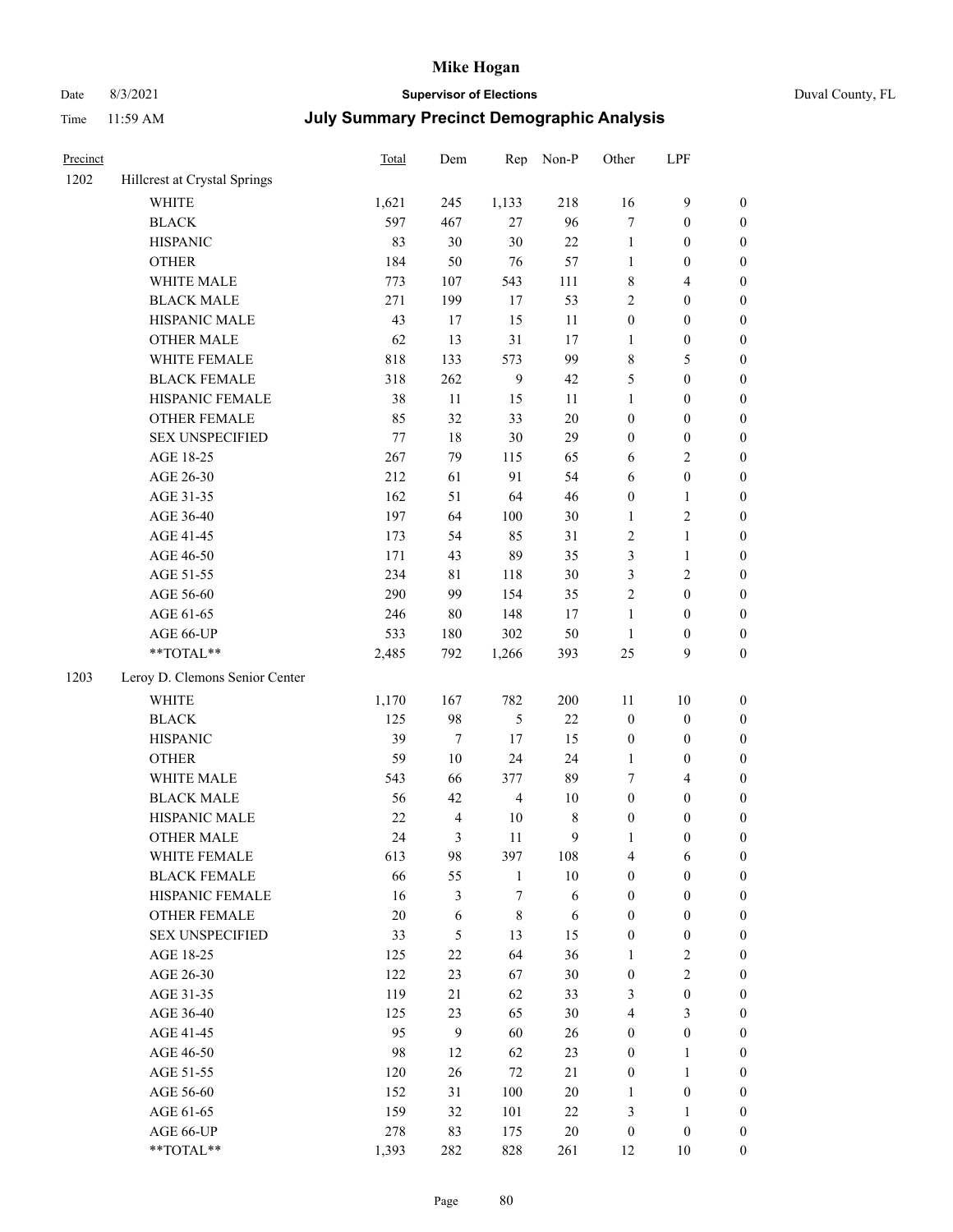# Mike Hogan

Date 8/3/2021 — **Supervisor of Elections** — Duval County, FL

Time 11:59 AM — **July Summary Precinct Demographic Analysis**

| Precinct | | Total | Dem | Rep | Non-P | Other | LPF | |
|---|---|---|---|---|---|---|---|---|
| 1202 | Hillcrest at Crystal Springs | | | | | | | |
| | WHITE | 1,621 | 245 | 1,133 | 218 | 16 | 9 | 0 |
| | BLACK | 597 | 467 | 27 | 96 | 7 | 0 | 0 |
| | HISPANIC | 83 | 30 | 30 | 22 | 1 | 0 | 0 |
| | OTHER | 184 | 50 | 76 | 57 | 1 | 0 | 0 |
| | WHITE MALE | 773 | 107 | 543 | 111 | 8 | 4 | 0 |
| | BLACK MALE | 271 | 199 | 17 | 53 | 2 | 0 | 0 |
| | HISPANIC MALE | 43 | 17 | 15 | 11 | 0 | 0 | 0 |
| | OTHER MALE | 62 | 13 | 31 | 17 | 1 | 0 | 0 |
| | WHITE FEMALE | 818 | 133 | 573 | 99 | 8 | 5 | 0 |
| | BLACK FEMALE | 318 | 262 | 9 | 42 | 5 | 0 | 0 |
| | HISPANIC FEMALE | 38 | 11 | 15 | 11 | 1 | 0 | 0 |
| | OTHER FEMALE | 85 | 32 | 33 | 20 | 0 | 0 | 0 |
| | SEX UNSPECIFIED | 77 | 18 | 30 | 29 | 0 | 0 | 0 |
| | AGE 18-25 | 267 | 79 | 115 | 65 | 6 | 2 | 0 |
| | AGE 26-30 | 212 | 61 | 91 | 54 | 6 | 0 | 0 |
| | AGE 31-35 | 162 | 51 | 64 | 46 | 0 | 1 | 0 |
| | AGE 36-40 | 197 | 64 | 100 | 30 | 1 | 2 | 0 |
| | AGE 41-45 | 173 | 54 | 85 | 31 | 2 | 1 | 0 |
| | AGE 46-50 | 171 | 43 | 89 | 35 | 3 | 1 | 0 |
| | AGE 51-55 | 234 | 81 | 118 | 30 | 3 | 2 | 0 |
| | AGE 56-60 | 290 | 99 | 154 | 35 | 2 | 0 | 0 |
| | AGE 61-65 | 246 | 80 | 148 | 17 | 1 | 0 | 0 |
| | AGE 66-UP | 533 | 180 | 302 | 50 | 1 | 0 | 0 |
| | **TOTAL** | 2,485 | 792 | 1,266 | 393 | 25 | 9 | 0 |
| 1203 | Leroy D. Clemons Senior Center | | | | | | | |
| | WHITE | 1,170 | 167 | 782 | 200 | 11 | 10 | 0 |
| | BLACK | 125 | 98 | 5 | 22 | 0 | 0 | 0 |
| | HISPANIC | 39 | 7 | 17 | 15 | 0 | 0 | 0 |
| | OTHER | 59 | 10 | 24 | 24 | 1 | 0 | 0 |
| | WHITE MALE | 543 | 66 | 377 | 89 | 7 | 4 | 0 |
| | BLACK MALE | 56 | 42 | 4 | 10 | 0 | 0 | 0 |
| | HISPANIC MALE | 22 | 4 | 10 | 8 | 0 | 0 | 0 |
| | OTHER MALE | 24 | 3 | 11 | 9 | 1 | 0 | 0 |
| | WHITE FEMALE | 613 | 98 | 397 | 108 | 4 | 6 | 0 |
| | BLACK FEMALE | 66 | 55 | 1 | 10 | 0 | 0 | 0 |
| | HISPANIC FEMALE | 16 | 3 | 7 | 6 | 0 | 0 | 0 |
| | OTHER FEMALE | 20 | 6 | 8 | 6 | 0 | 0 | 0 |
| | SEX UNSPECIFIED | 33 | 5 | 13 | 15 | 0 | 0 | 0 |
| | AGE 18-25 | 125 | 22 | 64 | 36 | 1 | 2 | 0 |
| | AGE 26-30 | 122 | 23 | 67 | 30 | 0 | 2 | 0 |
| | AGE 31-35 | 119 | 21 | 62 | 33 | 3 | 0 | 0 |
| | AGE 36-40 | 125 | 23 | 65 | 30 | 4 | 3 | 0 |
| | AGE 41-45 | 95 | 9 | 60 | 26 | 0 | 0 | 0 |
| | AGE 46-50 | 98 | 12 | 62 | 23 | 0 | 1 | 0 |
| | AGE 51-55 | 120 | 26 | 72 | 21 | 0 | 1 | 0 |
| | AGE 56-60 | 152 | 31 | 100 | 20 | 1 | 0 | 0 |
| | AGE 61-65 | 159 | 32 | 101 | 22 | 3 | 1 | 0 |
| | AGE 66-UP | 278 | 83 | 175 | 20 | 0 | 0 | 0 |
| | **TOTAL** | 1,393 | 282 | 828 | 261 | 12 | 10 | 0 |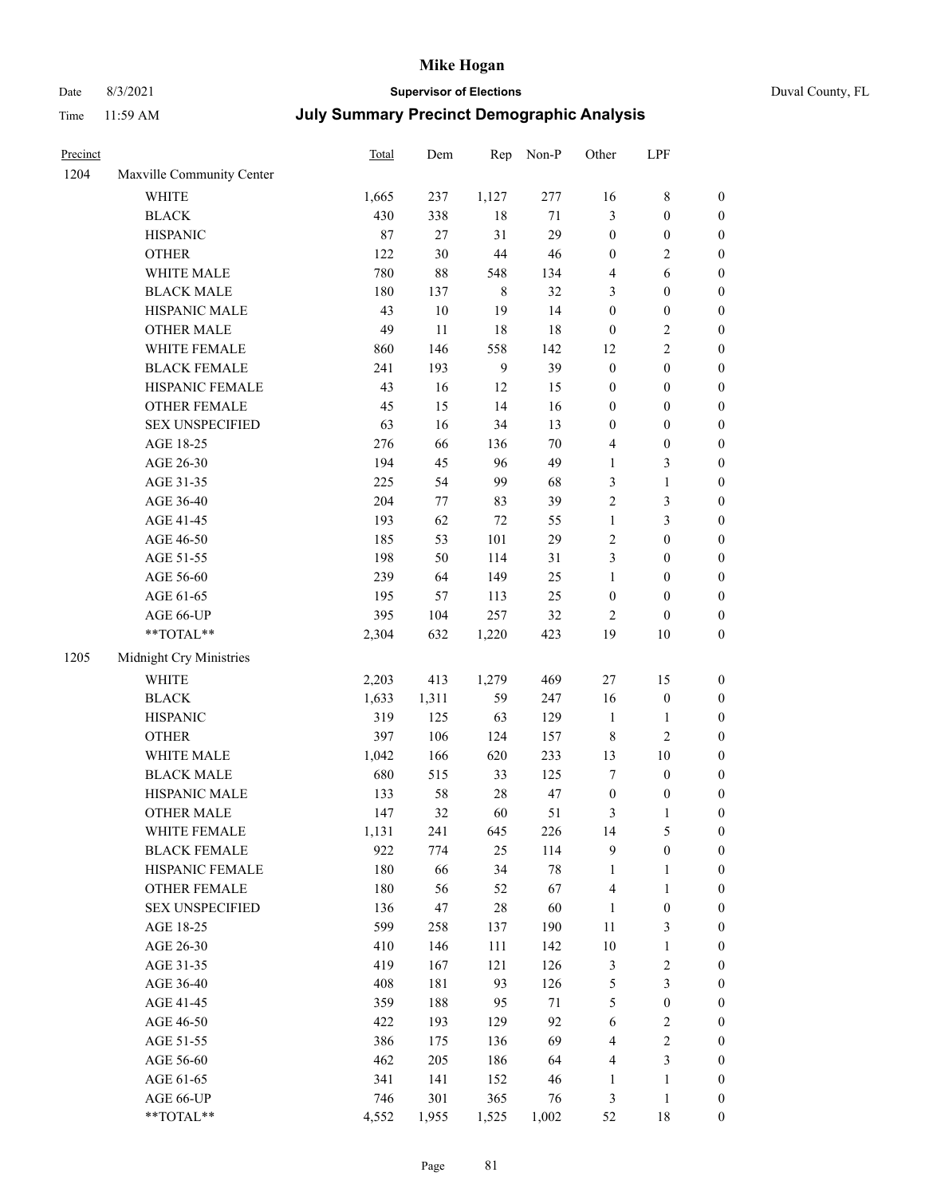# Mike Hogan

Date 8/3/2021 **Supervisor of Elections** Duval County, FL

Time 11:59 AM **July Summary Precinct Demographic Analysis**

| Precinct | | Total | Dem | Rep | Non-P | Other | LPF | |
|---|---|---|---|---|---|---|---|---|
| 1204 | Maxville Community Center | | | | | | | |
| | WHITE | 1,665 | 237 | 1,127 | 277 | 16 | 8 | 0 |
| | BLACK | 430 | 338 | 18 | 71 | 3 | 0 | 0 |
| | HISPANIC | 87 | 27 | 31 | 29 | 0 | 0 | 0 |
| | OTHER | 122 | 30 | 44 | 46 | 0 | 2 | 0 |
| | WHITE MALE | 780 | 88 | 548 | 134 | 4 | 6 | 0 |
| | BLACK MALE | 180 | 137 | 8 | 32 | 3 | 0 | 0 |
| | HISPANIC MALE | 43 | 10 | 19 | 14 | 0 | 0 | 0 |
| | OTHER MALE | 49 | 11 | 18 | 18 | 0 | 2 | 0 |
| | WHITE FEMALE | 860 | 146 | 558 | 142 | 12 | 2 | 0 |
| | BLACK FEMALE | 241 | 193 | 9 | 39 | 0 | 0 | 0 |
| | HISPANIC FEMALE | 43 | 16 | 12 | 15 | 0 | 0 | 0 |
| | OTHER FEMALE | 45 | 15 | 14 | 16 | 0 | 0 | 0 |
| | SEX UNSPECIFIED | 63 | 16 | 34 | 13 | 0 | 0 | 0 |
| | AGE 18-25 | 276 | 66 | 136 | 70 | 4 | 0 | 0 |
| | AGE 26-30 | 194 | 45 | 96 | 49 | 1 | 3 | 0 |
| | AGE 31-35 | 225 | 54 | 99 | 68 | 3 | 1 | 0 |
| | AGE 36-40 | 204 | 77 | 83 | 39 | 2 | 3 | 0 |
| | AGE 41-45 | 193 | 62 | 72 | 55 | 1 | 3 | 0 |
| | AGE 46-50 | 185 | 53 | 101 | 29 | 2 | 0 | 0 |
| | AGE 51-55 | 198 | 50 | 114 | 31 | 3 | 0 | 0 |
| | AGE 56-60 | 239 | 64 | 149 | 25 | 1 | 0 | 0 |
| | AGE 61-65 | 195 | 57 | 113 | 25 | 0 | 0 | 0 |
| | AGE 66-UP | 395 | 104 | 257 | 32 | 2 | 0 | 0 |
| | **TOTAL** | 2,304 | 632 | 1,220 | 423 | 19 | 10 | 0 |
| 1205 | Midnight Cry Ministries | | | | | | | |
| | WHITE | 2,203 | 413 | 1,279 | 469 | 27 | 15 | 0 |
| | BLACK | 1,633 | 1,311 | 59 | 247 | 16 | 0 | 0 |
| | HISPANIC | 319 | 125 | 63 | 129 | 1 | 1 | 0 |
| | OTHER | 397 | 106 | 124 | 157 | 8 | 2 | 0 |
| | WHITE MALE | 1,042 | 166 | 620 | 233 | 13 | 10 | 0 |
| | BLACK MALE | 680 | 515 | 33 | 125 | 7 | 0 | 0 |
| | HISPANIC MALE | 133 | 58 | 28 | 47 | 0 | 0 | 0 |
| | OTHER MALE | 147 | 32 | 60 | 51 | 3 | 1 | 0 |
| | WHITE FEMALE | 1,131 | 241 | 645 | 226 | 14 | 5 | 0 |
| | BLACK FEMALE | 922 | 774 | 25 | 114 | 9 | 0 | 0 |
| | HISPANIC FEMALE | 180 | 66 | 34 | 78 | 1 | 1 | 0 |
| | OTHER FEMALE | 180 | 56 | 52 | 67 | 4 | 1 | 0 |
| | SEX UNSPECIFIED | 136 | 47 | 28 | 60 | 1 | 0 | 0 |
| | AGE 18-25 | 599 | 258 | 137 | 190 | 11 | 3 | 0 |
| | AGE 26-30 | 410 | 146 | 111 | 142 | 10 | 1 | 0 |
| | AGE 31-35 | 419 | 167 | 121 | 126 | 3 | 2 | 0 |
| | AGE 36-40 | 408 | 181 | 93 | 126 | 5 | 3 | 0 |
| | AGE 41-45 | 359 | 188 | 95 | 71 | 5 | 0 | 0 |
| | AGE 46-50 | 422 | 193 | 129 | 92 | 6 | 2 | 0 |
| | AGE 51-55 | 386 | 175 | 136 | 69 | 4 | 2 | 0 |
| | AGE 56-60 | 462 | 205 | 186 | 64 | 4 | 3 | 0 |
| | AGE 61-65 | 341 | 141 | 152 | 46 | 1 | 1 | 0 |
| | AGE 66-UP | 746 | 301 | 365 | 76 | 3 | 1 | 0 |
| | **TOTAL** | 4,552 | 1,955 | 1,525 | 1,002 | 52 | 18 | 0 |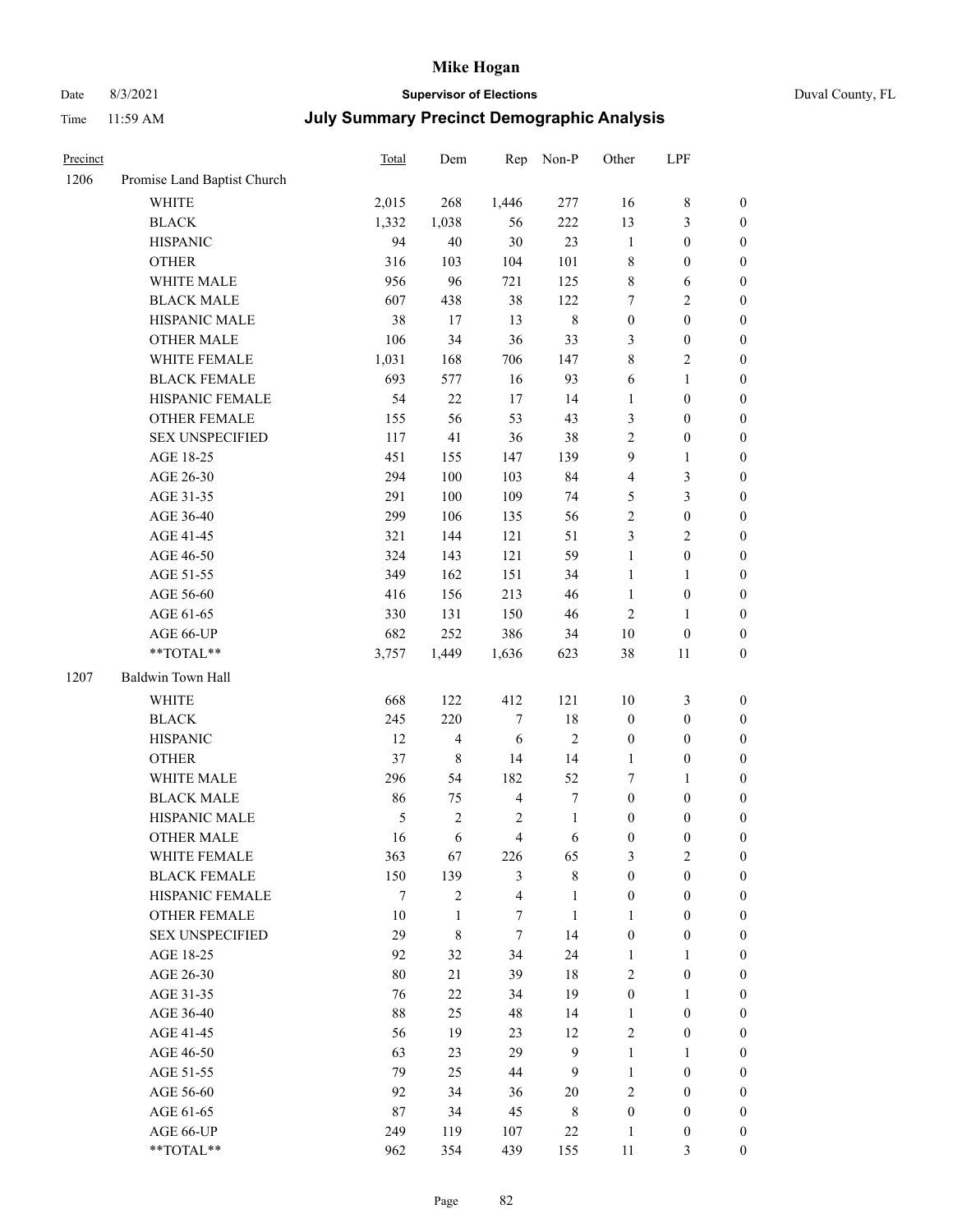# Mike Hogan

Date 8/3/2021 **Supervisor of Elections** Duval County, FL

Time 11:59 AM **July Summary Precinct Demographic Analysis**

| Precinct | | Total | Dem | Rep | Non-P | Other | LPF | |
|---|---|---|---|---|---|---|---|---|
| 1206 | Promise Land Baptist Church | | | | | | | |
| | WHITE | 2,015 | 268 | 1,446 | 277 | 16 | 8 | 0 |
| | BLACK | 1,332 | 1,038 | 56 | 222 | 13 | 3 | 0 |
| | HISPANIC | 94 | 40 | 30 | 23 | 1 | 0 | 0 |
| | OTHER | 316 | 103 | 104 | 101 | 8 | 0 | 0 |
| | WHITE MALE | 956 | 96 | 721 | 125 | 8 | 6 | 0 |
| | BLACK MALE | 607 | 438 | 38 | 122 | 7 | 2 | 0 |
| | HISPANIC MALE | 38 | 17 | 13 | 8 | 0 | 0 | 0 |
| | OTHER MALE | 106 | 34 | 36 | 33 | 3 | 0 | 0 |
| | WHITE FEMALE | 1,031 | 168 | 706 | 147 | 8 | 2 | 0 |
| | BLACK FEMALE | 693 | 577 | 16 | 93 | 6 | 1 | 0 |
| | HISPANIC FEMALE | 54 | 22 | 17 | 14 | 1 | 0 | 0 |
| | OTHER FEMALE | 155 | 56 | 53 | 43 | 3 | 0 | 0 |
| | SEX UNSPECIFIED | 117 | 41 | 36 | 38 | 2 | 0 | 0 |
| | AGE 18-25 | 451 | 155 | 147 | 139 | 9 | 1 | 0 |
| | AGE 26-30 | 294 | 100 | 103 | 84 | 4 | 3 | 0 |
| | AGE 31-35 | 291 | 100 | 109 | 74 | 5 | 3 | 0 |
| | AGE 36-40 | 299 | 106 | 135 | 56 | 2 | 0 | 0 |
| | AGE 41-45 | 321 | 144 | 121 | 51 | 3 | 2 | 0 |
| | AGE 46-50 | 324 | 143 | 121 | 59 | 1 | 0 | 0 |
| | AGE 51-55 | 349 | 162 | 151 | 34 | 1 | 1 | 0 |
| | AGE 56-60 | 416 | 156 | 213 | 46 | 1 | 0 | 0 |
| | AGE 61-65 | 330 | 131 | 150 | 46 | 2 | 1 | 0 |
| | AGE 66-UP | 682 | 252 | 386 | 34 | 10 | 0 | 0 |
| | **TOTAL** | 3,757 | 1,449 | 1,636 | 623 | 38 | 11 | 0 |
| 1207 | Baldwin Town Hall | | | | | | | |
| | WHITE | 668 | 122 | 412 | 121 | 10 | 3 | 0 |
| | BLACK | 245 | 220 | 7 | 18 | 0 | 0 | 0 |
| | HISPANIC | 12 | 4 | 6 | 2 | 0 | 0 | 0 |
| | OTHER | 37 | 8 | 14 | 14 | 1 | 0 | 0 |
| | WHITE MALE | 296 | 54 | 182 | 52 | 7 | 1 | 0 |
| | BLACK MALE | 86 | 75 | 4 | 7 | 0 | 0 | 0 |
| | HISPANIC MALE | 5 | 2 | 2 | 1 | 0 | 0 | 0 |
| | OTHER MALE | 16 | 6 | 4 | 6 | 0 | 0 | 0 |
| | WHITE FEMALE | 363 | 67 | 226 | 65 | 3 | 2 | 0 |
| | BLACK FEMALE | 150 | 139 | 3 | 8 | 0 | 0 | 0 |
| | HISPANIC FEMALE | 7 | 2 | 4 | 1 | 0 | 0 | 0 |
| | OTHER FEMALE | 10 | 1 | 7 | 1 | 1 | 0 | 0 |
| | SEX UNSPECIFIED | 29 | 8 | 7 | 14 | 0 | 0 | 0 |
| | AGE 18-25 | 92 | 32 | 34 | 24 | 1 | 1 | 0 |
| | AGE 26-30 | 80 | 21 | 39 | 18 | 2 | 0 | 0 |
| | AGE 31-35 | 76 | 22 | 34 | 19 | 0 | 1 | 0 |
| | AGE 36-40 | 88 | 25 | 48 | 14 | 1 | 0 | 0 |
| | AGE 41-45 | 56 | 19 | 23 | 12 | 2 | 0 | 0 |
| | AGE 46-50 | 63 | 23 | 29 | 9 | 1 | 1 | 0 |
| | AGE 51-55 | 79 | 25 | 44 | 9 | 1 | 0 | 0 |
| | AGE 56-60 | 92 | 34 | 36 | 20 | 2 | 0 | 0 |
| | AGE 61-65 | 87 | 34 | 45 | 8 | 0 | 0 | 0 |
| | AGE 66-UP | 249 | 119 | 107 | 22 | 1 | 0 | 0 |
| | **TOTAL** | 962 | 354 | 439 | 155 | 11 | 3 | 0 |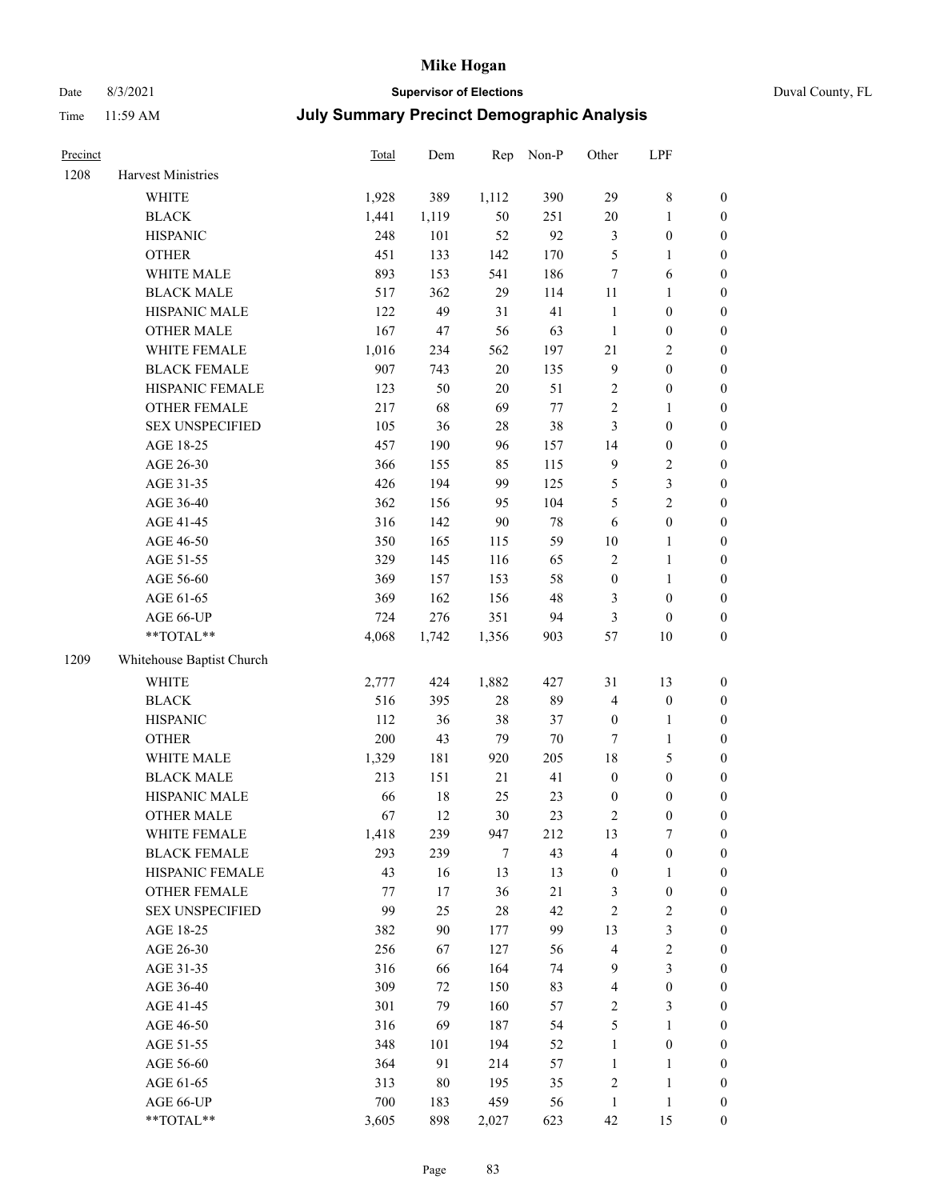# Mike Hogan

Date 8/3/2021 **Supervisor of Elections** Duval County, FL

Time 11:59 AM **July Summary Precinct Demographic Analysis**

| Precinct | | Total | Dem | Rep | Non-P | Other | LPF | |
|---|---|---|---|---|---|---|---|---|
| 1208 | Harvest Ministries | | | | | | | |
| | WHITE | 1,928 | 389 | 1,112 | 390 | 29 | 8 | 0 |
| | BLACK | 1,441 | 1,119 | 50 | 251 | 20 | 1 | 0 |
| | HISPANIC | 248 | 101 | 52 | 92 | 3 | 0 | 0 |
| | OTHER | 451 | 133 | 142 | 170 | 5 | 1 | 0 |
| | WHITE MALE | 893 | 153 | 541 | 186 | 7 | 6 | 0 |
| | BLACK MALE | 517 | 362 | 29 | 114 | 11 | 1 | 0 |
| | HISPANIC MALE | 122 | 49 | 31 | 41 | 1 | 0 | 0 |
| | OTHER MALE | 167 | 47 | 56 | 63 | 1 | 0 | 0 |
| | WHITE FEMALE | 1,016 | 234 | 562 | 197 | 21 | 2 | 0 |
| | BLACK FEMALE | 907 | 743 | 20 | 135 | 9 | 0 | 0 |
| | HISPANIC FEMALE | 123 | 50 | 20 | 51 | 2 | 0 | 0 |
| | OTHER FEMALE | 217 | 68 | 69 | 77 | 2 | 1 | 0 |
| | SEX UNSPECIFIED | 105 | 36 | 28 | 38 | 3 | 0 | 0 |
| | AGE 18-25 | 457 | 190 | 96 | 157 | 14 | 0 | 0 |
| | AGE 26-30 | 366 | 155 | 85 | 115 | 9 | 2 | 0 |
| | AGE 31-35 | 426 | 194 | 99 | 125 | 5 | 3 | 0 |
| | AGE 36-40 | 362 | 156 | 95 | 104 | 5 | 2 | 0 |
| | AGE 41-45 | 316 | 142 | 90 | 78 | 6 | 0 | 0 |
| | AGE 46-50 | 350 | 165 | 115 | 59 | 10 | 1 | 0 |
| | AGE 51-55 | 329 | 145 | 116 | 65 | 2 | 1 | 0 |
| | AGE 56-60 | 369 | 157 | 153 | 58 | 0 | 1 | 0 |
| | AGE 61-65 | 369 | 162 | 156 | 48 | 3 | 0 | 0 |
| | AGE 66-UP | 724 | 276 | 351 | 94 | 3 | 0 | 0 |
| | **TOTAL** | 4,068 | 1,742 | 1,356 | 903 | 57 | 10 | 0 |
| 1209 | Whitehouse Baptist Church | | | | | | | |
| | WHITE | 2,777 | 424 | 1,882 | 427 | 31 | 13 | 0 |
| | BLACK | 516 | 395 | 28 | 89 | 4 | 0 | 0 |
| | HISPANIC | 112 | 36 | 38 | 37 | 0 | 1 | 0 |
| | OTHER | 200 | 43 | 79 | 70 | 7 | 1 | 0 |
| | WHITE MALE | 1,329 | 181 | 920 | 205 | 18 | 5 | 0 |
| | BLACK MALE | 213 | 151 | 21 | 41 | 0 | 0 | 0 |
| | HISPANIC MALE | 66 | 18 | 25 | 23 | 0 | 0 | 0 |
| | OTHER MALE | 67 | 12 | 30 | 23 | 2 | 0 | 0 |
| | WHITE FEMALE | 1,418 | 239 | 947 | 212 | 13 | 7 | 0 |
| | BLACK FEMALE | 293 | 239 | 7 | 43 | 4 | 0 | 0 |
| | HISPANIC FEMALE | 43 | 16 | 13 | 13 | 0 | 1 | 0 |
| | OTHER FEMALE | 77 | 17 | 36 | 21 | 3 | 0 | 0 |
| | SEX UNSPECIFIED | 99 | 25 | 28 | 42 | 2 | 2 | 0 |
| | AGE 18-25 | 382 | 90 | 177 | 99 | 13 | 3 | 0 |
| | AGE 26-30 | 256 | 67 | 127 | 56 | 4 | 2 | 0 |
| | AGE 31-35 | 316 | 66 | 164 | 74 | 9 | 3 | 0 |
| | AGE 36-40 | 309 | 72 | 150 | 83 | 4 | 0 | 0 |
| | AGE 41-45 | 301 | 79 | 160 | 57 | 2 | 3 | 0 |
| | AGE 46-50 | 316 | 69 | 187 | 54 | 5 | 1 | 0 |
| | AGE 51-55 | 348 | 101 | 194 | 52 | 1 | 0 | 0 |
| | AGE 56-60 | 364 | 91 | 214 | 57 | 1 | 1 | 0 |
| | AGE 61-65 | 313 | 80 | 195 | 35 | 2 | 1 | 0 |
| | AGE 66-UP | 700 | 183 | 459 | 56 | 1 | 1 | 0 |
| | **TOTAL** | 3,605 | 898 | 2,027 | 623 | 42 | 15 | 0 |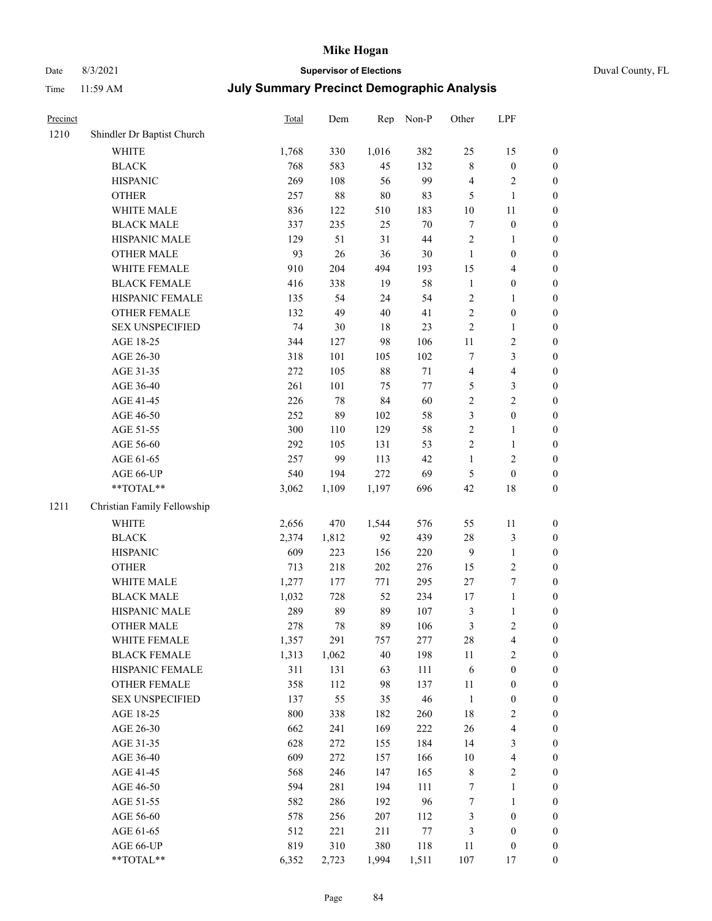# Mike Hogan

Date 8/3/2021 **Supervisor of Elections** Duval County, FL

Time 11:59 AM **July Summary Precinct Demographic Analysis**

| Precinct | | Total | Dem | Rep | Non-P | Other | LPF | |
|---|---|---|---|---|---|---|---|---|
| 1210 | Shindler Dr Baptist Church | | | | | | | |
| | WHITE | 1,768 | 330 | 1,016 | 382 | 25 | 15 | 0 |
| | BLACK | 768 | 583 | 45 | 132 | 8 | 0 | 0 |
| | HISPANIC | 269 | 108 | 56 | 99 | 4 | 2 | 0 |
| | OTHER | 257 | 88 | 80 | 83 | 5 | 1 | 0 |
| | WHITE MALE | 836 | 122 | 510 | 183 | 10 | 11 | 0 |
| | BLACK MALE | 337 | 235 | 25 | 70 | 7 | 0 | 0 |
| | HISPANIC MALE | 129 | 51 | 31 | 44 | 2 | 1 | 0 |
| | OTHER MALE | 93 | 26 | 36 | 30 | 1 | 0 | 0 |
| | WHITE FEMALE | 910 | 204 | 494 | 193 | 15 | 4 | 0 |
| | BLACK FEMALE | 416 | 338 | 19 | 58 | 1 | 0 | 0 |
| | HISPANIC FEMALE | 135 | 54 | 24 | 54 | 2 | 1 | 0 |
| | OTHER FEMALE | 132 | 49 | 40 | 41 | 2 | 0 | 0 |
| | SEX UNSPECIFIED | 74 | 30 | 18 | 23 | 2 | 1 | 0 |
| | AGE 18-25 | 344 | 127 | 98 | 106 | 11 | 2 | 0 |
| | AGE 26-30 | 318 | 101 | 105 | 102 | 7 | 3 | 0 |
| | AGE 31-35 | 272 | 105 | 88 | 71 | 4 | 4 | 0 |
| | AGE 36-40 | 261 | 101 | 75 | 77 | 5 | 3 | 0 |
| | AGE 41-45 | 226 | 78 | 84 | 60 | 2 | 2 | 0 |
| | AGE 46-50 | 252 | 89 | 102 | 58 | 3 | 0 | 0 |
| | AGE 51-55 | 300 | 110 | 129 | 58 | 2 | 1 | 0 |
| | AGE 56-60 | 292 | 105 | 131 | 53 | 2 | 1 | 0 |
| | AGE 61-65 | 257 | 99 | 113 | 42 | 1 | 2 | 0 |
| | AGE 66-UP | 540 | 194 | 272 | 69 | 5 | 0 | 0 |
| | **TOTAL** | 3,062 | 1,109 | 1,197 | 696 | 42 | 18 | 0 |
| 1211 | Christian Family Fellowship | | | | | | | |
| | WHITE | 2,656 | 470 | 1,544 | 576 | 55 | 11 | 0 |
| | BLACK | 2,374 | 1,812 | 92 | 439 | 28 | 3 | 0 |
| | HISPANIC | 609 | 223 | 156 | 220 | 9 | 1 | 0 |
| | OTHER | 713 | 218 | 202 | 276 | 15 | 2 | 0 |
| | WHITE MALE | 1,277 | 177 | 771 | 295 | 27 | 7 | 0 |
| | BLACK MALE | 1,032 | 728 | 52 | 234 | 17 | 1 | 0 |
| | HISPANIC MALE | 289 | 89 | 89 | 107 | 3 | 1 | 0 |
| | OTHER MALE | 278 | 78 | 89 | 106 | 3 | 2 | 0 |
| | WHITE FEMALE | 1,357 | 291 | 757 | 277 | 28 | 4 | 0 |
| | BLACK FEMALE | 1,313 | 1,062 | 40 | 198 | 11 | 2 | 0 |
| | HISPANIC FEMALE | 311 | 131 | 63 | 111 | 6 | 0 | 0 |
| | OTHER FEMALE | 358 | 112 | 98 | 137 | 11 | 0 | 0 |
| | SEX UNSPECIFIED | 137 | 55 | 35 | 46 | 1 | 0 | 0 |
| | AGE 18-25 | 800 | 338 | 182 | 260 | 18 | 2 | 0 |
| | AGE 26-30 | 662 | 241 | 169 | 222 | 26 | 4 | 0 |
| | AGE 31-35 | 628 | 272 | 155 | 184 | 14 | 3 | 0 |
| | AGE 36-40 | 609 | 272 | 157 | 166 | 10 | 4 | 0 |
| | AGE 41-45 | 568 | 246 | 147 | 165 | 8 | 2 | 0 |
| | AGE 46-50 | 594 | 281 | 194 | 111 | 7 | 1 | 0 |
| | AGE 51-55 | 582 | 286 | 192 | 96 | 7 | 1 | 0 |
| | AGE 56-60 | 578 | 256 | 207 | 112 | 3 | 0 | 0 |
| | AGE 61-65 | 512 | 221 | 211 | 77 | 3 | 0 | 0 |
| | AGE 66-UP | 819 | 310 | 380 | 118 | 11 | 0 | 0 |
| | **TOTAL** | 6,352 | 2,723 | 1,994 | 1,511 | 107 | 17 | 0 |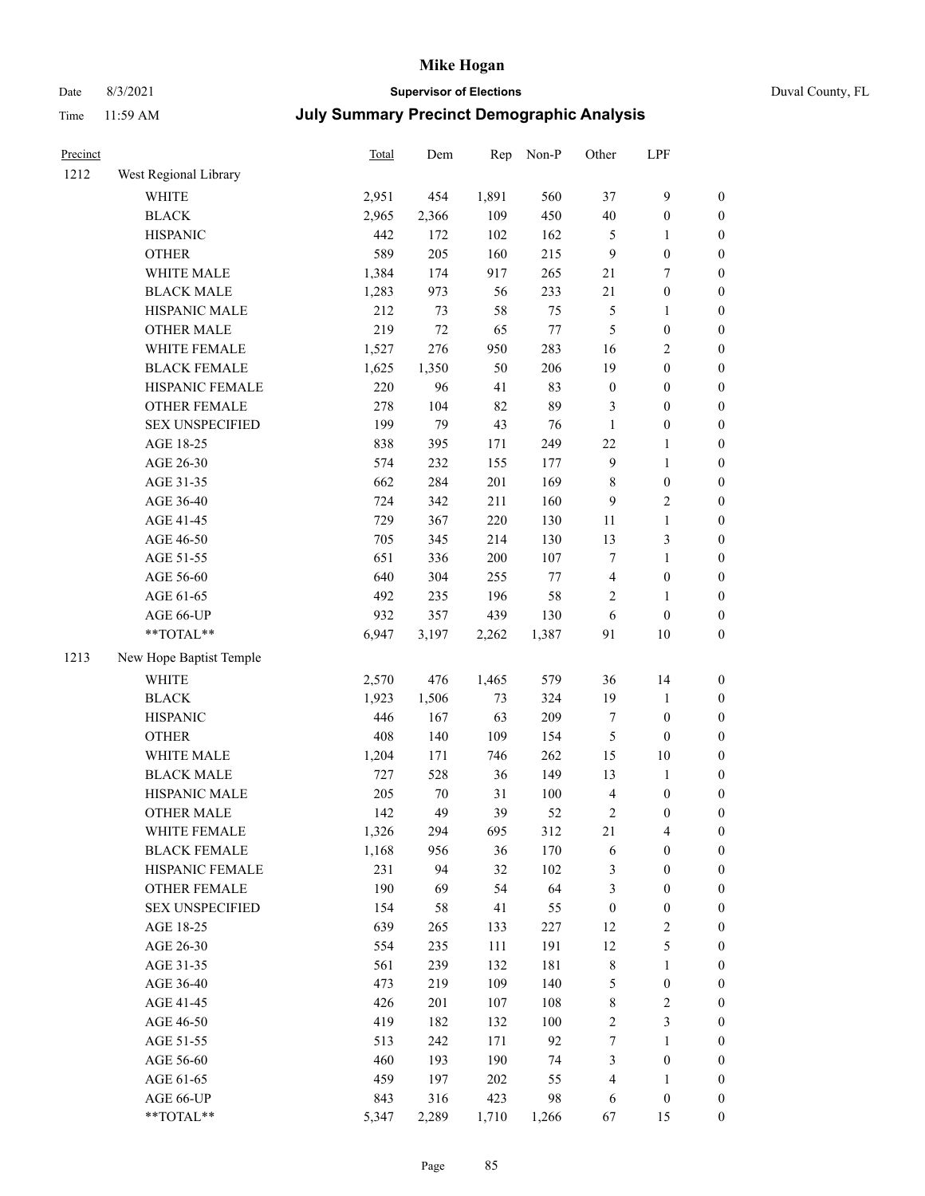# Mike Hogan

Date 8/3/2021 **Supervisor of Elections** Duval County, FL

Time 11:59 AM **July Summary Precinct Demographic Analysis**

| Precinct | | Total | Dem | Rep | Non-P | Other | LPF | |
|---|---|---|---|---|---|---|---|---|
| 1212 | West Regional Library | | | | | | | |
| | WHITE | 2,951 | 454 | 1,891 | 560 | 37 | 9 | 0 |
| | BLACK | 2,965 | 2,366 | 109 | 450 | 40 | 0 | 0 |
| | HISPANIC | 442 | 172 | 102 | 162 | 5 | 1 | 0 |
| | OTHER | 589 | 205 | 160 | 215 | 9 | 0 | 0 |
| | WHITE MALE | 1,384 | 174 | 917 | 265 | 21 | 7 | 0 |
| | BLACK MALE | 1,283 | 973 | 56 | 233 | 21 | 0 | 0 |
| | HISPANIC MALE | 212 | 73 | 58 | 75 | 5 | 1 | 0 |
| | OTHER MALE | 219 | 72 | 65 | 77 | 5 | 0 | 0 |
| | WHITE FEMALE | 1,527 | 276 | 950 | 283 | 16 | 2 | 0 |
| | BLACK FEMALE | 1,625 | 1,350 | 50 | 206 | 19 | 0 | 0 |
| | HISPANIC FEMALE | 220 | 96 | 41 | 83 | 0 | 0 | 0 |
| | OTHER FEMALE | 278 | 104 | 82 | 89 | 3 | 0 | 0 |
| | SEX UNSPECIFIED | 199 | 79 | 43 | 76 | 1 | 0 | 0 |
| | AGE 18-25 | 838 | 395 | 171 | 249 | 22 | 1 | 0 |
| | AGE 26-30 | 574 | 232 | 155 | 177 | 9 | 1 | 0 |
| | AGE 31-35 | 662 | 284 | 201 | 169 | 8 | 0 | 0 |
| | AGE 36-40 | 724 | 342 | 211 | 160 | 9 | 2 | 0 |
| | AGE 41-45 | 729 | 367 | 220 | 130 | 11 | 1 | 0 |
| | AGE 46-50 | 705 | 345 | 214 | 130 | 13 | 3 | 0 |
| | AGE 51-55 | 651 | 336 | 200 | 107 | 7 | 1 | 0 |
| | AGE 56-60 | 640 | 304 | 255 | 77 | 4 | 0 | 0 |
| | AGE 61-65 | 492 | 235 | 196 | 58 | 2 | 1 | 0 |
| | AGE 66-UP | 932 | 357 | 439 | 130 | 6 | 0 | 0 |
| | **TOTAL** | 6,947 | 3,197 | 2,262 | 1,387 | 91 | 10 | 0 |
| 1213 | New Hope Baptist Temple | | | | | | | |
| | WHITE | 2,570 | 476 | 1,465 | 579 | 36 | 14 | 0 |
| | BLACK | 1,923 | 1,506 | 73 | 324 | 19 | 1 | 0 |
| | HISPANIC | 446 | 167 | 63 | 209 | 7 | 0 | 0 |
| | OTHER | 408 | 140 | 109 | 154 | 5 | 0 | 0 |
| | WHITE MALE | 1,204 | 171 | 746 | 262 | 15 | 10 | 0 |
| | BLACK MALE | 727 | 528 | 36 | 149 | 13 | 1 | 0 |
| | HISPANIC MALE | 205 | 70 | 31 | 100 | 4 | 0 | 0 |
| | OTHER MALE | 142 | 49 | 39 | 52 | 2 | 0 | 0 |
| | WHITE FEMALE | 1,326 | 294 | 695 | 312 | 21 | 4 | 0 |
| | BLACK FEMALE | 1,168 | 956 | 36 | 170 | 6 | 0 | 0 |
| | HISPANIC FEMALE | 231 | 94 | 32 | 102 | 3 | 0 | 0 |
| | OTHER FEMALE | 190 | 69 | 54 | 64 | 3 | 0 | 0 |
| | SEX UNSPECIFIED | 154 | 58 | 41 | 55 | 0 | 0 | 0 |
| | AGE 18-25 | 639 | 265 | 133 | 227 | 12 | 2 | 0 |
| | AGE 26-30 | 554 | 235 | 111 | 191 | 12 | 5 | 0 |
| | AGE 31-35 | 561 | 239 | 132 | 181 | 8 | 1 | 0 |
| | AGE 36-40 | 473 | 219 | 109 | 140 | 5 | 0 | 0 |
| | AGE 41-45 | 426 | 201 | 107 | 108 | 8 | 2 | 0 |
| | AGE 46-50 | 419 | 182 | 132 | 100 | 2 | 3 | 0 |
| | AGE 51-55 | 513 | 242 | 171 | 92 | 7 | 1 | 0 |
| | AGE 56-60 | 460 | 193 | 190 | 74 | 3 | 0 | 0 |
| | AGE 61-65 | 459 | 197 | 202 | 55 | 4 | 1 | 0 |
| | AGE 66-UP | 843 | 316 | 423 | 98 | 6 | 0 | 0 |
| | **TOTAL** | 5,347 | 2,289 | 1,710 | 1,266 | 67 | 15 | 0 |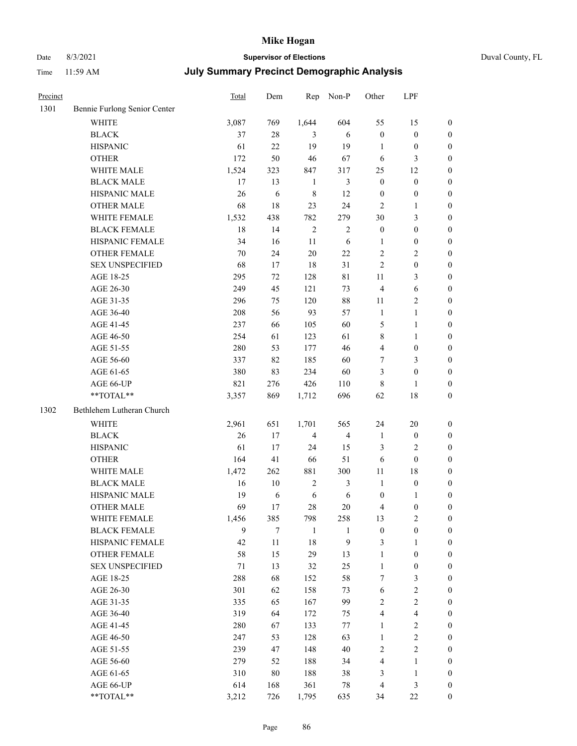| Precinct | | Total | Dem | Rep | Non-P | Other | LPF | |
|---|---|---|---|---|---|---|---|---|
| 1301 | Bennie Furlong Senior Center | | | | | | | |
| | WHITE | 3,087 | 769 | 1,644 | 604 | 55 | 15 | 0 |
| | BLACK | 37 | 28 | 3 | 6 | 0 | 0 | 0 |
| | HISPANIC | 61 | 22 | 19 | 19 | 1 | 0 | 0 |
| | OTHER | 172 | 50 | 46 | 67 | 6 | 3 | 0 |
| | WHITE MALE | 1,524 | 323 | 847 | 317 | 25 | 12 | 0 |
| | BLACK MALE | 17 | 13 | 1 | 3 | 0 | 0 | 0 |
| | HISPANIC MALE | 26 | 6 | 8 | 12 | 0 | 0 | 0 |
| | OTHER MALE | 68 | 18 | 23 | 24 | 2 | 1 | 0 |
| | WHITE FEMALE | 1,532 | 438 | 782 | 279 | 30 | 3 | 0 |
| | BLACK FEMALE | 18 | 14 | 2 | 2 | 0 | 0 | 0 |
| | HISPANIC FEMALE | 34 | 16 | 11 | 6 | 1 | 0 | 0 |
| | OTHER FEMALE | 70 | 24 | 20 | 22 | 2 | 2 | 0 |
| | SEX UNSPECIFIED | 68 | 17 | 18 | 31 | 2 | 0 | 0 |
| | AGE 18-25 | 295 | 72 | 128 | 81 | 11 | 3 | 0 |
| | AGE 26-30 | 249 | 45 | 121 | 73 | 4 | 6 | 0 |
| | AGE 31-35 | 296 | 75 | 120 | 88 | 11 | 2 | 0 |
| | AGE 36-40 | 208 | 56 | 93 | 57 | 1 | 1 | 0 |
| | AGE 41-45 | 237 | 66 | 105 | 60 | 5 | 1 | 0 |
| | AGE 46-50 | 254 | 61 | 123 | 61 | 8 | 1 | 0 |
| | AGE 51-55 | 280 | 53 | 177 | 46 | 4 | 0 | 0 |
| | AGE 56-60 | 337 | 82 | 185 | 60 | 7 | 3 | 0 |
| | AGE 61-65 | 380 | 83 | 234 | 60 | 3 | 0 | 0 |
| | AGE 66-UP | 821 | 276 | 426 | 110 | 8 | 1 | 0 |
| | **TOTAL** | 3,357 | 869 | 1,712 | 696 | 62 | 18 | 0 |
| 1302 | Bethlehem Lutheran Church | | | | | | | |
| | WHITE | 2,961 | 651 | 1,701 | 565 | 24 | 20 | 0 |
| | BLACK | 26 | 17 | 4 | 4 | 1 | 0 | 0 |
| | HISPANIC | 61 | 17 | 24 | 15 | 3 | 2 | 0 |
| | OTHER | 164 | 41 | 66 | 51 | 6 | 0 | 0 |
| | WHITE MALE | 1,472 | 262 | 881 | 300 | 11 | 18 | 0 |
| | BLACK MALE | 16 | 10 | 2 | 3 | 1 | 0 | 0 |
| | HISPANIC MALE | 19 | 6 | 6 | 6 | 0 | 1 | 0 |
| | OTHER MALE | 69 | 17 | 28 | 20 | 4 | 0 | 0 |
| | WHITE FEMALE | 1,456 | 385 | 798 | 258 | 13 | 2 | 0 |
| | BLACK FEMALE | 9 | 7 | 1 | 1 | 0 | 0 | 0 |
| | HISPANIC FEMALE | 42 | 11 | 18 | 9 | 3 | 1 | 0 |
| | OTHER FEMALE | 58 | 15 | 29 | 13 | 1 | 0 | 0 |
| | SEX UNSPECIFIED | 71 | 13 | 32 | 25 | 1 | 0 | 0 |
| | AGE 18-25 | 288 | 68 | 152 | 58 | 7 | 3 | 0 |
| | AGE 26-30 | 301 | 62 | 158 | 73 | 6 | 2 | 0 |
| | AGE 31-35 | 335 | 65 | 167 | 99 | 2 | 2 | 0 |
| | AGE 36-40 | 319 | 64 | 172 | 75 | 4 | 4 | 0 |
| | AGE 41-45 | 280 | 67 | 133 | 77 | 1 | 2 | 0 |
| | AGE 46-50 | 247 | 53 | 128 | 63 | 1 | 2 | 0 |
| | AGE 51-55 | 239 | 47 | 148 | 40 | 2 | 2 | 0 |
| | AGE 56-60 | 279 | 52 | 188 | 34 | 4 | 1 | 0 |
| | AGE 61-65 | 310 | 80 | 188 | 38 | 3 | 1 | 0 |
| | AGE 66-UP | 614 | 168 | 361 | 78 | 4 | 3 | 0 |
| | **TOTAL** | 3,212 | 726 | 1,795 | 635 | 34 | 22 | 0 |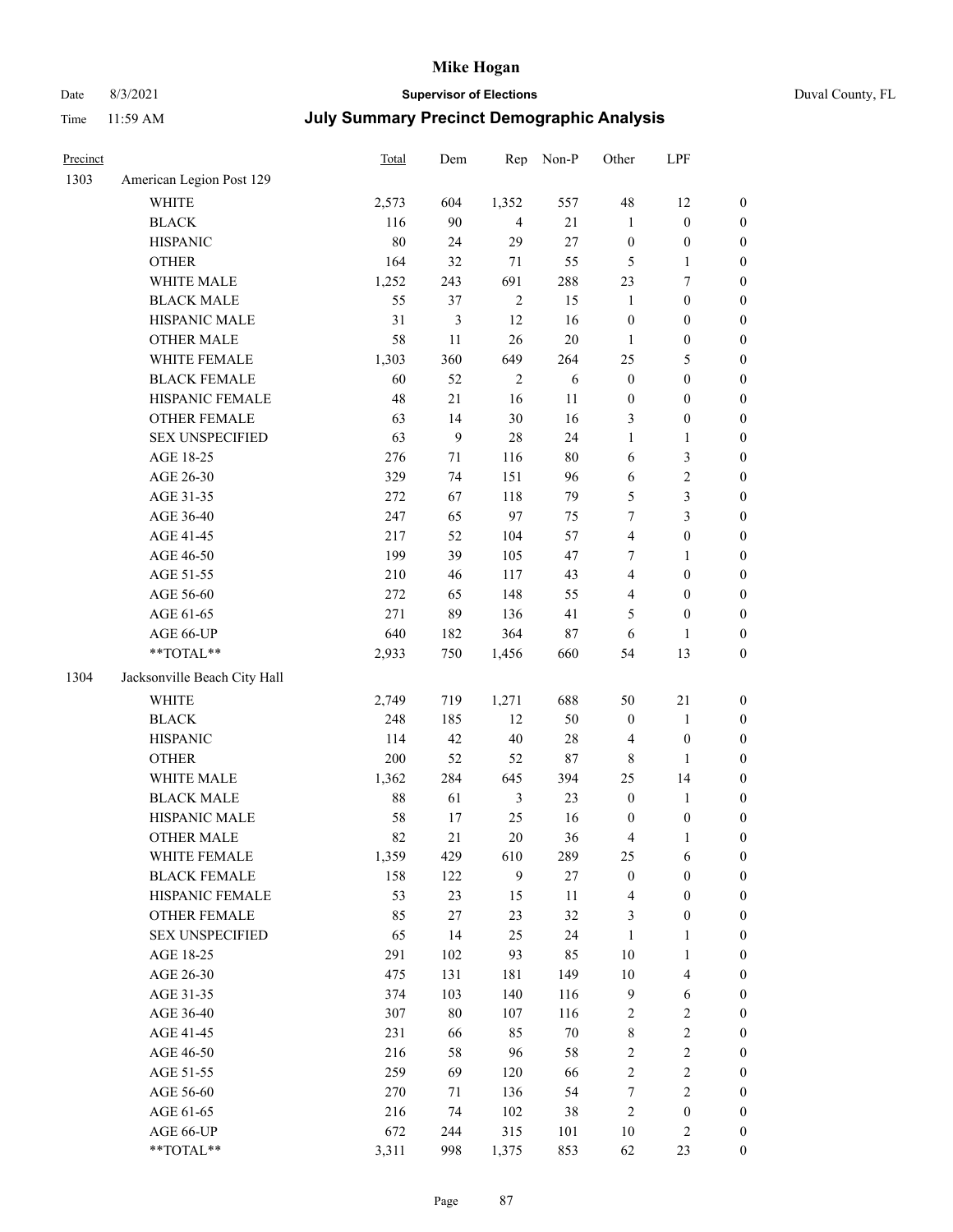# Mike Hogan

Date 8/3/2021 **Supervisor of Elections** Duval County, FL

Time 11:59 AM **July Summary Precinct Demographic Analysis**

| Precinct | | Total | Dem | Rep | Non-P | Other | LPF | |
|---|---|---|---|---|---|---|---|---|
| 1303 | American Legion Post 129 | | | | | | | |
| | WHITE | 2,573 | 604 | 1,352 | 557 | 48 | 12 | 0 |
| | BLACK | 116 | 90 | 4 | 21 | 1 | 0 | 0 |
| | HISPANIC | 80 | 24 | 29 | 27 | 0 | 0 | 0 |
| | OTHER | 164 | 32 | 71 | 55 | 5 | 1 | 0 |
| | WHITE MALE | 1,252 | 243 | 691 | 288 | 23 | 7 | 0 |
| | BLACK MALE | 55 | 37 | 2 | 15 | 1 | 0 | 0 |
| | HISPANIC MALE | 31 | 3 | 12 | 16 | 0 | 0 | 0 |
| | OTHER MALE | 58 | 11 | 26 | 20 | 1 | 0 | 0 |
| | WHITE FEMALE | 1,303 | 360 | 649 | 264 | 25 | 5 | 0 |
| | BLACK FEMALE | 60 | 52 | 2 | 6 | 0 | 0 | 0 |
| | HISPANIC FEMALE | 48 | 21 | 16 | 11 | 0 | 0 | 0 |
| | OTHER FEMALE | 63 | 14 | 30 | 16 | 3 | 0 | 0 |
| | SEX UNSPECIFIED | 63 | 9 | 28 | 24 | 1 | 1 | 0 |
| | AGE 18-25 | 276 | 71 | 116 | 80 | 6 | 3 | 0 |
| | AGE 26-30 | 329 | 74 | 151 | 96 | 6 | 2 | 0 |
| | AGE 31-35 | 272 | 67 | 118 | 79 | 5 | 3 | 0 |
| | AGE 36-40 | 247 | 65 | 97 | 75 | 7 | 3 | 0 |
| | AGE 41-45 | 217 | 52 | 104 | 57 | 4 | 0 | 0 |
| | AGE 46-50 | 199 | 39 | 105 | 47 | 7 | 1 | 0 |
| | AGE 51-55 | 210 | 46 | 117 | 43 | 4 | 0 | 0 |
| | AGE 56-60 | 272 | 65 | 148 | 55 | 4 | 0 | 0 |
| | AGE 61-65 | 271 | 89 | 136 | 41 | 5 | 0 | 0 |
| | AGE 66-UP | 640 | 182 | 364 | 87 | 6 | 1 | 0 |
| | **TOTAL** | 2,933 | 750 | 1,456 | 660 | 54 | 13 | 0 |
| 1304 | Jacksonville Beach City Hall | | | | | | | |
| | WHITE | 2,749 | 719 | 1,271 | 688 | 50 | 21 | 0 |
| | BLACK | 248 | 185 | 12 | 50 | 0 | 1 | 0 |
| | HISPANIC | 114 | 42 | 40 | 28 | 4 | 0 | 0 |
| | OTHER | 200 | 52 | 52 | 87 | 8 | 1 | 0 |
| | WHITE MALE | 1,362 | 284 | 645 | 394 | 25 | 14 | 0 |
| | BLACK MALE | 88 | 61 | 3 | 23 | 0 | 1 | 0 |
| | HISPANIC MALE | 58 | 17 | 25 | 16 | 0 | 0 | 0 |
| | OTHER MALE | 82 | 21 | 20 | 36 | 4 | 1 | 0 |
| | WHITE FEMALE | 1,359 | 429 | 610 | 289 | 25 | 6 | 0 |
| | BLACK FEMALE | 158 | 122 | 9 | 27 | 0 | 0 | 0 |
| | HISPANIC FEMALE | 53 | 23 | 15 | 11 | 4 | 0 | 0 |
| | OTHER FEMALE | 85 | 27 | 23 | 32 | 3 | 0 | 0 |
| | SEX UNSPECIFIED | 65 | 14 | 25 | 24 | 1 | 1 | 0 |
| | AGE 18-25 | 291 | 102 | 93 | 85 | 10 | 1 | 0 |
| | AGE 26-30 | 475 | 131 | 181 | 149 | 10 | 4 | 0 |
| | AGE 31-35 | 374 | 103 | 140 | 116 | 9 | 6 | 0 |
| | AGE 36-40 | 307 | 80 | 107 | 116 | 2 | 2 | 0 |
| | AGE 41-45 | 231 | 66 | 85 | 70 | 8 | 2 | 0 |
| | AGE 46-50 | 216 | 58 | 96 | 58 | 2 | 2 | 0 |
| | AGE 51-55 | 259 | 69 | 120 | 66 | 2 | 2 | 0 |
| | AGE 56-60 | 270 | 71 | 136 | 54 | 7 | 2 | 0 |
| | AGE 61-65 | 216 | 74 | 102 | 38 | 2 | 0 | 0 |
| | AGE 66-UP | 672 | 244 | 315 | 101 | 10 | 2 | 0 |
| | **TOTAL** | 3,311 | 998 | 1,375 | 853 | 62 | 23 | 0 |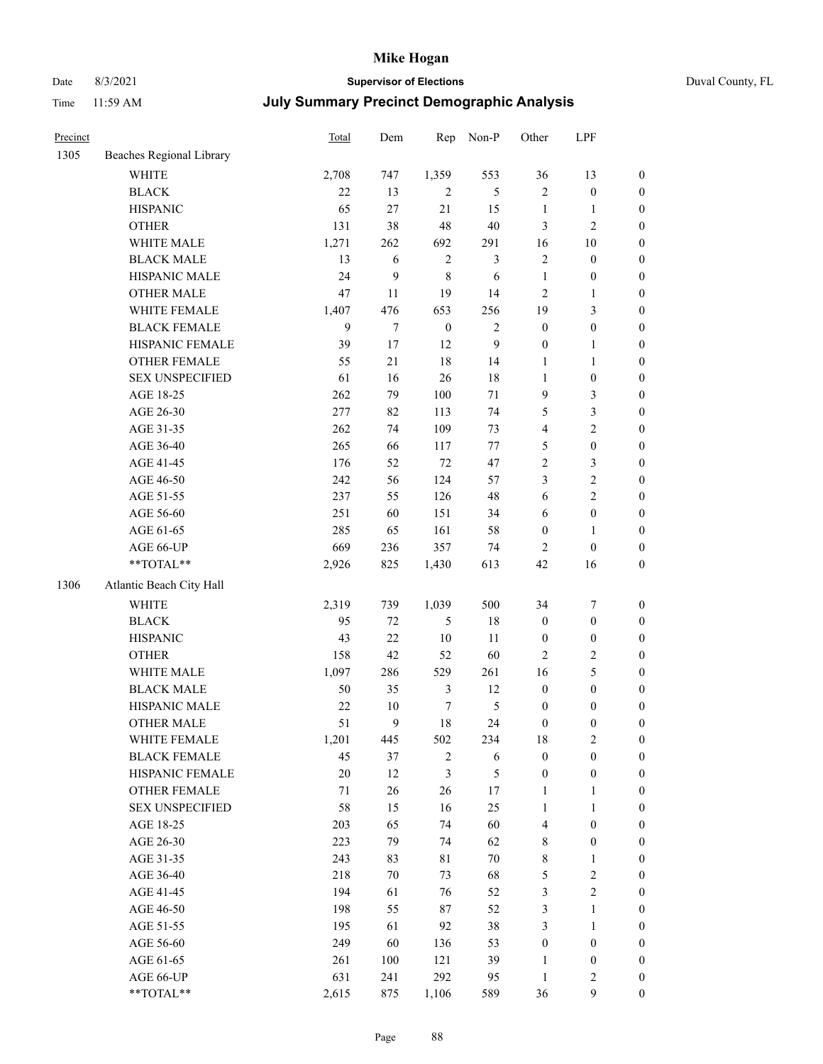# Mike Hogan

Date 8/3/2021 **Supervisor of Elections** Duval County, FL

Time 11:59 AM **July Summary Precinct Demographic Analysis**

| Precinct | | Total | Dem | Rep | Non-P | Other | LPF | |
|---|---|---|---|---|---|---|---|---|
| 1305 | Beaches Regional Library | | | | | | | |
| | WHITE | 2,708 | 747 | 1,359 | 553 | 36 | 13 | 0 |
| | BLACK | 22 | 13 | 2 | 5 | 2 | 0 | 0 |
| | HISPANIC | 65 | 27 | 21 | 15 | 1 | 1 | 0 |
| | OTHER | 131 | 38 | 48 | 40 | 3 | 2 | 0 |
| | WHITE MALE | 1,271 | 262 | 692 | 291 | 16 | 10 | 0 |
| | BLACK MALE | 13 | 6 | 2 | 3 | 2 | 0 | 0 |
| | HISPANIC MALE | 24 | 9 | 8 | 6 | 1 | 0 | 0 |
| | OTHER MALE | 47 | 11 | 19 | 14 | 2 | 1 | 0 |
| | WHITE FEMALE | 1,407 | 476 | 653 | 256 | 19 | 3 | 0 |
| | BLACK FEMALE | 9 | 7 | 0 | 2 | 0 | 0 | 0 |
| | HISPANIC FEMALE | 39 | 17 | 12 | 9 | 0 | 1 | 0 |
| | OTHER FEMALE | 55 | 21 | 18 | 14 | 1 | 1 | 0 |
| | SEX UNSPECIFIED | 61 | 16 | 26 | 18 | 1 | 0 | 0 |
| | AGE 18-25 | 262 | 79 | 100 | 71 | 9 | 3 | 0 |
| | AGE 26-30 | 277 | 82 | 113 | 74 | 5 | 3 | 0 |
| | AGE 31-35 | 262 | 74 | 109 | 73 | 4 | 2 | 0 |
| | AGE 36-40 | 265 | 66 | 117 | 77 | 5 | 0 | 0 |
| | AGE 41-45 | 176 | 52 | 72 | 47 | 2 | 3 | 0 |
| | AGE 46-50 | 242 | 56 | 124 | 57 | 3 | 2 | 0 |
| | AGE 51-55 | 237 | 55 | 126 | 48 | 6 | 2 | 0 |
| | AGE 56-60 | 251 | 60 | 151 | 34 | 6 | 0 | 0 |
| | AGE 61-65 | 285 | 65 | 161 | 58 | 0 | 1 | 0 |
| | AGE 66-UP | 669 | 236 | 357 | 74 | 2 | 0 | 0 |
| | **TOTAL** | 2,926 | 825 | 1,430 | 613 | 42 | 16 | 0 |
| 1306 | Atlantic Beach City Hall | | | | | | | |
| | WHITE | 2,319 | 739 | 1,039 | 500 | 34 | 7 | 0 |
| | BLACK | 95 | 72 | 5 | 18 | 0 | 0 | 0 |
| | HISPANIC | 43 | 22 | 10 | 11 | 0 | 0 | 0 |
| | OTHER | 158 | 42 | 52 | 60 | 2 | 2 | 0 |
| | WHITE MALE | 1,097 | 286 | 529 | 261 | 16 | 5 | 0 |
| | BLACK MALE | 50 | 35 | 3 | 12 | 0 | 0 | 0 |
| | HISPANIC MALE | 22 | 10 | 7 | 5 | 0 | 0 | 0 |
| | OTHER MALE | 51 | 9 | 18 | 24 | 0 | 0 | 0 |
| | WHITE FEMALE | 1,201 | 445 | 502 | 234 | 18 | 2 | 0 |
| | BLACK FEMALE | 45 | 37 | 2 | 6 | 0 | 0 | 0 |
| | HISPANIC FEMALE | 20 | 12 | 3 | 5 | 0 | 0 | 0 |
| | OTHER FEMALE | 71 | 26 | 26 | 17 | 1 | 1 | 0 |
| | SEX UNSPECIFIED | 58 | 15 | 16 | 25 | 1 | 1 | 0 |
| | AGE 18-25 | 203 | 65 | 74 | 60 | 4 | 0 | 0 |
| | AGE 26-30 | 223 | 79 | 74 | 62 | 8 | 0 | 0 |
| | AGE 31-35 | 243 | 83 | 81 | 70 | 8 | 1 | 0 |
| | AGE 36-40 | 218 | 70 | 73 | 68 | 5 | 2 | 0 |
| | AGE 41-45 | 194 | 61 | 76 | 52 | 3 | 2 | 0 |
| | AGE 46-50 | 198 | 55 | 87 | 52 | 3 | 1 | 0 |
| | AGE 51-55 | 195 | 61 | 92 | 38 | 3 | 1 | 0 |
| | AGE 56-60 | 249 | 60 | 136 | 53 | 0 | 0 | 0 |
| | AGE 61-65 | 261 | 100 | 121 | 39 | 1 | 0 | 0 |
| | AGE 66-UP | 631 | 241 | 292 | 95 | 1 | 2 | 0 |
| | **TOTAL** | 2,615 | 875 | 1,106 | 589 | 36 | 9 | 0 |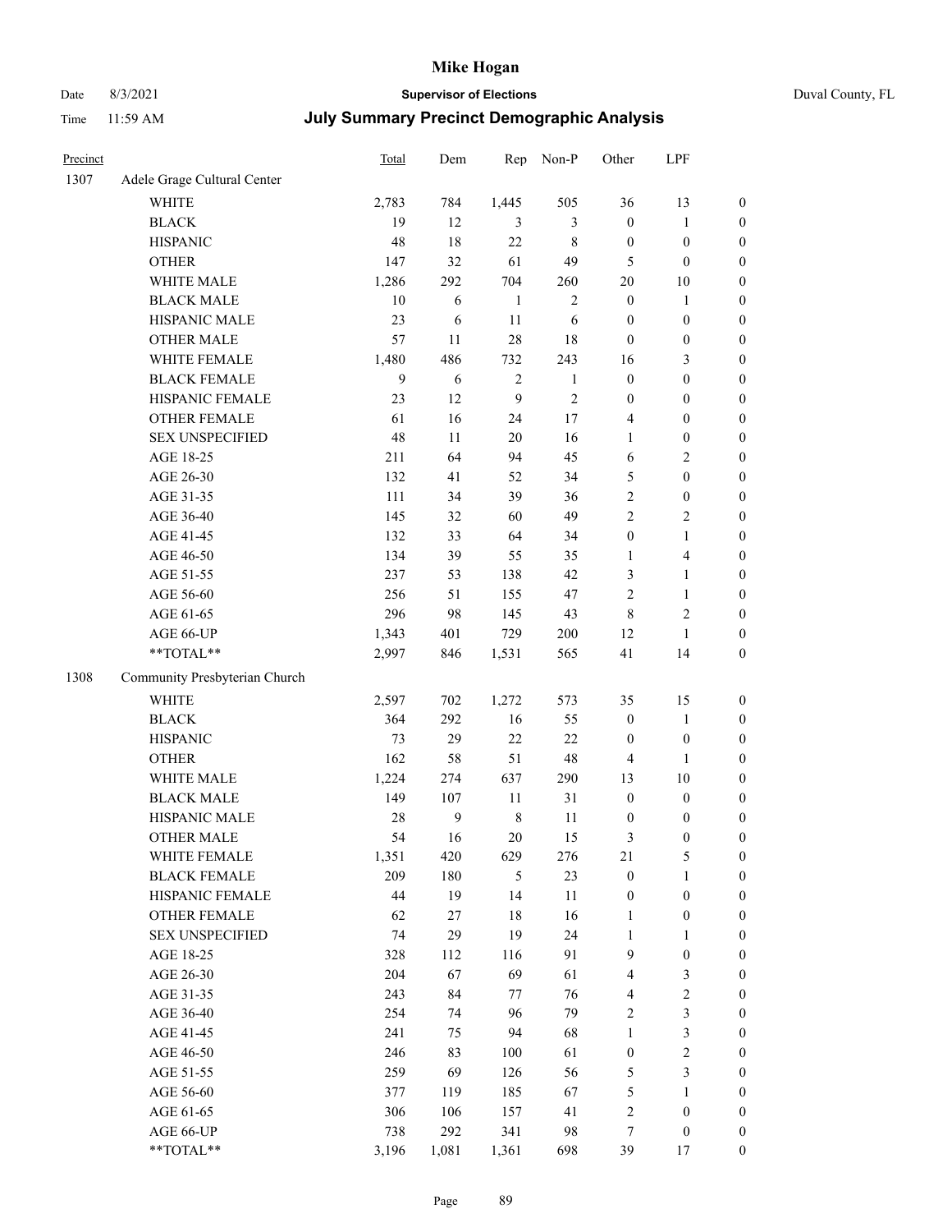# Mike Hogan

Date 8/3/2021 **Supervisor of Elections** Duval County, FL

Time 11:59 AM **July Summary Precinct Demographic Analysis**

| Precinct | | Total | Dem | Rep | Non-P | Other | LPF | |
|---|---|---|---|---|---|---|---|---|
| 1307 | Adele Grage Cultural Center | | | | | | | |
| | WHITE | 2,783 | 784 | 1,445 | 505 | 36 | 13 | 0 |
| | BLACK | 19 | 12 | 3 | 3 | 0 | 1 | 0 |
| | HISPANIC | 48 | 18 | 22 | 8 | 0 | 0 | 0 |
| | OTHER | 147 | 32 | 61 | 49 | 5 | 0 | 0 |
| | WHITE MALE | 1,286 | 292 | 704 | 260 | 20 | 10 | 0 |
| | BLACK MALE | 10 | 6 | 1 | 2 | 0 | 1 | 0 |
| | HISPANIC MALE | 23 | 6 | 11 | 6 | 0 | 0 | 0 |
| | OTHER MALE | 57 | 11 | 28 | 18 | 0 | 0 | 0 |
| | WHITE FEMALE | 1,480 | 486 | 732 | 243 | 16 | 3 | 0 |
| | BLACK FEMALE | 9 | 6 | 2 | 1 | 0 | 0 | 0 |
| | HISPANIC FEMALE | 23 | 12 | 9 | 2 | 0 | 0 | 0 |
| | OTHER FEMALE | 61 | 16 | 24 | 17 | 4 | 0 | 0 |
| | SEX UNSPECIFIED | 48 | 11 | 20 | 16 | 1 | 0 | 0 |
| | AGE 18-25 | 211 | 64 | 94 | 45 | 6 | 2 | 0 |
| | AGE 26-30 | 132 | 41 | 52 | 34 | 5 | 0 | 0 |
| | AGE 31-35 | 111 | 34 | 39 | 36 | 2 | 0 | 0 |
| | AGE 36-40 | 145 | 32 | 60 | 49 | 2 | 2 | 0 |
| | AGE 41-45 | 132 | 33 | 64 | 34 | 0 | 1 | 0 |
| | AGE 46-50 | 134 | 39 | 55 | 35 | 1 | 4 | 0 |
| | AGE 51-55 | 237 | 53 | 138 | 42 | 3 | 1 | 0 |
| | AGE 56-60 | 256 | 51 | 155 | 47 | 2 | 1 | 0 |
| | AGE 61-65 | 296 | 98 | 145 | 43 | 8 | 2 | 0 |
| | AGE 66-UP | 1,343 | 401 | 729 | 200 | 12 | 1 | 0 |
| | **TOTAL** | 2,997 | 846 | 1,531 | 565 | 41 | 14 | 0 |
| 1308 | Community Presbyterian Church | | | | | | | |
| | WHITE | 2,597 | 702 | 1,272 | 573 | 35 | 15 | 0 |
| | BLACK | 364 | 292 | 16 | 55 | 0 | 1 | 0 |
| | HISPANIC | 73 | 29 | 22 | 22 | 0 | 0 | 0 |
| | OTHER | 162 | 58 | 51 | 48 | 4 | 1 | 0 |
| | WHITE MALE | 1,224 | 274 | 637 | 290 | 13 | 10 | 0 |
| | BLACK MALE | 149 | 107 | 11 | 31 | 0 | 0 | 0 |
| | HISPANIC MALE | 28 | 9 | 8 | 11 | 0 | 0 | 0 |
| | OTHER MALE | 54 | 16 | 20 | 15 | 3 | 0 | 0 |
| | WHITE FEMALE | 1,351 | 420 | 629 | 276 | 21 | 5 | 0 |
| | BLACK FEMALE | 209 | 180 | 5 | 23 | 0 | 1 | 0 |
| | HISPANIC FEMALE | 44 | 19 | 14 | 11 | 0 | 0 | 0 |
| | OTHER FEMALE | 62 | 27 | 18 | 16 | 1 | 0 | 0 |
| | SEX UNSPECIFIED | 74 | 29 | 19 | 24 | 1 | 1 | 0 |
| | AGE 18-25 | 328 | 112 | 116 | 91 | 9 | 0 | 0 |
| | AGE 26-30 | 204 | 67 | 69 | 61 | 4 | 3 | 0 |
| | AGE 31-35 | 243 | 84 | 77 | 76 | 4 | 2 | 0 |
| | AGE 36-40 | 254 | 74 | 96 | 79 | 2 | 3 | 0 |
| | AGE 41-45 | 241 | 75 | 94 | 68 | 1 | 3 | 0 |
| | AGE 46-50 | 246 | 83 | 100 | 61 | 0 | 2 | 0 |
| | AGE 51-55 | 259 | 69 | 126 | 56 | 5 | 3 | 0 |
| | AGE 56-60 | 377 | 119 | 185 | 67 | 5 | 1 | 0 |
| | AGE 61-65 | 306 | 106 | 157 | 41 | 2 | 0 | 0 |
| | AGE 66-UP | 738 | 292 | 341 | 98 | 7 | 0 | 0 |
| | **TOTAL** | 3,196 | 1,081 | 1,361 | 698 | 39 | 17 | 0 |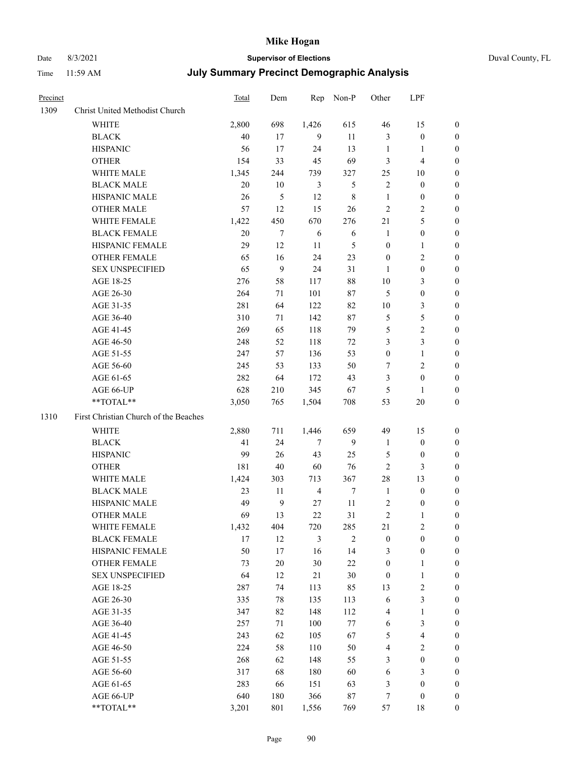# Mike Hogan

Date 8/3/2021 **Supervisor of Elections** Duval County, FL

Time 11:59 AM **July Summary Precinct Demographic Analysis**

| Precinct | | Total | Dem | Rep | Non-P | Other | LPF | |
|---|---|---|---|---|---|---|---|---|
| 1309 | Christ United Methodist Church | | | | | | | |
| | WHITE | 2,800 | 698 | 1,426 | 615 | 46 | 15 | 0 |
| | BLACK | 40 | 17 | 9 | 11 | 3 | 0 | 0 |
| | HISPANIC | 56 | 17 | 24 | 13 | 1 | 1 | 0 |
| | OTHER | 154 | 33 | 45 | 69 | 3 | 4 | 0 |
| | WHITE MALE | 1,345 | 244 | 739 | 327 | 25 | 10 | 0 |
| | BLACK MALE | 20 | 10 | 3 | 5 | 2 | 0 | 0 |
| | HISPANIC MALE | 26 | 5 | 12 | 8 | 1 | 0 | 0 |
| | OTHER MALE | 57 | 12 | 15 | 26 | 2 | 2 | 0 |
| | WHITE FEMALE | 1,422 | 450 | 670 | 276 | 21 | 5 | 0 |
| | BLACK FEMALE | 20 | 7 | 6 | 6 | 1 | 0 | 0 |
| | HISPANIC FEMALE | 29 | 12 | 11 | 5 | 0 | 1 | 0 |
| | OTHER FEMALE | 65 | 16 | 24 | 23 | 0 | 2 | 0 |
| | SEX UNSPECIFIED | 65 | 9 | 24 | 31 | 1 | 0 | 0 |
| | AGE 18-25 | 276 | 58 | 117 | 88 | 10 | 3 | 0 |
| | AGE 26-30 | 264 | 71 | 101 | 87 | 5 | 0 | 0 |
| | AGE 31-35 | 281 | 64 | 122 | 82 | 10 | 3 | 0 |
| | AGE 36-40 | 310 | 71 | 142 | 87 | 5 | 5 | 0 |
| | AGE 41-45 | 269 | 65 | 118 | 79 | 5 | 2 | 0 |
| | AGE 46-50 | 248 | 52 | 118 | 72 | 3 | 3 | 0 |
| | AGE 51-55 | 247 | 57 | 136 | 53 | 0 | 1 | 0 |
| | AGE 56-60 | 245 | 53 | 133 | 50 | 7 | 2 | 0 |
| | AGE 61-65 | 282 | 64 | 172 | 43 | 3 | 0 | 0 |
| | AGE 66-UP | 628 | 210 | 345 | 67 | 5 | 1 | 0 |
| | **TOTAL** | 3,050 | 765 | 1,504 | 708 | 53 | 20 | 0 |
| 1310 | First Christian Church of the Beaches | | | | | | | |
| | WHITE | 2,880 | 711 | 1,446 | 659 | 49 | 15 | 0 |
| | BLACK | 41 | 24 | 7 | 9 | 1 | 0 | 0 |
| | HISPANIC | 99 | 26 | 43 | 25 | 5 | 0 | 0 |
| | OTHER | 181 | 40 | 60 | 76 | 2 | 3 | 0 |
| | WHITE MALE | 1,424 | 303 | 713 | 367 | 28 | 13 | 0 |
| | BLACK MALE | 23 | 11 | 4 | 7 | 1 | 0 | 0 |
| | HISPANIC MALE | 49 | 9 | 27 | 11 | 2 | 0 | 0 |
| | OTHER MALE | 69 | 13 | 22 | 31 | 2 | 1 | 0 |
| | WHITE FEMALE | 1,432 | 404 | 720 | 285 | 21 | 2 | 0 |
| | BLACK FEMALE | 17 | 12 | 3 | 2 | 0 | 0 | 0 |
| | HISPANIC FEMALE | 50 | 17 | 16 | 14 | 3 | 0 | 0 |
| | OTHER FEMALE | 73 | 20 | 30 | 22 | 0 | 1 | 0 |
| | SEX UNSPECIFIED | 64 | 12 | 21 | 30 | 0 | 1 | 0 |
| | AGE 18-25 | 287 | 74 | 113 | 85 | 13 | 2 | 0 |
| | AGE 26-30 | 335 | 78 | 135 | 113 | 6 | 3 | 0 |
| | AGE 31-35 | 347 | 82 | 148 | 112 | 4 | 1 | 0 |
| | AGE 36-40 | 257 | 71 | 100 | 77 | 6 | 3 | 0 |
| | AGE 41-45 | 243 | 62 | 105 | 67 | 5 | 4 | 0 |
| | AGE 46-50 | 224 | 58 | 110 | 50 | 4 | 2 | 0 |
| | AGE 51-55 | 268 | 62 | 148 | 55 | 3 | 0 | 0 |
| | AGE 56-60 | 317 | 68 | 180 | 60 | 6 | 3 | 0 |
| | AGE 61-65 | 283 | 66 | 151 | 63 | 3 | 0 | 0 |
| | AGE 66-UP | 640 | 180 | 366 | 87 | 7 | 0 | 0 |
| | **TOTAL** | 3,201 | 801 | 1,556 | 769 | 57 | 18 | 0 |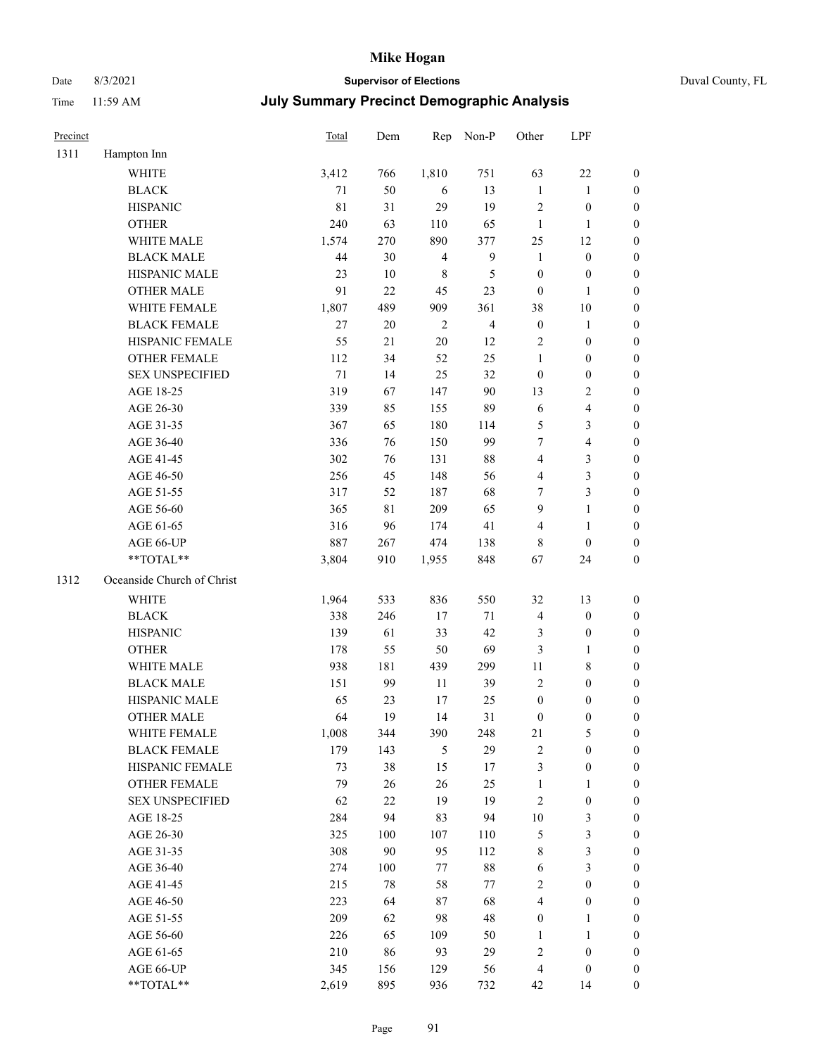# Mike Hogan

Date 8/3/2021 **Supervisor of Elections** Duval County, FL

Time 11:59 AM **July Summary Precinct Demographic Analysis**

| Precinct | | Total | Dem | Rep | Non-P | Other | LPF | |
|---|---|---|---|---|---|---|---|---|
| 1311 | Hampton Inn | | | | | | | |
| | WHITE | 3,412 | 766 | 1,810 | 751 | 63 | 22 | 0 |
| | BLACK | 71 | 50 | 6 | 13 | 1 | 1 | 0 |
| | HISPANIC | 81 | 31 | 29 | 19 | 2 | 0 | 0 |
| | OTHER | 240 | 63 | 110 | 65 | 1 | 1 | 0 |
| | WHITE MALE | 1,574 | 270 | 890 | 377 | 25 | 12 | 0 |
| | BLACK MALE | 44 | 30 | 4 | 9 | 1 | 0 | 0 |
| | HISPANIC MALE | 23 | 10 | 8 | 5 | 0 | 0 | 0 |
| | OTHER MALE | 91 | 22 | 45 | 23 | 0 | 1 | 0 |
| | WHITE FEMALE | 1,807 | 489 | 909 | 361 | 38 | 10 | 0 |
| | BLACK FEMALE | 27 | 20 | 2 | 4 | 0 | 1 | 0 |
| | HISPANIC FEMALE | 55 | 21 | 20 | 12 | 2 | 0 | 0 |
| | OTHER FEMALE | 112 | 34 | 52 | 25 | 1 | 0 | 0 |
| | SEX UNSPECIFIED | 71 | 14 | 25 | 32 | 0 | 0 | 0 |
| | AGE 18-25 | 319 | 67 | 147 | 90 | 13 | 2 | 0 |
| | AGE 26-30 | 339 | 85 | 155 | 89 | 6 | 4 | 0 |
| | AGE 31-35 | 367 | 65 | 180 | 114 | 5 | 3 | 0 |
| | AGE 36-40 | 336 | 76 | 150 | 99 | 7 | 4 | 0 |
| | AGE 41-45 | 302 | 76 | 131 | 88 | 4 | 3 | 0 |
| | AGE 46-50 | 256 | 45 | 148 | 56 | 4 | 3 | 0 |
| | AGE 51-55 | 317 | 52 | 187 | 68 | 7 | 3 | 0 |
| | AGE 56-60 | 365 | 81 | 209 | 65 | 9 | 1 | 0 |
| | AGE 61-65 | 316 | 96 | 174 | 41 | 4 | 1 | 0 |
| | AGE 66-UP | 887 | 267 | 474 | 138 | 8 | 0 | 0 |
| | **TOTAL** | 3,804 | 910 | 1,955 | 848 | 67 | 24 | 0 |
| 1312 | Oceanside Church of Christ | | | | | | | |
| | WHITE | 1,964 | 533 | 836 | 550 | 32 | 13 | 0 |
| | BLACK | 338 | 246 | 17 | 71 | 4 | 0 | 0 |
| | HISPANIC | 139 | 61 | 33 | 42 | 3 | 0 | 0 |
| | OTHER | 178 | 55 | 50 | 69 | 3 | 1 | 0 |
| | WHITE MALE | 938 | 181 | 439 | 299 | 11 | 8 | 0 |
| | BLACK MALE | 151 | 99 | 11 | 39 | 2 | 0 | 0 |
| | HISPANIC MALE | 65 | 23 | 17 | 25 | 0 | 0 | 0 |
| | OTHER MALE | 64 | 19 | 14 | 31 | 0 | 0 | 0 |
| | WHITE FEMALE | 1,008 | 344 | 390 | 248 | 21 | 5 | 0 |
| | BLACK FEMALE | 179 | 143 | 5 | 29 | 2 | 0 | 0 |
| | HISPANIC FEMALE | 73 | 38 | 15 | 17 | 3 | 0 | 0 |
| | OTHER FEMALE | 79 | 26 | 26 | 25 | 1 | 1 | 0 |
| | SEX UNSPECIFIED | 62 | 22 | 19 | 19 | 2 | 0 | 0 |
| | AGE 18-25 | 284 | 94 | 83 | 94 | 10 | 3 | 0 |
| | AGE 26-30 | 325 | 100 | 107 | 110 | 5 | 3 | 0 |
| | AGE 31-35 | 308 | 90 | 95 | 112 | 8 | 3 | 0 |
| | AGE 36-40 | 274 | 100 | 77 | 88 | 6 | 3 | 0 |
| | AGE 41-45 | 215 | 78 | 58 | 77 | 2 | 0 | 0 |
| | AGE 46-50 | 223 | 64 | 87 | 68 | 4 | 0 | 0 |
| | AGE 51-55 | 209 | 62 | 98 | 48 | 0 | 1 | 0 |
| | AGE 56-60 | 226 | 65 | 109 | 50 | 1 | 1 | 0 |
| | AGE 61-65 | 210 | 86 | 93 | 29 | 2 | 0 | 0 |
| | AGE 66-UP | 345 | 156 | 129 | 56 | 4 | 0 | 0 |
| | **TOTAL** | 2,619 | 895 | 936 | 732 | 42 | 14 | 0 |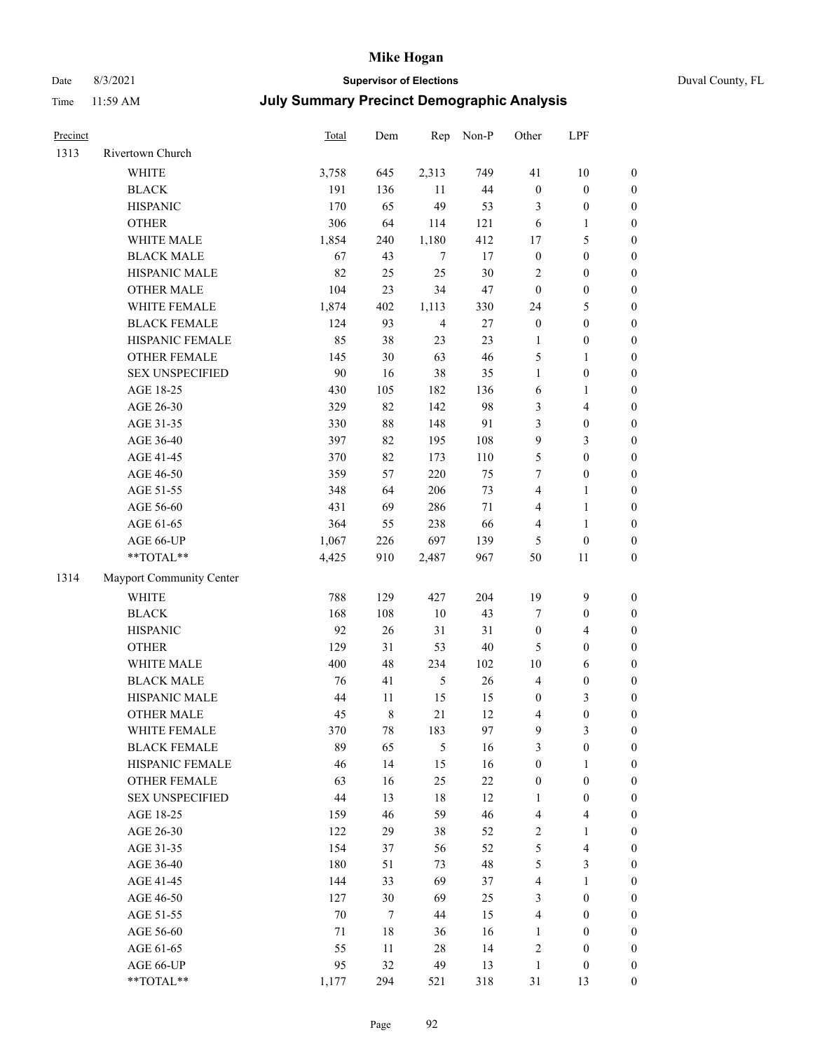# Mike Hogan

Date 8/3/2021 **Supervisor of Elections** Duval County, FL

Time 11:59 AM **July Summary Precinct Demographic Analysis**

| Precinct | | Total | Dem | Rep | Non-P | Other | LPF | |
|---|---|---|---|---|---|---|---|---|
| 1313 | Rivertown Church | | | | | | | |
| | WHITE | 3,758 | 645 | 2,313 | 749 | 41 | 10 | 0 |
| | BLACK | 191 | 136 | 11 | 44 | 0 | 0 | 0 |
| | HISPANIC | 170 | 65 | 49 | 53 | 3 | 0 | 0 |
| | OTHER | 306 | 64 | 114 | 121 | 6 | 1 | 0 |
| | WHITE MALE | 1,854 | 240 | 1,180 | 412 | 17 | 5 | 0 |
| | BLACK MALE | 67 | 43 | 7 | 17 | 0 | 0 | 0 |
| | HISPANIC MALE | 82 | 25 | 25 | 30 | 2 | 0 | 0 |
| | OTHER MALE | 104 | 23 | 34 | 47 | 0 | 0 | 0 |
| | WHITE FEMALE | 1,874 | 402 | 1,113 | 330 | 24 | 5 | 0 |
| | BLACK FEMALE | 124 | 93 | 4 | 27 | 0 | 0 | 0 |
| | HISPANIC FEMALE | 85 | 38 | 23 | 23 | 1 | 0 | 0 |
| | OTHER FEMALE | 145 | 30 | 63 | 46 | 5 | 1 | 0 |
| | SEX UNSPECIFIED | 90 | 16 | 38 | 35 | 1 | 0 | 0 |
| | AGE 18-25 | 430 | 105 | 182 | 136 | 6 | 1 | 0 |
| | AGE 26-30 | 329 | 82 | 142 | 98 | 3 | 4 | 0 |
| | AGE 31-35 | 330 | 88 | 148 | 91 | 3 | 0 | 0 |
| | AGE 36-40 | 397 | 82 | 195 | 108 | 9 | 3 | 0 |
| | AGE 41-45 | 370 | 82 | 173 | 110 | 5 | 0 | 0 |
| | AGE 46-50 | 359 | 57 | 220 | 75 | 7 | 0 | 0 |
| | AGE 51-55 | 348 | 64 | 206 | 73 | 4 | 1 | 0 |
| | AGE 56-60 | 431 | 69 | 286 | 71 | 4 | 1 | 0 |
| | AGE 61-65 | 364 | 55 | 238 | 66 | 4 | 1 | 0 |
| | AGE 66-UP | 1,067 | 226 | 697 | 139 | 5 | 0 | 0 |
| | **TOTAL** | 4,425 | 910 | 2,487 | 967 | 50 | 11 | 0 |
| 1314 | Mayport Community Center | | | | | | | |
| | WHITE | 788 | 129 | 427 | 204 | 19 | 9 | 0 |
| | BLACK | 168 | 108 | 10 | 43 | 7 | 0 | 0 |
| | HISPANIC | 92 | 26 | 31 | 31 | 0 | 4 | 0 |
| | OTHER | 129 | 31 | 53 | 40 | 5 | 0 | 0 |
| | WHITE MALE | 400 | 48 | 234 | 102 | 10 | 6 | 0 |
| | BLACK MALE | 76 | 41 | 5 | 26 | 4 | 0 | 0 |
| | HISPANIC MALE | 44 | 11 | 15 | 15 | 0 | 3 | 0 |
| | OTHER MALE | 45 | 8 | 21 | 12 | 4 | 0 | 0 |
| | WHITE FEMALE | 370 | 78 | 183 | 97 | 9 | 3 | 0 |
| | BLACK FEMALE | 89 | 65 | 5 | 16 | 3 | 0 | 0 |
| | HISPANIC FEMALE | 46 | 14 | 15 | 16 | 0 | 1 | 0 |
| | OTHER FEMALE | 63 | 16 | 25 | 22 | 0 | 0 | 0 |
| | SEX UNSPECIFIED | 44 | 13 | 18 | 12 | 1 | 0 | 0 |
| | AGE 18-25 | 159 | 46 | 59 | 46 | 4 | 4 | 0 |
| | AGE 26-30 | 122 | 29 | 38 | 52 | 2 | 1 | 0 |
| | AGE 31-35 | 154 | 37 | 56 | 52 | 5 | 4 | 0 |
| | AGE 36-40 | 180 | 51 | 73 | 48 | 5 | 3 | 0 |
| | AGE 41-45 | 144 | 33 | 69 | 37 | 4 | 1 | 0 |
| | AGE 46-50 | 127 | 30 | 69 | 25 | 3 | 0 | 0 |
| | AGE 51-55 | 70 | 7 | 44 | 15 | 4 | 0 | 0 |
| | AGE 56-60 | 71 | 18 | 36 | 16 | 1 | 0 | 0 |
| | AGE 61-65 | 55 | 11 | 28 | 14 | 2 | 0 | 0 |
| | AGE 66-UP | 95 | 32 | 49 | 13 | 1 | 0 | 0 |
| | **TOTAL** | 1,177 | 294 | 521 | 318 | 31 | 13 | 0 |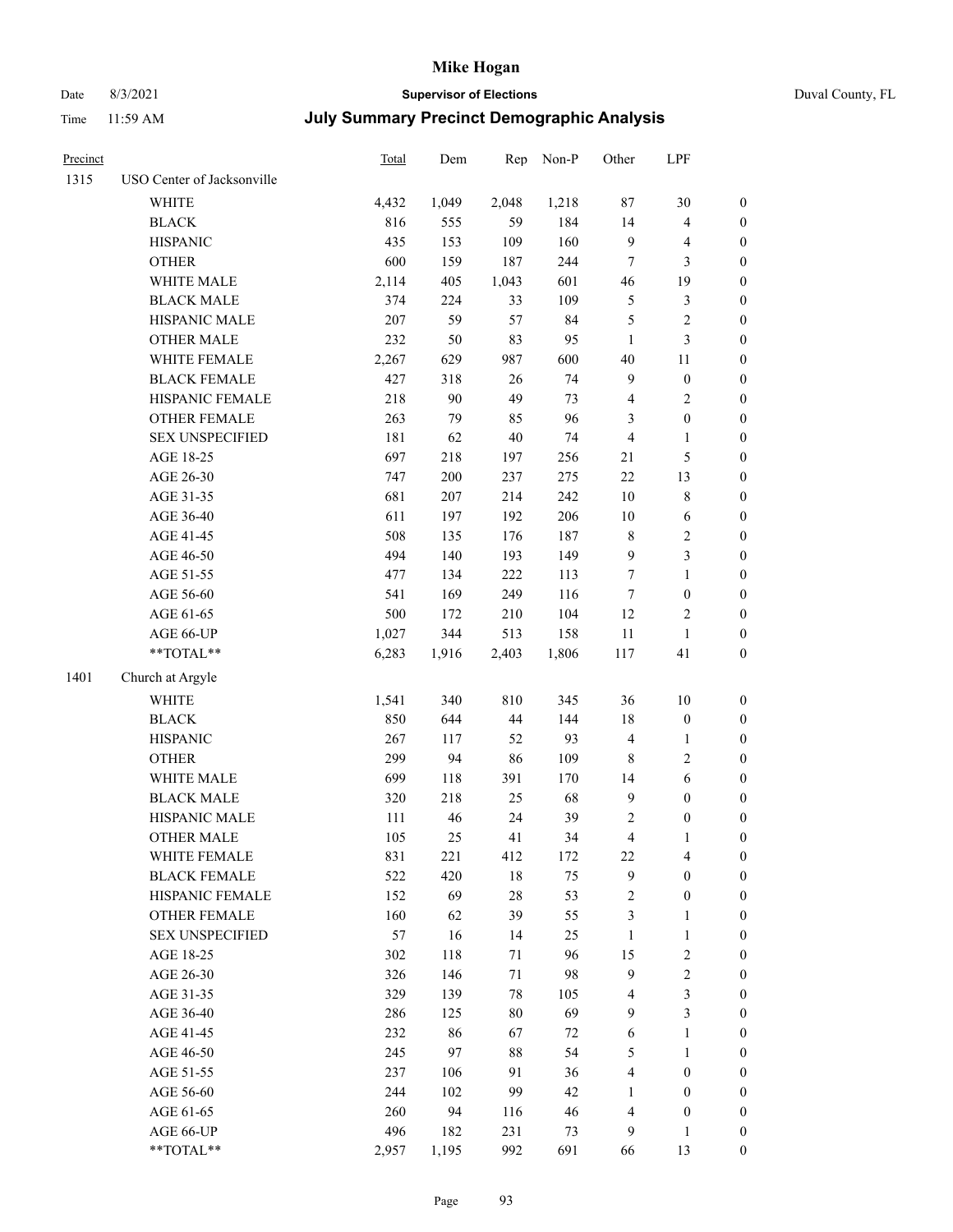# Mike Hogan

Date 8/3/2021 **Supervisor of Elections** Duval County, FL

Time 11:59 AM **July Summary Precinct Demographic Analysis**

| Precinct | | Total | Dem | Rep | Non-P | Other | LPF | |
|---|---|---|---|---|---|---|---|---|
| 1315 | USO Center of Jacksonville | | | | | | | |
| | WHITE | 4,432 | 1,049 | 2,048 | 1,218 | 87 | 30 | 0 |
| | BLACK | 816 | 555 | 59 | 184 | 14 | 4 | 0 |
| | HISPANIC | 435 | 153 | 109 | 160 | 9 | 4 | 0 |
| | OTHER | 600 | 159 | 187 | 244 | 7 | 3 | 0 |
| | WHITE MALE | 2,114 | 405 | 1,043 | 601 | 46 | 19 | 0 |
| | BLACK MALE | 374 | 224 | 33 | 109 | 5 | 3 | 0 |
| | HISPANIC MALE | 207 | 59 | 57 | 84 | 5 | 2 | 0 |
| | OTHER MALE | 232 | 50 | 83 | 95 | 1 | 3 | 0 |
| | WHITE FEMALE | 2,267 | 629 | 987 | 600 | 40 | 11 | 0 |
| | BLACK FEMALE | 427 | 318 | 26 | 74 | 9 | 0 | 0 |
| | HISPANIC FEMALE | 218 | 90 | 49 | 73 | 4 | 2 | 0 |
| | OTHER FEMALE | 263 | 79 | 85 | 96 | 3 | 0 | 0 |
| | SEX UNSPECIFIED | 181 | 62 | 40 | 74 | 4 | 1 | 0 |
| | AGE 18-25 | 697 | 218 | 197 | 256 | 21 | 5 | 0 |
| | AGE 26-30 | 747 | 200 | 237 | 275 | 22 | 13 | 0 |
| | AGE 31-35 | 681 | 207 | 214 | 242 | 10 | 8 | 0 |
| | AGE 36-40 | 611 | 197 | 192 | 206 | 10 | 6 | 0 |
| | AGE 41-45 | 508 | 135 | 176 | 187 | 8 | 2 | 0 |
| | AGE 46-50 | 494 | 140 | 193 | 149 | 9 | 3 | 0 |
| | AGE 51-55 | 477 | 134 | 222 | 113 | 7 | 1 | 0 |
| | AGE 56-60 | 541 | 169 | 249 | 116 | 7 | 0 | 0 |
| | AGE 61-65 | 500 | 172 | 210 | 104 | 12 | 2 | 0 |
| | AGE 66-UP | 1,027 | 344 | 513 | 158 | 11 | 1 | 0 |
| | **TOTAL** | 6,283 | 1,916 | 2,403 | 1,806 | 117 | 41 | 0 |
| 1401 | Church at Argyle | | | | | | | |
| | WHITE | 1,541 | 340 | 810 | 345 | 36 | 10 | 0 |
| | BLACK | 850 | 644 | 44 | 144 | 18 | 0 | 0 |
| | HISPANIC | 267 | 117 | 52 | 93 | 4 | 1 | 0 |
| | OTHER | 299 | 94 | 86 | 109 | 8 | 2 | 0 |
| | WHITE MALE | 699 | 118 | 391 | 170 | 14 | 6 | 0 |
| | BLACK MALE | 320 | 218 | 25 | 68 | 9 | 0 | 0 |
| | HISPANIC MALE | 111 | 46 | 24 | 39 | 2 | 0 | 0 |
| | OTHER MALE | 105 | 25 | 41 | 34 | 4 | 1 | 0 |
| | WHITE FEMALE | 831 | 221 | 412 | 172 | 22 | 4 | 0 |
| | BLACK FEMALE | 522 | 420 | 18 | 75 | 9 | 0 | 0 |
| | HISPANIC FEMALE | 152 | 69 | 28 | 53 | 2 | 0 | 0 |
| | OTHER FEMALE | 160 | 62 | 39 | 55 | 3 | 1 | 0 |
| | SEX UNSPECIFIED | 57 | 16 | 14 | 25 | 1 | 1 | 0 |
| | AGE 18-25 | 302 | 118 | 71 | 96 | 15 | 2 | 0 |
| | AGE 26-30 | 326 | 146 | 71 | 98 | 9 | 2 | 0 |
| | AGE 31-35 | 329 | 139 | 78 | 105 | 4 | 3 | 0 |
| | AGE 36-40 | 286 | 125 | 80 | 69 | 9 | 3 | 0 |
| | AGE 41-45 | 232 | 86 | 67 | 72 | 6 | 1 | 0 |
| | AGE 46-50 | 245 | 97 | 88 | 54 | 5 | 1 | 0 |
| | AGE 51-55 | 237 | 106 | 91 | 36 | 4 | 0 | 0 |
| | AGE 56-60 | 244 | 102 | 99 | 42 | 1 | 0 | 0 |
| | AGE 61-65 | 260 | 94 | 116 | 46 | 4 | 0 | 0 |
| | AGE 66-UP | 496 | 182 | 231 | 73 | 9 | 1 | 0 |
| | **TOTAL** | 2,957 | 1,195 | 992 | 691 | 66 | 13 | 0 |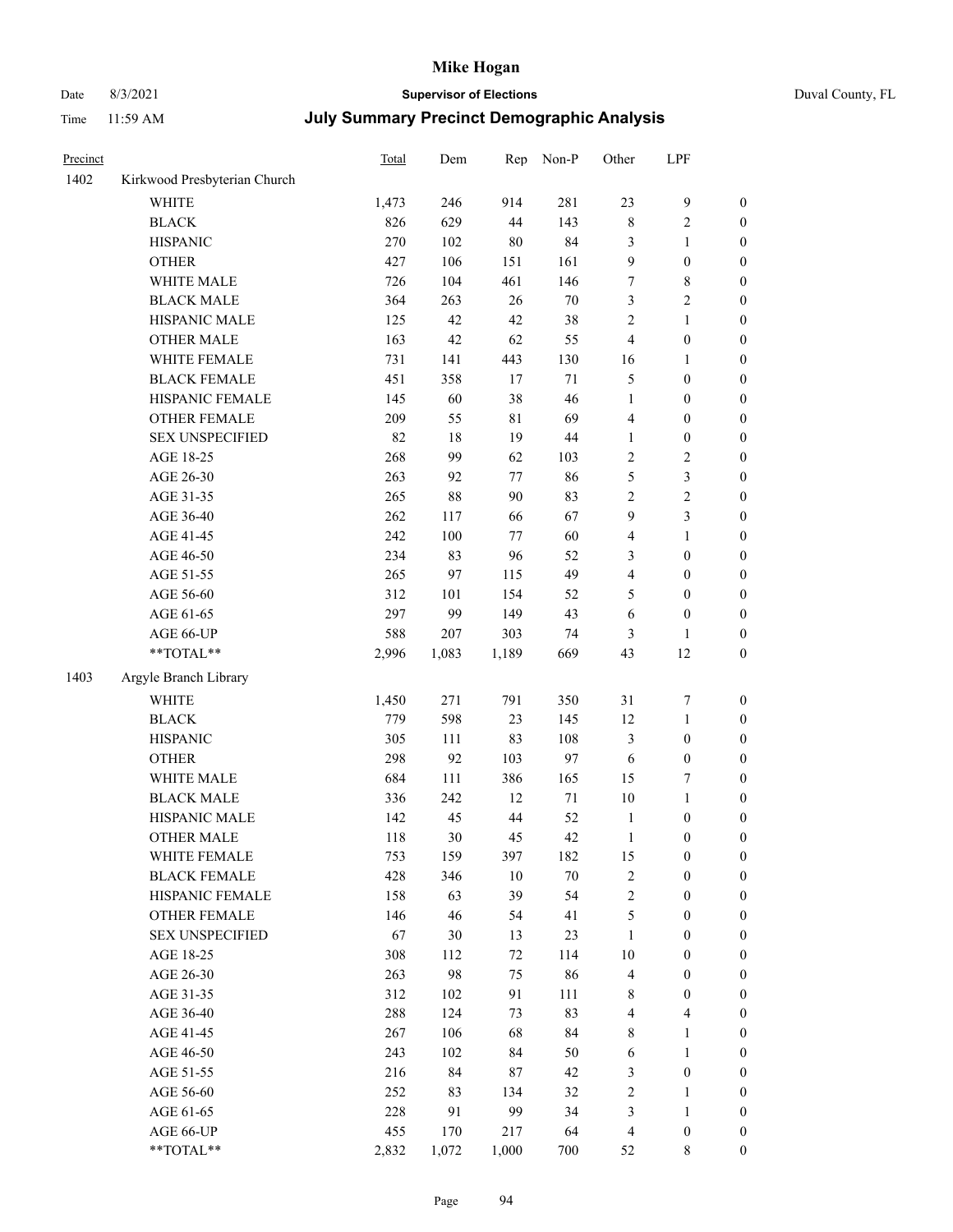# Mike Hogan

Date 8/3/2021 **Supervisor of Elections** Duval County, FL

Time 11:59 AM **July Summary Precinct Demographic Analysis**

| Precinct | | Total | Dem | Rep | Non-P | Other | LPF | |
|---|---|---|---|---|---|---|---|---|
| 1402 | Kirkwood Presbyterian Church | | | | | | | |
| | WHITE | 1,473 | 246 | 914 | 281 | 23 | 9 | 0 |
| | BLACK | 826 | 629 | 44 | 143 | 8 | 2 | 0 |
| | HISPANIC | 270 | 102 | 80 | 84 | 3 | 1 | 0 |
| | OTHER | 427 | 106 | 151 | 161 | 9 | 0 | 0 |
| | WHITE MALE | 726 | 104 | 461 | 146 | 7 | 8 | 0 |
| | BLACK MALE | 364 | 263 | 26 | 70 | 3 | 2 | 0 |
| | HISPANIC MALE | 125 | 42 | 42 | 38 | 2 | 1 | 0 |
| | OTHER MALE | 163 | 42 | 62 | 55 | 4 | 0 | 0 |
| | WHITE FEMALE | 731 | 141 | 443 | 130 | 16 | 1 | 0 |
| | BLACK FEMALE | 451 | 358 | 17 | 71 | 5 | 0 | 0 |
| | HISPANIC FEMALE | 145 | 60 | 38 | 46 | 1 | 0 | 0 |
| | OTHER FEMALE | 209 | 55 | 81 | 69 | 4 | 0 | 0 |
| | SEX UNSPECIFIED | 82 | 18 | 19 | 44 | 1 | 0 | 0 |
| | AGE 18-25 | 268 | 99 | 62 | 103 | 2 | 2 | 0 |
| | AGE 26-30 | 263 | 92 | 77 | 86 | 5 | 3 | 0 |
| | AGE 31-35 | 265 | 88 | 90 | 83 | 2 | 2 | 0 |
| | AGE 36-40 | 262 | 117 | 66 | 67 | 9 | 3 | 0 |
| | AGE 41-45 | 242 | 100 | 77 | 60 | 4 | 1 | 0 |
| | AGE 46-50 | 234 | 83 | 96 | 52 | 3 | 0 | 0 |
| | AGE 51-55 | 265 | 97 | 115 | 49 | 4 | 0 | 0 |
| | AGE 56-60 | 312 | 101 | 154 | 52 | 5 | 0 | 0 |
| | AGE 61-65 | 297 | 99 | 149 | 43 | 6 | 0 | 0 |
| | AGE 66-UP | 588 | 207 | 303 | 74 | 3 | 1 | 0 |
| | **TOTAL** | 2,996 | 1,083 | 1,189 | 669 | 43 | 12 | 0 |
| 1403 | Argyle Branch Library | | | | | | | |
| | WHITE | 1,450 | 271 | 791 | 350 | 31 | 7 | 0 |
| | BLACK | 779 | 598 | 23 | 145 | 12 | 1 | 0 |
| | HISPANIC | 305 | 111 | 83 | 108 | 3 | 0 | 0 |
| | OTHER | 298 | 92 | 103 | 97 | 6 | 0 | 0 |
| | WHITE MALE | 684 | 111 | 386 | 165 | 15 | 7 | 0 |
| | BLACK MALE | 336 | 242 | 12 | 71 | 10 | 1 | 0 |
| | HISPANIC MALE | 142 | 45 | 44 | 52 | 1 | 0 | 0 |
| | OTHER MALE | 118 | 30 | 45 | 42 | 1 | 0 | 0 |
| | WHITE FEMALE | 753 | 159 | 397 | 182 | 15 | 0 | 0 |
| | BLACK FEMALE | 428 | 346 | 10 | 70 | 2 | 0 | 0 |
| | HISPANIC FEMALE | 158 | 63 | 39 | 54 | 2 | 0 | 0 |
| | OTHER FEMALE | 146 | 46 | 54 | 41 | 5 | 0 | 0 |
| | SEX UNSPECIFIED | 67 | 30 | 13 | 23 | 1 | 0 | 0 |
| | AGE 18-25 | 308 | 112 | 72 | 114 | 10 | 0 | 0 |
| | AGE 26-30 | 263 | 98 | 75 | 86 | 4 | 0 | 0 |
| | AGE 31-35 | 312 | 102 | 91 | 111 | 8 | 0 | 0 |
| | AGE 36-40 | 288 | 124 | 73 | 83 | 4 | 4 | 0 |
| | AGE 41-45 | 267 | 106 | 68 | 84 | 8 | 1 | 0 |
| | AGE 46-50 | 243 | 102 | 84 | 50 | 6 | 1 | 0 |
| | AGE 51-55 | 216 | 84 | 87 | 42 | 3 | 0 | 0 |
| | AGE 56-60 | 252 | 83 | 134 | 32 | 2 | 1 | 0 |
| | AGE 61-65 | 228 | 91 | 99 | 34 | 3 | 1 | 0 |
| | AGE 66-UP | 455 | 170 | 217 | 64 | 4 | 0 | 0 |
| | **TOTAL** | 2,832 | 1,072 | 1,000 | 700 | 52 | 8 | 0 |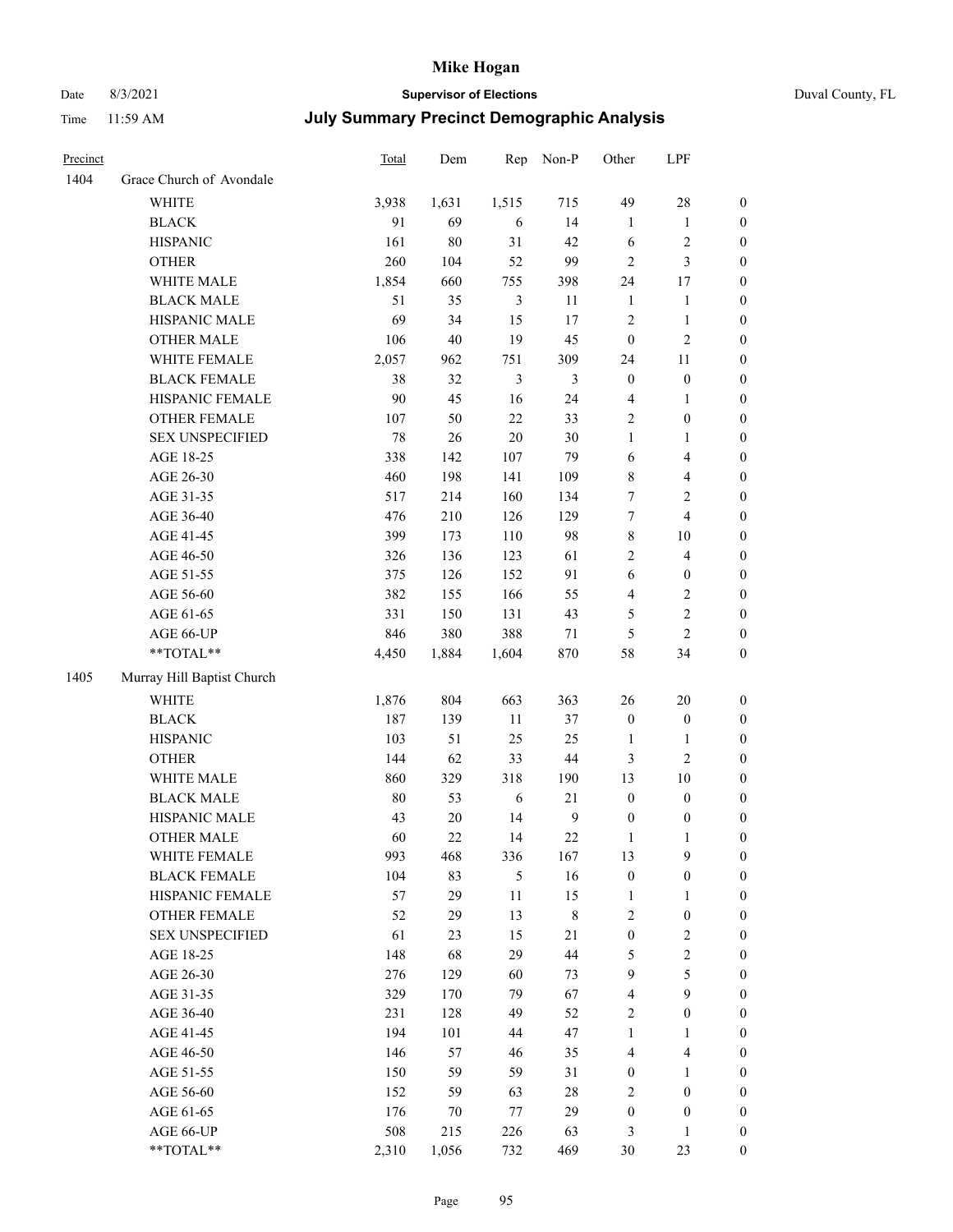# Mike Hogan

Date 8/3/2021 **Supervisor of Elections** Duval County, FL

Time 11:59 AM **July Summary Precinct Demographic Analysis**

| Precinct | | Total | Dem | Rep | Non-P | Other | LPF | |
|---|---|---|---|---|---|---|---|---|
| 1404 | Grace Church of Avondale | | | | | | | |
| | WHITE | 3,938 | 1,631 | 1,515 | 715 | 49 | 28 | 0 |
| | BLACK | 91 | 69 | 6 | 14 | 1 | 1 | 0 |
| | HISPANIC | 161 | 80 | 31 | 42 | 6 | 2 | 0 |
| | OTHER | 260 | 104 | 52 | 99 | 2 | 3 | 0 |
| | WHITE MALE | 1,854 | 660 | 755 | 398 | 24 | 17 | 0 |
| | BLACK MALE | 51 | 35 | 3 | 11 | 1 | 1 | 0 |
| | HISPANIC MALE | 69 | 34 | 15 | 17 | 2 | 1 | 0 |
| | OTHER MALE | 106 | 40 | 19 | 45 | 0 | 2 | 0 |
| | WHITE FEMALE | 2,057 | 962 | 751 | 309 | 24 | 11 | 0 |
| | BLACK FEMALE | 38 | 32 | 3 | 3 | 0 | 0 | 0 |
| | HISPANIC FEMALE | 90 | 45 | 16 | 24 | 4 | 1 | 0 |
| | OTHER FEMALE | 107 | 50 | 22 | 33 | 2 | 0 | 0 |
| | SEX UNSPECIFIED | 78 | 26 | 20 | 30 | 1 | 1 | 0 |
| | AGE 18-25 | 338 | 142 | 107 | 79 | 6 | 4 | 0 |
| | AGE 26-30 | 460 | 198 | 141 | 109 | 8 | 4 | 0 |
| | AGE 31-35 | 517 | 214 | 160 | 134 | 7 | 2 | 0 |
| | AGE 36-40 | 476 | 210 | 126 | 129 | 7 | 4 | 0 |
| | AGE 41-45 | 399 | 173 | 110 | 98 | 8 | 10 | 0 |
| | AGE 46-50 | 326 | 136 | 123 | 61 | 2 | 4 | 0 |
| | AGE 51-55 | 375 | 126 | 152 | 91 | 6 | 0 | 0 |
| | AGE 56-60 | 382 | 155 | 166 | 55 | 4 | 2 | 0 |
| | AGE 61-65 | 331 | 150 | 131 | 43 | 5 | 2 | 0 |
| | AGE 66-UP | 846 | 380 | 388 | 71 | 5 | 2 | 0 |
| | **TOTAL** | 4,450 | 1,884 | 1,604 | 870 | 58 | 34 | 0 |
| 1405 | Murray Hill Baptist Church | | | | | | | |
| | WHITE | 1,876 | 804 | 663 | 363 | 26 | 20 | 0 |
| | BLACK | 187 | 139 | 11 | 37 | 0 | 0 | 0 |
| | HISPANIC | 103 | 51 | 25 | 25 | 1 | 1 | 0 |
| | OTHER | 144 | 62 | 33 | 44 | 3 | 2 | 0 |
| | WHITE MALE | 860 | 329 | 318 | 190 | 13 | 10 | 0 |
| | BLACK MALE | 80 | 53 | 6 | 21 | 0 | 0 | 0 |
| | HISPANIC MALE | 43 | 20 | 14 | 9 | 0 | 0 | 0 |
| | OTHER MALE | 60 | 22 | 14 | 22 | 1 | 1 | 0 |
| | WHITE FEMALE | 993 | 468 | 336 | 167 | 13 | 9 | 0 |
| | BLACK FEMALE | 104 | 83 | 5 | 16 | 0 | 0 | 0 |
| | HISPANIC FEMALE | 57 | 29 | 11 | 15 | 1 | 1 | 0 |
| | OTHER FEMALE | 52 | 29 | 13 | 8 | 2 | 0 | 0 |
| | SEX UNSPECIFIED | 61 | 23 | 15 | 21 | 0 | 2 | 0 |
| | AGE 18-25 | 148 | 68 | 29 | 44 | 5 | 2 | 0 |
| | AGE 26-30 | 276 | 129 | 60 | 73 | 9 | 5 | 0 |
| | AGE 31-35 | 329 | 170 | 79 | 67 | 4 | 9 | 0 |
| | AGE 36-40 | 231 | 128 | 49 | 52 | 2 | 0 | 0 |
| | AGE 41-45 | 194 | 101 | 44 | 47 | 1 | 1 | 0 |
| | AGE 46-50 | 146 | 57 | 46 | 35 | 4 | 4 | 0 |
| | AGE 51-55 | 150 | 59 | 59 | 31 | 0 | 1 | 0 |
| | AGE 56-60 | 152 | 59 | 63 | 28 | 2 | 0 | 0 |
| | AGE 61-65 | 176 | 70 | 77 | 29 | 0 | 0 | 0 |
| | AGE 66-UP | 508 | 215 | 226 | 63 | 3 | 1 | 0 |
| | **TOTAL** | 2,310 | 1,056 | 732 | 469 | 30 | 23 | 0 |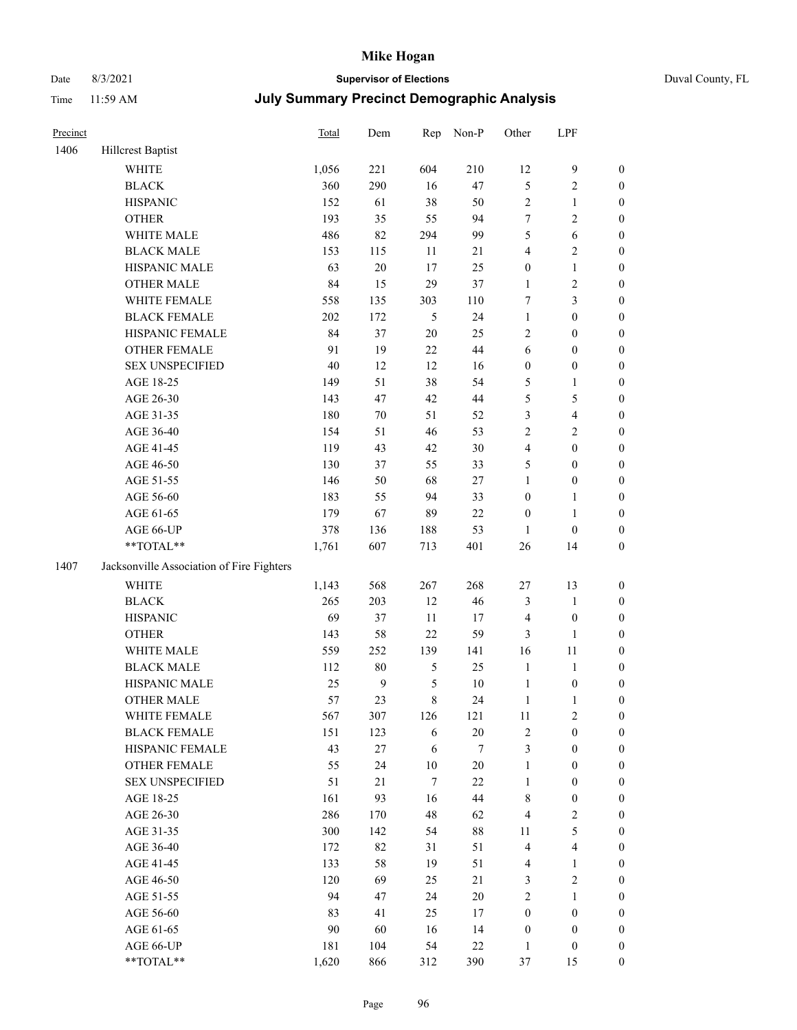# Mike Hogan

Date 8/3/2021 **Supervisor of Elections** Duval County, FL

Time 11:59 AM **July Summary Precinct Demographic Analysis**

| Precinct | | Total | Dem | Rep | Non-P | Other | LPF | |
|---|---|---|---|---|---|---|---|---|
| 1406 | Hillcrest Baptist | | | | | | | |
| | WHITE | 1,056 | 221 | 604 | 210 | 12 | 9 | 0 |
| | BLACK | 360 | 290 | 16 | 47 | 5 | 2 | 0 |
| | HISPANIC | 152 | 61 | 38 | 50 | 2 | 1 | 0 |
| | OTHER | 193 | 35 | 55 | 94 | 7 | 2 | 0 |
| | WHITE MALE | 486 | 82 | 294 | 99 | 5 | 6 | 0 |
| | BLACK MALE | 153 | 115 | 11 | 21 | 4 | 2 | 0 |
| | HISPANIC MALE | 63 | 20 | 17 | 25 | 0 | 1 | 0 |
| | OTHER MALE | 84 | 15 | 29 | 37 | 1 | 2 | 0 |
| | WHITE FEMALE | 558 | 135 | 303 | 110 | 7 | 3 | 0 |
| | BLACK FEMALE | 202 | 172 | 5 | 24 | 1 | 0 | 0 |
| | HISPANIC FEMALE | 84 | 37 | 20 | 25 | 2 | 0 | 0 |
| | OTHER FEMALE | 91 | 19 | 22 | 44 | 6 | 0 | 0 |
| | SEX UNSPECIFIED | 40 | 12 | 12 | 16 | 0 | 0 | 0 |
| | AGE 18-25 | 149 | 51 | 38 | 54 | 5 | 1 | 0 |
| | AGE 26-30 | 143 | 47 | 42 | 44 | 5 | 5 | 0 |
| | AGE 31-35 | 180 | 70 | 51 | 52 | 3 | 4 | 0 |
| | AGE 36-40 | 154 | 51 | 46 | 53 | 2 | 2 | 0 |
| | AGE 41-45 | 119 | 43 | 42 | 30 | 4 | 0 | 0 |
| | AGE 46-50 | 130 | 37 | 55 | 33 | 5 | 0 | 0 |
| | AGE 51-55 | 146 | 50 | 68 | 27 | 1 | 0 | 0 |
| | AGE 56-60 | 183 | 55 | 94 | 33 | 0 | 1 | 0 |
| | AGE 61-65 | 179 | 67 | 89 | 22 | 0 | 1 | 0 |
| | AGE 66-UP | 378 | 136 | 188 | 53 | 1 | 0 | 0 |
| | **TOTAL** | 1,761 | 607 | 713 | 401 | 26 | 14 | 0 |
| 1407 | Jacksonville Association of Fire Fighters | | | | | | | |
| | WHITE | 1,143 | 568 | 267 | 268 | 27 | 13 | 0 |
| | BLACK | 265 | 203 | 12 | 46 | 3 | 1 | 0 |
| | HISPANIC | 69 | 37 | 11 | 17 | 4 | 0 | 0 |
| | OTHER | 143 | 58 | 22 | 59 | 3 | 1 | 0 |
| | WHITE MALE | 559 | 252 | 139 | 141 | 16 | 11 | 0 |
| | BLACK MALE | 112 | 80 | 5 | 25 | 1 | 1 | 0 |
| | HISPANIC MALE | 25 | 9 | 5 | 10 | 1 | 0 | 0 |
| | OTHER MALE | 57 | 23 | 8 | 24 | 1 | 1 | 0 |
| | WHITE FEMALE | 567 | 307 | 126 | 121 | 11 | 2 | 0 |
| | BLACK FEMALE | 151 | 123 | 6 | 20 | 2 | 0 | 0 |
| | HISPANIC FEMALE | 43 | 27 | 6 | 7 | 3 | 0 | 0 |
| | OTHER FEMALE | 55 | 24 | 10 | 20 | 1 | 0 | 0 |
| | SEX UNSPECIFIED | 51 | 21 | 7 | 22 | 1 | 0 | 0 |
| | AGE 18-25 | 161 | 93 | 16 | 44 | 8 | 0 | 0 |
| | AGE 26-30 | 286 | 170 | 48 | 62 | 4 | 2 | 0 |
| | AGE 31-35 | 300 | 142 | 54 | 88 | 11 | 5 | 0 |
| | AGE 36-40 | 172 | 82 | 31 | 51 | 4 | 4 | 0 |
| | AGE 41-45 | 133 | 58 | 19 | 51 | 4 | 1 | 0 |
| | AGE 46-50 | 120 | 69 | 25 | 21 | 3 | 2 | 0 |
| | AGE 51-55 | 94 | 47 | 24 | 20 | 2 | 1 | 0 |
| | AGE 56-60 | 83 | 41 | 25 | 17 | 0 | 0 | 0 |
| | AGE 61-65 | 90 | 60 | 16 | 14 | 0 | 0 | 0 |
| | AGE 66-UP | 181 | 104 | 54 | 22 | 1 | 0 | 0 |
| | **TOTAL** | 1,620 | 866 | 312 | 390 | 37 | 15 | 0 |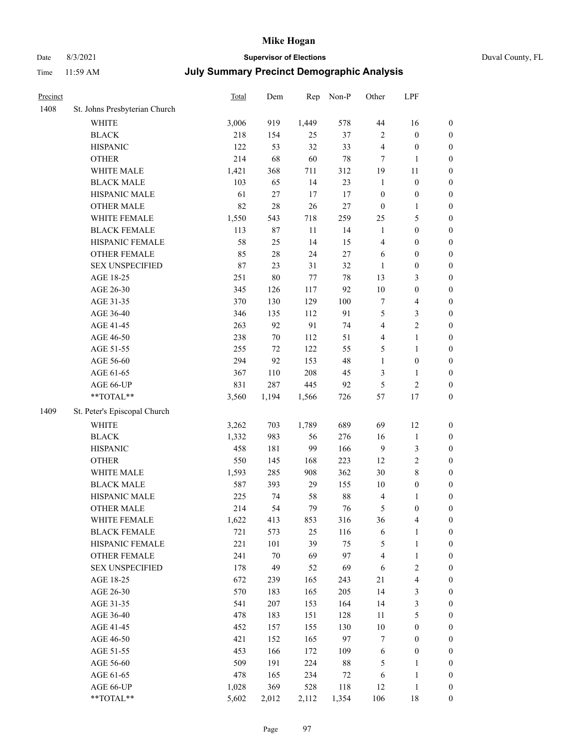# Mike Hogan

Date 8/3/2021 **Supervisor of Elections** Duval County, FL

Time 11:59 AM **July Summary Precinct Demographic Analysis**

| Precinct | | Total | Dem | Rep | Non-P | Other | LPF | |
|---|---|---|---|---|---|---|---|---|
| 1408 | St. Johns Presbyterian Church | | | | | | | |
| | WHITE | 3,006 | 919 | 1,449 | 578 | 44 | 16 | 0 |
| | BLACK | 218 | 154 | 25 | 37 | 2 | 0 | 0 |
| | HISPANIC | 122 | 53 | 32 | 33 | 4 | 0 | 0 |
| | OTHER | 214 | 68 | 60 | 78 | 7 | 1 | 0 |
| | WHITE MALE | 1,421 | 368 | 711 | 312 | 19 | 11 | 0 |
| | BLACK MALE | 103 | 65 | 14 | 23 | 1 | 0 | 0 |
| | HISPANIC MALE | 61 | 27 | 17 | 17 | 0 | 0 | 0 |
| | OTHER MALE | 82 | 28 | 26 | 27 | 0 | 1 | 0 |
| | WHITE FEMALE | 1,550 | 543 | 718 | 259 | 25 | 5 | 0 |
| | BLACK FEMALE | 113 | 87 | 11 | 14 | 1 | 0 | 0 |
| | HISPANIC FEMALE | 58 | 25 | 14 | 15 | 4 | 0 | 0 |
| | OTHER FEMALE | 85 | 28 | 24 | 27 | 6 | 0 | 0 |
| | SEX UNSPECIFIED | 87 | 23 | 31 | 32 | 1 | 0 | 0 |
| | AGE 18-25 | 251 | 80 | 77 | 78 | 13 | 3 | 0 |
| | AGE 26-30 | 345 | 126 | 117 | 92 | 10 | 0 | 0 |
| | AGE 31-35 | 370 | 130 | 129 | 100 | 7 | 4 | 0 |
| | AGE 36-40 | 346 | 135 | 112 | 91 | 5 | 3 | 0 |
| | AGE 41-45 | 263 | 92 | 91 | 74 | 4 | 2 | 0 |
| | AGE 46-50 | 238 | 70 | 112 | 51 | 4 | 1 | 0 |
| | AGE 51-55 | 255 | 72 | 122 | 55 | 5 | 1 | 0 |
| | AGE 56-60 | 294 | 92 | 153 | 48 | 1 | 0 | 0 |
| | AGE 61-65 | 367 | 110 | 208 | 45 | 3 | 1 | 0 |
| | AGE 66-UP | 831 | 287 | 445 | 92 | 5 | 2 | 0 |
| | **TOTAL** | 3,560 | 1,194 | 1,566 | 726 | 57 | 17 | 0 |
| 1409 | St. Peter's Episcopal Church | | | | | | | |
| | WHITE | 3,262 | 703 | 1,789 | 689 | 69 | 12 | 0 |
| | BLACK | 1,332 | 983 | 56 | 276 | 16 | 1 | 0 |
| | HISPANIC | 458 | 181 | 99 | 166 | 9 | 3 | 0 |
| | OTHER | 550 | 145 | 168 | 223 | 12 | 2 | 0 |
| | WHITE MALE | 1,593 | 285 | 908 | 362 | 30 | 8 | 0 |
| | BLACK MALE | 587 | 393 | 29 | 155 | 10 | 0 | 0 |
| | HISPANIC MALE | 225 | 74 | 58 | 88 | 4 | 1 | 0 |
| | OTHER MALE | 214 | 54 | 79 | 76 | 5 | 0 | 0 |
| | WHITE FEMALE | 1,622 | 413 | 853 | 316 | 36 | 4 | 0 |
| | BLACK FEMALE | 721 | 573 | 25 | 116 | 6 | 1 | 0 |
| | HISPANIC FEMALE | 221 | 101 | 39 | 75 | 5 | 1 | 0 |
| | OTHER FEMALE | 241 | 70 | 69 | 97 | 4 | 1 | 0 |
| | SEX UNSPECIFIED | 178 | 49 | 52 | 69 | 6 | 2 | 0 |
| | AGE 18-25 | 672 | 239 | 165 | 243 | 21 | 4 | 0 |
| | AGE 26-30 | 570 | 183 | 165 | 205 | 14 | 3 | 0 |
| | AGE 31-35 | 541 | 207 | 153 | 164 | 14 | 3 | 0 |
| | AGE 36-40 | 478 | 183 | 151 | 128 | 11 | 5 | 0 |
| | AGE 41-45 | 452 | 157 | 155 | 130 | 10 | 0 | 0 |
| | AGE 46-50 | 421 | 152 | 165 | 97 | 7 | 0 | 0 |
| | AGE 51-55 | 453 | 166 | 172 | 109 | 6 | 0 | 0 |
| | AGE 56-60 | 509 | 191 | 224 | 88 | 5 | 1 | 0 |
| | AGE 61-65 | 478 | 165 | 234 | 72 | 6 | 1 | 0 |
| | AGE 66-UP | 1,028 | 369 | 528 | 118 | 12 | 1 | 0 |
| | **TOTAL** | 5,602 | 2,012 | 2,112 | 1,354 | 106 | 18 | 0 |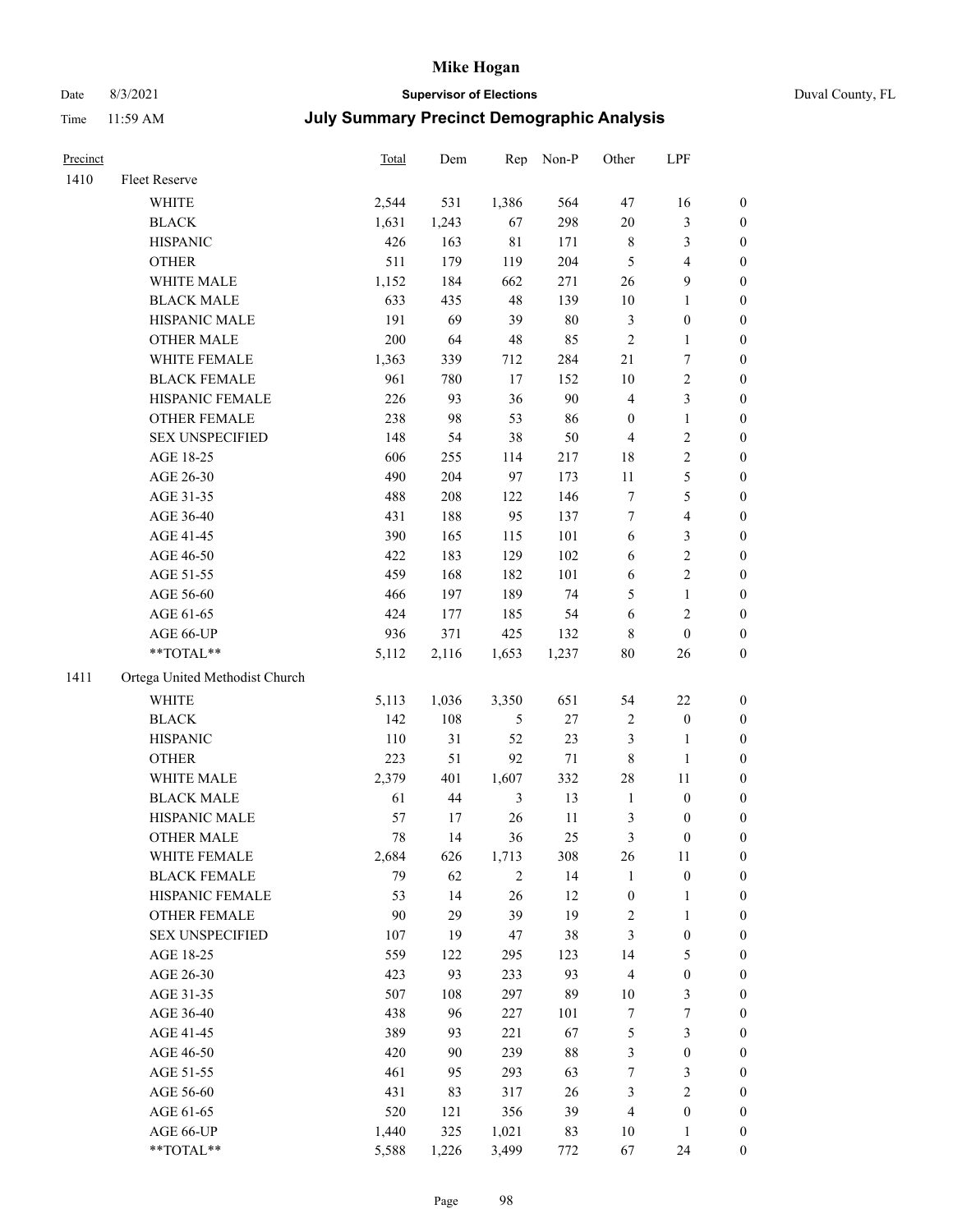# Mike Hogan

Date 8/3/2021 **Supervisor of Elections** Duval County, FL

Time 11:59 AM **July Summary Precinct Demographic Analysis**

| Precinct | | Total | Dem | Rep | Non-P | Other | LPF | |
|---|---|---|---|---|---|---|---|---|
| 1410 | Fleet Reserve | | | | | | | |
| | WHITE | 2,544 | 531 | 1,386 | 564 | 47 | 16 | 0 |
| | BLACK | 1,631 | 1,243 | 67 | 298 | 20 | 3 | 0 |
| | HISPANIC | 426 | 163 | 81 | 171 | 8 | 3 | 0 |
| | OTHER | 511 | 179 | 119 | 204 | 5 | 4 | 0 |
| | WHITE MALE | 1,152 | 184 | 662 | 271 | 26 | 9 | 0 |
| | BLACK MALE | 633 | 435 | 48 | 139 | 10 | 1 | 0 |
| | HISPANIC MALE | 191 | 69 | 39 | 80 | 3 | 0 | 0 |
| | OTHER MALE | 200 | 64 | 48 | 85 | 2 | 1 | 0 |
| | WHITE FEMALE | 1,363 | 339 | 712 | 284 | 21 | 7 | 0 |
| | BLACK FEMALE | 961 | 780 | 17 | 152 | 10 | 2 | 0 |
| | HISPANIC FEMALE | 226 | 93 | 36 | 90 | 4 | 3 | 0 |
| | OTHER FEMALE | 238 | 98 | 53 | 86 | 0 | 1 | 0 |
| | SEX UNSPECIFIED | 148 | 54 | 38 | 50 | 4 | 2 | 0 |
| | AGE 18-25 | 606 | 255 | 114 | 217 | 18 | 2 | 0 |
| | AGE 26-30 | 490 | 204 | 97 | 173 | 11 | 5 | 0 |
| | AGE 31-35 | 488 | 208 | 122 | 146 | 7 | 5 | 0 |
| | AGE 36-40 | 431 | 188 | 95 | 137 | 7 | 4 | 0 |
| | AGE 41-45 | 390 | 165 | 115 | 101 | 6 | 3 | 0 |
| | AGE 46-50 | 422 | 183 | 129 | 102 | 6 | 2 | 0 |
| | AGE 51-55 | 459 | 168 | 182 | 101 | 6 | 2 | 0 |
| | AGE 56-60 | 466 | 197 | 189 | 74 | 5 | 1 | 0 |
| | AGE 61-65 | 424 | 177 | 185 | 54 | 6 | 2 | 0 |
| | AGE 66-UP | 936 | 371 | 425 | 132 | 8 | 0 | 0 |
| | **TOTAL** | 5,112 | 2,116 | 1,653 | 1,237 | 80 | 26 | 0 |
| 1411 | Ortega United Methodist Church | | | | | | | |
| | WHITE | 5,113 | 1,036 | 3,350 | 651 | 54 | 22 | 0 |
| | BLACK | 142 | 108 | 5 | 27 | 2 | 0 | 0 |
| | HISPANIC | 110 | 31 | 52 | 23 | 3 | 1 | 0 |
| | OTHER | 223 | 51 | 92 | 71 | 8 | 1 | 0 |
| | WHITE MALE | 2,379 | 401 | 1,607 | 332 | 28 | 11 | 0 |
| | BLACK MALE | 61 | 44 | 3 | 13 | 1 | 0 | 0 |
| | HISPANIC MALE | 57 | 17 | 26 | 11 | 3 | 0 | 0 |
| | OTHER MALE | 78 | 14 | 36 | 25 | 3 | 0 | 0 |
| | WHITE FEMALE | 2,684 | 626 | 1,713 | 308 | 26 | 11 | 0 |
| | BLACK FEMALE | 79 | 62 | 2 | 14 | 1 | 0 | 0 |
| | HISPANIC FEMALE | 53 | 14 | 26 | 12 | 0 | 1 | 0 |
| | OTHER FEMALE | 90 | 29 | 39 | 19 | 2 | 1 | 0 |
| | SEX UNSPECIFIED | 107 | 19 | 47 | 38 | 3 | 0 | 0 |
| | AGE 18-25 | 559 | 122 | 295 | 123 | 14 | 5 | 0 |
| | AGE 26-30 | 423 | 93 | 233 | 93 | 4 | 0 | 0 |
| | AGE 31-35 | 507 | 108 | 297 | 89 | 10 | 3 | 0 |
| | AGE 36-40 | 438 | 96 | 227 | 101 | 7 | 7 | 0 |
| | AGE 41-45 | 389 | 93 | 221 | 67 | 5 | 3 | 0 |
| | AGE 46-50 | 420 | 90 | 239 | 88 | 3 | 0 | 0 |
| | AGE 51-55 | 461 | 95 | 293 | 63 | 7 | 3 | 0 |
| | AGE 56-60 | 431 | 83 | 317 | 26 | 3 | 2 | 0 |
| | AGE 61-65 | 520 | 121 | 356 | 39 | 4 | 0 | 0 |
| | AGE 66-UP | 1,440 | 325 | 1,021 | 83 | 10 | 1 | 0 |
| | **TOTAL** | 5,588 | 1,226 | 3,499 | 772 | 67 | 24 | 0 |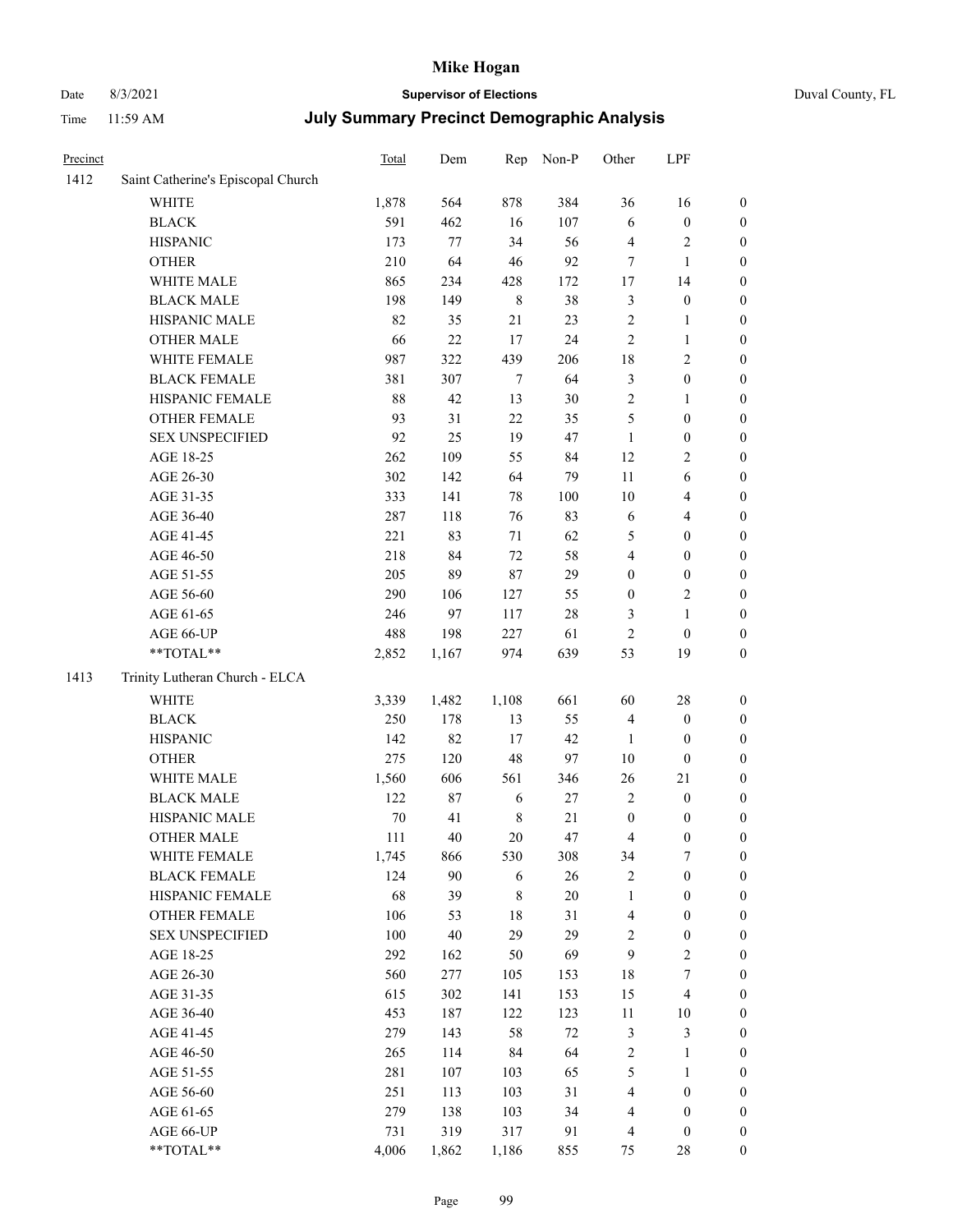# Mike Hogan

Date 8/3/2021 **Supervisor of Elections** Duval County, FL

Time 11:59 AM **July Summary Precinct Demographic Analysis**

| Precinct | | Total | Dem | Rep | Non-P | Other | LPF | |
|---|---|---|---|---|---|---|---|---|
| 1412 | Saint Catherine's Episcopal Church | | | | | | | |
| | WHITE | 1,878 | 564 | 878 | 384 | 36 | 16 | 0 |
| | BLACK | 591 | 462 | 16 | 107 | 6 | 0 | 0 |
| | HISPANIC | 173 | 77 | 34 | 56 | 4 | 2 | 0 |
| | OTHER | 210 | 64 | 46 | 92 | 7 | 1 | 0 |
| | WHITE MALE | 865 | 234 | 428 | 172 | 17 | 14 | 0 |
| | BLACK MALE | 198 | 149 | 8 | 38 | 3 | 0 | 0 |
| | HISPANIC MALE | 82 | 35 | 21 | 23 | 2 | 1 | 0 |
| | OTHER MALE | 66 | 22 | 17 | 24 | 2 | 1 | 0 |
| | WHITE FEMALE | 987 | 322 | 439 | 206 | 18 | 2 | 0 |
| | BLACK FEMALE | 381 | 307 | 7 | 64 | 3 | 0 | 0 |
| | HISPANIC FEMALE | 88 | 42 | 13 | 30 | 2 | 1 | 0 |
| | OTHER FEMALE | 93 | 31 | 22 | 35 | 5 | 0 | 0 |
| | SEX UNSPECIFIED | 92 | 25 | 19 | 47 | 1 | 0 | 0 |
| | AGE 18-25 | 262 | 109 | 55 | 84 | 12 | 2 | 0 |
| | AGE 26-30 | 302 | 142 | 64 | 79 | 11 | 6 | 0 |
| | AGE 31-35 | 333 | 141 | 78 | 100 | 10 | 4 | 0 |
| | AGE 36-40 | 287 | 118 | 76 | 83 | 6 | 4 | 0 |
| | AGE 41-45 | 221 | 83 | 71 | 62 | 5 | 0 | 0 |
| | AGE 46-50 | 218 | 84 | 72 | 58 | 4 | 0 | 0 |
| | AGE 51-55 | 205 | 89 | 87 | 29 | 0 | 0 | 0 |
| | AGE 56-60 | 290 | 106 | 127 | 55 | 0 | 2 | 0 |
| | AGE 61-65 | 246 | 97 | 117 | 28 | 3 | 1 | 0 |
| | AGE 66-UP | 488 | 198 | 227 | 61 | 2 | 0 | 0 |
| | **TOTAL** | 2,852 | 1,167 | 974 | 639 | 53 | 19 | 0 |
| 1413 | Trinity Lutheran Church - ELCA | | | | | | | |
| | WHITE | 3,339 | 1,482 | 1,108 | 661 | 60 | 28 | 0 |
| | BLACK | 250 | 178 | 13 | 55 | 4 | 0 | 0 |
| | HISPANIC | 142 | 82 | 17 | 42 | 1 | 0 | 0 |
| | OTHER | 275 | 120 | 48 | 97 | 10 | 0 | 0 |
| | WHITE MALE | 1,560 | 606 | 561 | 346 | 26 | 21 | 0 |
| | BLACK MALE | 122 | 87 | 6 | 27 | 2 | 0 | 0 |
| | HISPANIC MALE | 70 | 41 | 8 | 21 | 0 | 0 | 0 |
| | OTHER MALE | 111 | 40 | 20 | 47 | 4 | 0 | 0 |
| | WHITE FEMALE | 1,745 | 866 | 530 | 308 | 34 | 7 | 0 |
| | BLACK FEMALE | 124 | 90 | 6 | 26 | 2 | 0 | 0 |
| | HISPANIC FEMALE | 68 | 39 | 8 | 20 | 1 | 0 | 0 |
| | OTHER FEMALE | 106 | 53 | 18 | 31 | 4 | 0 | 0 |
| | SEX UNSPECIFIED | 100 | 40 | 29 | 29 | 2 | 0 | 0 |
| | AGE 18-25 | 292 | 162 | 50 | 69 | 9 | 2 | 0 |
| | AGE 26-30 | 560 | 277 | 105 | 153 | 18 | 7 | 0 |
| | AGE 31-35 | 615 | 302 | 141 | 153 | 15 | 4 | 0 |
| | AGE 36-40 | 453 | 187 | 122 | 123 | 11 | 10 | 0 |
| | AGE 41-45 | 279 | 143 | 58 | 72 | 3 | 3 | 0 |
| | AGE 46-50 | 265 | 114 | 84 | 64 | 2 | 1 | 0 |
| | AGE 51-55 | 281 | 107 | 103 | 65 | 5 | 1 | 0 |
| | AGE 56-60 | 251 | 113 | 103 | 31 | 4 | 0 | 0 |
| | AGE 61-65 | 279 | 138 | 103 | 34 | 4 | 0 | 0 |
| | AGE 66-UP | 731 | 319 | 317 | 91 | 4 | 0 | 0 |
| | **TOTAL** | 4,006 | 1,862 | 1,186 | 855 | 75 | 28 | 0 |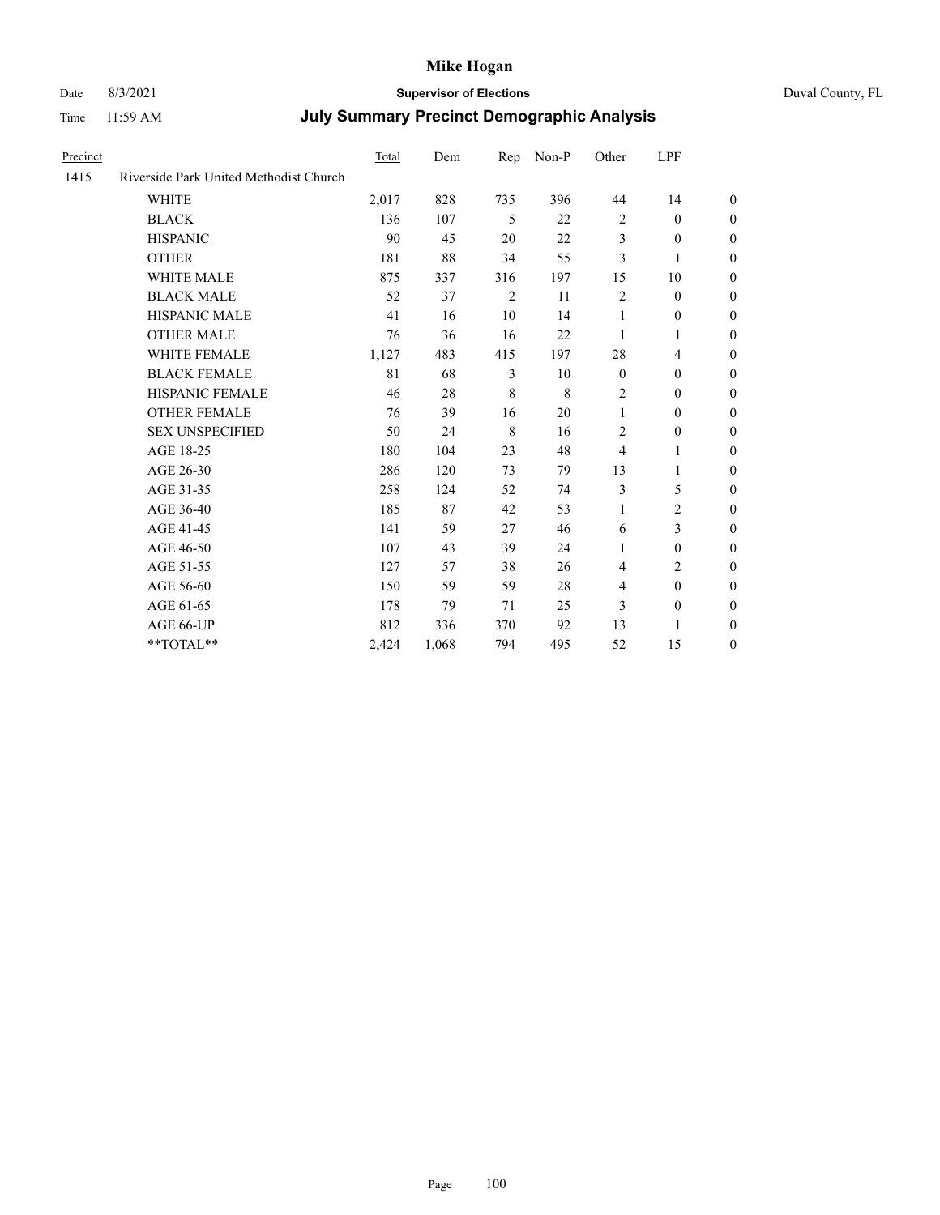# Mike Hogan

Date 8/3/2021 **Supervisor of Elections** Duval County, FL

Time 11:59 AM **July Summary Precinct Demographic Analysis**

| Precinct | | Total | Dem | Rep | Non-P | Other | LPF | |
|---|---|---|---|---|---|---|---|---|
| 1415 | Riverside Park United Methodist Church | | | | | | | |
| | WHITE | 2,017 | 828 | 735 | 396 | 44 | 14 | 0 |
| | BLACK | 136 | 107 | 5 | 22 | 2 | 0 | 0 |
| | HISPANIC | 90 | 45 | 20 | 22 | 3 | 0 | 0 |
| | OTHER | 181 | 88 | 34 | 55 | 3 | 1 | 0 |
| | WHITE MALE | 875 | 337 | 316 | 197 | 15 | 10 | 0 |
| | BLACK MALE | 52 | 37 | 2 | 11 | 2 | 0 | 0 |
| | HISPANIC MALE | 41 | 16 | 10 | 14 | 1 | 0 | 0 |
| | OTHER MALE | 76 | 36 | 16 | 22 | 1 | 1 | 0 |
| | WHITE FEMALE | 1,127 | 483 | 415 | 197 | 28 | 4 | 0 |
| | BLACK FEMALE | 81 | 68 | 3 | 10 | 0 | 0 | 0 |
| | HISPANIC FEMALE | 46 | 28 | 8 | 8 | 2 | 0 | 0 |
| | OTHER FEMALE | 76 | 39 | 16 | 20 | 1 | 0 | 0 |
| | SEX UNSPECIFIED | 50 | 24 | 8 | 16 | 2 | 0 | 0 |
| | AGE 18-25 | 180 | 104 | 23 | 48 | 4 | 1 | 0 |
| | AGE 26-30 | 286 | 120 | 73 | 79 | 13 | 1 | 0 |
| | AGE 31-35 | 258 | 124 | 52 | 74 | 3 | 5 | 0 |
| | AGE 36-40 | 185 | 87 | 42 | 53 | 1 | 2 | 0 |
| | AGE 41-45 | 141 | 59 | 27 | 46 | 6 | 3 | 0 |
| | AGE 46-50 | 107 | 43 | 39 | 24 | 1 | 0 | 0 |
| | AGE 51-55 | 127 | 57 | 38 | 26 | 4 | 2 | 0 |
| | AGE 56-60 | 150 | 59 | 59 | 28 | 4 | 0 | 0 |
| | AGE 61-65 | 178 | 79 | 71 | 25 | 3 | 0 | 0 |
| | AGE 66-UP | 812 | 336 | 370 | 92 | 13 | 1 | 0 |
| | **TOTAL** | 2,424 | 1,068 | 794 | 495 | 52 | 15 | 0 |